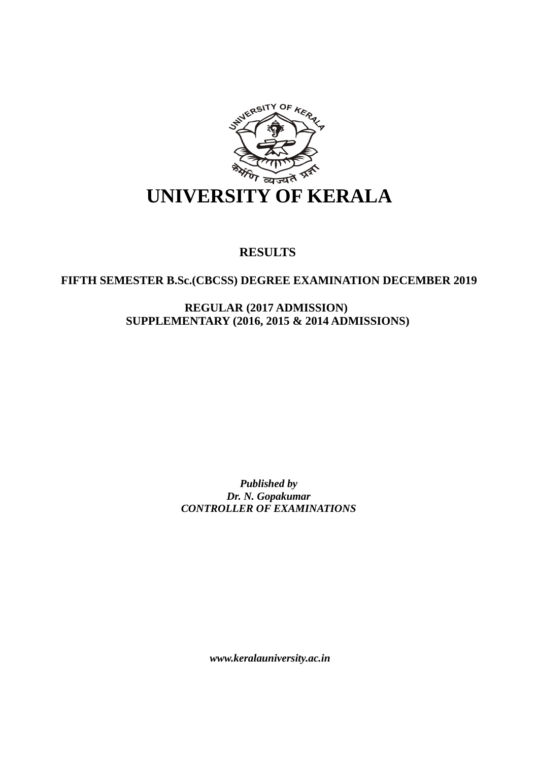# UNIVERSITY OF KERALA

## RESULTS

### FIFTH SEMESTER B.Sc.(CBCSS) DEGREE EXAMINATION DECEMBER 2019

**REGULAR (2017 ADMISSION)**
**SUPPLEMENTARY (2016, 2015 & 2014 ADMISSIONS)**

***Published by***
***Dr. N. Gopakumar***
***CONTROLLER OF EXAMINATIONS***

***www.keralauniversity.ac.in***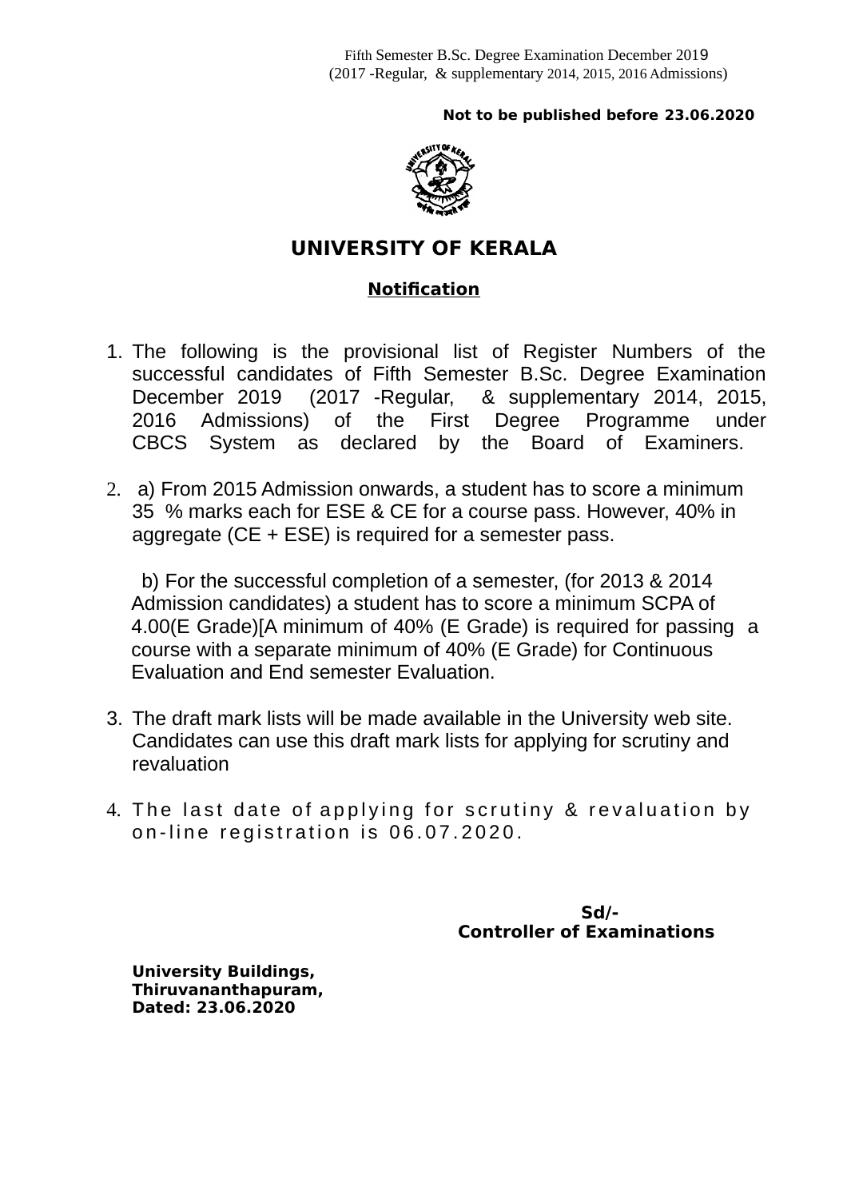Fifth Semester B.Sc. Degree Examination December 2019
(2017 -Regular, & supplementary 2014, 2015, 2016 Admissions)

**Not to be published before 23.06.2020**

# UNIVERSITY OF KERALA

## Notification

1. The following is the provisional list of Register Numbers of the successful candidates of Fifth Semester B.Sc. Degree Examination December 2019 (2017 -Regular, & supplementary 2014, 2015, 2016 Admissions) of the First Degree Programme under CBCS System as declared by the Board of Examiners.

2. a) From 2015 Admission onwards, a student has to score a minimum 35 % marks each for ESE & CE for a course pass. However, 40% in aggregate (CE + ESE) is required for a semester pass.

   b) For the successful completion of a semester, (for 2013 & 2014 Admission candidates) a student has to score a minimum SCPA of 4.00(E Grade)[A minimum of 40% (E Grade) is required for passing a course with a separate minimum of 40% (E Grade) for Continuous Evaluation and End semester Evaluation.

3. The draft mark lists will be made available in the University web site. Candidates can use this draft mark lists for applying for scrutiny and revaluation

4. The last date of applying for scrutiny & revaluation by on-line registration is 06.07.2020.

**Sd/-**
**Controller of Examinations**

**University Buildings,**
**Thiruvananthapuram,**
**Dated: 23.06.2020**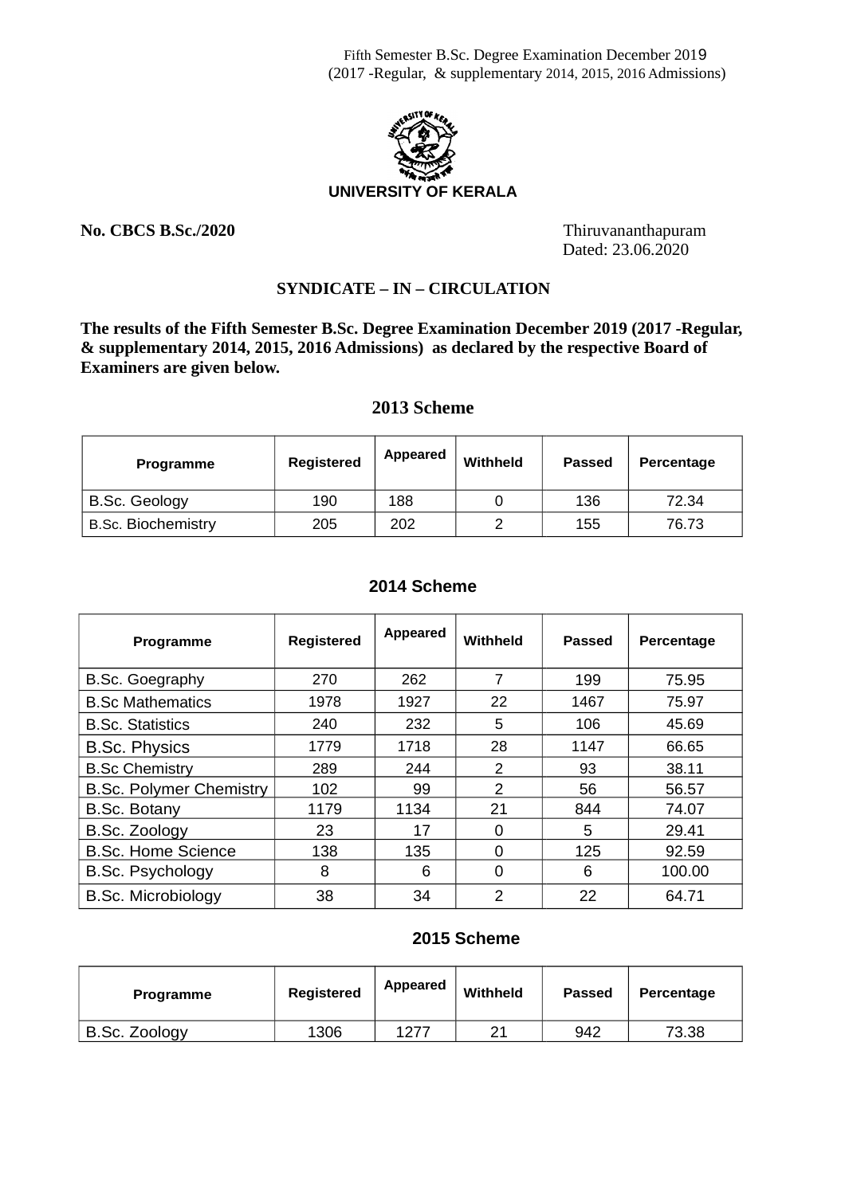Fifth Semester B.Sc. Degree Examination December 2019
(2017 -Regular, & supplementary 2014, 2015, 2016 Admissions)

**UNIVERSITY OF KERALA**

**No. CBCS B.Sc./2020**

Thiruvananthapuram
Dated: 23.06.2020

## SYNDICATE – IN – CIRCULATION

**The results of the Fifth Semester B.Sc. Degree Examination December 2019 (2017 -Regular, & supplementary 2014, 2015, 2016 Admissions) as declared by the respective Board of Examiners are given below.**

### 2013 Scheme

| Programme | Registered | Appeared | Withheld | Passed | Percentage |
|---|---|---|---|---|---|
| B.Sc. Geology | 190 | 188 | 0 | 136 | 72.34 |
| B.Sc. Biochemistry | 205 | 202 | 2 | 155 | 76.73 |

### 2014 Scheme

| Programme | Registered | Appeared | Withheld | Passed | Percentage |
|---|---|---|---|---|---|
| B.Sc. Goegraphy | 270 | 262 | 7 | 199 | 75.95 |
| B.Sc Mathematics | 1978 | 1927 | 22 | 1467 | 75.97 |
| B.Sc. Statistics | 240 | 232 | 5 | 106 | 45.69 |
| B.Sc. Physics | 1779 | 1718 | 28 | 1147 | 66.65 |
| B.Sc Chemistry | 289 | 244 | 2 | 93 | 38.11 |
| B.Sc. Polymer Chemistry | 102 | 99 | 2 | 56 | 56.57 |
| B.Sc. Botany | 1179 | 1134 | 21 | 844 | 74.07 |
| B.Sc. Zoology | 23 | 17 | 0 | 5 | 29.41 |
| B.Sc. Home Science | 138 | 135 | 0 | 125 | 92.59 |
| B.Sc. Psychology | 8 | 6 | 0 | 6 | 100.00 |
| B.Sc. Microbiology | 38 | 34 | 2 | 22 | 64.71 |

### 2015 Scheme

| Programme | Registered | Appeared | Withheld | Passed | Percentage |
|---|---|---|---|---|---|
| B.Sc. Zoology | 1306 | 1277 | 21 | 942 | 73.38 |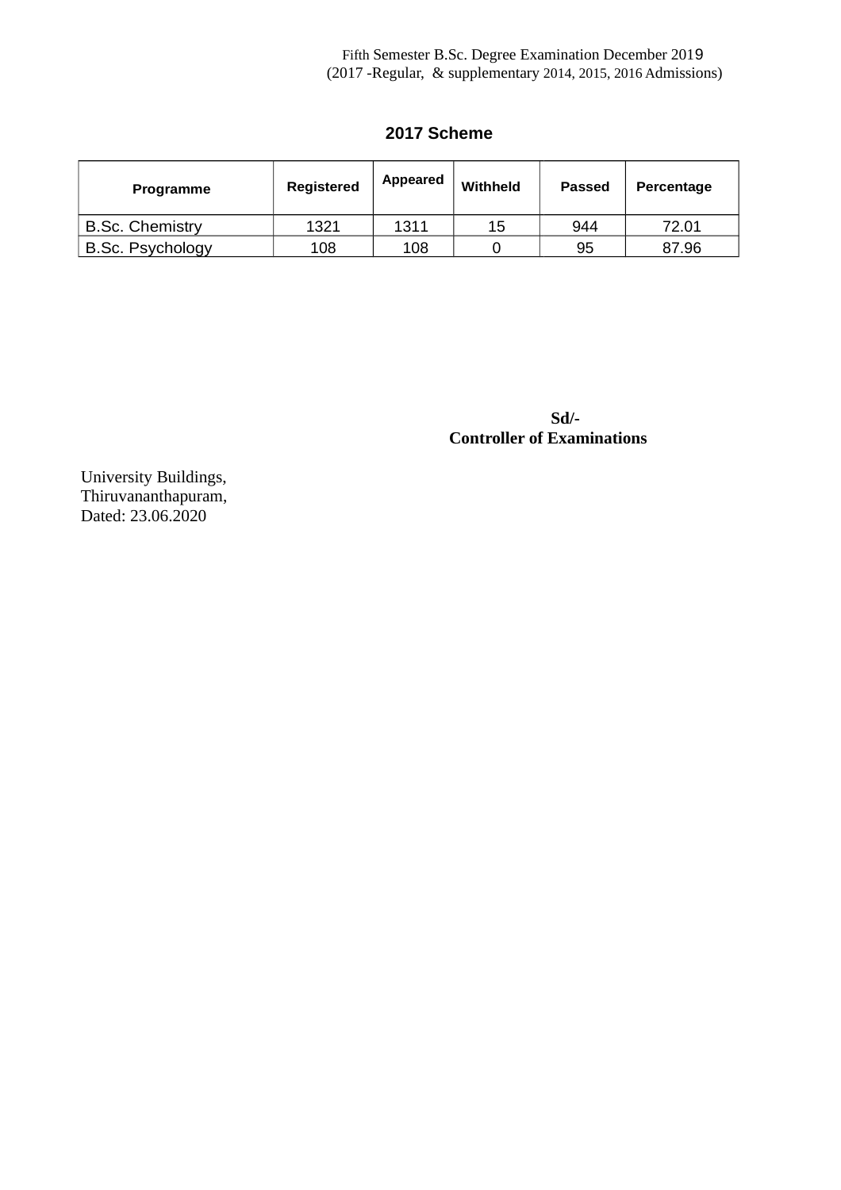Fifth Semester B.Sc. Degree Examination December 2019
(2017 -Regular, & supplementary 2014, 2015, 2016 Admissions)

**2017 Scheme**

| Programme | Registered | Appeared | Withheld | Passed | Percentage |
|---|---|---|---|---|---|
| B.Sc. Chemistry | 1321 | 1311 | 15 | 944 | 72.01 |
| B.Sc. Psychology | 108 | 108 | 0 | 95 | 87.96 |

**Sd/-**
**Controller of Examinations**

University Buildings,
Thiruvananthapuram,
Dated: 23.06.2020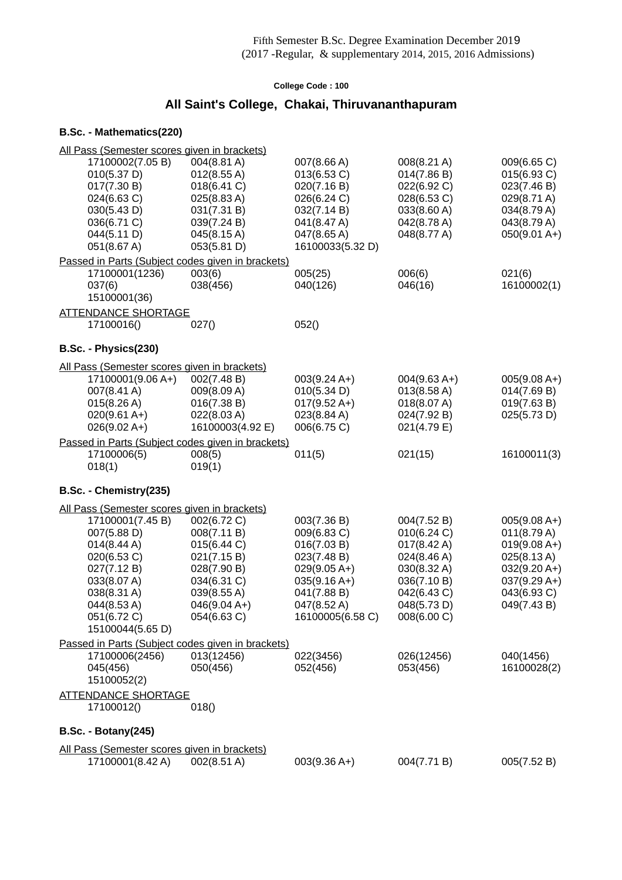Fifth Semester B.Sc. Degree Examination December 2019
(2017 -Regular, & supplementary 2014, 2015, 2016 Admissions)

**College Code : 100**

## All Saint's College, Chakai, Thiruvananthapuram

### B.Sc. - Mathematics(220)

All Pass (Semester scores given in brackets)

| | | | | |
|---|---|---|---|---|
| 17100002(7.05 B) | 004(8.81 A) | 007(8.66 A) | 008(8.21 A) | 009(6.65 C) |
| 010(5.37 D) | 012(8.55 A) | 013(6.53 C) | 014(7.86 B) | 015(6.93 C) |
| 017(7.30 B) | 018(6.41 C) | 020(7.16 B) | 022(6.92 C) | 023(7.46 B) |
| 024(6.63 C) | 025(8.83 A) | 026(6.24 C) | 028(6.53 C) | 029(8.71 A) |
| 030(5.43 D) | 031(7.31 B) | 032(7.14 B) | 033(8.60 A) | 034(8.79 A) |
| 036(6.71 C) | 039(7.24 B) | 041(8.47 A) | 042(8.78 A) | 043(8.79 A) |
| 044(5.11 D) | 045(8.15 A) | 047(8.65 A) | 048(8.77 A) | 050(9.01 A+) |
| 051(8.67 A) | 053(5.81 D) | 16100033(5.32 D) | | |

Passed in Parts (Subject codes given in brackets)

| | | | | |
|---|---|---|---|---|
| 17100001(1236) | 003(6) | 005(25) | 006(6) | 021(6) |
| 037(6) | 038(456) | 040(126) | 046(16) | 16100002(1) |
| 15100001(36) | | | | |

ATTENDANCE SHORTAGE

| | | |
|---|---|---|
| 17100016() | 027() | 052() |

### B.Sc. - Physics(230)

All Pass (Semester scores given in brackets)

| | | | | |
|---|---|---|---|---|
| 17100001(9.06 A+) | 002(7.48 B) | 003(9.24 A+) | 004(9.63 A+) | 005(9.08 A+) |
| 007(8.41 A) | 009(8.09 A) | 010(5.34 D) | 013(8.58 A) | 014(7.69 B) |
| 015(8.26 A) | 016(7.38 B) | 017(9.52 A+) | 018(8.07 A) | 019(7.63 B) |
| 020(9.61 A+) | 022(8.03 A) | 023(8.84 A) | 024(7.92 B) | 025(5.73 D) |
| 026(9.02 A+) | 16100003(4.92 E) | 006(6.75 C) | 021(4.79 E) | |

Passed in Parts (Subject codes given in brackets)

| | | | | |
|---|---|---|---|---|
| 17100006(5) | 008(5) | 011(5) | 021(15) | 16100011(3) |
| 018(1) | 019(1) | | | |

### B.Sc. - Chemistry(235)

All Pass (Semester scores given in brackets)

| | | | | |
|---|---|---|---|---|
| 17100001(7.45 B) | 002(6.72 C) | 003(7.36 B) | 004(7.52 B) | 005(9.08 A+) |
| 007(5.88 D) | 008(7.11 B) | 009(6.83 C) | 010(6.24 C) | 011(8.79 A) |
| 014(8.44 A) | 015(6.44 C) | 016(7.03 B) | 017(8.42 A) | 019(9.08 A+) |
| 020(6.53 C) | 021(7.15 B) | 023(7.48 B) | 024(8.46 A) | 025(8.13 A) |
| 027(7.12 B) | 028(7.90 B) | 029(9.05 A+) | 030(8.32 A) | 032(9.20 A+) |
| 033(8.07 A) | 034(6.31 C) | 035(9.16 A+) | 036(7.10 B) | 037(9.29 A+) |
| 038(8.31 A) | 039(8.55 A) | 041(7.88 B) | 042(6.43 C) | 043(6.93 C) |
| 044(8.53 A) | 046(9.04 A+) | 047(8.52 A) | 048(5.73 D) | 049(7.43 B) |
| 051(6.72 C) | 054(6.63 C) | 16100005(6.58 C) | 008(6.00 C) | |
| 15100044(5.65 D) | | | | |

Passed in Parts (Subject codes given in brackets)

| | | | | |
|---|---|---|---|---|
| 17100006(2456) | 013(12456) | 022(3456) | 026(12456) | 040(1456) |
| 045(456) | 050(456) | 052(456) | 053(456) | 16100028(2) |
| 15100052(2) | | | | |

ATTENDANCE SHORTAGE

| | |
|---|---|
| 17100012() | 018() |

### B.Sc. - Botany(245)

All Pass (Semester scores given in brackets)

| | | | | |
|---|---|---|---|---|
| 17100001(8.42 A) | 002(8.51 A) | 003(9.36 A+) | 004(7.71 B) | 005(7.52 B) |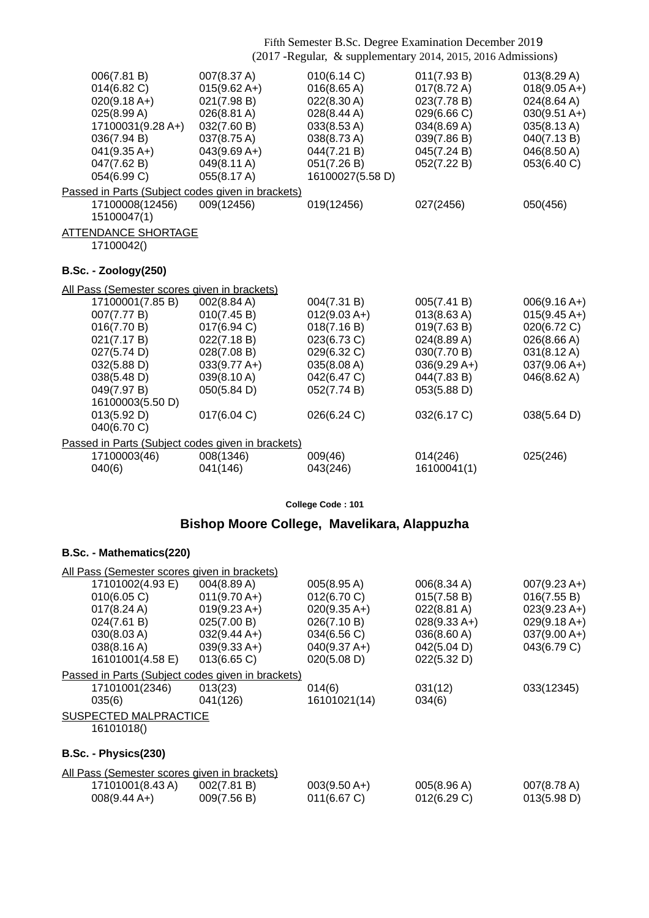| | | | | |
|---|---|---|---|---|
| 006(7.81 B) | 007(8.37 A) | 010(6.14 C) | 011(7.93 B) | 013(8.29 A) |
| 014(6.82 C) | 015(9.62 A+) | 016(8.65 A) | 017(8.72 A) | 018(9.05 A+) |
| 020(9.18 A+) | 021(7.98 B) | 022(8.30 A) | 023(7.78 B) | 024(8.64 A) |
| 025(8.99 A) | 026(8.81 A) | 028(8.44 A) | 029(6.66 C) | 030(9.51 A+) |
| 17100031(9.28 A+) | 032(7.60 B) | 033(8.53 A) | 034(8.69 A) | 035(8.13 A) |
| 036(7.94 B) | 037(8.75 A) | 038(8.73 A) | 039(7.86 B) | 040(7.13 B) |
| 041(9.35 A+) | 043(9.69 A+) | 044(7.21 B) | 045(7.24 B) | 046(8.50 A) |
| 047(7.62 B) | 049(8.11 A) | 051(7.26 B) | 052(7.22 B) | 053(6.40 C) |
| 054(6.99 C) | 055(8.17 A) | 16100027(5.58 D) | | |

Passed in Parts (Subject codes given in brackets)

| | | | | |
|---|---|---|---|---|
| 17100008(12456) | 009(12456) | 019(12456) | 027(2456) | 050(456) |
| 15100047(1) | | | | |

ATTENDANCE SHORTAGE

17100042()

### B.Sc. - Zoology(250)

All Pass (Semester scores given in brackets)

| | | | | |
|---|---|---|---|---|
| 17100001(7.85 B) | 002(8.84 A) | 004(7.31 B) | 005(7.41 B) | 006(9.16 A+) |
| 007(7.77 B) | 010(7.45 B) | 012(9.03 A+) | 013(8.63 A) | 015(9.45 A+) |
| 016(7.70 B) | 017(6.94 C) | 018(7.16 B) | 019(7.63 B) | 020(6.72 C) |
| 021(7.17 B) | 022(7.18 B) | 023(6.73 C) | 024(8.89 A) | 026(8.66 A) |
| 027(5.74 D) | 028(7.08 B) | 029(6.32 C) | 030(7.70 B) | 031(8.12 A) |
| 032(5.88 D) | 033(9.77 A+) | 035(8.08 A) | 036(9.29 A+) | 037(9.06 A+) |
| 038(5.48 D) | 039(8.10 A) | 042(6.47 C) | 044(7.83 B) | 046(8.62 A) |
| 049(7.97 B) | 050(5.84 D) | 052(7.74 B) | 053(5.88 D) | |
| 16100003(5.50 D) | | | | |
| 013(5.92 D) | 017(6.04 C) | 026(6.24 C) | 032(6.17 C) | 038(5.64 D) |
| 040(6.70 C) | | | | |

Passed in Parts (Subject codes given in brackets)

| | | | | |
|---|---|---|---|---|
| 17100003(46) | 008(1346) | 009(46) | 014(246) | 025(246) |
| 040(6) | 041(146) | 043(246) | 16100041(1) | |

College Code : 101

## Bishop Moore College, Mavelikara, Alappuzha

### B.Sc. - Mathematics(220)

All Pass (Semester scores given in brackets)

| | | | | |
|---|---|---|---|---|
| 17101002(4.93 E) | 004(8.89 A) | 005(8.95 A) | 006(8.34 A) | 007(9.23 A+) |
| 010(6.05 C) | 011(9.70 A+) | 012(6.70 C) | 015(7.58 B) | 016(7.55 B) |
| 017(8.24 A) | 019(9.23 A+) | 020(9.35 A+) | 022(8.81 A) | 023(9.23 A+) |
| 024(7.61 B) | 025(7.00 B) | 026(7.10 B) | 028(9.33 A+) | 029(9.18 A+) |
| 030(8.03 A) | 032(9.44 A+) | 034(6.56 C) | 036(8.60 A) | 037(9.00 A+) |
| 038(8.16 A) | 039(9.33 A+) | 040(9.37 A+) | 042(5.04 D) | 043(6.79 C) |
| 16101001(4.58 E) | 013(6.65 C) | 020(5.08 D) | 022(5.32 D) | |

Passed in Parts (Subject codes given in brackets)

| | | | | |
|---|---|---|---|---|
| 17101001(2346) | 013(23) | 014(6) | 031(12) | 033(12345) |
| 035(6) | 041(126) | 16101021(14) | 034(6) | |

SUSPECTED MALPRACTICE

16101018()

### B.Sc. - Physics(230)

All Pass (Semester scores given in brackets)

| | | | | |
|---|---|---|---|---|
| 17101001(8.43 A) | 002(7.81 B) | 003(9.50 A+) | 005(8.96 A) | 007(8.78 A) |
| 008(9.44 A+) | 009(7.56 B) | 011(6.67 C) | 012(6.29 C) | 013(5.98 D) |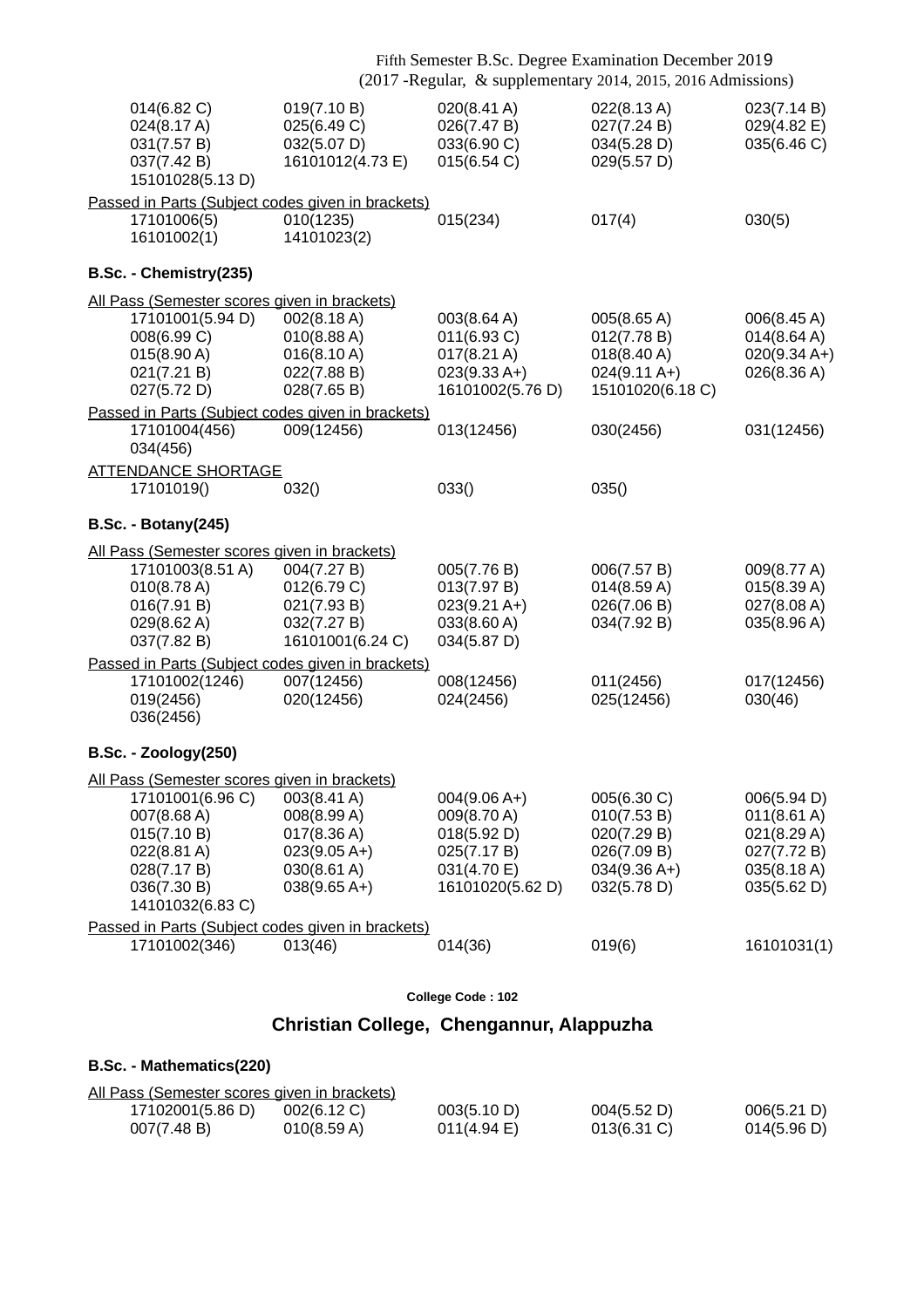| | | | | |
|---|---|---|---|---|
| 014(6.82 C) | 019(7.10 B) | 020(8.41 A) | 022(8.13 A) | 023(7.14 B) |
| 024(8.17 A) | 025(6.49 C) | 026(7.47 B) | 027(7.24 B) | 029(4.82 E) |
| 031(7.57 B) | 032(5.07 D) | 033(6.90 C) | 034(5.28 D) | 035(6.46 C) |
| 037(7.42 B) | 16101012(4.73 E) | 015(6.54 C) | 029(5.57 D) | |
| 15101028(5.13 D) | | | | |

Passed in Parts (Subject codes given in brackets)

| | | | | |
|---|---|---|---|---|
| 17101006(5) | 010(1235) | 015(234) | 017(4) | 030(5) |
| 16101002(1) | 14101023(2) | | | |

**B.Sc. - Chemistry(235)**

All Pass (Semester scores given in brackets)

| | | | | |
|---|---|---|---|---|
| 17101001(5.94 D) | 002(8.18 A) | 003(8.64 A) | 005(8.65 A) | 006(8.45 A) |
| 008(6.99 C) | 010(8.88 A) | 011(6.93 C) | 012(7.78 B) | 014(8.64 A) |
| 015(8.90 A) | 016(8.10 A) | 017(8.21 A) | 018(8.40 A) | 020(9.34 A+) |
| 021(7.21 B) | 022(7.88 B) | 023(9.33 A+) | 024(9.11 A+) | 026(8.36 A) |
| 027(5.72 D) | 028(7.65 B) | 16101002(5.76 D) | 15101020(6.18 C) | |

Passed in Parts (Subject codes given in brackets)

| | | | | |
|---|---|---|---|---|
| 17101004(456) | 009(12456) | 013(12456) | 030(2456) | 031(12456) |
| 034(456) | | | | |

ATTENDANCE SHORTAGE

| | | | |
|---|---|---|---|
| 17101019() | 032() | 033() | 035() |

**B.Sc. - Botany(245)**

All Pass (Semester scores given in brackets)

| | | | | |
|---|---|---|---|---|
| 17101003(8.51 A) | 004(7.27 B) | 005(7.76 B) | 006(7.57 B) | 009(8.77 A) |
| 010(8.78 A) | 012(6.79 C) | 013(7.97 B) | 014(8.59 A) | 015(8.39 A) |
| 016(7.91 B) | 021(7.93 B) | 023(9.21 A+) | 026(7.06 B) | 027(8.08 A) |
| 029(8.62 A) | 032(7.27 B) | 033(8.60 A) | 034(7.92 B) | 035(8.96 A) |
| 037(7.82 B) | 16101001(6.24 C) | 034(5.87 D) | | |

Passed in Parts (Subject codes given in brackets)

| | | | | |
|---|---|---|---|---|
| 17101002(1246) | 007(12456) | 008(12456) | 011(2456) | 017(12456) |
| 019(2456) | 020(12456) | 024(2456) | 025(12456) | 030(46) |
| 036(2456) | | | | |

**B.Sc. - Zoology(250)**

All Pass (Semester scores given in brackets)

| | | | | |
|---|---|---|---|---|
| 17101001(6.96 C) | 003(8.41 A) | 004(9.06 A+) | 005(6.30 C) | 006(5.94 D) |
| 007(8.68 A) | 008(8.99 A) | 009(8.70 A) | 010(7.53 B) | 011(8.61 A) |
| 015(7.10 B) | 017(8.36 A) | 018(5.92 D) | 020(7.29 B) | 021(8.29 A) |
| 022(8.81 A) | 023(9.05 A+) | 025(7.17 B) | 026(7.09 B) | 027(7.72 B) |
| 028(7.17 B) | 030(8.61 A) | 031(4.70 E) | 034(9.36 A+) | 035(8.18 A) |
| 036(7.30 B) | 038(9.65 A+) | 16101020(5.62 D) | 032(5.78 D) | 035(5.62 D) |
| 14101032(6.83 C) | | | | |

Passed in Parts (Subject codes given in brackets)

| | | | | |
|---|---|---|---|---|
| 17101002(346) | 013(46) | 014(36) | 019(6) | 16101031(1) |

College Code : 102

## Christian College, Chengannur, Alappuzha

**B.Sc. - Mathematics(220)**

All Pass (Semester scores given in brackets)

| | | | | |
|---|---|---|---|---|
| 17102001(5.86 D) | 002(6.12 C) | 003(5.10 D) | 004(5.52 D) | 006(5.21 D) |
| 007(7.48 B) | 010(8.59 A) | 011(4.94 E) | 013(6.31 C) | 014(5.96 D) |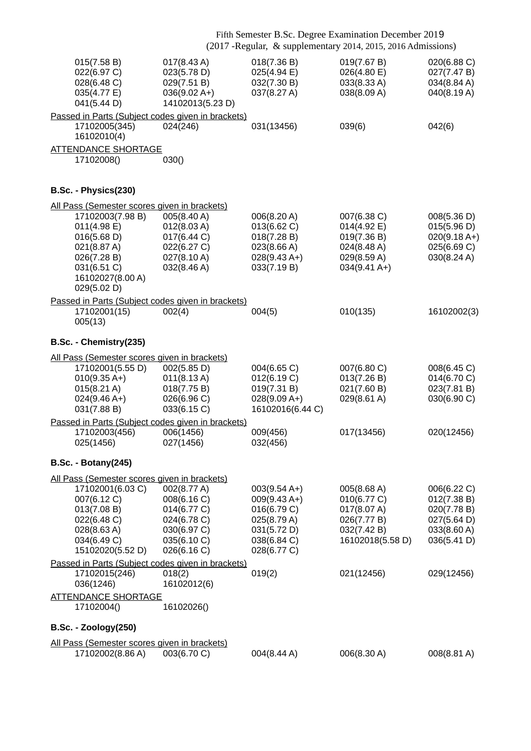Fifth Semester B.Sc. Degree Examination December 2019
(2017 -Regular, & supplementary 2014, 2015, 2016 Admissions)

| | | | | |
|---|---|---|---|---|
| 015(7.58 B) | 017(8.43 A) | 018(7.36 B) | 019(7.67 B) | 020(6.88 C) |
| 022(6.97 C) | 023(5.78 D) | 025(4.94 E) | 026(4.80 E) | 027(7.47 B) |
| 028(6.48 C) | 029(7.51 B) | 032(7.30 B) | 033(8.33 A) | 034(8.84 A) |
| 035(4.77 E) | 036(9.02 A+) | 037(8.27 A) | 038(8.09 A) | 040(8.19 A) |
| 041(5.44 D) | 14102013(5.23 D) | | | |

Passed in Parts (Subject codes given in brackets)

| | | | | |
|---|---|---|---|---|
| 17102005(345) | 024(246) | 031(13456) | 039(6) | 042(6) |
| 16102010(4) | | | | |

ATTENDANCE SHORTAGE

17102008() 030()

### B.Sc. - Physics(230)

All Pass (Semester scores given in brackets)

| | | | | |
|---|---|---|---|---|
| 17102003(7.98 B) | 005(8.40 A) | 006(8.20 A) | 007(6.38 C) | 008(5.36 D) |
| 011(4.98 E) | 012(8.03 A) | 013(6.62 C) | 014(4.92 E) | 015(5.96 D) |
| 016(5.68 D) | 017(6.44 C) | 018(7.28 B) | 019(7.36 B) | 020(9.18 A+) |
| 021(8.87 A) | 022(6.27 C) | 023(8.66 A) | 024(8.48 A) | 025(6.69 C) |
| 026(7.28 B) | 027(8.10 A) | 028(9.43 A+) | 029(8.59 A) | 030(8.24 A) |
| 031(6.51 C) | 032(8.46 A) | 033(7.19 B) | 034(9.41 A+) | |
| 16102027(8.00 A) | | | | |
| 029(5.02 D) | | | | |

Passed in Parts (Subject codes given in brackets)

| | | | | |
|---|---|---|---|---|
| 17102001(15) | 002(4) | 004(5) | 010(135) | 16102002(3) |
| 005(13) | | | | |

### B.Sc. - Chemistry(235)

All Pass (Semester scores given in brackets)

| | | | | |
|---|---|---|---|---|
| 17102001(5.55 D) | 002(5.85 D) | 004(6.65 C) | 007(6.80 C) | 008(6.45 C) |
| 010(9.35 A+) | 011(8.13 A) | 012(6.19 C) | 013(7.26 B) | 014(6.70 C) |
| 015(8.21 A) | 018(7.75 B) | 019(7.31 B) | 021(7.60 B) | 023(7.81 B) |
| 024(9.46 A+) | 026(6.96 C) | 028(9.09 A+) | 029(8.61 A) | 030(6.90 C) |
| 031(7.88 B) | 033(6.15 C) | 16102016(6.44 C) | | |

Passed in Parts (Subject codes given in brackets)

| | | | | |
|---|---|---|---|---|
| 17102003(456) | 006(1456) | 009(456) | 017(13456) | 020(12456) |
| 025(1456) | 027(1456) | 032(456) | | |

### B.Sc. - Botany(245)

All Pass (Semester scores given in brackets)

| | | | | |
|---|---|---|---|---|
| 17102001(6.03 C) | 002(8.77 A) | 003(9.54 A+) | 005(8.68 A) | 006(6.22 C) |
| 007(6.12 C) | 008(6.16 C) | 009(9.43 A+) | 010(6.77 C) | 012(7.38 B) |
| 013(7.08 B) | 014(6.77 C) | 016(6.79 C) | 017(8.07 A) | 020(7.78 B) |
| 022(6.48 C) | 024(6.78 C) | 025(8.79 A) | 026(7.77 B) | 027(5.64 D) |
| 028(8.63 A) | 030(6.97 C) | 031(5.72 D) | 032(7.42 B) | 033(8.60 A) |
| 034(6.49 C) | 035(6.10 C) | 038(6.84 C) | 16102018(5.58 D) | 036(5.41 D) |
| 15102020(5.52 D) | 026(6.16 C) | 028(6.77 C) | | |

Passed in Parts (Subject codes given in brackets)

| | | | | |
|---|---|---|---|---|
| 17102015(246) | 018(2) | 019(2) | 021(12456) | 029(12456) |
| 036(1246) | 16102012(6) | | | |

ATTENDANCE SHORTAGE

17102004() 16102026()

### B.Sc. - Zoology(250)

All Pass (Semester scores given in brackets)

| | | | | |
|---|---|---|---|---|
| 17102002(8.86 A) | 003(6.70 C) | 004(8.44 A) | 006(8.30 A) | 008(8.81 A) |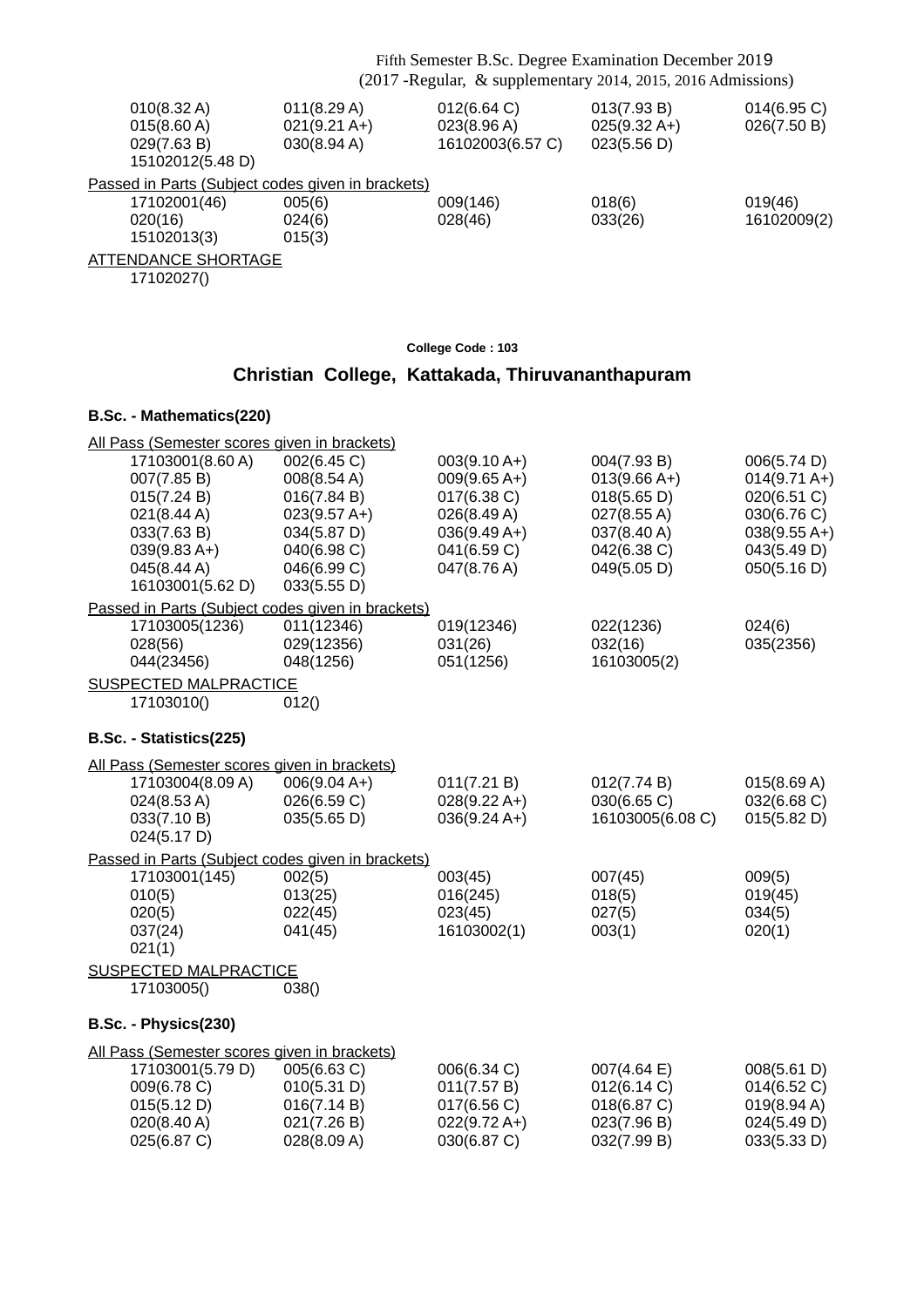010(8.32 A) 011(8.29 A) 012(6.64 C) 013(7.93 B) 014(6.95 C)
015(8.60 A) 021(9.21 A+) 023(8.96 A) 025(9.32 A+) 026(7.50 B)
029(7.63 B) 030(8.94 A) 16102003(6.57 C) 023(5.56 D)
15102012(5.48 D)

Passed in Parts (Subject codes given in brackets)

17102001(46) 005(6) 009(146) 018(6) 019(46)
020(16) 024(6) 028(46) 033(26) 16102009(2)
15102013(3) 015(3)

ATTENDANCE SHORTAGE

17102027()

**College Code : 103**

## Christian College, Kattakada, Thiruvananthapuram

### B.Sc. - Mathematics(220)

All Pass (Semester scores given in brackets)

17103001(8.60 A) 002(6.45 C) 003(9.10 A+) 004(7.93 B) 006(5.74 D)
007(7.85 B) 008(8.54 A) 009(9.65 A+) 013(9.66 A+) 014(9.71 A+)
015(7.24 B) 016(7.84 B) 017(6.38 C) 018(5.65 D) 020(6.51 C)
021(8.44 A) 023(9.57 A+) 026(8.49 A) 027(8.55 A) 030(6.76 C)
033(7.63 B) 034(5.87 D) 036(9.49 A+) 037(8.40 A) 038(9.55 A+)
039(9.83 A+) 040(6.98 C) 041(6.59 C) 042(6.38 C) 043(5.49 D)
045(8.44 A) 046(6.99 C) 047(8.76 A) 049(5.05 D) 050(5.16 D)
16103001(5.62 D) 033(5.55 D)

Passed in Parts (Subject codes given in brackets)

17103005(1236) 011(12346) 019(12346) 022(1236) 024(6)
028(56) 029(12356) 031(26) 032(16) 035(2356)
044(23456) 048(1256) 051(1256) 16103005(2)

SUSPECTED MALPRACTICE

17103010() 012()

### B.Sc. - Statistics(225)

All Pass (Semester scores given in brackets)

17103004(8.09 A) 006(9.04 A+) 011(7.21 B) 012(7.74 B) 015(8.69 A)
024(8.53 A) 026(6.59 C) 028(9.22 A+) 030(6.65 C) 032(6.68 C)
033(7.10 B) 035(5.65 D) 036(9.24 A+) 16103005(6.08 C) 015(5.82 D)
024(5.17 D)

Passed in Parts (Subject codes given in brackets)

17103001(145) 002(5) 003(45) 007(45) 009(5)
010(5) 013(25) 016(245) 018(5) 019(45)
020(5) 022(45) 023(45) 027(5) 034(5)
037(24) 041(45) 16103002(1) 003(1) 020(1)
021(1)

SUSPECTED MALPRACTICE

17103005() 038()

### B.Sc. - Physics(230)

All Pass (Semester scores given in brackets)

17103001(5.79 D) 005(6.63 C) 006(6.34 C) 007(4.64 E) 008(5.61 D)
009(6.78 C) 010(5.31 D) 011(7.57 B) 012(6.14 C) 014(6.52 C)
015(5.12 D) 016(7.14 B) 017(6.56 C) 018(6.87 C) 019(8.94 A)
020(8.40 A) 021(7.26 B) 022(9.72 A+) 023(7.96 B) 024(5.49 D)
025(6.87 C) 028(8.09 A) 030(6.87 C) 032(7.99 B) 033(5.33 D)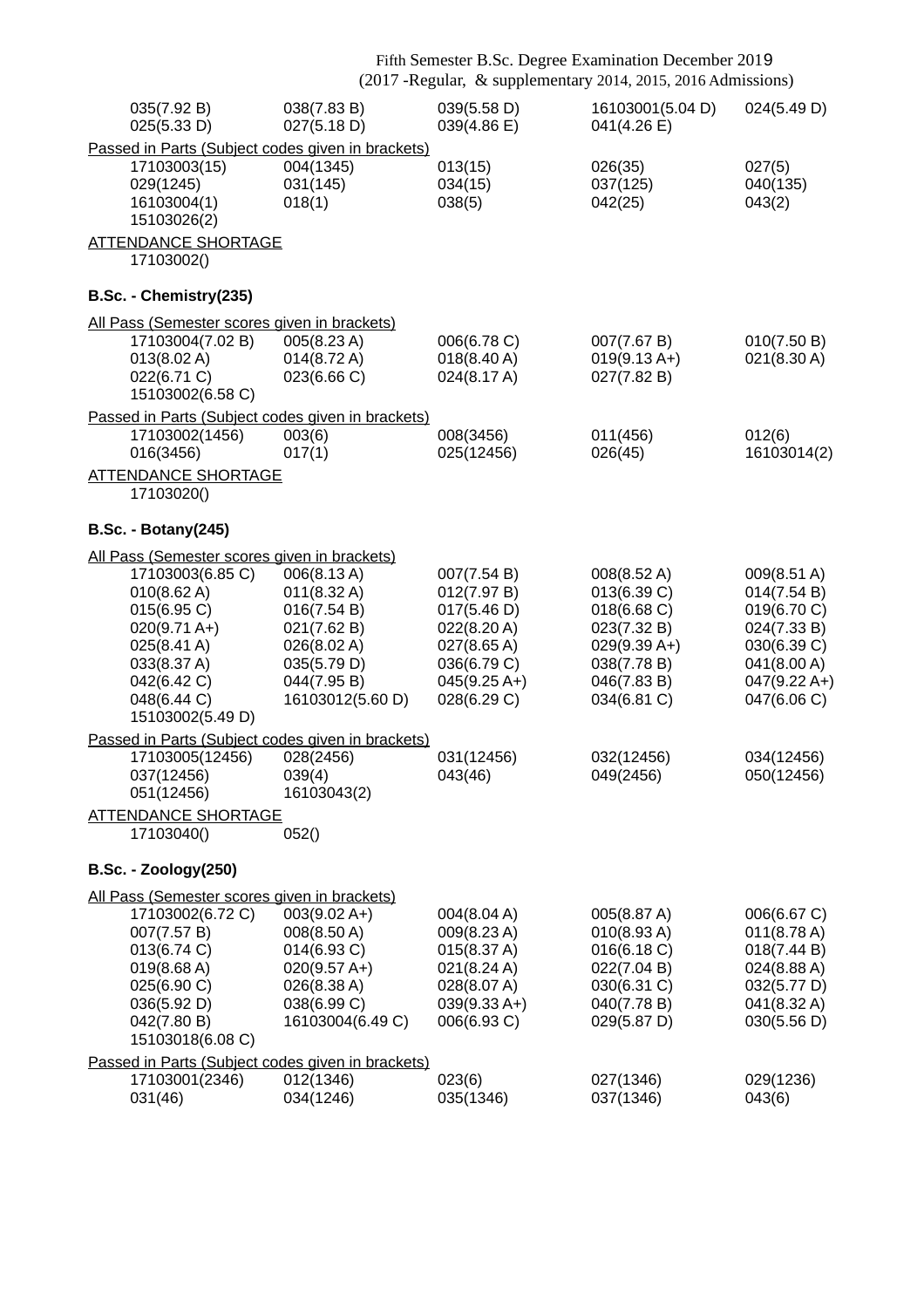035(7.92 B) 038(7.83 B) 039(5.58 D) 16103001(5.04 D) 024(5.49 D)
025(5.33 D) 027(5.18 D) 039(4.86 E) 041(4.26 E)

Passed in Parts (Subject codes given in brackets)

17103003(15) 004(1345) 013(15) 026(35) 027(5)
029(1245) 031(145) 034(15) 037(125) 040(135)
16103004(1) 018(1) 038(5) 042(25) 043(2)
15103026(2)

ATTENDANCE SHORTAGE

17103002()

**B.Sc. - Chemistry(235)**

All Pass (Semester scores given in brackets)

17103004(7.02 B) 005(8.23 A) 006(6.78 C) 007(7.67 B) 010(7.50 B)
013(8.02 A) 014(8.72 A) 018(8.40 A) 019(9.13 A+) 021(8.30 A)
022(6.71 C) 023(6.66 C) 024(8.17 A) 027(7.82 B)
15103002(6.58 C)

Passed in Parts (Subject codes given in brackets)

17103002(1456) 003(6) 008(3456) 011(456) 012(6)
016(3456) 017(1) 025(12456) 026(45) 16103014(2)

ATTENDANCE SHORTAGE

17103020()

**B.Sc. - Botany(245)**

All Pass (Semester scores given in brackets)

17103003(6.85 C) 006(8.13 A) 007(7.54 B) 008(8.52 A) 009(8.51 A)
010(8.62 A) 011(8.32 A) 012(7.97 B) 013(6.39 C) 014(7.54 B)
015(6.95 C) 016(7.54 B) 017(5.46 D) 018(6.68 C) 019(6.70 C)
020(9.71 A+) 021(7.62 B) 022(8.20 A) 023(7.32 B) 024(7.33 B)
025(8.41 A) 026(8.02 A) 027(8.65 A) 029(9.39 A+) 030(6.39 C)
033(8.37 A) 035(5.79 D) 036(6.79 C) 038(7.78 B) 041(8.00 A)
042(6.42 C) 044(7.95 B) 045(9.25 A+) 046(7.83 B) 047(9.22 A+)
048(6.44 C) 16103012(5.60 D) 028(6.29 C) 034(6.81 C) 047(6.06 C)
15103002(5.49 D)

Passed in Parts (Subject codes given in brackets)

17103005(12456) 028(2456) 031(12456) 032(12456) 034(12456)
037(12456) 039(4) 043(46) 049(2456) 050(12456)
051(12456) 16103043(2)

ATTENDANCE SHORTAGE

17103040() 052()

**B.Sc. - Zoology(250)**

All Pass (Semester scores given in brackets)

17103002(6.72 C) 003(9.02 A+) 004(8.04 A) 005(8.87 A) 006(6.67 C)
007(7.57 B) 008(8.50 A) 009(8.23 A) 010(8.93 A) 011(8.78 A)
013(6.74 C) 014(6.93 C) 015(8.37 A) 016(6.18 C) 018(7.44 B)
019(8.68 A) 020(9.57 A+) 021(8.24 A) 022(7.04 B) 024(8.88 A)
025(6.90 C) 026(8.38 A) 028(8.07 A) 030(6.31 C) 032(5.77 D)
036(5.92 D) 038(6.99 C) 039(9.33 A+) 040(7.78 B) 041(8.32 A)
042(7.80 B) 16103004(6.49 C) 006(6.93 C) 029(5.87 D) 030(5.56 D)
15103018(6.08 C)

Passed in Parts (Subject codes given in brackets)

17103001(2346) 012(1346) 023(6) 027(1346) 029(1236)
031(46) 034(1246) 035(1346) 037(1346) 043(6)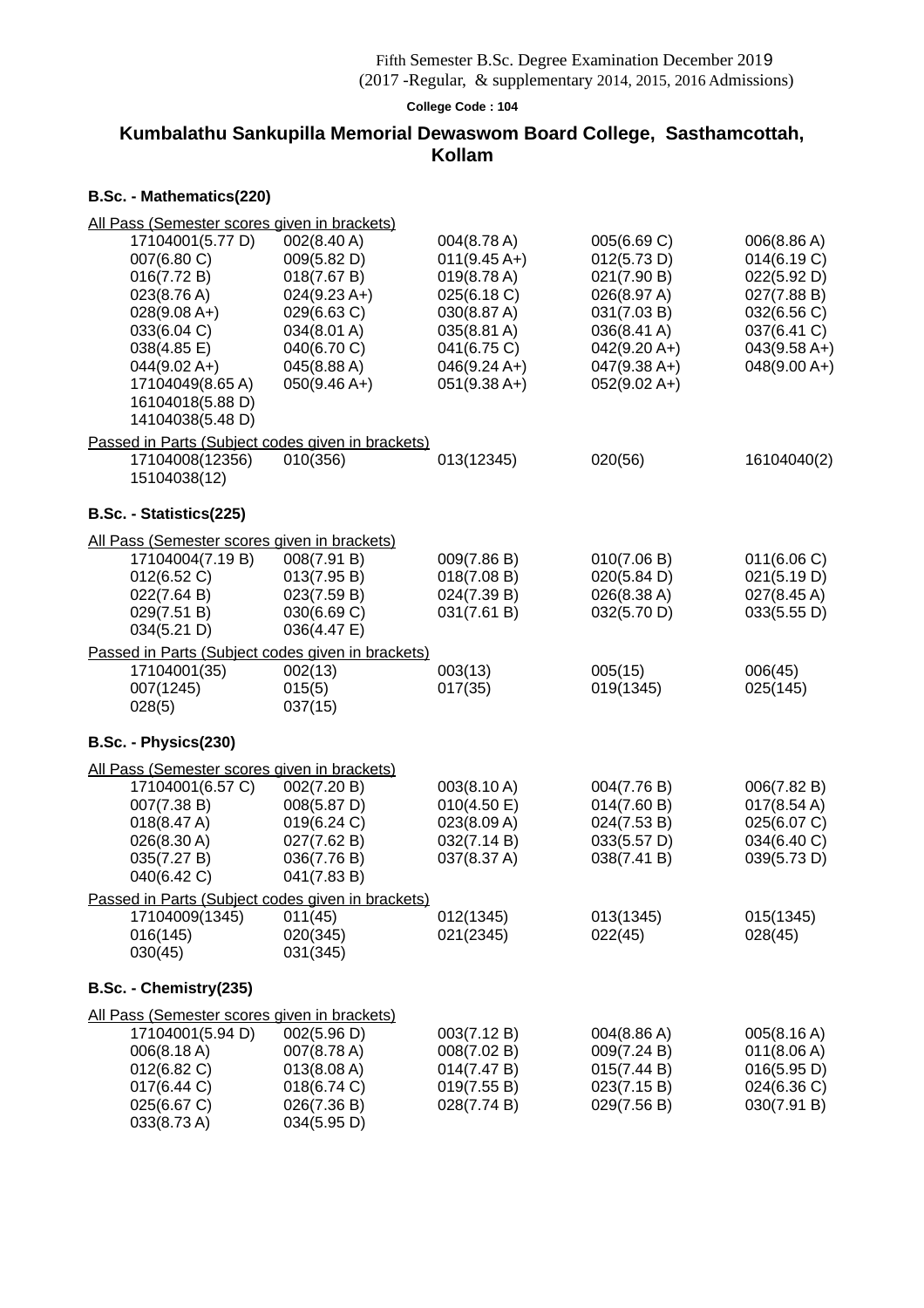Fifth Semester B.Sc. Degree Examination December 2019
(2017 -Regular, & supplementary 2014, 2015, 2016 Admissions)

**College Code : 104**

## Kumbalathu Sankupilla Memorial Dewaswom Board College, Sasthamcottah, Kollam

### B.Sc. - Mathematics(220)

All Pass (Semester scores given in brackets)

| | | | | |
|---|---|---|---|---|
| 17104001(5.77 D) | 002(8.40 A) | 004(8.78 A) | 005(6.69 C) | 006(8.86 A) |
| 007(6.80 C) | 009(5.82 D) | 011(9.45 A+) | 012(5.73 D) | 014(6.19 C) |
| 016(7.72 B) | 018(7.67 B) | 019(8.78 A) | 021(7.90 B) | 022(5.92 D) |
| 023(8.76 A) | 024(9.23 A+) | 025(6.18 C) | 026(8.97 A) | 027(7.88 B) |
| 028(9.08 A+) | 029(6.63 C) | 030(8.87 A) | 031(7.03 B) | 032(6.56 C) |
| 033(6.04 C) | 034(8.01 A) | 035(8.81 A) | 036(8.41 A) | 037(6.41 C) |
| 038(4.85 E) | 040(6.70 C) | 041(6.75 C) | 042(9.20 A+) | 043(9.58 A+) |
| 044(9.02 A+) | 045(8.88 A) | 046(9.24 A+) | 047(9.38 A+) | 048(9.00 A+) |
| 17104049(8.65 A) | 050(9.46 A+) | 051(9.38 A+) | 052(9.02 A+) | |
| 16104018(5.88 D) | | | | |
| 14104038(5.48 D) | | | | |

Passed in Parts (Subject codes given in brackets)

| | | | | |
|---|---|---|---|---|
| 17104008(12356) | 010(356) | 013(12345) | 020(56) | 16104040(2) |
| 15104038(12) | | | | |

### B.Sc. - Statistics(225)

All Pass (Semester scores given in brackets)

| | | | | |
|---|---|---|---|---|
| 17104004(7.19 B) | 008(7.91 B) | 009(7.86 B) | 010(7.06 B) | 011(6.06 C) |
| 012(6.52 C) | 013(7.95 B) | 018(7.08 B) | 020(5.84 D) | 021(5.19 D) |
| 022(7.64 B) | 023(7.59 B) | 024(7.39 B) | 026(8.38 A) | 027(8.45 A) |
| 029(7.51 B) | 030(6.69 C) | 031(7.61 B) | 032(5.70 D) | 033(5.55 D) |
| 034(5.21 D) | 036(4.47 E) | | | |

Passed in Parts (Subject codes given in brackets)

| | | | | |
|---|---|---|---|---|
| 17104001(35) | 002(13) | 003(13) | 005(15) | 006(45) |
| 007(1245) | 015(5) | 017(35) | 019(1345) | 025(145) |
| 028(5) | 037(15) | | | |

### B.Sc. - Physics(230)

All Pass (Semester scores given in brackets)

| | | | | |
|---|---|---|---|---|
| 17104001(6.57 C) | 002(7.20 B) | 003(8.10 A) | 004(7.76 B) | 006(7.82 B) |
| 007(7.38 B) | 008(5.87 D) | 010(4.50 E) | 014(7.60 B) | 017(8.54 A) |
| 018(8.47 A) | 019(6.24 C) | 023(8.09 A) | 024(7.53 B) | 025(6.07 C) |
| 026(8.30 A) | 027(7.62 B) | 032(7.14 B) | 033(5.57 D) | 034(6.40 C) |
| 035(7.27 B) | 036(7.76 B) | 037(8.37 A) | 038(7.41 B) | 039(5.73 D) |
| 040(6.42 C) | 041(7.83 B) | | | |

Passed in Parts (Subject codes given in brackets)

| | | | | |
|---|---|---|---|---|
| 17104009(1345) | 011(45) | 012(1345) | 013(1345) | 015(1345) |
| 016(145) | 020(345) | 021(2345) | 022(45) | 028(45) |
| 030(45) | 031(345) | | | |

### B.Sc. - Chemistry(235)

All Pass (Semester scores given in brackets)

| | | | | |
|---|---|---|---|---|
| 17104001(5.94 D) | 002(5.96 D) | 003(7.12 B) | 004(8.86 A) | 005(8.16 A) |
| 006(8.18 A) | 007(8.78 A) | 008(7.02 B) | 009(7.24 B) | 011(8.06 A) |
| 012(6.82 C) | 013(8.08 A) | 014(7.47 B) | 015(7.44 B) | 016(5.95 D) |
| 017(6.44 C) | 018(6.74 C) | 019(7.55 B) | 023(7.15 B) | 024(6.36 C) |
| 025(6.67 C) | 026(7.36 B) | 028(7.74 B) | 029(7.56 B) | 030(7.91 B) |
| 033(8.73 A) | 034(5.95 D) | | | |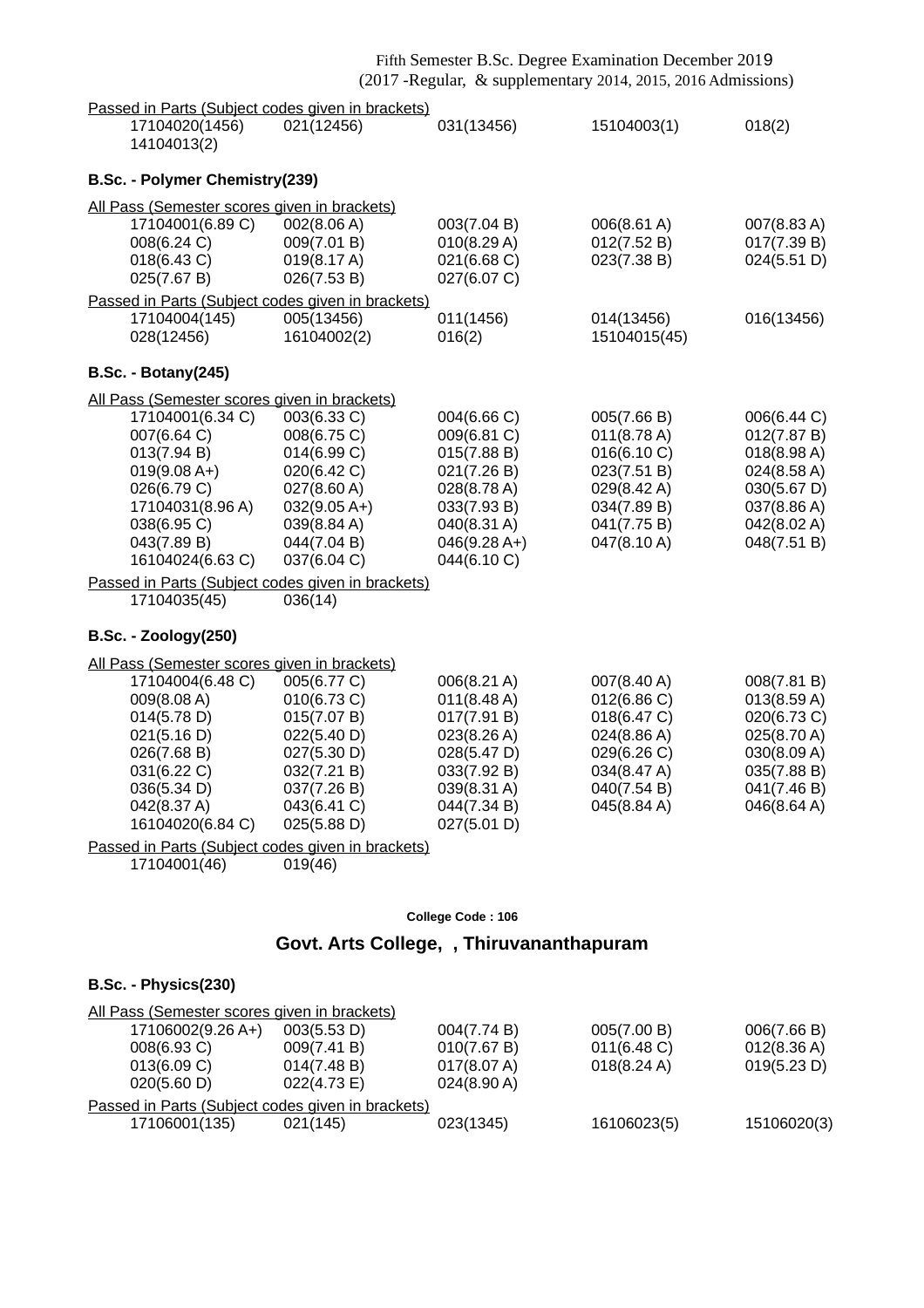Passed in Parts (Subject codes given in brackets)

| | | | | |
|---|---|---|---|---|
| 17104020(1456) | 021(12456) | 031(13456) | 15104003(1) | 018(2) |
| 14104013(2) | | | | |

### B.Sc. - Polymer Chemistry(239)

All Pass (Semester scores given in brackets)

| | | | | |
|---|---|---|---|---|
| 17104001(6.89 C) | 002(8.06 A) | 003(7.04 B) | 006(8.61 A) | 007(8.83 A) |
| 008(6.24 C) | 009(7.01 B) | 010(8.29 A) | 012(7.52 B) | 017(7.39 B) |
| 018(6.43 C) | 019(8.17 A) | 021(6.68 C) | 023(7.38 B) | 024(5.51 D) |
| 025(7.67 B) | 026(7.53 B) | 027(6.07 C) | | |

Passed in Parts (Subject codes given in brackets)

| | | | | |
|---|---|---|---|---|
| 17104004(145) | 005(13456) | 011(1456) | 014(13456) | 016(13456) |
| 028(12456) | 16104002(2) | 016(2) | 15104015(45) | |

### B.Sc. - Botany(245)

All Pass (Semester scores given in brackets)

| | | | | |
|---|---|---|---|---|
| 17104001(6.34 C) | 003(6.33 C) | 004(6.66 C) | 005(7.66 B) | 006(6.44 C) |
| 007(6.64 C) | 008(6.75 C) | 009(6.81 C) | 011(8.78 A) | 012(7.87 B) |
| 013(7.94 B) | 014(6.99 C) | 015(7.88 B) | 016(6.10 C) | 018(8.98 A) |
| 019(9.08 A+) | 020(6.42 C) | 021(7.26 B) | 023(7.51 B) | 024(8.58 A) |
| 026(6.79 C) | 027(8.60 A) | 028(8.78 A) | 029(8.42 A) | 030(5.67 D) |
| 17104031(8.96 A) | 032(9.05 A+) | 033(7.93 B) | 034(7.89 B) | 037(7.86 A) |
| 038(6.95 C) | 039(8.84 A) | 040(8.31 A) | 041(7.75 B) | 042(8.02 A) |
| 043(7.89 B) | 044(7.04 B) | 046(9.28 A+) | 047(8.10 A) | 048(7.51 B) |
| 16104024(6.63 C) | 037(6.04 C) | 044(6.10 C) | | |

Passed in Parts (Subject codes given in brackets)

| | |
|---|---|
| 17104035(45) | 036(14) |

### B.Sc. - Zoology(250)

All Pass (Semester scores given in brackets)

| | | | | |
|---|---|---|---|---|
| 17104004(6.48 C) | 005(6.77 C) | 006(8.21 A) | 007(8.40 A) | 008(7.81 B) |
| 009(8.08 A) | 010(6.73 C) | 011(8.48 A) | 012(6.86 C) | 013(8.59 A) |
| 014(5.78 D) | 015(7.07 B) | 017(7.91 B) | 018(6.47 C) | 020(6.73 C) |
| 021(5.16 D) | 022(5.40 D) | 023(8.26 A) | 024(8.86 A) | 025(8.70 A) |
| 026(7.68 B) | 027(5.30 D) | 028(5.47 D) | 029(6.26 C) | 030(8.09 A) |
| 031(6.22 C) | 032(7.21 B) | 033(7.92 B) | 034(8.47 A) | 035(7.88 B) |
| 036(5.34 D) | 037(7.26 B) | 039(8.31 A) | 040(7.54 B) | 041(7.46 B) |
| 042(8.37 A) | 043(6.41 C) | 044(7.34 B) | 045(8.84 A) | 046(8.64 A) |
| 16104020(6.84 C) | 025(5.88 D) | 027(5.01 D) | | |

Passed in Parts (Subject codes given in brackets)

| | |
|---|---|
| 17104001(46) | 019(46) |

**College Code : 106**

## Govt. Arts College, , Thiruvananthapuram

### B.Sc. - Physics(230)

All Pass (Semester scores given in brackets)

| | | | | |
|---|---|---|---|---|
| 17106002(9.26 A+) | 003(5.53 D) | 004(7.74 B) | 005(7.00 B) | 006(7.66 B) |
| 008(6.93 C) | 009(7.41 B) | 010(7.67 B) | 011(6.48 C) | 012(8.36 A) |
| 013(6.09 C) | 014(7.48 B) | 017(8.07 A) | 018(8.24 A) | 019(5.23 D) |
| 020(5.60 D) | 022(4.73 E) | 024(8.90 A) | | |

Passed in Parts (Subject codes given in brackets)

| | | | | |
|---|---|---|---|---|
| 17106001(135) | 021(145) | 023(1345) | 16106023(5) | 15106020(3) |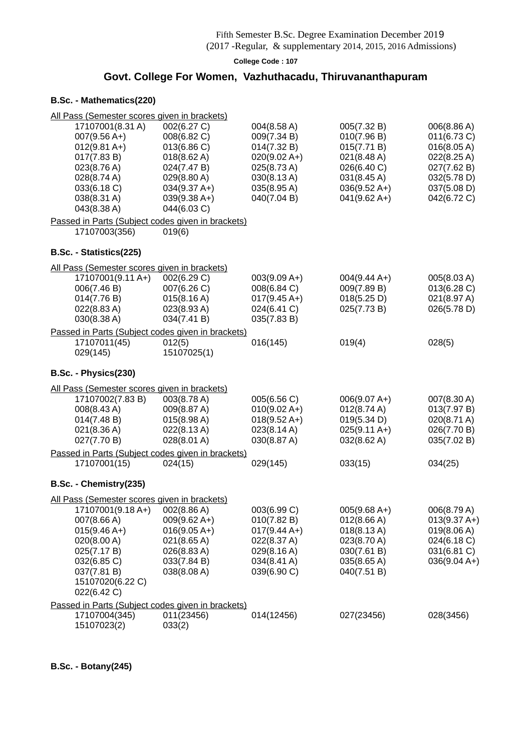Fifth Semester B.Sc. Degree Examination December 2019
(2017 -Regular, & supplementary 2014, 2015, 2016 Admissions)

**College Code : 107**

## Govt. College For Women, Vazhuthacadu, Thiruvananthapuram

### B.Sc. - Mathematics(220)

All Pass (Semester scores given in brackets)

| | | | | |
|---|---|---|---|---|
| 17107001(8.31 A) | 002(6.27 C) | 004(8.58 A) | 005(7.32 B) | 006(8.86 A) |
| 007(9.56 A+) | 008(6.82 C) | 009(7.34 B) | 010(7.96 B) | 011(6.73 C) |
| 012(9.81 A+) | 013(6.86 C) | 014(7.32 B) | 015(7.71 B) | 016(8.05 A) |
| 017(7.83 B) | 018(8.62 A) | 020(9.02 A+) | 021(8.48 A) | 022(8.25 A) |
| 023(8.76 A) | 024(7.47 B) | 025(8.73 A) | 026(6.40 C) | 027(7.62 B) |
| 028(8.74 A) | 029(8.80 A) | 030(8.13 A) | 031(8.45 A) | 032(5.78 D) |
| 033(6.18 C) | 034(9.37 A+) | 035(8.95 A) | 036(9.52 A+) | 037(5.08 D) |
| 038(8.31 A) | 039(9.38 A+) | 040(7.04 B) | 041(9.62 A+) | 042(6.72 C) |
| 043(8.38 A) | 044(6.03 C) | | | |

Passed in Parts (Subject codes given in brackets)

| | |
|---|---|
| 17107003(356) | 019(6) |

### B.Sc. - Statistics(225)

All Pass (Semester scores given in brackets)

| | | | | |
|---|---|---|---|---|
| 17107001(9.11 A+) | 002(6.29 C) | 003(9.09 A+) | 004(9.44 A+) | 005(8.03 A) |
| 006(7.46 B) | 007(6.26 C) | 008(6.84 C) | 009(7.89 B) | 013(6.28 C) |
| 014(7.76 B) | 015(8.16 A) | 017(9.45 A+) | 018(5.25 D) | 021(8.97 A) |
| 022(8.83 A) | 023(8.93 A) | 024(6.41 C) | 025(7.73 B) | 026(5.78 D) |
| 030(8.38 A) | 034(7.41 B) | 035(7.83 B) | | |

Passed in Parts (Subject codes given in brackets)

| | | | | |
|---|---|---|---|---|
| 17107011(45) | 012(5) | 016(145) | 019(4) | 028(5) |
| 029(145) | 15107025(1) | | | |

### B.Sc. - Physics(230)

All Pass (Semester scores given in brackets)

| | | | | |
|---|---|---|---|---|
| 17107002(7.83 B) | 003(8.78 A) | 005(6.56 C) | 006(9.07 A+) | 007(8.30 A) |
| 008(8.43 A) | 009(8.87 A) | 010(9.02 A+) | 012(8.74 A) | 013(7.97 B) |
| 014(7.48 B) | 015(8.98 A) | 018(9.52 A+) | 019(5.34 D) | 020(8.71 A) |
| 021(8.36 A) | 022(8.13 A) | 023(8.14 A) | 025(9.11 A+) | 026(7.70 B) |
| 027(7.70 B) | 028(8.01 A) | 030(8.87 A) | 032(8.62 A) | 035(7.02 B) |

Passed in Parts (Subject codes given in brackets)

| | | | | |
|---|---|---|---|---|
| 17107001(15) | 024(15) | 029(145) | 033(15) | 034(25) |

### B.Sc. - Chemistry(235)

All Pass (Semester scores given in brackets)

| | | | | |
|---|---|---|---|---|
| 17107001(9.18 A+) | 002(8.86 A) | 003(6.99 C) | 005(9.68 A+) | 006(8.79 A) |
| 007(8.66 A) | 009(9.62 A+) | 010(7.82 B) | 012(8.66 A) | 013(9.37 A+) |
| 015(9.46 A+) | 016(9.05 A+) | 017(9.44 A+) | 018(8.13 A) | 019(8.06 A) |
| 020(8.00 A) | 021(8.65 A) | 022(8.37 A) | 023(8.70 A) | 024(6.18 C) |
| 025(7.17 B) | 026(8.83 A) | 029(8.16 A) | 030(7.61 B) | 031(6.81 C) |
| 032(6.85 C) | 033(7.84 B) | 034(8.41 A) | 035(8.65 A) | 036(9.04 A+) |
| 037(7.81 B) | 038(8.08 A) | 039(6.90 C) | 040(7.51 B) | |
| 15107020(6.22 C) | | | | |
| 022(6.42 C) | | | | |

Passed in Parts (Subject codes given in brackets)

| | | | | |
|---|---|---|---|---|
| 17107004(345) | 011(23456) | 014(12456) | 027(23456) | 028(3456) |
| 15107023(2) | 033(2) | | | |

### B.Sc. - Botany(245)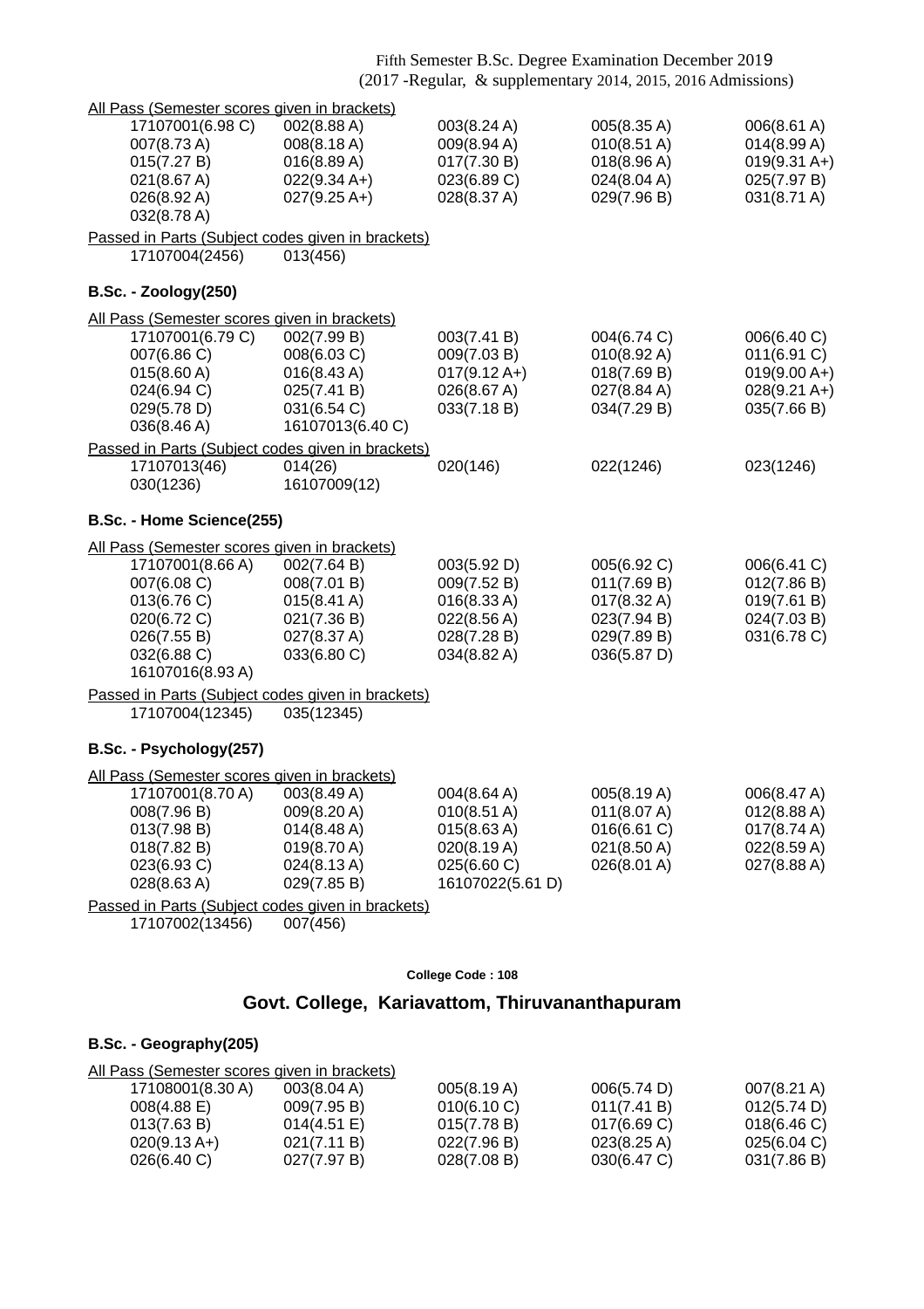Fifth Semester B.Sc. Degree Examination December 2019
(2017 -Regular, & supplementary 2014, 2015, 2016 Admissions)

All Pass (Semester scores given in brackets)

| | | | | |
|---|---|---|---|---|
| 17107001(6.98 C) | 002(8.88 A) | 003(8.24 A) | 005(8.35 A) | 006(8.61 A) |
| 007(8.73 A) | 008(8.18 A) | 009(8.94 A) | 010(8.51 A) | 014(8.99 A) |
| 015(7.27 B) | 016(8.89 A) | 017(7.30 B) | 018(8.96 A) | 019(9.31 A+) |
| 021(8.67 A) | 022(9.34 A+) | 023(6.89 C) | 024(8.04 A) | 025(7.97 B) |
| 026(8.92 A) | 027(9.25 A+) | 028(8.37 A) | 029(7.96 B) | 031(8.71 A) |
| 032(8.78 A) | | | | |

Passed in Parts (Subject codes given in brackets)

| | |
|---|---|
| 17107004(2456) | 013(456) |

**B.Sc. - Zoology(250)**

All Pass (Semester scores given in brackets)

| | | | | |
|---|---|---|---|---|
| 17107001(6.79 C) | 002(7.99 B) | 003(7.41 B) | 004(6.74 C) | 006(6.40 C) |
| 007(6.86 C) | 008(6.03 C) | 009(7.03 B) | 010(8.92 A) | 011(6.91 C) |
| 015(8.60 A) | 016(8.43 A) | 017(9.12 A+) | 018(7.69 B) | 019(9.00 A+) |
| 024(6.94 C) | 025(7.41 B) | 026(8.67 A) | 027(8.84 A) | 028(9.21 A+) |
| 029(5.78 D) | 031(6.54 C) | 033(7.18 B) | 034(7.29 B) | 035(7.66 B) |
| 036(8.46 A) | 16107013(6.40 C) | | | |

Passed in Parts (Subject codes given in brackets)

| | | | | |
|---|---|---|---|---|
| 17107013(46) | 014(26) | 020(146) | 022(1246) | 023(1246) |
| 030(1236) | 16107009(12) | | | |

**B.Sc. - Home Science(255)**

All Pass (Semester scores given in brackets)

| | | | | |
|---|---|---|---|---|
| 17107001(8.66 A) | 002(7.64 B) | 003(5.92 D) | 005(6.92 C) | 006(6.41 C) |
| 007(6.08 C) | 008(7.01 B) | 009(7.52 B) | 011(7.69 B) | 012(7.86 B) |
| 013(6.76 C) | 015(8.41 A) | 016(8.33 A) | 017(8.32 A) | 019(7.61 B) |
| 020(6.72 C) | 021(7.36 B) | 022(8.56 A) | 023(7.94 B) | 024(7.03 B) |
| 026(7.55 B) | 027(8.37 A) | 028(7.28 B) | 029(7.89 B) | 031(6.78 C) |
| 032(6.88 C) | 033(6.80 C) | 034(8.82 A) | 036(5.87 D) | |
| 16107016(8.93 A) | | | | |

Passed in Parts (Subject codes given in brackets)

| | |
|---|---|
| 17107004(12345) | 035(12345) |

**B.Sc. - Psychology(257)**

All Pass (Semester scores given in brackets)

| | | | | |
|---|---|---|---|---|
| 17107001(8.70 A) | 003(8.49 A) | 004(8.64 A) | 005(8.19 A) | 006(8.47 A) |
| 008(7.96 B) | 009(8.20 A) | 010(8.51 A) | 011(8.07 A) | 012(8.88 A) |
| 013(7.98 B) | 014(8.48 A) | 015(8.63 A) | 016(6.61 C) | 017(8.74 A) |
| 018(7.82 B) | 019(8.70 A) | 020(8.19 A) | 021(8.50 A) | 022(8.59 A) |
| 023(6.93 C) | 024(8.13 A) | 025(6.60 C) | 026(8.01 A) | 027(8.88 A) |
| 028(8.63 A) | 029(7.85 B) | 16107022(5.61 D) | | |

Passed in Parts (Subject codes given in brackets)

| | |
|---|---|
| 17107002(13456) | 007(456) |

**College Code : 108**

## Govt. College, Kariavattom, Thiruvananthapuram

**B.Sc. - Geography(205)**

All Pass (Semester scores given in brackets)

| | | | | |
|---|---|---|---|---|
| 17108001(8.30 A) | 003(8.04 A) | 005(8.19 A) | 006(5.74 D) | 007(8.21 A) |
| 008(4.88 E) | 009(7.95 B) | 010(6.10 C) | 011(7.41 B) | 012(5.74 D) |
| 013(7.63 B) | 014(4.51 E) | 015(7.78 B) | 017(6.69 C) | 018(6.46 C) |
| 020(9.13 A+) | 021(7.11 B) | 022(7.96 B) | 023(8.25 A) | 025(6.04 C) |
| 026(6.40 C) | 027(7.97 B) | 028(7.08 B) | 030(6.47 C) | 031(7.86 B) |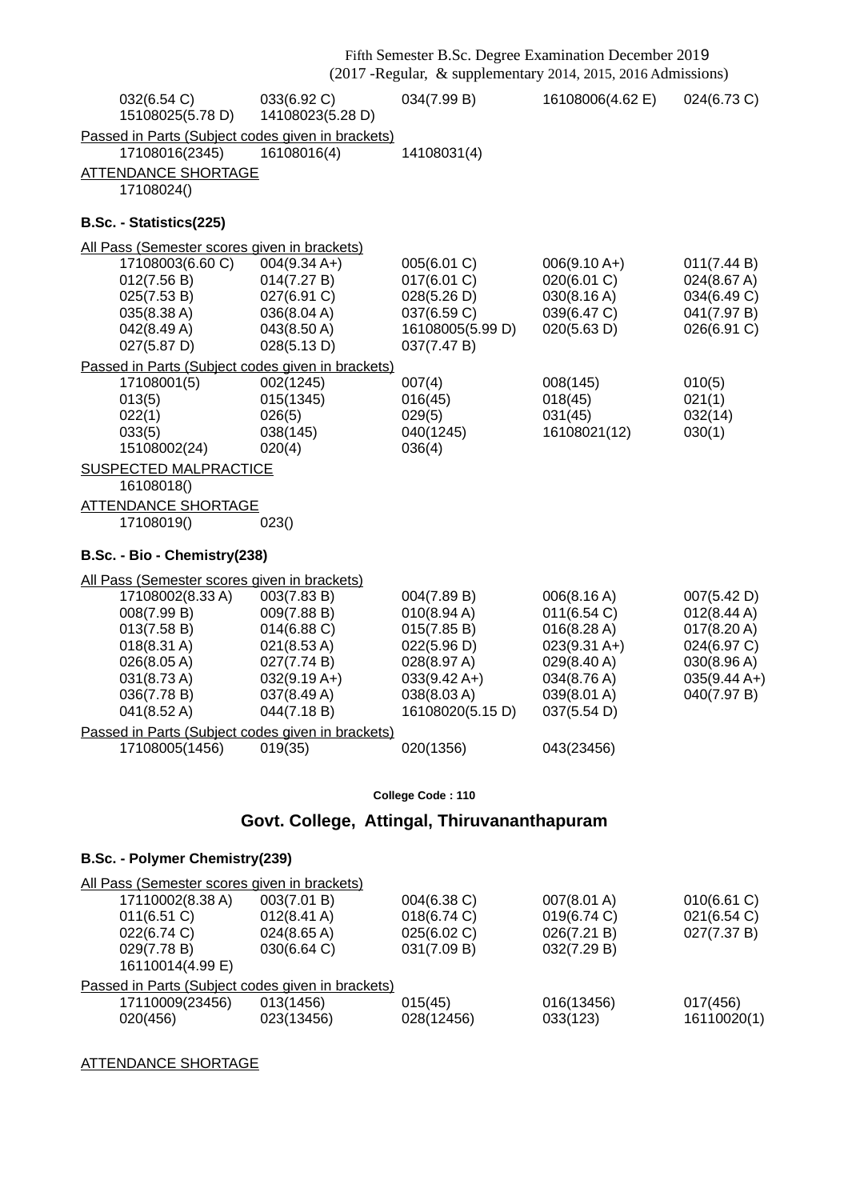032(6.54 C) 033(6.92 C) 034(7.99 B) 16108006(4.62 E) 024(6.73 C)
15108025(5.78 D) 14108023(5.28 D)

Passed in Parts (Subject codes given in brackets)

17108016(2345) 16108016(4) 14108031(4)

ATTENDANCE SHORTAGE

17108024()

**B.Sc. - Statistics(225)**

All Pass (Semester scores given in brackets)

| | | | | |
|---|---|---|---|---|
| 17108003(6.60 C) | 004(9.34 A+) | 005(6.01 C) | 006(9.10 A+) | 011(7.44 B) |
| 012(7.56 B) | 014(7.27 B) | 017(6.01 C) | 020(6.01 C) | 024(8.67 A) |
| 025(7.53 B) | 027(6.91 C) | 028(5.26 D) | 030(8.16 A) | 034(6.49 C) |
| 035(8.38 A) | 036(8.04 A) | 037(6.59 C) | 039(6.47 C) | 041(7.97 B) |
| 042(8.49 A) | 043(8.50 A) | 16108005(5.99 D) | 020(5.63 D) | 026(6.91 C) |
| 027(5.87 D) | 028(5.13 D) | 037(7.47 B) | | |

Passed in Parts (Subject codes given in brackets)

| | | | | |
|---|---|---|---|---|
| 17108001(5) | 002(1245) | 007(4) | 008(145) | 010(5) |
| 013(5) | 015(1345) | 016(45) | 018(45) | 021(1) |
| 022(1) | 026(5) | 029(5) | 031(45) | 032(14) |
| 033(5) | 038(145) | 040(1245) | 16108021(12) | 030(1) |
| 15108002(24) | 020(4) | 036(4) | | |

SUSPECTED MALPRACTICE

16108018()

ATTENDANCE SHORTAGE

17108019() 023()

**B.Sc. - Bio - Chemistry(238)**

All Pass (Semester scores given in brackets)

| | | | | |
|---|---|---|---|---|
| 17108002(8.33 A) | 003(7.83 B) | 004(7.89 B) | 006(8.16 A) | 007(5.42 D) |
| 008(7.99 B) | 009(7.88 B) | 010(8.94 A) | 011(6.54 C) | 012(8.44 A) |
| 013(7.58 B) | 014(6.88 C) | 015(7.85 B) | 016(8.28 A) | 017(8.20 A) |
| 018(8.31 A) | 021(8.53 A) | 022(5.96 D) | 023(9.31 A+) | 024(6.97 C) |
| 026(8.05 A) | 027(7.74 B) | 028(8.97 A) | 029(8.40 A) | 030(8.96 A) |
| 031(8.73 A) | 032(9.19 A+) | 033(9.42 A+) | 034(8.76 A) | 035(9.44 A+) |
| 036(7.78 B) | 037(8.49 A) | 038(8.03 A) | 039(8.01 A) | 040(7.97 B) |
| 041(8.52 A) | 044(7.18 B) | 16108020(5.15 D) | 037(5.54 D) | |

Passed in Parts (Subject codes given in brackets)

17108005(1456) 019(35) 020(1356) 043(23456)

**College Code : 110**

## Govt. College, Attingal, Thiruvananthapuram

**B.Sc. - Polymer Chemistry(239)**

All Pass (Semester scores given in brackets)

| | | | | |
|---|---|---|---|---|
| 17110002(8.38 A) | 003(7.01 B) | 004(6.38 C) | 007(8.01 A) | 010(6.61 C) |
| 011(6.51 C) | 012(8.41 A) | 018(6.74 C) | 019(6.74 C) | 021(6.54 C) |
| 022(6.74 C) | 024(8.65 A) | 025(6.02 C) | 026(7.21 B) | 027(7.37 B) |
| 029(7.78 B) | 030(6.64 C) | 031(7.09 B) | 032(7.29 B) | |
| 16110014(4.99 E) | | | | |

Passed in Parts (Subject codes given in brackets)

| | | | | |
|---|---|---|---|---|
| 17110009(23456) | 013(1456) | 015(45) | 016(13456) | 017(456) |
| 020(456) | 023(13456) | 028(12456) | 033(123) | 16110020(1) |

ATTENDANCE SHORTAGE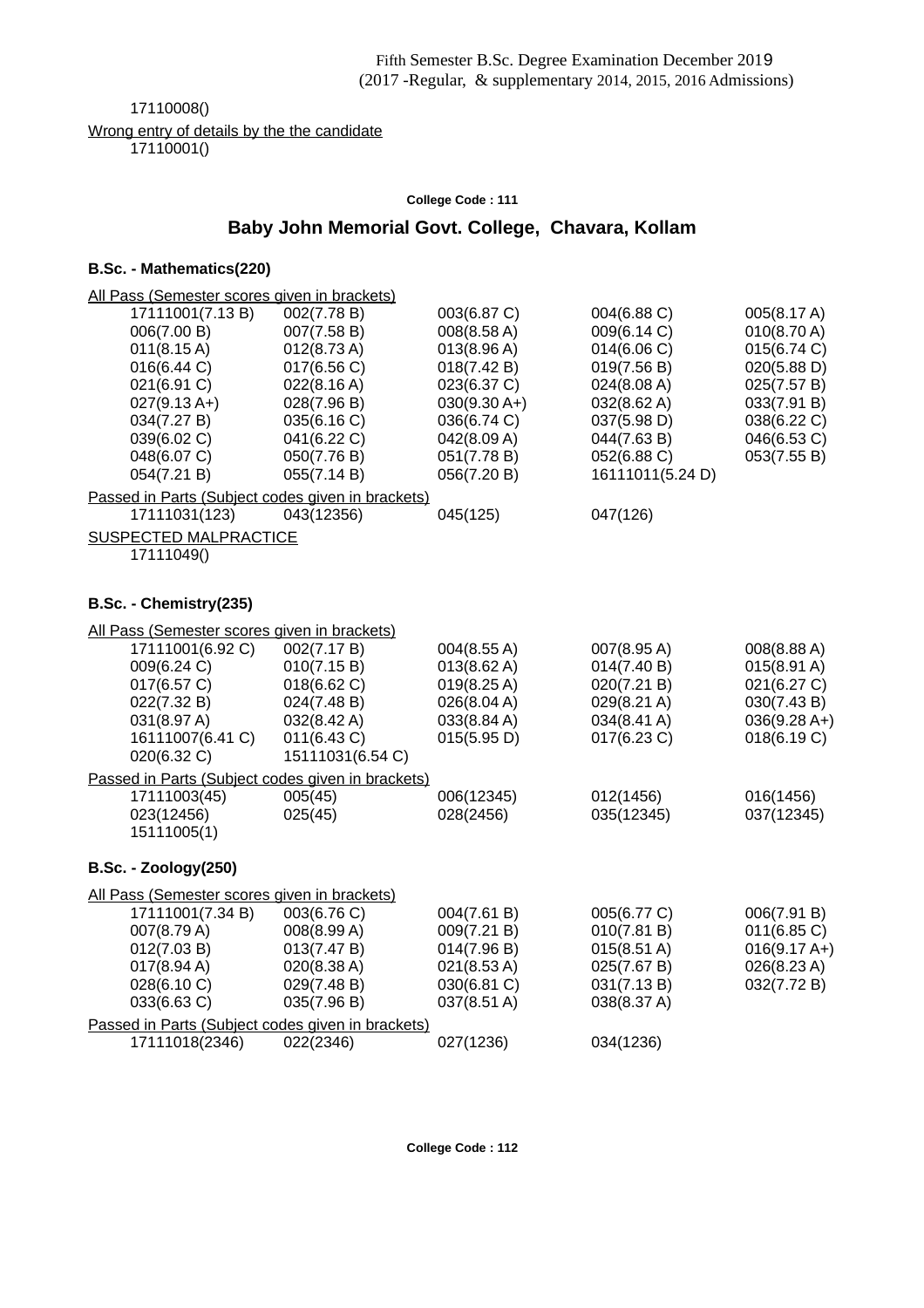17110008()

Wrong entry of details by the the candidate

17110001()

College Code : 111

## Baby John Memorial Govt. College, Chavara, Kollam

### B.Sc. - Mathematics(220)

All Pass (Semester scores given in brackets)

| | | | | |
|---|---|---|---|---|
| 17111001(7.13 B) | 002(7.78 B) | 003(6.87 C) | 004(6.88 C) | 005(8.17 A) |
| 006(7.00 B) | 007(7.58 B) | 008(8.58 A) | 009(6.14 C) | 010(8.70 A) |
| 011(8.15 A) | 012(8.73 A) | 013(8.96 A) | 014(6.06 C) | 015(6.74 C) |
| 016(6.44 C) | 017(6.56 C) | 018(7.42 B) | 019(7.56 B) | 020(5.88 D) |
| 021(6.91 C) | 022(8.16 A) | 023(6.37 C) | 024(8.08 A) | 025(7.57 B) |
| 027(9.13 A+) | 028(7.96 B) | 030(9.30 A+) | 032(8.62 A) | 033(7.91 B) |
| 034(7.27 B) | 035(6.16 C) | 036(6.74 C) | 037(5.98 D) | 038(6.22 C) |
| 039(6.02 C) | 041(6.22 C) | 042(8.09 A) | 044(7.63 B) | 046(6.53 C) |
| 048(6.07 C) | 050(7.76 B) | 051(7.78 B) | 052(6.88 C) | 053(7.55 B) |
| 054(7.21 B) | 055(7.14 B) | 056(7.20 B) | 16111011(5.24 D) | |

Passed in Parts (Subject codes given in brackets)

| | | | |
|---|---|---|---|
| 17111031(123) | 043(12356) | 045(125) | 047(126) |

SUSPECTED MALPRACTICE

17111049()

### B.Sc. - Chemistry(235)

All Pass (Semester scores given in brackets)

| | | | | |
|---|---|---|---|---|
| 17111001(6.92 C) | 002(7.17 B) | 004(8.55 A) | 007(8.95 A) | 008(8.88 A) |
| 009(6.24 C) | 010(7.15 B) | 013(8.62 A) | 014(7.40 B) | 015(8.91 A) |
| 017(6.57 C) | 018(6.62 C) | 019(8.25 A) | 020(7.21 B) | 021(6.27 C) |
| 022(7.32 B) | 024(7.48 B) | 026(8.04 A) | 029(8.21 A) | 030(7.43 B) |
| 031(8.97 A) | 032(8.42 A) | 033(8.84 A) | 034(8.41 A) | 036(9.28 A+) |
| 16111007(6.41 C) | 011(6.43 C) | 015(5.95 D) | 017(6.23 C) | 018(6.19 C) |
| 020(6.32 C) | 15111031(6.54 C) | | | |

Passed in Parts (Subject codes given in brackets)

| | | | | |
|---|---|---|---|---|
| 17111003(45) | 005(45) | 006(12345) | 012(1456) | 016(1456) |
| 023(12456) | 025(45) | 028(2456) | 035(12345) | 037(12345) |
| 15111005(1) | | | | |

### B.Sc. - Zoology(250)

All Pass (Semester scores given in brackets)

| | | | | |
|---|---|---|---|---|
| 17111001(7.34 B) | 003(6.76 C) | 004(7.61 B) | 005(6.77 C) | 006(7.91 B) |
| 007(8.79 A) | 008(8.99 A) | 009(7.21 B) | 010(7.81 B) | 011(6.85 C) |
| 012(7.03 B) | 013(7.47 B) | 014(7.96 B) | 015(8.51 A) | 016(9.17 A+) |
| 017(8.94 A) | 020(8.38 A) | 021(8.53 A) | 025(7.67 B) | 026(8.23 A) |
| 028(6.10 C) | 029(7.48 B) | 030(6.81 C) | 031(7.13 B) | 032(7.72 B) |
| 033(6.63 C) | 035(7.96 B) | 037(8.51 A) | 038(8.37 A) | |

Passed in Parts (Subject codes given in brackets)

| | | | |
|---|---|---|---|
| 17111018(2346) | 022(2346) | 027(1236) | 034(1236) |

College Code : 112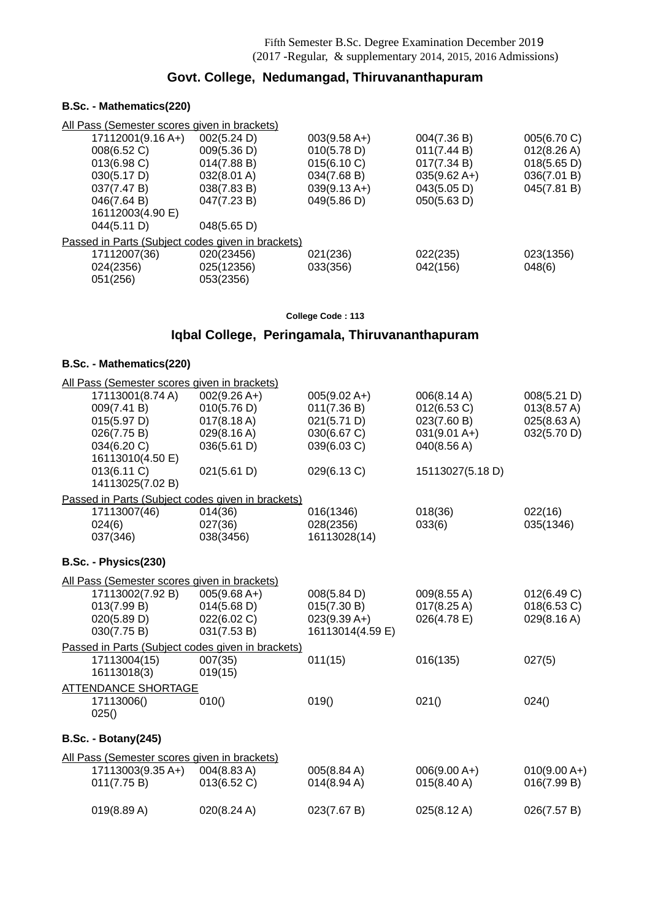Fifth Semester B.Sc. Degree Examination December 2019
(2017 -Regular, & supplementary 2014, 2015, 2016 Admissions)

## Govt. College, Nedumangad, Thiruvananthapuram

### B.Sc. - Mathematics(220)

All Pass (Semester scores given in brackets)

| | | | | |
|---|---|---|---|---|
| 17112001(9.16 A+) | 002(5.24 D) | 003(9.58 A+) | 004(7.36 B) | 005(6.70 C) |
| 008(6.52 C) | 009(5.36 D) | 010(5.78 D) | 011(7.44 B) | 012(8.26 A) |
| 013(6.98 C) | 014(7.88 B) | 015(6.10 C) | 017(7.34 B) | 018(5.65 D) |
| 030(5.17 D) | 032(8.01 A) | 034(7.68 B) | 035(9.62 A+) | 036(7.01 B) |
| 037(7.47 B) | 038(7.83 B) | 039(9.13 A+) | 043(5.05 D) | 045(7.81 B) |
| 046(7.64 B) | 047(7.23 B) | 049(5.86 D) | 050(5.63 D) | |
| 16112003(4.90 E) | | | | |
| 044(5.11 D) | 048(5.65 D) | | | |

Passed in Parts (Subject codes given in brackets)

| | | | | |
|---|---|---|---|---|
| 17112007(36) | 020(23456) | 021(236) | 022(235) | 023(1356) |
| 024(2356) | 025(12356) | 033(356) | 042(156) | 048(6) |
| 051(256) | 053(2356) | | | |

College Code : 113

## Iqbal College, Peringamala, Thiruvananthapuram

### B.Sc. - Mathematics(220)

All Pass (Semester scores given in brackets)

| | | | | |
|---|---|---|---|---|
| 17113001(8.74 A) | 002(9.26 A+) | 005(9.02 A+) | 006(8.14 A) | 008(5.21 D) |
| 009(7.41 B) | 010(5.76 D) | 011(7.36 B) | 012(6.53 C) | 013(8.57 A) |
| 015(5.97 D) | 017(8.18 A) | 021(5.71 D) | 023(7.60 B) | 025(8.63 A) |
| 026(7.75 B) | 029(8.16 A) | 030(6.67 C) | 031(9.01 A+) | 032(5.70 D) |
| 034(6.20 C) | 036(5.61 D) | 039(6.03 C) | 040(8.56 A) | |
| 16113010(4.50 E) | | | | |
| 013(6.11 C) | 021(5.61 D) | 029(6.13 C) | 15113027(5.18 D) | |
| 14113025(7.02 B) | | | | |

Passed in Parts (Subject codes given in brackets)

| | | | | |
|---|---|---|---|---|
| 17113007(46) | 014(36) | 016(1346) | 018(36) | 022(16) |
| 024(6) | 027(36) | 028(2356) | 033(6) | 035(1346) |
| 037(346) | 038(3456) | 16113028(14) | | |

### B.Sc. - Physics(230)

All Pass (Semester scores given in brackets)

| | | | | |
|---|---|---|---|---|
| 17113002(7.92 B) | 005(9.68 A+) | 008(5.84 D) | 009(8.55 A) | 012(6.49 C) |
| 013(7.99 B) | 014(5.68 D) | 015(7.30 B) | 017(8.25 A) | 018(6.53 C) |
| 020(5.89 D) | 022(6.02 C) | 023(9.39 A+) | 026(4.78 E) | 029(8.16 A) |
| 030(7.75 B) | 031(7.53 B) | 16113014(4.59 E) | | |

Passed in Parts (Subject codes given in brackets)

| | | | | |
|---|---|---|---|---|
| 17113004(15) | 007(35) | 011(15) | 016(135) | 027(5) |
| 16113018(3) | 019(15) | | | |

ATTENDANCE SHORTAGE

| | | | | |
|---|---|---|---|---|
| 17113006() | 010() | 019() | 021() | 024() |
| 025() | | | | |

### B.Sc. - Botany(245)

All Pass (Semester scores given in brackets)

| | | | | |
|---|---|---|---|---|
| 17113003(9.35 A+) | 004(8.83 A) | 005(8.84 A) | 006(9.00 A+) | 010(9.00 A+) |
| 011(7.75 B) | 013(6.52 C) | 014(8.94 A) | 015(8.40 A) | 016(7.99 B) |
| 019(8.89 A) | 020(8.24 A) | 023(7.67 B) | 025(8.12 A) | 026(7.57 B) |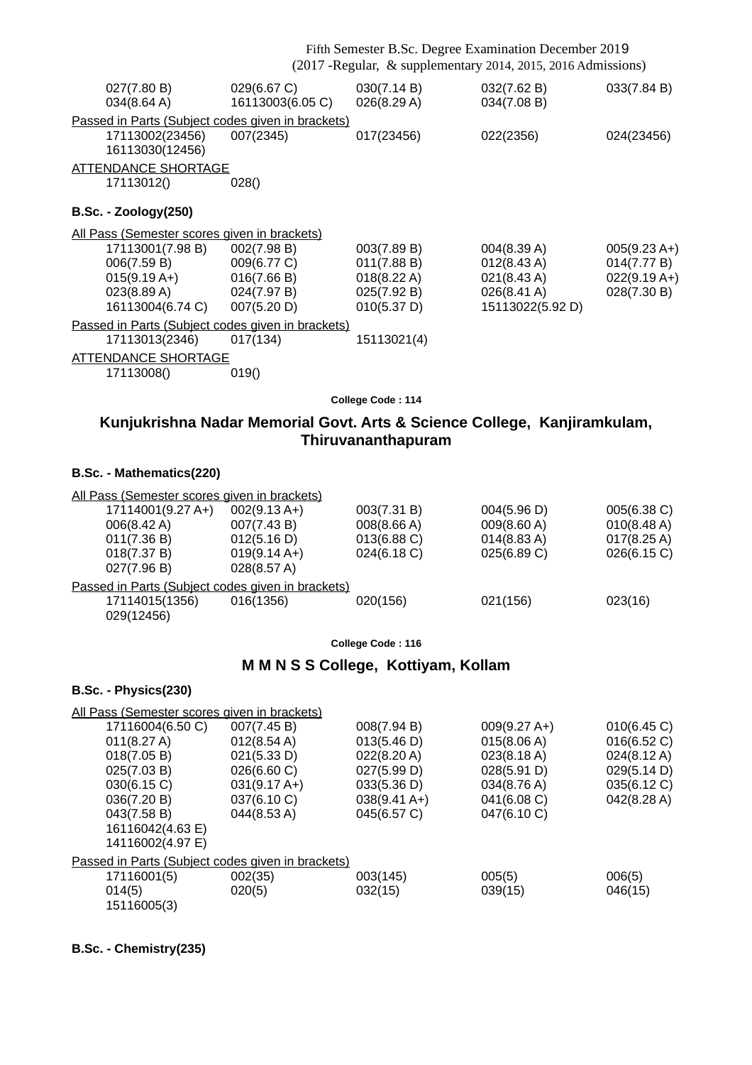| | | | | |
|---|---|---|---|---|
| 027(7.80 B) | 029(6.67 C) | 030(7.14 B) | 032(7.62 B) | 033(7.84 B) |
| 034(8.64 A) | 16113003(6.05 C) | 026(8.29 A) | 034(7.08 B) | |

Passed in Parts (Subject codes given in brackets)

| | | | | |
|---|---|---|---|---|
| 17113002(23456) | 007(2345) | 017(23456) | 022(2356) | 024(23456) |
| 16113030(12456) | | | | |

ATTENDANCE SHORTAGE

17113012() 028()

**B.Sc. - Zoology(250)**

All Pass (Semester scores given in brackets)

| | | | | |
|---|---|---|---|---|
| 17113001(7.98 B) | 002(7.98 B) | 003(7.89 B) | 004(8.39 A) | 005(9.23 A+) |
| 006(7.59 B) | 009(6.77 C) | 011(7.88 B) | 012(8.43 A) | 014(7.77 B) |
| 015(9.19 A+) | 016(7.66 B) | 018(8.22 A) | 021(8.43 A) | 022(9.19 A+) |
| 023(8.89 A) | 024(7.97 B) | 025(7.92 B) | 026(8.41 A) | 028(7.30 B) |
| 16113004(6.74 C) | 007(5.20 D) | 010(5.37 D) | 15113022(5.92 D) | |

Passed in Parts (Subject codes given in brackets)

17113013(2346) 017(134) 15113021(4)

ATTENDANCE SHORTAGE

17113008() 019()

**College Code : 114**

## Kunjukrishna Nadar Memorial Govt. Arts & Science College, Kanjiramkulam, Thiruvananthapuram

**B.Sc. - Mathematics(220)**

All Pass (Semester scores given in brackets)

| | | | | |
|---|---|---|---|---|
| 17114001(9.27 A+) | 002(9.13 A+) | 003(7.31 B) | 004(5.96 D) | 005(6.38 C) |
| 006(8.42 A) | 007(7.43 B) | 008(8.66 A) | 009(8.60 A) | 010(8.48 A) |
| 011(7.36 B) | 012(5.16 D) | 013(6.88 C) | 014(8.83 A) | 017(8.25 A) |
| 018(7.37 B) | 019(9.14 A+) | 024(6.18 C) | 025(6.89 C) | 026(6.15 C) |
| 027(7.96 B) | 028(8.57 A) | | | |

Passed in Parts (Subject codes given in brackets)

| | | | | |
|---|---|---|---|---|
| 17114015(1356) | 016(1356) | 020(156) | 021(156) | 023(16) |
| 029(12456) | | | | |

**College Code : 116**

## M M N S S College, Kottiyam, Kollam

**B.Sc. - Physics(230)**

All Pass (Semester scores given in brackets)

| | | | | |
|---|---|---|---|---|
| 17116004(6.50 C) | 007(7.45 B) | 008(7.94 B) | 009(9.27 A+) | 010(6.45 C) |
| 011(8.27 A) | 012(8.54 A) | 013(5.46 D) | 015(8.06 A) | 016(6.52 C) |
| 018(7.05 B) | 021(5.33 D) | 022(8.20 A) | 023(8.18 A) | 024(8.12 A) |
| 025(7.03 B) | 026(6.60 C) | 027(5.99 D) | 028(5.91 D) | 029(5.14 D) |
| 030(6.15 C) | 031(9.17 A+) | 033(5.36 D) | 034(8.76 A) | 035(6.12 C) |
| 036(7.20 B) | 037(6.10 C) | 038(9.41 A+) | 041(6.08 C) | 042(8.28 A) |
| 043(7.58 B) | 044(8.53 A) | 045(6.57 C) | 047(6.10 C) | |
| 16116042(4.63 E) | | | | |
| 14116002(4.97 E) | | | | |

Passed in Parts (Subject codes given in brackets)

| | | | | |
|---|---|---|---|---|
| 17116001(5) | 002(35) | 003(145) | 005(5) | 006(5) |
| 014(5) | 020(5) | 032(15) | 039(15) | 046(15) |
| 15116005(3) | | | | |

**B.Sc. - Chemistry(235)**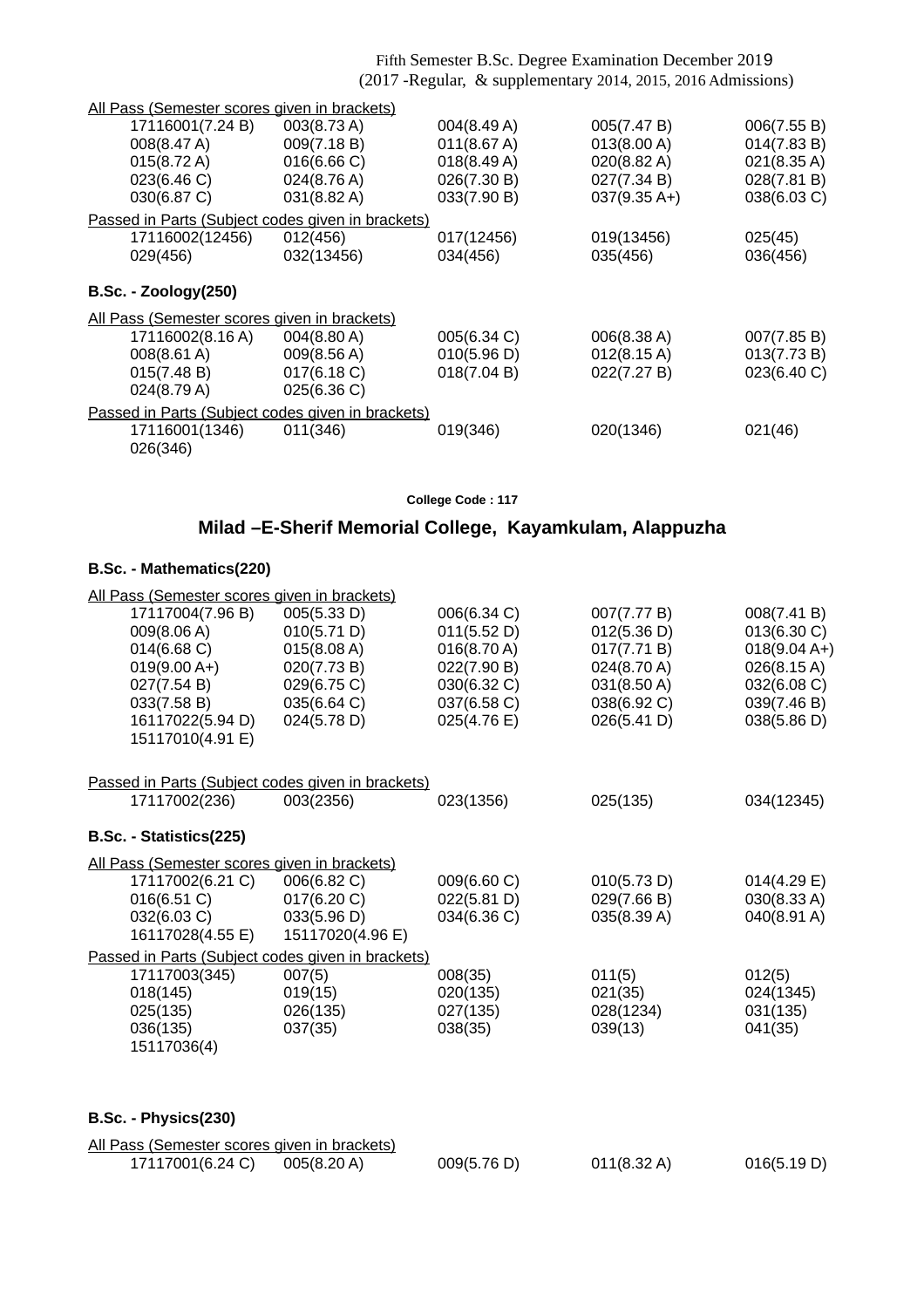All Pass (Semester scores given in brackets)

| | | | | |
|---|---|---|---|---|
| 17116001(7.24 B) | 003(8.73 A) | 004(8.49 A) | 005(7.47 B) | 006(7.55 B) |
| 008(8.47 A) | 009(7.18 B) | 011(8.67 A) | 013(8.00 A) | 014(7.83 B) |
| 015(8.72 A) | 016(6.66 C) | 018(8.49 A) | 020(8.82 A) | 021(8.35 A) |
| 023(6.46 C) | 024(8.76 A) | 026(7.30 B) | 027(7.34 B) | 028(7.81 B) |
| 030(6.87 C) | 031(8.82 A) | 033(7.90 B) | 037(9.35 A+) | 038(6.03 C) |

Passed in Parts (Subject codes given in brackets)

| | | | | |
|---|---|---|---|---|
| 17116002(12456) | 012(456) | 017(12456) | 019(13456) | 025(45) |
| 029(456) | 032(13456) | 034(456) | 035(456) | 036(456) |

**B.Sc. - Zoology(250)**

All Pass (Semester scores given in brackets)

| | | | | |
|---|---|---|---|---|
| 17116002(8.16 A) | 004(8.80 A) | 005(6.34 C) | 006(8.38 A) | 007(7.85 B) |
| 008(8.61 A) | 009(8.56 A) | 010(5.96 D) | 012(8.15 A) | 013(7.73 B) |
| 015(7.48 B) | 017(6.18 C) | 018(7.04 B) | 022(7.27 B) | 023(6.40 C) |
| 024(8.79 A) | 025(6.36 C) | | | |

Passed in Parts (Subject codes given in brackets)

| | | | | |
|---|---|---|---|---|
| 17116001(1346) | 011(346) | 019(346) | 020(1346) | 021(46) |
| 026(346) | | | | |

College Code : 117

## Milad –E-Sherif Memorial College, Kayamkulam, Alappuzha

**B.Sc. - Mathematics(220)**

All Pass (Semester scores given in brackets)

| | | | | |
|---|---|---|---|---|
| 17117004(7.96 B) | 005(5.33 D) | 006(6.34 C) | 007(7.77 B) | 008(7.41 B) |
| 009(8.06 A) | 010(5.71 D) | 011(5.52 D) | 012(5.36 D) | 013(6.30 C) |
| 014(6.68 C) | 015(8.08 A) | 016(8.70 A) | 017(7.71 B) | 018(9.04 A+) |
| 019(9.00 A+) | 020(7.73 B) | 022(7.90 B) | 024(8.70 A) | 026(8.15 A) |
| 027(7.54 B) | 029(6.75 C) | 030(6.32 C) | 031(8.50 A) | 032(6.08 C) |
| 033(7.58 B) | 035(6.64 C) | 037(6.58 C) | 038(6.92 C) | 039(7.46 B) |
| 16117022(5.94 D) | 024(5.78 D) | 025(4.76 E) | 026(5.41 D) | 038(5.86 D) |
| 15117010(4.91 E) | | | | |

Passed in Parts (Subject codes given in brackets)

| | | | | |
|---|---|---|---|---|
| 17117002(236) | 003(2356) | 023(1356) | 025(135) | 034(12345) |

**B.Sc. - Statistics(225)**

All Pass (Semester scores given in brackets)

| | | | | |
|---|---|---|---|---|
| 17117002(6.21 C) | 006(6.82 C) | 009(6.60 C) | 010(5.73 D) | 014(4.29 E) |
| 016(6.51 C) | 017(6.20 C) | 022(5.81 D) | 029(7.66 B) | 030(8.33 A) |
| 032(6.03 C) | 033(5.96 D) | 034(6.36 C) | 035(8.39 A) | 040(8.91 A) |
| 16117028(4.55 E) | 15117020(4.96 E) | | | |

Passed in Parts (Subject codes given in brackets)

| | | | | |
|---|---|---|---|---|
| 17117003(345) | 007(5) | 008(35) | 011(5) | 012(5) |
| 018(145) | 019(15) | 020(135) | 021(35) | 024(1345) |
| 025(135) | 026(135) | 027(135) | 028(1234) | 031(135) |
| 036(135) | 037(35) | 038(35) | 039(13) | 041(35) |
| 15117036(4) | | | | |

**B.Sc. - Physics(230)**

All Pass (Semester scores given in brackets)

| | | | | |
|---|---|---|---|---|
| 17117001(6.24 C) | 005(8.20 A) | 009(5.76 D) | 011(8.32 A) | 016(5.19 D) |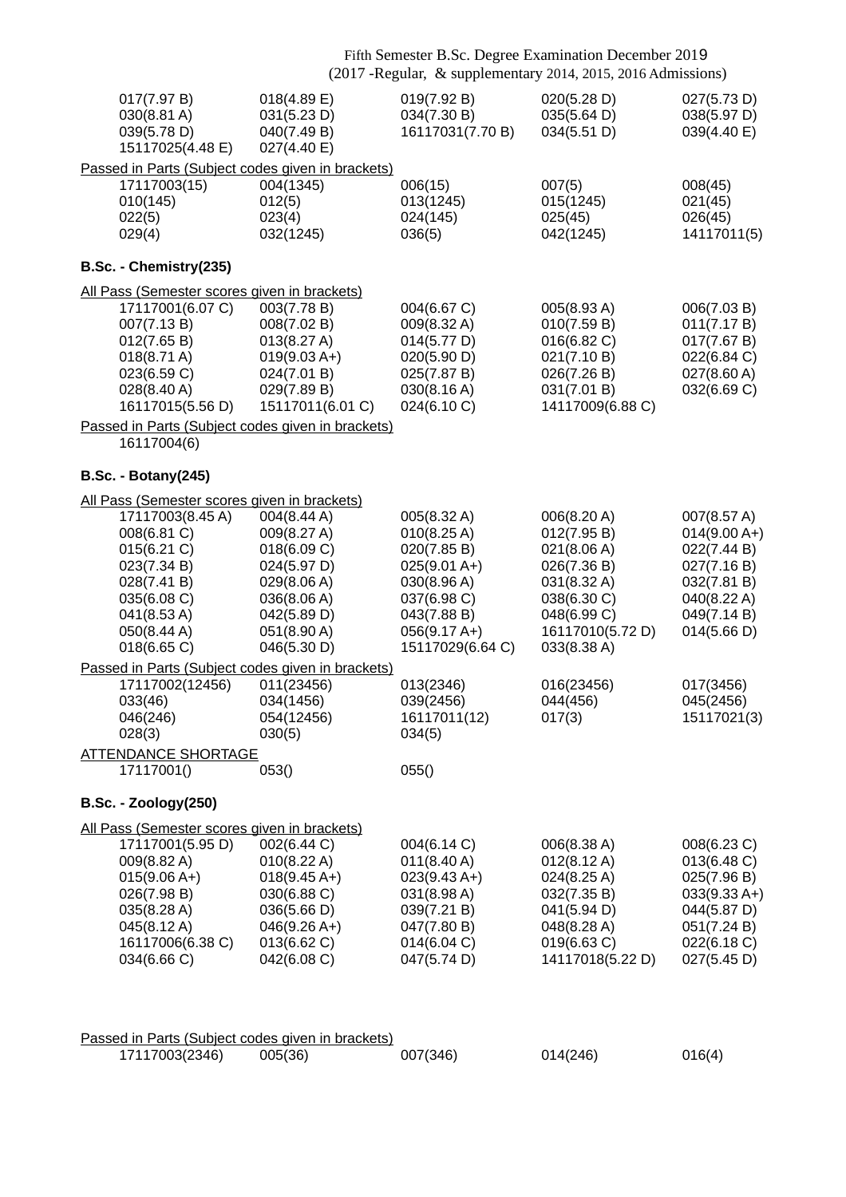| | | | | |
|---|---|---|---|---|
| 017(7.97 B) | 018(4.89 E) | 019(7.92 B) | 020(5.28 D) | 027(5.73 D) |
| 030(8.81 A) | 031(5.23 D) | 034(7.30 B) | 035(5.64 D) | 038(5.97 D) |
| 039(5.78 D) | 040(7.49 B) | 16117031(7.70 B) | 034(5.51 D) | 039(4.40 E) |
| 15117025(4.48 E) | 027(4.40 E) | | | |

Passed in Parts (Subject codes given in brackets)

| | | | | |
|---|---|---|---|---|
| 17117003(15) | 004(1345) | 006(15) | 007(5) | 008(45) |
| 010(145) | 012(5) | 013(1245) | 015(1245) | 021(45) |
| 022(5) | 023(4) | 024(145) | 025(45) | 026(45) |
| 029(4) | 032(1245) | 036(5) | 042(1245) | 14117011(5) |

**B.Sc. - Chemistry(235)**

All Pass (Semester scores given in brackets)

| | | | | |
|---|---|---|---|---|
| 17117001(6.07 C) | 003(7.78 B) | 004(6.67 C) | 005(8.93 A) | 006(7.03 B) |
| 007(7.13 B) | 008(7.02 B) | 009(8.32 A) | 010(7.59 B) | 011(7.17 B) |
| 012(7.65 B) | 013(8.27 A) | 014(5.77 D) | 016(6.82 C) | 017(7.67 B) |
| 018(8.71 A) | 019(9.03 A+) | 020(5.90 D) | 021(7.10 B) | 022(6.84 C) |
| 023(6.59 C) | 024(7.01 B) | 025(7.87 B) | 026(7.26 B) | 027(8.60 A) |
| 028(8.40 A) | 029(7.89 B) | 030(8.16 A) | 031(7.01 B) | 032(6.69 C) |
| 16117015(5.56 D) | 15117011(6.01 C) | 024(6.10 C) | 14117009(6.88 C) | |

Passed in Parts (Subject codes given in brackets)

16117004(6)

**B.Sc. - Botany(245)**

All Pass (Semester scores given in brackets)

| | | | | |
|---|---|---|---|---|
| 17117003(8.45 A) | 004(8.44 A) | 005(8.32 A) | 006(8.20 A) | 007(8.57 A) |
| 008(6.81 C) | 009(8.27 A) | 010(8.25 A) | 012(7.95 B) | 014(9.00 A+) |
| 015(6.21 C) | 018(6.09 C) | 020(7.85 B) | 021(8.06 A) | 022(7.44 B) |
| 023(7.34 B) | 024(5.97 D) | 025(9.01 A+) | 026(7.36 B) | 027(7.16 B) |
| 028(7.41 B) | 029(8.06 A) | 030(8.96 A) | 031(8.32 A) | 032(7.81 B) |
| 035(6.08 C) | 036(8.06 A) | 037(6.98 C) | 038(6.30 C) | 040(8.22 A) |
| 041(8.53 A) | 042(5.89 D) | 043(7.88 B) | 048(6.99 C) | 049(7.14 B) |
| 050(8.44 A) | 051(8.90 A) | 056(9.17 A+) | 16117010(5.72 D) | 014(5.66 D) |
| 018(6.65 C) | 046(5.30 D) | 15117029(6.64 C) | 033(8.38 A) | |

Passed in Parts (Subject codes given in brackets)

| | | | | |
|---|---|---|---|---|
| 17117002(12456) | 011(23456) | 013(2346) | 016(23456) | 017(3456) |
| 033(46) | 034(1456) | 039(2456) | 044(456) | 045(2456) |
| 046(246) | 054(12456) | 16117011(12) | 017(3) | 15117021(3) |
| 028(3) | 030(5) | 034(5) | | |

ATTENDANCE SHORTAGE

| | | |
|---|---|---|
| 17117001() | 053() | 055() |

**B.Sc. - Zoology(250)**

All Pass (Semester scores given in brackets)

| | | | | |
|---|---|---|---|---|
| 17117001(5.95 D) | 002(6.44 C) | 004(6.14 C) | 006(8.38 A) | 008(6.23 C) |
| 009(8.82 A) | 010(8.22 A) | 011(8.40 A) | 012(8.12 A) | 013(6.48 C) |
| 015(9.06 A+) | 018(9.45 A+) | 023(9.43 A+) | 024(8.25 A) | 025(7.96 B) |
| 026(7.98 B) | 030(6.88 C) | 031(8.98 A) | 032(7.35 B) | 033(9.33 A+) |
| 035(8.28 A) | 036(5.66 D) | 039(7.21 B) | 041(5.94 D) | 044(5.87 D) |
| 045(8.12 A) | 046(9.26 A+) | 047(7.80 B) | 048(8.28 A) | 051(7.24 B) |
| 16117006(6.38 C) | 013(6.62 C) | 014(6.04 C) | 019(6.63 C) | 022(6.18 C) |
| 034(6.66 C) | 042(6.08 C) | 047(5.74 D) | 14117018(5.22 D) | 027(5.45 D) |

Passed in Parts (Subject codes given in brackets)

| | | | | |
|---|---|---|---|---|
| 17117003(2346) | 005(36) | 007(346) | 014(246) | 016(4) |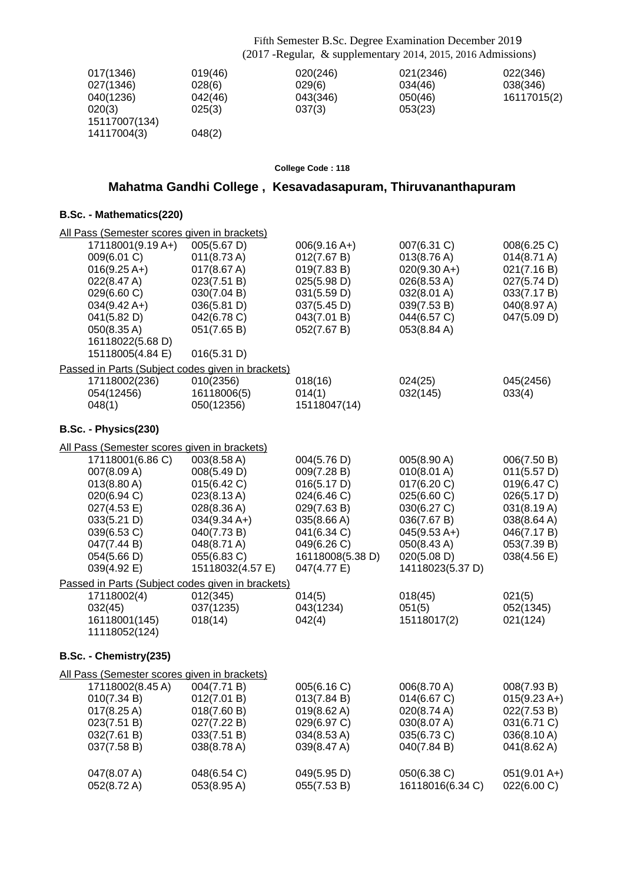Fifth Semester B.Sc. Degree Examination December 2019
(2017 -Regular, & supplementary 2014, 2015, 2016 Admissions)

| | | | | |
|---|---|---|---|---|
| 017(1346) | 019(46) | 020(246) | 021(2346) | 022(346) |
| 027(1346) | 028(6) | 029(6) | 034(46) | 038(346) |
| 040(1236) | 042(46) | 043(346) | 050(46) | 16117015(2) |
| 020(3) | 025(3) | 037(3) | 053(23) | |
| 15117007(134) | | | | |
| 14117004(3) | 048(2) | | | |

**College Code : 118**

## Mahatma Gandhi College , Kesavadasapuram, Thiruvananthapuram

### B.Sc. - Mathematics(220)

All Pass (Semester scores given in brackets)

| | | | | |
|---|---|---|---|---|
| 17118001(9.19 A+) | 005(5.67 D) | 006(9.16 A+) | 007(6.31 C) | 008(6.25 C) |
| 009(6.01 C) | 011(8.73 A) | 012(7.67 B) | 013(8.76 A) | 014(8.71 A) |
| 016(9.25 A+) | 017(8.67 A) | 019(7.83 B) | 020(9.30 A+) | 021(7.16 B) |
| 022(8.47 A) | 023(7.51 B) | 025(5.98 D) | 026(8.53 A) | 027(5.74 D) |
| 029(6.60 C) | 030(7.04 B) | 031(5.59 D) | 032(8.01 A) | 033(7.17 B) |
| 034(9.42 A+) | 036(5.81 D) | 037(5.45 D) | 039(7.53 B) | 040(8.97 A) |
| 041(5.82 D) | 042(6.78 C) | 043(7.01 B) | 044(6.57 C) | 047(5.09 D) |
| 050(8.35 A) | 051(7.65 B) | 052(7.67 B) | 053(8.84 A) | |
| 16118022(5.68 D) | | | | |
| 15118005(4.84 E) | 016(5.31 D) | | | |

Passed in Parts (Subject codes given in brackets)

| | | | | |
|---|---|---|---|---|
| 17118002(236) | 010(2356) | 018(16) | 024(25) | 045(2456) |
| 054(12456) | 16118006(5) | 014(1) | 032(145) | 033(4) |
| 048(1) | 050(12356) | 15118047(14) | | |

### B.Sc. - Physics(230)

All Pass (Semester scores given in brackets)

| | | | | |
|---|---|---|---|---|
| 17118001(6.86 C) | 003(8.58 A) | 004(5.76 D) | 005(8.90 A) | 006(7.50 B) |
| 007(8.09 A) | 008(5.49 D) | 009(7.28 B) | 010(8.01 A) | 011(5.57 D) |
| 013(8.80 A) | 015(6.42 C) | 016(5.17 D) | 017(6.20 C) | 019(6.47 C) |
| 020(6.94 C) | 023(8.13 A) | 024(6.46 C) | 025(6.60 C) | 026(5.17 D) |
| 027(4.53 E) | 028(8.36 A) | 029(7.63 B) | 030(6.27 C) | 031(8.19 A) |
| 033(5.21 D) | 034(9.34 A+) | 035(8.66 A) | 036(7.67 B) | 038(8.64 A) |
| 039(6.53 C) | 040(7.73 B) | 041(6.34 C) | 045(9.53 A+) | 046(7.17 B) |
| 047(7.44 B) | 048(8.71 A) | 049(6.26 C) | 050(8.43 A) | 053(7.39 B) |
| 054(5.66 D) | 055(6.83 C) | 16118008(5.38 D) | 020(5.08 D) | 038(4.56 E) |
| 039(4.92 E) | 15118032(4.57 E) | 047(4.77 E) | 14118023(5.37 D) | |

Passed in Parts (Subject codes given in brackets)

| | | | | |
|---|---|---|---|---|
| 17118002(4) | 012(345) | 014(5) | 018(45) | 021(5) |
| 032(45) | 037(1235) | 043(1234) | 051(5) | 052(1345) |
| 16118001(145) | 018(14) | 042(4) | 15118017(2) | 021(124) |
| 11118052(124) | | | | |

### B.Sc. - Chemistry(235)

All Pass (Semester scores given in brackets)

| | | | | |
|---|---|---|---|---|
| 17118002(8.45 A) | 004(7.71 B) | 005(6.16 C) | 006(8.70 A) | 008(7.93 B) |
| 010(7.34 B) | 012(7.01 B) | 013(7.84 B) | 014(6.67 C) | 015(9.23 A+) |
| 017(8.25 A) | 018(7.60 B) | 019(8.62 A) | 020(8.74 A) | 022(7.53 B) |
| 023(7.51 B) | 027(7.22 B) | 029(6.97 C) | 030(8.07 A) | 031(6.71 C) |
| 032(7.61 B) | 033(7.51 B) | 034(8.53 A) | 035(6.73 C) | 036(8.10 A) |
| 037(7.58 B) | 038(8.78 A) | 039(8.47 A) | 040(7.84 B) | 041(8.62 A) |
| 047(8.07 A) | 048(6.54 C) | 049(5.95 D) | 050(6.38 C) | 051(9.01 A+) |
| 052(8.72 A) | 053(8.95 A) | 055(7.53 B) | 16118016(6.34 C) | 022(6.00 C) |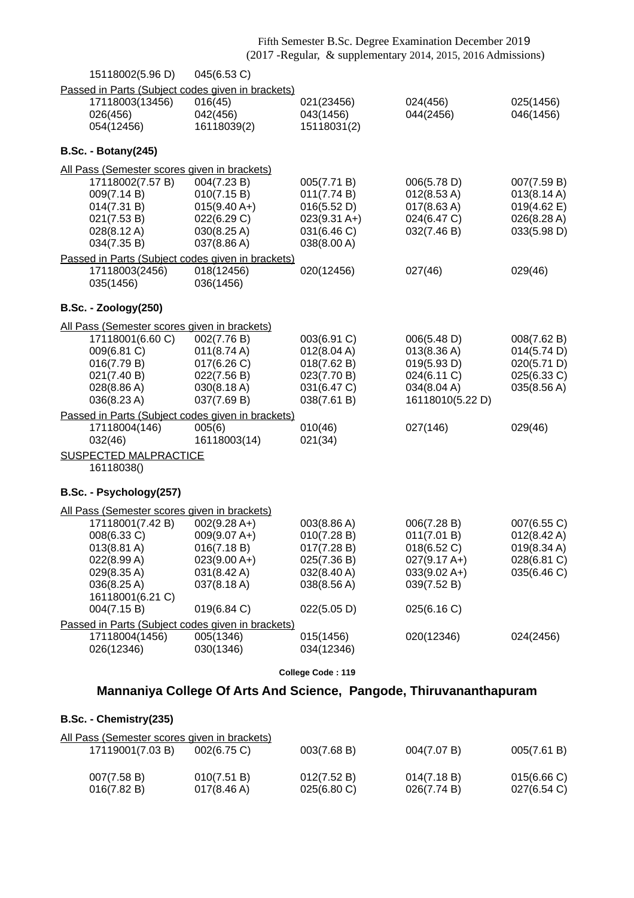15118002(5.96 D) 045(6.53 C)

Passed in Parts (Subject codes given in brackets)

| | | | | |
|---|---|---|---|---|
| 17118003(13456) | 016(45) | 021(23456) | 024(456) | 025(1456) |
| 026(456) | 042(456) | 043(1456) | 044(2456) | 046(1456) |
| 054(12456) | 16118039(2) | 15118031(2) | | |

**B.Sc. - Botany(245)**

All Pass (Semester scores given in brackets)

| | | | | |
|---|---|---|---|---|
| 17118002(7.57 B) | 004(7.23 B) | 005(7.71 B) | 006(5.78 D) | 007(7.59 B) |
| 009(7.14 B) | 010(7.15 B) | 011(7.74 B) | 012(8.53 A) | 013(8.14 A) |
| 014(7.31 B) | 015(9.40 A+) | 016(5.52 D) | 017(8.63 A) | 019(4.62 E) |
| 021(7.53 B) | 022(6.29 C) | 023(9.31 A+) | 024(6.47 C) | 026(8.28 A) |
| 028(8.12 A) | 030(8.25 A) | 031(6.46 C) | 032(7.46 B) | 033(5.98 D) |
| 034(7.35 B) | 037(8.86 A) | 038(8.00 A) | | |

Passed in Parts (Subject codes given in brackets)

| | | | | |
|---|---|---|---|---|
| 17118003(2456) | 018(12456) | 020(12456) | 027(46) | 029(46) |
| 035(1456) | 036(1456) | | | |

**B.Sc. - Zoology(250)**

All Pass (Semester scores given in brackets)

| | | | | |
|---|---|---|---|---|
| 17118001(6.60 C) | 002(7.76 B) | 003(6.91 C) | 006(5.48 D) | 008(7.62 B) |
| 009(6.81 C) | 011(8.74 A) | 012(8.04 A) | 013(8.36 A) | 014(5.74 D) |
| 016(7.79 B) | 017(6.26 C) | 018(7.62 B) | 019(5.93 D) | 020(5.71 D) |
| 021(7.40 B) | 022(7.56 B) | 023(7.70 B) | 024(6.11 C) | 025(6.33 C) |
| 028(8.86 A) | 030(8.18 A) | 031(6.47 C) | 034(8.04 A) | 035(8.56 A) |
| 036(8.23 A) | 037(7.69 B) | 038(7.61 B) | 16118010(5.22 D) | |

Passed in Parts (Subject codes given in brackets)

| | | | | |
|---|---|---|---|---|
| 17118004(146) | 005(6) | 010(46) | 027(146) | 029(46) |
| 032(46) | 16118003(14) | 021(34) | | |

SUSPECTED MALPRACTICE

16118038()

**B.Sc. - Psychology(257)**

All Pass (Semester scores given in brackets)

| | | | | |
|---|---|---|---|---|
| 17118001(7.42 B) | 002(9.28 A+) | 003(8.86 A) | 006(7.28 B) | 007(6.55 C) |
| 008(6.33 C) | 009(9.07 A+) | 010(7.28 B) | 011(7.01 B) | 012(8.42 A) |
| 013(8.81 A) | 016(7.18 B) | 017(7.28 B) | 018(6.52 C) | 019(8.34 A) |
| 022(8.99 A) | 023(9.00 A+) | 025(7.36 B) | 027(9.17 A+) | 028(6.81 C) |
| 029(8.35 A) | 031(8.42 A) | 032(8.40 A) | 033(9.02 A+) | 035(6.46 C) |
| 036(8.25 A) | 037(8.18 A) | 038(8.56 A) | 039(7.52 B) | |
| 16118001(6.21 C) | | | | |
| 004(7.15 B) | 019(6.84 C) | 022(5.05 D) | 025(6.16 C) | |

Passed in Parts (Subject codes given in brackets)

| | | | | |
|---|---|---|---|---|
| 17118004(1456) | 005(1346) | 015(1456) | 020(12346) | 024(2456) |
| 026(12346) | 030(1346) | 034(12346) | | |

**College Code : 119**

## Mannaniya College Of Arts And Science, Pangode, Thiruvananthapuram

**B.Sc. - Chemistry(235)**

All Pass (Semester scores given in brackets)

| | | | | |
|---|---|---|---|---|
| 17119001(7.03 B) | 002(6.75 C) | 003(7.68 B) | 004(7.07 B) | 005(7.61 B) |
| 007(7.58 B) | 010(7.51 B) | 012(7.52 B) | 014(7.18 B) | 015(6.66 C) |
| 016(7.82 B) | 017(8.46 A) | 025(6.80 C) | 026(7.74 B) | 027(6.54 C) |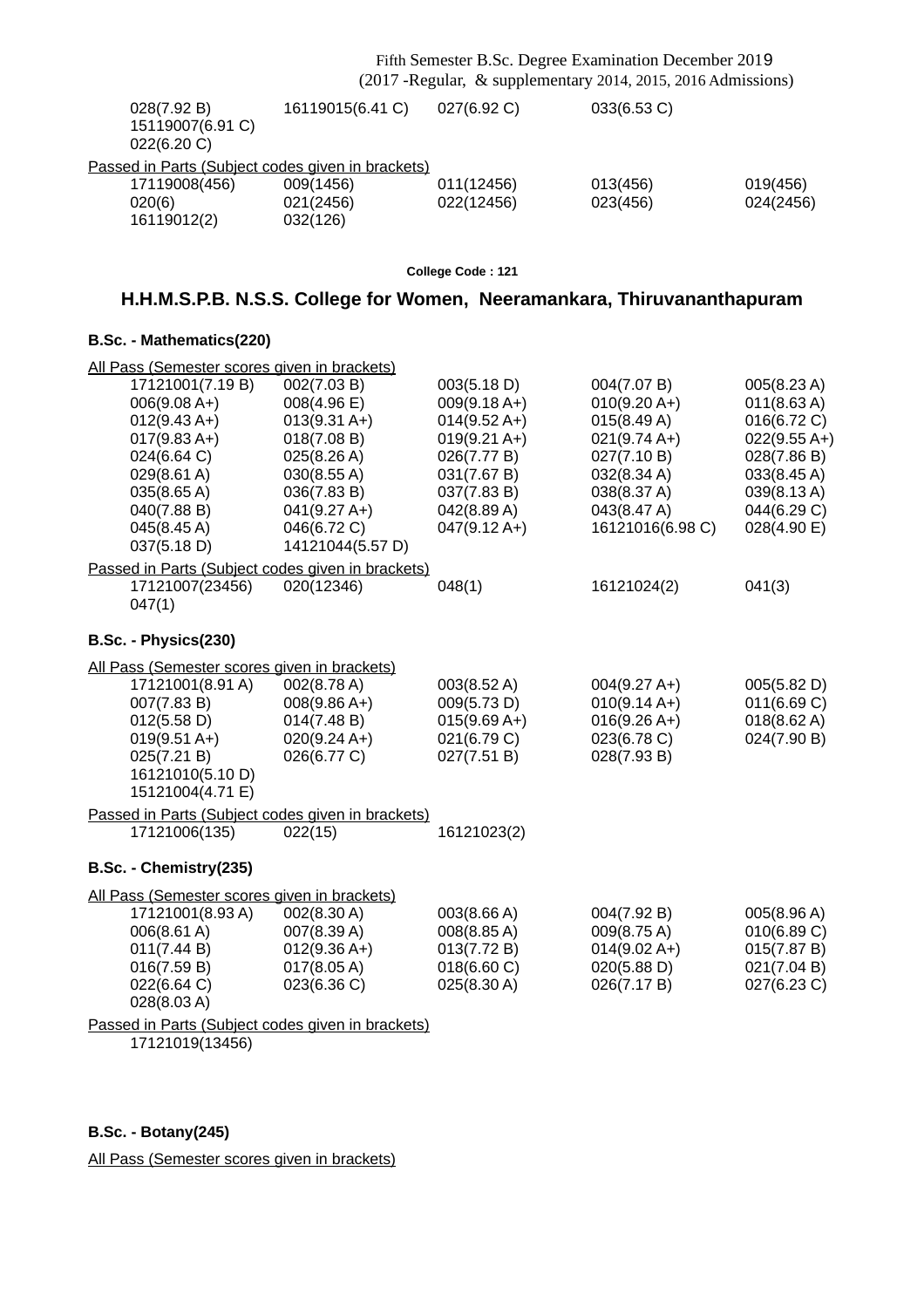| | | | | |
|---|---|---|---|---|
| 028(7.92 B) | 16119015(6.41 C) | 027(6.92 C) | 033(6.53 C) | |
| 15119007(6.91 C) | | | | |
| 022(6.20 C) | | | | |

Passed in Parts (Subject codes given in brackets)

| | | | | |
|---|---|---|---|---|
| 17119008(456) | 009(1456) | 011(12456) | 013(456) | 019(456) |
| 020(6) | 021(2456) | 022(12456) | 023(456) | 024(2456) |
| 16119012(2) | 032(126) | | | |

**College Code : 121**

## H.H.M.S.P.B. N.S.S. College for Women, Neeramankara, Thiruvananthapuram

### B.Sc. - Mathematics(220)

All Pass (Semester scores given in brackets)

| | | | | |
|---|---|---|---|---|
| 17121001(7.19 B) | 002(7.03 B) | 003(5.18 D) | 004(7.07 B) | 005(8.23 A) |
| 006(9.08 A+) | 008(4.96 E) | 009(9.18 A+) | 010(9.20 A+) | 011(8.63 A) |
| 012(9.43 A+) | 013(9.31 A+) | 014(9.52 A+) | 015(8.49 A) | 016(6.72 C) |
| 017(9.83 A+) | 018(7.08 B) | 019(9.21 A+) | 021(9.74 A+) | 022(9.55 A+) |
| 024(6.64 C) | 025(8.26 A) | 026(7.77 B) | 027(7.10 B) | 028(7.86 B) |
| 029(8.61 A) | 030(8.55 A) | 031(7.67 B) | 032(8.34 A) | 033(8.45 A) |
| 035(8.65 A) | 036(7.83 B) | 037(7.83 B) | 038(8.37 A) | 039(8.13 A) |
| 040(7.88 B) | 041(9.27 A+) | 042(8.89 A) | 043(8.47 A) | 044(6.29 C) |
| 045(8.45 A) | 046(6.72 C) | 047(9.12 A+) | 16121016(6.98 C) | 028(4.90 E) |
| 037(5.18 D) | 14121044(5.57 D) | | | |

Passed in Parts (Subject codes given in brackets)

| | | | | |
|---|---|---|---|---|
| 17121007(23456) | 020(12346) | 048(1) | 16121024(2) | 041(3) |
| 047(1) | | | | |

### B.Sc. - Physics(230)

All Pass (Semester scores given in brackets)

| | | | | |
|---|---|---|---|---|
| 17121001(8.91 A) | 002(8.78 A) | 003(8.52 A) | 004(9.27 A+) | 005(5.82 D) |
| 007(7.83 B) | 008(9.86 A+) | 009(5.73 D) | 010(9.14 A+) | 011(6.69 C) |
| 012(5.58 D) | 014(7.48 B) | 015(9.69 A+) | 016(9.26 A+) | 018(8.62 A) |
| 019(9.51 A+) | 020(9.24 A+) | 021(6.79 C) | 023(6.78 C) | 024(7.90 B) |
| 025(7.21 B) | 026(6.77 C) | 027(7.51 B) | 028(7.93 B) | |
| 16121010(5.10 D) | | | | |
| 15121004(4.71 E) | | | | |

Passed in Parts (Subject codes given in brackets)

| | | |
|---|---|---|
| 17121006(135) | 022(15) | 16121023(2) |

### B.Sc. - Chemistry(235)

All Pass (Semester scores given in brackets)

| | | | | |
|---|---|---|---|---|
| 17121001(8.93 A) | 002(8.30 A) | 003(8.66 A) | 004(7.92 B) | 005(8.96 A) |
| 006(8.61 A) | 007(8.39 A) | 008(8.85 A) | 009(8.75 A) | 010(6.89 C) |
| 011(7.44 B) | 012(9.36 A+) | 013(7.72 B) | 014(9.02 A+) | 015(7.87 B) |
| 016(7.59 B) | 017(8.05 A) | 018(6.60 C) | 020(5.88 D) | 021(7.04 B) |
| 022(6.64 C) | 023(6.36 C) | 025(8.30 A) | 026(7.17 B) | 027(6.23 C) |
| 028(8.03 A) | | | | |

Passed in Parts (Subject codes given in brackets)

17121019(13456)

### B.Sc. - Botany(245)

All Pass (Semester scores given in brackets)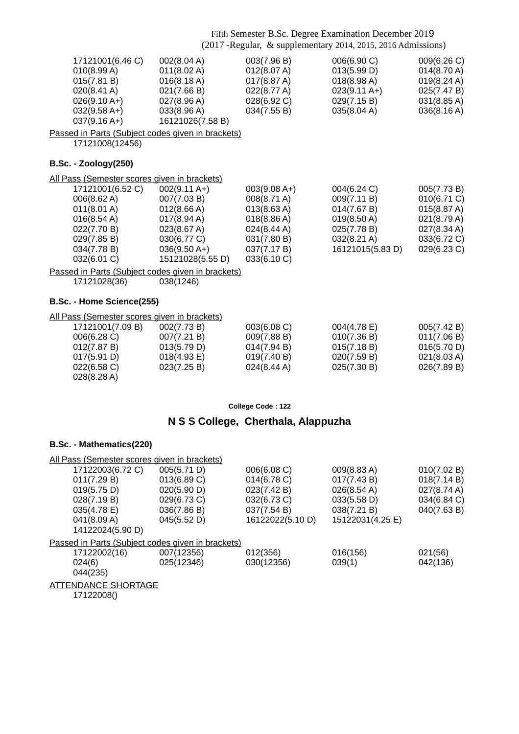Fifth Semester B.Sc. Degree Examination December 2019
(2017 -Regular, & supplementary 2014, 2015, 2016 Admissions)

| | | | | |
|---|---|---|---|---|
| 17121001(6.46 C) | 002(8.04 A) | 003(7.96 B) | 006(6.90 C) | 009(6.26 C) |
| 010(8.99 A) | 011(8.02 A) | 012(8.07 A) | 013(5.99 D) | 014(8.70 A) |
| 015(7.81 B) | 016(8.18 A) | 017(8.87 A) | 018(8.98 A) | 019(8.24 A) |
| 020(8.41 A) | 021(7.66 B) | 022(8.77 A) | 023(9.11 A+) | 025(7.47 B) |
| 026(9.10 A+) | 027(8.96 A) | 028(6.92 C) | 029(7.15 B) | 031(8.85 A) |
| 032(9.58 A+) | 033(8.96 A) | 034(7.55 B) | 035(8.04 A) | 036(8.16 A) |
| 037(9.16 A+) | 16121026(7.58 B) | | | |

Passed in Parts (Subject codes given in brackets)

17121008(12456)

### B.Sc. - Zoology(250)

All Pass (Semester scores given in brackets)

| | | | | |
|---|---|---|---|---|
| 17121001(6.52 C) | 002(9.11 A+) | 003(9.08 A+) | 004(6.24 C) | 005(7.73 B) |
| 006(8.62 A) | 007(7.03 B) | 008(8.71 A) | 009(7.11 B) | 010(6.71 C) |
| 011(8.01 A) | 012(8.66 A) | 013(8.63 A) | 014(7.67 B) | 015(8.87 A) |
| 016(8.54 A) | 017(8.94 A) | 018(8.86 A) | 019(8.50 A) | 021(8.79 A) |
| 022(7.70 B) | 023(8.67 A) | 024(8.44 A) | 025(7.78 B) | 027(8.34 A) |
| 029(7.85 B) | 030(6.77 C) | 031(7.80 B) | 032(8.21 A) | 033(6.72 C) |
| 034(7.78 B) | 036(9.50 A+) | 037(7.17 B) | 16121015(5.83 D) | 029(6.23 C) |
| 032(6.01 C) | 15121028(5.55 D) | 033(6.10 C) | | |

Passed in Parts (Subject codes given in brackets)

17121028(36)    038(1246)

### B.Sc. - Home Science(255)

All Pass (Semester scores given in brackets)

| | | | | |
|---|---|---|---|---|
| 17121001(7.09 B) | 002(7.73 B) | 003(6.08 C) | 004(4.78 E) | 005(7.42 B) |
| 006(6.28 C) | 007(7.21 B) | 009(7.88 B) | 010(7.36 B) | 011(7.06 B) |
| 012(7.87 B) | 013(5.79 D) | 014(7.94 B) | 015(7.18 B) | 016(5.70 D) |
| 017(5.91 D) | 018(4.93 E) | 019(7.40 B) | 020(7.59 B) | 021(8.03 A) |
| 022(6.58 C) | 023(7.25 B) | 024(8.44 A) | 025(7.30 B) | 026(7.89 B) |
| 028(8.28 A) | | | | |

**College Code : 122**

## N S S College, Cherthala, Alappuzha

### B.Sc. - Mathematics(220)

All Pass (Semester scores given in brackets)

| | | | | |
|---|---|---|---|---|
| 17122003(6.72 C) | 005(5.71 D) | 006(6.08 C) | 009(8.83 A) | 010(7.02 B) |
| 011(7.29 B) | 013(6.89 C) | 014(6.78 C) | 017(7.43 B) | 018(7.14 B) |
| 019(5.75 D) | 020(5.90 D) | 023(7.42 B) | 026(8.54 A) | 027(8.74 A) |
| 028(7.19 B) | 029(6.73 C) | 032(6.73 C) | 033(5.58 D) | 034(6.84 C) |
| 035(4.78 E) | 036(7.86 B) | 037(7.54 B) | 038(7.21 B) | 040(7.63 B) |
| 041(8.09 A) | 045(5.52 D) | 16122022(5.10 D) | 15122031(4.25 E) | |
| 14122024(5.90 D) | | | | |

Passed in Parts (Subject codes given in brackets)

| | | | | |
|---|---|---|---|---|
| 17122002(16) | 007(12356) | 012(356) | 016(156) | 021(56) |
| 024(6) | 025(12346) | 030(12356) | 039(1) | 042(136) |
| 044(235) | | | | |

ATTENDANCE SHORTAGE

17122008()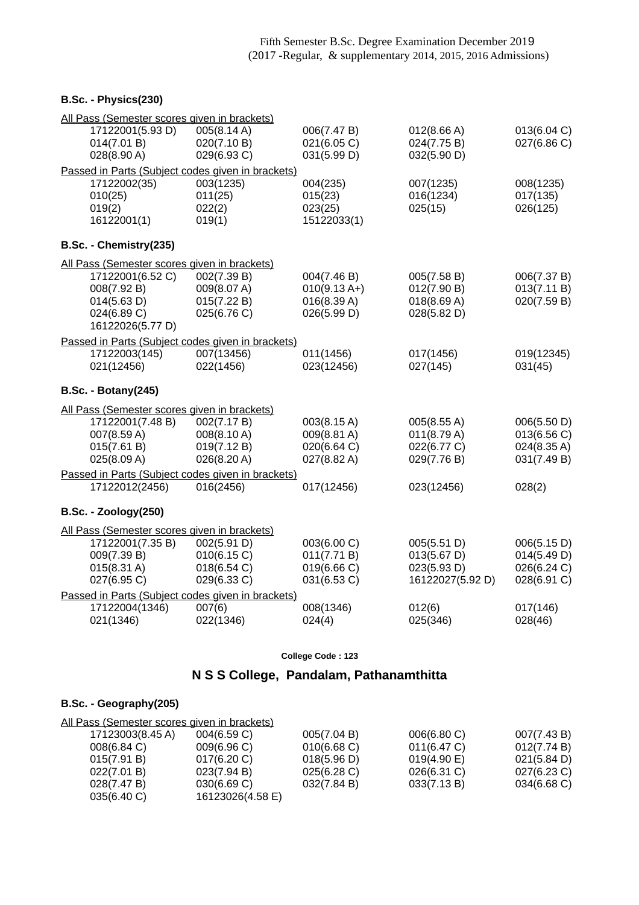Fifth Semester B.Sc. Degree Examination December 2019
(2017 -Regular, & supplementary 2014, 2015, 2016 Admissions)

### B.Sc. - Physics(230)

All Pass (Semester scores given in brackets)

| | | | | |
|---|---|---|---|---|
| 17122001(5.93 D) | 005(8.14 A) | 006(7.47 B) | 012(8.66 A) | 013(6.04 C) |
| 014(7.01 B) | 020(7.10 B) | 021(6.05 C) | 024(7.75 B) | 027(6.86 C) |
| 028(8.90 A) | 029(6.93 C) | 031(5.99 D) | 032(5.90 D) | |

Passed in Parts (Subject codes given in brackets)

| | | | | |
|---|---|---|---|---|
| 17122002(35) | 003(1235) | 004(235) | 007(1235) | 008(1235) |
| 010(25) | 011(25) | 015(23) | 016(1234) | 017(135) |
| 019(2) | 022(2) | 023(25) | 025(15) | 026(125) |
| 16122001(1) | 019(1) | 15122033(1) | | |

### B.Sc. - Chemistry(235)

All Pass (Semester scores given in brackets)

| | | | | |
|---|---|---|---|---|
| 17122001(6.52 C) | 002(7.39 B) | 004(7.46 B) | 005(7.58 B) | 006(7.37 B) |
| 008(7.92 B) | 009(8.07 A) | 010(9.13 A+) | 012(7.90 B) | 013(7.11 B) |
| 014(5.63 D) | 015(7.22 B) | 016(8.39 A) | 018(8.69 A) | 020(7.59 B) |
| 024(6.89 C) | 025(6.76 C) | 026(5.99 D) | 028(5.82 D) | |
| 16122026(5.77 D) | | | | |

Passed in Parts (Subject codes given in brackets)

| | | | | |
|---|---|---|---|---|
| 17122003(145) | 007(13456) | 011(1456) | 017(1456) | 019(12345) |
| 021(12456) | 022(1456) | 023(12456) | 027(145) | 031(45) |

### B.Sc. - Botany(245)

All Pass (Semester scores given in brackets)

| | | | | |
|---|---|---|---|---|
| 17122001(7.48 B) | 002(7.17 B) | 003(8.15 A) | 005(8.55 A) | 006(5.50 D) |
| 007(8.59 A) | 008(8.10 A) | 009(8.81 A) | 011(8.79 A) | 013(6.56 C) |
| 015(7.61 B) | 019(7.12 B) | 020(6.64 C) | 022(6.77 C) | 024(8.35 A) |
| 025(8.09 A) | 026(8.20 A) | 027(8.82 A) | 029(7.76 B) | 031(7.49 B) |

Passed in Parts (Subject codes given in brackets)

| | | | | |
|---|---|---|---|---|
| 17122012(2456) | 016(2456) | 017(12456) | 023(12456) | 028(2) |

### B.Sc. - Zoology(250)

All Pass (Semester scores given in brackets)

| | | | | |
|---|---|---|---|---|
| 17122001(7.35 B) | 002(5.91 D) | 003(6.00 C) | 005(5.51 D) | 006(5.15 D) |
| 009(7.39 B) | 010(6.15 C) | 011(7.71 B) | 013(5.67 D) | 014(5.49 D) |
| 015(8.31 A) | 018(6.54 C) | 019(6.66 C) | 023(5.93 D) | 026(6.24 C) |
| 027(6.95 C) | 029(6.33 C) | 031(6.53 C) | 16122027(5.92 D) | 028(6.91 C) |

Passed in Parts (Subject codes given in brackets)

| | | | | |
|---|---|---|---|---|
| 17122004(1346) | 007(6) | 008(1346) | 012(6) | 017(146) |
| 021(1346) | 022(1346) | 024(4) | 025(346) | 028(46) |

**College Code : 123**

## N S S College, Pandalam, Pathanamthitta

### B.Sc. - Geography(205)

All Pass (Semester scores given in brackets)

| | | | | |
|---|---|---|---|---|
| 17123003(8.45 A) | 004(6.59 C) | 005(7.04 B) | 006(6.80 C) | 007(7.43 B) |
| 008(6.84 C) | 009(6.96 C) | 010(6.68 C) | 011(6.47 C) | 012(7.74 B) |
| 015(7.91 B) | 017(6.20 C) | 018(5.96 D) | 019(4.90 E) | 021(5.84 D) |
| 022(7.01 B) | 023(7.94 B) | 025(6.28 C) | 026(6.31 C) | 027(6.23 C) |
| 028(7.47 B) | 030(6.69 C) | 032(7.84 B) | 033(7.13 B) | 034(6.68 C) |
| 035(6.40 C) | 16123026(4.58 E) | | | |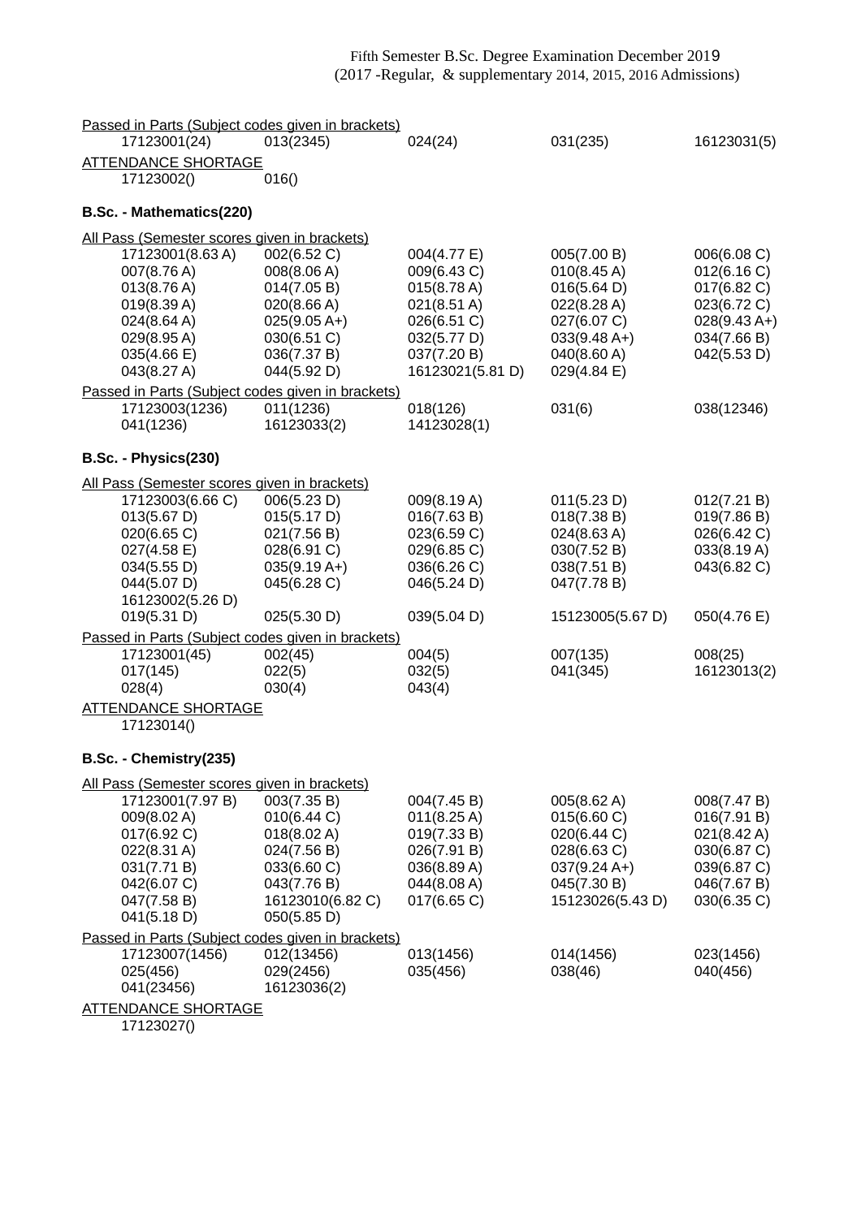Fifth Semester B.Sc. Degree Examination December 2019
(2017 -Regular, & supplementary 2014, 2015, 2016 Admissions)

Passed in Parts (Subject codes given in brackets)

17123001(24) 013(2345) 024(24) 031(235) 16123031(5)

ATTENDANCE SHORTAGE

17123002() 016()

**B.Sc. - Mathematics(220)**

All Pass (Semester scores given in brackets)

17123001(8.63 A) 002(6.52 C) 004(4.77 E) 005(7.00 B) 006(6.08 C)
007(8.76 A) 008(8.06 A) 009(6.43 C) 010(8.45 A) 012(6.16 C)
013(8.76 A) 014(7.05 B) 015(8.78 A) 016(5.64 D) 017(6.82 C)
019(8.39 A) 020(8.66 A) 021(8.51 A) 022(8.28 A) 023(6.72 C)
024(8.64 A) 025(9.05 A+) 026(6.51 C) 027(6.07 C) 028(9.43 A+)
029(8.95 A) 030(6.51 C) 032(5.77 D) 033(9.48 A+) 034(7.66 B)
035(4.66 E) 036(7.37 B) 037(7.20 B) 040(8.60 A) 042(5.53 D)
043(8.27 A) 044(5.92 D) 16123021(5.81 D) 029(4.84 E)

Passed in Parts (Subject codes given in brackets)

17123003(1236) 011(1236) 018(126) 031(6) 038(12346)
041(1236) 16123033(2) 14123028(1)

**B.Sc. - Physics(230)**

All Pass (Semester scores given in brackets)

17123003(6.66 C) 006(5.23 D) 009(8.19 A) 011(5.23 D) 012(7.21 B)
013(5.67 D) 015(5.17 D) 016(7.63 B) 018(7.38 B) 019(7.86 B)
020(6.65 C) 021(7.56 B) 023(6.59 C) 024(8.63 A) 026(6.42 C)
027(4.58 E) 028(6.91 C) 029(6.85 C) 030(7.52 B) 033(8.19 A)
034(5.55 D) 035(9.19 A+) 036(6.26 C) 038(7.51 B) 043(6.82 C)
044(5.07 D) 045(6.28 C) 046(5.24 D) 047(7.78 B)
16123002(5.26 D)
019(5.31 D) 025(5.30 D) 039(5.04 D) 15123005(5.67 D) 050(4.76 E)

Passed in Parts (Subject codes given in brackets)

17123001(45) 002(45) 004(5) 007(135) 008(25)
017(145) 022(5) 032(5) 041(345) 16123013(2)
028(4) 030(4) 043(4)

ATTENDANCE SHORTAGE

17123014()

**B.Sc. - Chemistry(235)**

All Pass (Semester scores given in brackets)

17123001(7.97 B) 003(7.35 B) 004(7.45 B) 005(8.62 A) 008(7.47 B)
009(8.02 A) 010(6.44 C) 011(8.25 A) 015(6.60 C) 016(7.91 B)
017(6.92 C) 018(8.02 A) 019(7.33 B) 020(6.44 C) 021(8.42 A)
022(8.31 A) 024(7.56 B) 026(7.91 B) 028(6.63 C) 030(6.87 C)
031(7.71 B) 033(6.60 C) 036(8.89 A) 037(9.24 A+) 039(6.87 C)
042(6.07 C) 043(7.76 B) 044(8.08 A) 045(7.30 B) 046(7.67 B)
047(7.58 B) 16123010(6.82 C) 017(6.65 C) 15123026(5.43 D) 030(6.35 C)
041(5.18 D) 050(5.85 D)

Passed in Parts (Subject codes given in brackets)

17123007(1456) 012(13456) 013(1456) 014(1456) 023(1456)
025(456) 029(2456) 035(456) 038(46) 040(456)
041(23456) 16123036(2)

ATTENDANCE SHORTAGE

17123027()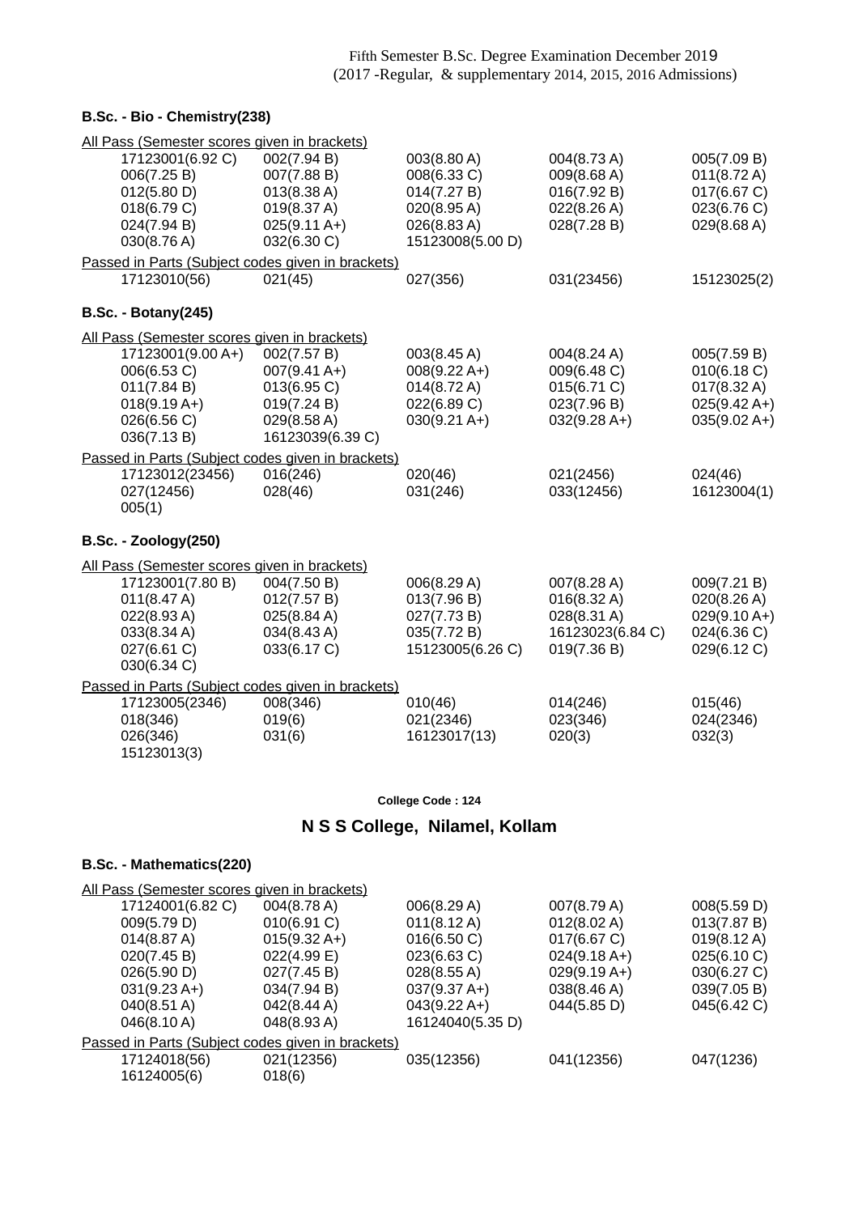Fifth Semester B.Sc. Degree Examination December 2019
(2017 -Regular, & supplementary 2014, 2015, 2016 Admissions)

### B.Sc. - Bio - Chemistry(238)

All Pass (Semester scores given in brackets)

| | | | | |
|---|---|---|---|---|
| 17123001(6.92 C) | 002(7.94 B) | 003(8.80 A) | 004(8.73 A) | 005(7.09 B) |
| 006(7.25 B) | 007(7.88 B) | 008(6.33 C) | 009(8.68 A) | 011(8.72 A) |
| 012(5.80 D) | 013(8.38 A) | 014(7.27 B) | 016(7.92 B) | 017(6.67 C) |
| 018(6.79 C) | 019(8.37 A) | 020(8.95 A) | 022(8.26 A) | 023(6.76 C) |
| 024(7.94 B) | 025(9.11 A+) | 026(8.83 A) | 028(7.28 B) | 029(8.68 A) |
| 030(8.76 A) | 032(6.30 C) | 15123008(5.00 D) | | |

Passed in Parts (Subject codes given in brackets)

| | | | | |
|---|---|---|---|---|
| 17123010(56) | 021(45) | 027(356) | 031(23456) | 15123025(2) |

### B.Sc. - Botany(245)

All Pass (Semester scores given in brackets)

| | | | | |
|---|---|---|---|---|
| 17123001(9.00 A+) | 002(7.57 B) | 003(8.45 A) | 004(8.24 A) | 005(7.59 B) |
| 006(6.53 C) | 007(9.41 A+) | 008(9.22 A+) | 009(6.48 C) | 010(6.18 C) |
| 011(7.84 B) | 013(6.95 C) | 014(8.72 A) | 015(6.71 C) | 017(8.32 A) |
| 018(9.19 A+) | 019(7.24 B) | 022(6.89 C) | 023(7.96 B) | 025(9.42 A+) |
| 026(6.56 C) | 029(8.58 A) | 030(9.21 A+) | 032(9.28 A+) | 035(9.02 A+) |
| 036(7.13 B) | 16123039(6.39 C) | | | |

Passed in Parts (Subject codes given in brackets)

| | | | | |
|---|---|---|---|---|
| 17123012(23456) | 016(246) | 020(46) | 021(2456) | 024(46) |
| 027(12456) | 028(46) | 031(246) | 033(12456) | 16123004(1) |
| 005(1) | | | | |

### B.Sc. - Zoology(250)

All Pass (Semester scores given in brackets)

| | | | | |
|---|---|---|---|---|
| 17123001(7.80 B) | 004(7.50 B) | 006(8.29 A) | 007(8.28 A) | 009(7.21 B) |
| 011(8.47 A) | 012(7.57 B) | 013(7.96 B) | 016(8.32 A) | 020(8.26 A) |
| 022(8.93 A) | 025(8.84 A) | 027(7.73 B) | 028(8.31 A) | 029(9.10 A+) |
| 033(8.34 A) | 034(8.43 A) | 035(7.72 B) | 16123023(6.84 C) | 024(6.36 C) |
| 027(6.61 C) | 033(6.17 C) | 15123005(6.26 C) | 019(7.36 B) | 029(6.12 C) |
| 030(6.34 C) | | | | |

Passed in Parts (Subject codes given in brackets)

| | | | | |
|---|---|---|---|---|
| 17123005(2346) | 008(346) | 010(46) | 014(246) | 015(46) |
| 018(346) | 019(6) | 021(2346) | 023(346) | 024(2346) |
| 026(346) | 031(6) | 16123017(13) | 020(3) | 032(3) |
| 15123013(3) | | | | |

**College Code : 124**

## N S S College, Nilamel, Kollam

### B.Sc. - Mathematics(220)

All Pass (Semester scores given in brackets)

| | | | | |
|---|---|---|---|---|
| 17124001(6.82 C) | 004(8.78 A) | 006(8.29 A) | 007(8.79 A) | 008(5.59 D) |
| 009(5.79 D) | 010(6.91 C) | 011(8.12 A) | 012(8.02 A) | 013(7.87 B) |
| 014(8.87 A) | 015(9.32 A+) | 016(6.50 C) | 017(6.67 C) | 019(8.12 A) |
| 020(7.45 B) | 022(4.99 E) | 023(6.63 C) | 024(9.18 A+) | 025(6.10 C) |
| 026(5.90 D) | 027(7.45 B) | 028(8.55 A) | 029(9.19 A+) | 030(6.27 C) |
| 031(9.23 A+) | 034(7.94 B) | 037(9.37 A+) | 038(8.46 A) | 039(7.05 B) |
| 040(8.51 A) | 042(8.44 A) | 043(9.22 A+) | 044(5.85 D) | 045(6.42 C) |
| 046(8.10 A) | 048(8.93 A) | 16124040(5.35 D) | | |

Passed in Parts (Subject codes given in brackets)

| | | | | |
|---|---|---|---|---|
| 17124018(56) | 021(12356) | 035(12356) | 041(12356) | 047(1236) |
| 16124005(6) | 018(6) | | | |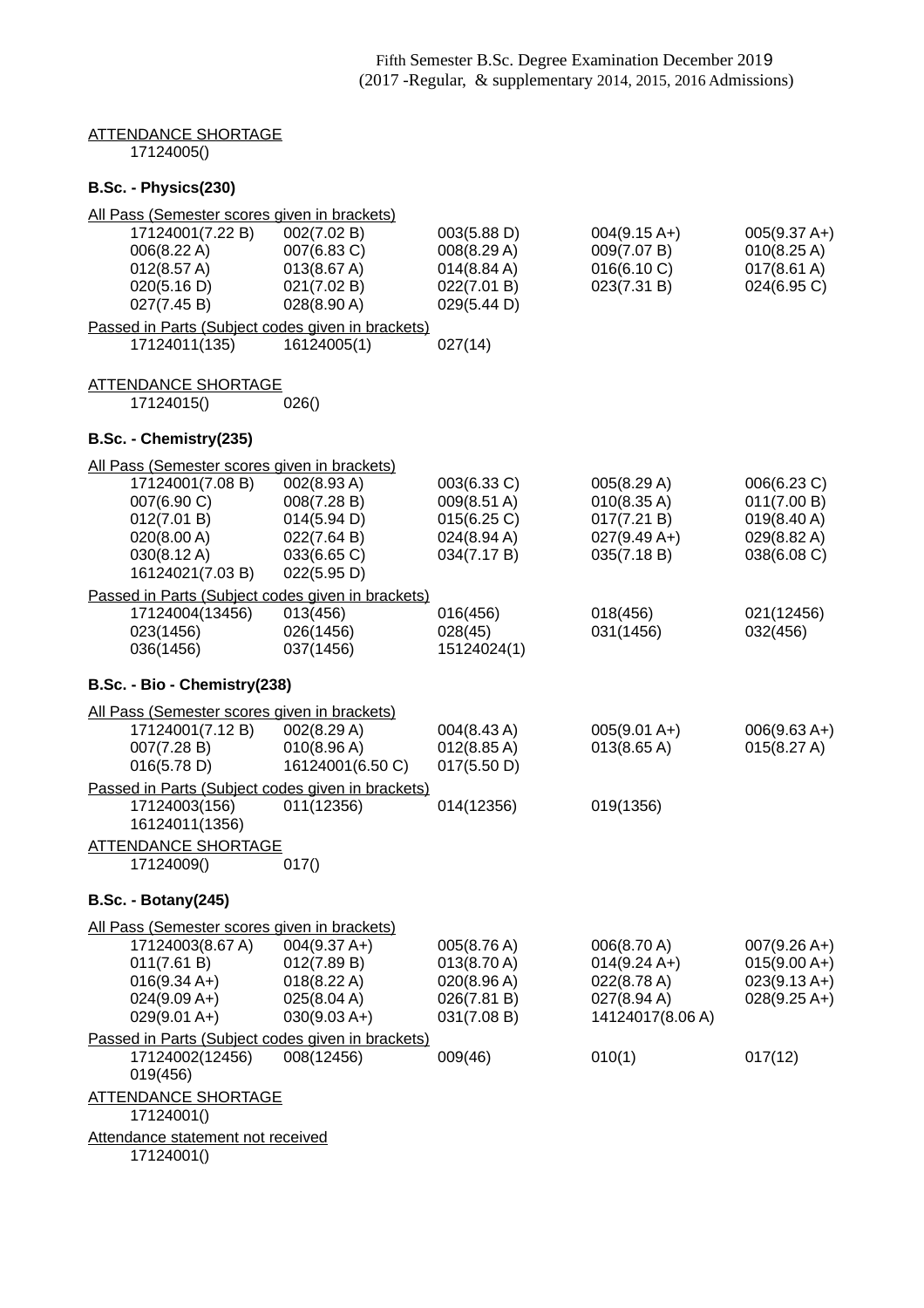Fifth Semester B.Sc. Degree Examination December 2019
(2017 -Regular, & supplementary 2014, 2015, 2016 Admissions)

ATTENDANCE SHORTAGE

17124005()

**B.Sc. - Physics(230)**

All Pass (Semester scores given in brackets)

| | | | | |
|---|---|---|---|---|
| 17124001(7.22 B) | 002(7.02 B) | 003(5.88 D) | 004(9.15 A+) | 005(9.37 A+) |
| 006(8.22 A) | 007(6.83 C) | 008(8.29 A) | 009(7.07 B) | 010(8.25 A) |
| 012(8.57 A) | 013(8.67 A) | 014(8.84 A) | 016(6.10 C) | 017(8.61 A) |
| 020(5.16 D) | 021(7.02 B) | 022(7.01 B) | 023(7.31 B) | 024(6.95 C) |
| 027(7.45 B) | 028(8.90 A) | 029(5.44 D) | | |

Passed in Parts (Subject codes given in brackets)

| | | |
|---|---|---|
| 17124011(135) | 16124005(1) | 027(14) |

ATTENDANCE SHORTAGE

| | |
|---|---|
| 17124015() | 026() |

**B.Sc. - Chemistry(235)**

All Pass (Semester scores given in brackets)

| | | | | |
|---|---|---|---|---|
| 17124001(7.08 B) | 002(8.93 A) | 003(6.33 C) | 005(8.29 A) | 006(6.23 C) |
| 007(6.90 C) | 008(7.28 B) | 009(8.51 A) | 010(8.35 A) | 011(7.00 B) |
| 012(7.01 B) | 014(5.94 D) | 015(6.25 C) | 017(7.21 B) | 019(8.40 A) |
| 020(8.00 A) | 022(7.64 B) | 024(8.94 A) | 027(9.49 A+) | 029(8.82 A) |
| 030(8.12 A) | 033(6.65 C) | 034(7.17 B) | 035(7.18 B) | 038(6.08 C) |
| 16124021(7.03 B) | 022(5.95 D) | | | |

Passed in Parts (Subject codes given in brackets)

| | | | | |
|---|---|---|---|---|
| 17124004(13456) | 013(456) | 016(456) | 018(456) | 021(12456) |
| 023(1456) | 026(1456) | 028(45) | 031(1456) | 032(456) |
| 036(1456) | 037(1456) | 15124024(1) | | |

**B.Sc. - Bio - Chemistry(238)**

All Pass (Semester scores given in brackets)

| | | | | |
|---|---|---|---|---|
| 17124001(7.12 B) | 002(8.29 A) | 004(8.43 A) | 005(9.01 A+) | 006(9.63 A+) |
| 007(7.28 B) | 010(8.96 A) | 012(8.85 A) | 013(8.65 A) | 015(8.27 A) |
| 016(5.78 D) | 16124001(6.50 C) | 017(5.50 D) | | |

Passed in Parts (Subject codes given in brackets)

| | | | |
|---|---|---|---|
| 17124003(156) | 011(12356) | 014(12356) | 019(1356) |
| 16124011(1356) | | | |

ATTENDANCE SHORTAGE

| | |
|---|---|
| 17124009() | 017() |

**B.Sc. - Botany(245)**

All Pass (Semester scores given in brackets)

| | | | | |
|---|---|---|---|---|
| 17124003(8.67 A) | 004(9.37 A+) | 005(8.76 A) | 006(8.70 A) | 007(9.26 A+) |
| 011(7.61 B) | 012(7.89 B) | 013(8.70 A) | 014(9.24 A+) | 015(9.00 A+) |
| 016(9.34 A+) | 018(8.22 A) | 020(8.96 A) | 022(8.78 A) | 023(9.13 A+) |
| 024(9.09 A+) | 025(8.04 A) | 026(7.81 B) | 027(8.94 A) | 028(9.25 A+) |
| 029(9.01 A+) | 030(9.03 A+) | 031(7.08 B) | 14124017(8.06 A) | |

Passed in Parts (Subject codes given in brackets)

| | | | | |
|---|---|---|---|---|
| 17124002(12456) | 008(12456) | 009(46) | 010(1) | 017(12) |
| 019(456) | | | | |

ATTENDANCE SHORTAGE

17124001()

Attendance statement not received

17124001()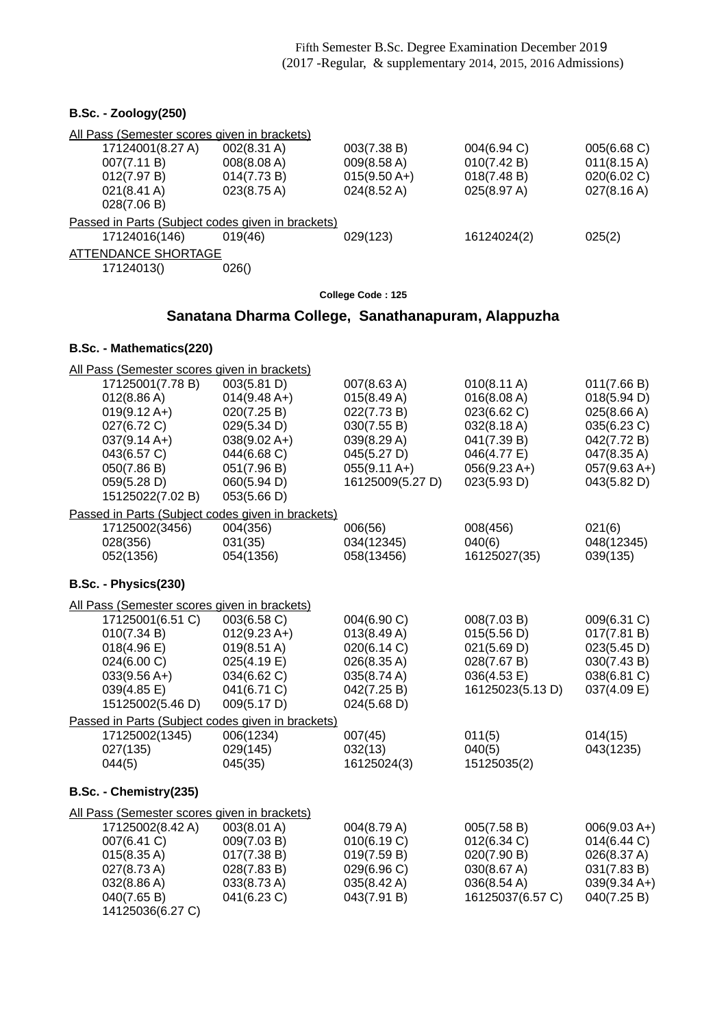Fifth Semester B.Sc. Degree Examination December 2019
(2017 -Regular, & supplementary 2014, 2015, 2016 Admissions)

**B.Sc. - Zoology(250)**

All Pass (Semester scores given in brackets)

| | | | | |
|---|---|---|---|---|
| 17124001(8.27 A) | 002(8.31 A) | 003(7.38 B) | 004(6.94 C) | 005(6.68 C) |
| 007(7.11 B) | 008(8.08 A) | 009(8.58 A) | 010(7.42 B) | 011(8.15 A) |
| 012(7.97 B) | 014(7.73 B) | 015(9.50 A+) | 018(7.48 B) | 020(6.02 C) |
| 021(8.41 A) | 023(8.75 A) | 024(8.52 A) | 025(8.97 A) | 027(8.16 A) |
| 028(7.06 B) | | | | |

Passed in Parts (Subject codes given in brackets)

| | | | | |
|---|---|---|---|---|
| 17124016(146) | 019(46) | 029(123) | 16124024(2) | 025(2) |

ATTENDANCE SHORTAGE

| | |
|---|---|
| 17124013() | 026() |

College Code : 125

## Sanatana Dharma College, Sanathanapuram, Alappuzha

**B.Sc. - Mathematics(220)**

All Pass (Semester scores given in brackets)

| | | | | |
|---|---|---|---|---|
| 17125001(7.78 B) | 003(5.81 D) | 007(8.63 A) | 010(8.11 A) | 011(7.66 B) |
| 012(8.86 A) | 014(9.48 A+) | 015(8.49 A) | 016(8.08 A) | 018(5.94 D) |
| 019(9.12 A+) | 020(7.25 B) | 022(7.73 B) | 023(6.62 C) | 025(8.66 A) |
| 027(6.72 C) | 029(5.34 D) | 030(7.55 B) | 032(8.18 A) | 035(6.23 C) |
| 037(9.14 A+) | 038(9.02 A+) | 039(8.29 A) | 041(7.39 B) | 042(7.72 B) |
| 043(6.57 C) | 044(6.68 C) | 045(5.27 D) | 046(4.77 E) | 047(8.35 A) |
| 050(7.86 B) | 051(7.96 B) | 055(9.11 A+) | 056(9.23 A+) | 057(9.63 A+) |
| 059(5.28 D) | 060(5.94 D) | 16125009(5.27 D) | 023(5.93 D) | 043(5.82 D) |
| 15125022(7.02 B) | 053(5.66 D) | | | |

Passed in Parts (Subject codes given in brackets)

| | | | | |
|---|---|---|---|---|
| 17125002(3456) | 004(356) | 006(56) | 008(456) | 021(6) |
| 028(356) | 031(35) | 034(12345) | 040(6) | 048(12345) |
| 052(1356) | 054(1356) | 058(13456) | 16125027(35) | 039(135) |

**B.Sc. - Physics(230)**

All Pass (Semester scores given in brackets)

| | | | | |
|---|---|---|---|---|
| 17125001(6.51 C) | 003(6.58 C) | 004(6.90 C) | 008(7.03 B) | 009(6.31 C) |
| 010(7.34 B) | 012(9.23 A+) | 013(8.49 A) | 015(5.56 D) | 017(7.81 B) |
| 018(4.96 E) | 019(8.51 A) | 020(6.14 C) | 021(5.69 D) | 023(5.45 D) |
| 024(6.00 C) | 025(4.19 E) | 026(8.35 A) | 028(7.67 B) | 030(7.43 B) |
| 033(9.56 A+) | 034(6.62 C) | 035(8.74 A) | 036(4.53 E) | 038(6.81 C) |
| 039(4.85 E) | 041(6.71 C) | 042(7.25 B) | 16125023(5.13 D) | 037(4.09 E) |
| 15125002(5.46 D) | 009(5.17 D) | 024(5.68 D) | | |

Passed in Parts (Subject codes given in brackets)

| | | | | |
|---|---|---|---|---|
| 17125002(1345) | 006(1234) | 007(45) | 011(5) | 014(15) |
| 027(135) | 029(145) | 032(13) | 040(5) | 043(1235) |
| 044(5) | 045(35) | 16125024(3) | 15125035(2) | |

**B.Sc. - Chemistry(235)**

All Pass (Semester scores given in brackets)

| | | | | |
|---|---|---|---|---|
| 17125002(8.42 A) | 003(8.01 A) | 004(8.79 A) | 005(7.58 B) | 006(9.03 A+) |
| 007(6.41 C) | 009(7.03 B) | 010(6.19 C) | 012(6.34 C) | 014(6.44 C) |
| 015(8.35 A) | 017(7.38 B) | 019(7.59 B) | 020(7.90 B) | 026(8.37 A) |
| 027(8.73 A) | 028(7.83 B) | 029(6.96 C) | 030(8.67 A) | 031(7.83 B) |
| 032(8.86 A) | 033(8.73 A) | 035(8.42 A) | 036(8.54 A) | 039(9.34 A+) |
| 040(7.65 B) | 041(6.23 C) | 043(7.91 B) | 16125037(6.57 C) | 040(7.25 B) |
| 14125036(6.27 C) | | | | |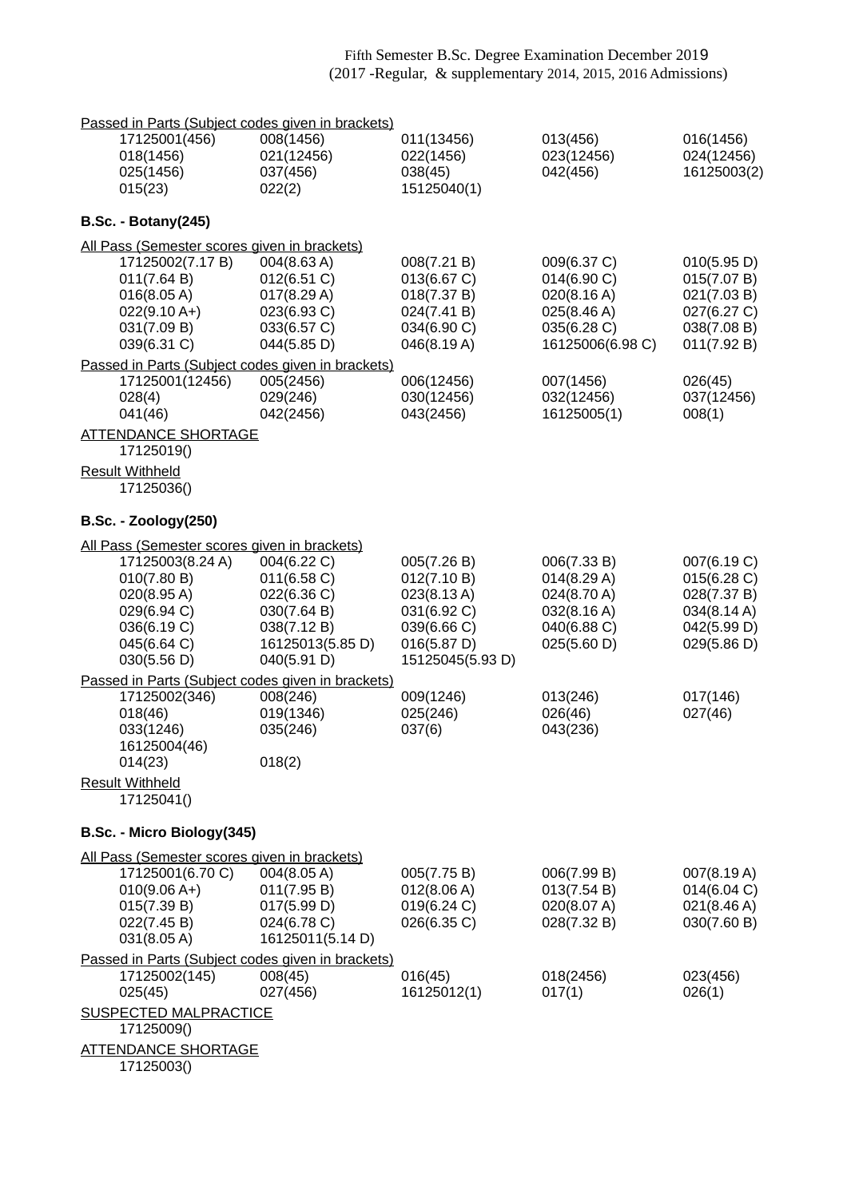Fifth Semester B.Sc. Degree Examination December 2019
(2017 -Regular, & supplementary 2014, 2015, 2016 Admissions)

Passed in Parts (Subject codes given in brackets)

| | | | | |
|---|---|---|---|---|
| 17125001(456) | 008(1456) | 011(13456) | 013(456) | 016(1456) |
| 018(1456) | 021(12456) | 022(1456) | 023(12456) | 024(12456) |
| 025(1456) | 037(456) | 038(45) | 042(456) | 16125003(2) |
| 015(23) | 022(2) | 15125040(1) | | |

### B.Sc. - Botany(245)

All Pass (Semester scores given in brackets)

| | | | | |
|---|---|---|---|---|
| 17125002(7.17 B) | 004(8.63 A) | 008(7.21 B) | 009(6.37 C) | 010(5.95 D) |
| 011(7.64 B) | 012(6.51 C) | 013(6.67 C) | 014(6.90 C) | 015(7.07 B) |
| 016(8.05 A) | 017(8.29 A) | 018(7.37 B) | 020(8.16 A) | 021(7.03 B) |
| 022(9.10 A+) | 023(6.93 C) | 024(7.41 B) | 025(8.46 A) | 027(6.27 C) |
| 031(7.09 B) | 033(6.57 C) | 034(6.90 C) | 035(6.28 C) | 038(7.08 B) |
| 039(6.31 C) | 044(5.85 D) | 046(8.19 A) | 16125006(6.98 C) | 011(7.92 B) |

Passed in Parts (Subject codes given in brackets)

| | | | | |
|---|---|---|---|---|
| 17125001(12456) | 005(2456) | 006(12456) | 007(1456) | 026(45) |
| 028(4) | 029(246) | 030(12456) | 032(12456) | 037(12456) |
| 041(46) | 042(2456) | 043(2456) | 16125005(1) | 008(1) |

ATTENDANCE SHORTAGE

17125019()

Result Withheld

17125036()

### B.Sc. - Zoology(250)

All Pass (Semester scores given in brackets)

| | | | | |
|---|---|---|---|---|
| 17125003(8.24 A) | 004(6.22 C) | 005(7.26 B) | 006(7.33 B) | 007(6.19 C) |
| 010(7.80 B) | 011(6.58 C) | 012(7.10 B) | 014(8.29 A) | 015(6.28 C) |
| 020(8.95 A) | 022(6.36 C) | 023(8.13 A) | 024(8.70 A) | 028(7.37 B) |
| 029(6.94 C) | 030(7.64 B) | 031(6.92 C) | 032(8.16 A) | 034(8.14 A) |
| 036(6.19 C) | 038(7.12 B) | 039(6.66 C) | 040(6.88 C) | 042(5.99 D) |
| 045(6.64 C) | 16125013(5.85 D) | 016(5.87 D) | 025(5.60 D) | 029(5.86 D) |
| 030(5.56 D) | 040(5.91 D) | 15125045(5.93 D) | | |

Passed in Parts (Subject codes given in brackets)

| | | | | |
|---|---|---|---|---|
| 17125002(346) | 008(246) | 009(1246) | 013(246) | 017(146) |
| 018(46) | 019(1346) | 025(246) | 026(46) | 027(46) |
| 033(1246) | 035(246) | 037(6) | 043(236) | |
| 16125004(46) | | | | |
| 014(23) | 018(2) | | | |

Result Withheld

17125041()

### B.Sc. - Micro Biology(345)

All Pass (Semester scores given in brackets)

| | | | | |
|---|---|---|---|---|
| 17125001(6.70 C) | 004(8.05 A) | 005(7.75 B) | 006(7.99 B) | 007(8.19 A) |
| 010(9.06 A+) | 011(7.95 B) | 012(8.06 A) | 013(7.54 B) | 014(6.04 C) |
| 015(7.39 B) | 017(5.99 D) | 019(6.24 C) | 020(8.07 A) | 021(8.46 A) |
| 022(7.45 B) | 024(6.78 C) | 026(6.35 C) | 028(7.32 B) | 030(7.60 B) |
| 031(8.05 A) | 16125011(5.14 D) | | | |

Passed in Parts (Subject codes given in brackets)

| | | | | |
|---|---|---|---|---|
| 17125002(145) | 008(45) | 016(45) | 018(2456) | 023(456) |
| 025(45) | 027(456) | 16125012(1) | 017(1) | 026(1) |

SUSPECTED MALPRACTICE

17125009()

ATTENDANCE SHORTAGE

17125003()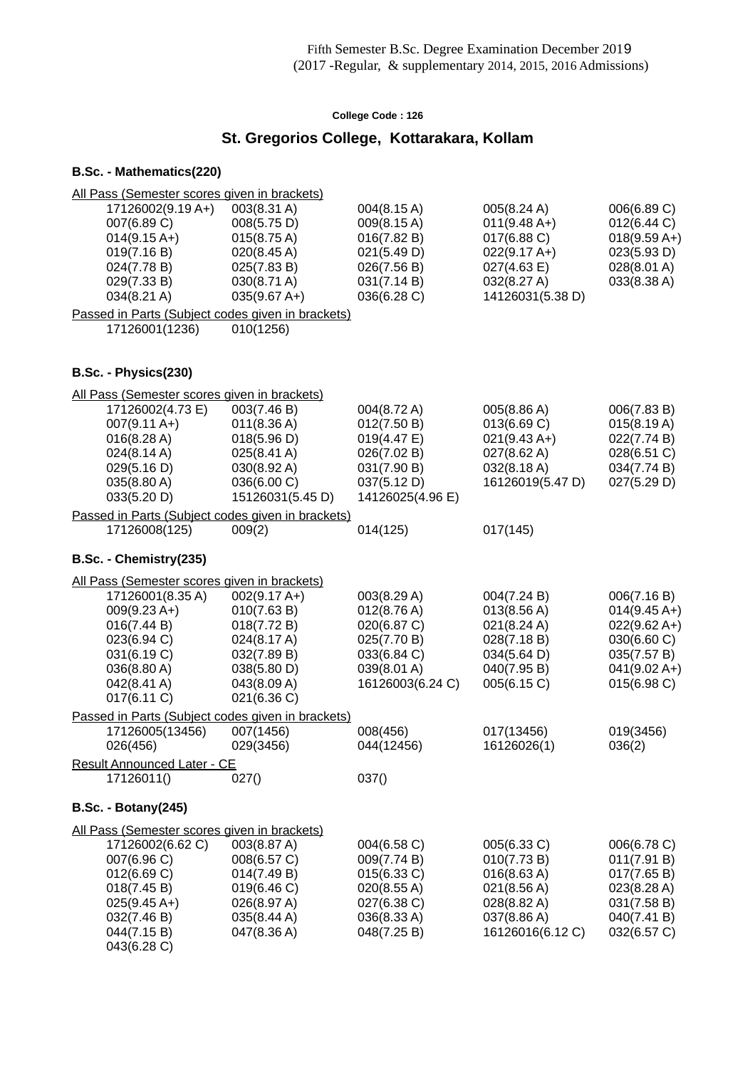Fifth Semester B.Sc. Degree Examination December 2019
(2017 -Regular, & supplementary 2014, 2015, 2016 Admissions)

**College Code : 126**

## St. Gregorios College, Kottarakara, Kollam

### B.Sc. - Mathematics(220)

All Pass (Semester scores given in brackets)

| | | | | |
|---|---|---|---|---|
| 17126002(9.19 A+) | 003(8.31 A) | 004(8.15 A) | 005(8.24 A) | 006(6.89 C) |
| 007(6.89 C) | 008(5.75 D) | 009(8.15 A) | 011(9.48 A+) | 012(6.44 C) |
| 014(9.15 A+) | 015(8.75 A) | 016(7.82 B) | 017(6.88 C) | 018(9.59 A+) |
| 019(7.16 B) | 020(8.45 A) | 021(5.49 D) | 022(9.17 A+) | 023(5.93 D) |
| 024(7.78 B) | 025(7.83 B) | 026(7.56 B) | 027(4.63 E) | 028(8.01 A) |
| 029(7.33 B) | 030(8.71 A) | 031(7.14 B) | 032(8.27 A) | 033(8.38 A) |
| 034(8.21 A) | 035(9.67 A+) | 036(6.28 C) | 14126031(5.38 D) | |

Passed in Parts (Subject codes given in brackets)

| | |
|---|---|
| 17126001(1236) | 010(1256) |

### B.Sc. - Physics(230)

All Pass (Semester scores given in brackets)

| | | | | |
|---|---|---|---|---|
| 17126002(4.73 E) | 003(7.46 B) | 004(8.72 A) | 005(8.86 A) | 006(7.83 B) |
| 007(9.11 A+) | 011(8.36 A) | 012(7.50 B) | 013(6.69 C) | 015(8.19 A) |
| 016(8.28 A) | 018(5.96 D) | 019(4.47 E) | 021(9.43 A+) | 022(7.74 B) |
| 024(8.14 A) | 025(8.41 A) | 026(7.02 B) | 027(8.62 A) | 028(6.51 C) |
| 029(5.16 D) | 030(8.92 A) | 031(7.90 B) | 032(8.18 A) | 034(7.74 B) |
| 035(8.80 A) | 036(6.00 C) | 037(5.12 D) | 16126019(5.47 D) | 027(5.29 D) |
| 033(5.20 D) | 15126031(5.45 D) | 14126025(4.96 E) | | |

Passed in Parts (Subject codes given in brackets)

| | | | |
|---|---|---|---|
| 17126008(125) | 009(2) | 014(125) | 017(145) |

### B.Sc. - Chemistry(235)

All Pass (Semester scores given in brackets)

| | | | | |
|---|---|---|---|---|
| 17126001(8.35 A) | 002(9.17 A+) | 003(8.29 A) | 004(7.24 B) | 006(7.16 B) |
| 009(9.23 A+) | 010(7.63 B) | 012(8.76 A) | 013(8.56 A) | 014(9.45 A+) |
| 016(7.44 B) | 018(7.72 B) | 020(6.87 C) | 021(8.24 A) | 022(9.62 A+) |
| 023(6.94 C) | 024(8.17 A) | 025(7.70 B) | 028(7.18 B) | 030(6.60 C) |
| 031(6.19 C) | 032(7.89 B) | 033(6.84 C) | 034(5.64 D) | 035(7.57 B) |
| 036(8.80 A) | 038(5.80 D) | 039(8.01 A) | 040(7.95 B) | 041(9.02 A+) |
| 042(8.41 A) | 043(8.09 A) | 16126003(6.24 C) | 005(6.15 C) | 015(6.98 C) |
| 017(6.11 C) | 021(6.36 C) | | | |

Passed in Parts (Subject codes given in brackets)

| | | | | |
|---|---|---|---|---|
| 17126005(13456) | 007(1456) | 008(456) | 017(13456) | 019(3456) |
| 026(456) | 029(3456) | 044(12456) | 16126026(1) | 036(2) |

Result Announced Later - CE

| | | |
|---|---|---|
| 17126011() | 027() | 037() |

### B.Sc. - Botany(245)

All Pass (Semester scores given in brackets)

| | | | | |
|---|---|---|---|---|
| 17126002(6.62 C) | 003(8.87 A) | 004(6.58 C) | 005(6.33 C) | 006(6.78 C) |
| 007(6.96 C) | 008(6.57 C) | 009(7.74 B) | 010(7.73 B) | 011(7.91 B) |
| 012(6.69 C) | 014(7.49 B) | 015(6.33 C) | 016(8.63 A) | 017(7.65 B) |
| 018(7.45 B) | 019(6.46 C) | 020(8.55 A) | 021(8.56 A) | 023(8.28 A) |
| 025(9.45 A+) | 026(8.97 A) | 027(6.38 C) | 028(8.82 A) | 031(7.58 B) |
| 032(7.46 B) | 035(8.44 A) | 036(8.33 A) | 037(8.86 A) | 040(7.41 B) |
| 044(7.15 B) | 047(8.36 A) | 048(7.25 B) | 16126016(6.12 C) | 032(6.57 C) |
| 043(6.28 C) | | | | |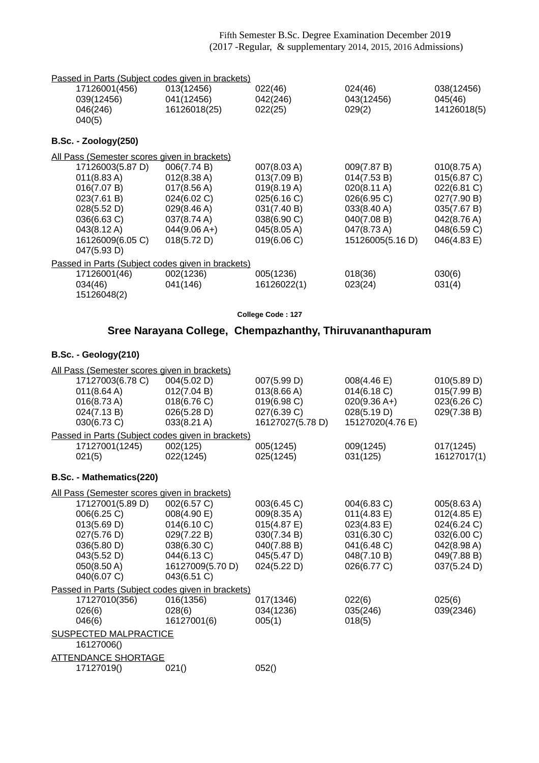Passed in Parts (Subject codes given in brackets)

| | | | | |
|---|---|---|---|---|
| 17126001(456) | 013(12456) | 022(46) | 024(46) | 038(12456) |
| 039(12456) | 041(12456) | 042(246) | 043(12456) | 045(46) |
| 046(246) | 16126018(25) | 022(25) | 029(2) | 14126018(5) |
| 040(5) | | | | |

**B.Sc. - Zoology(250)**

All Pass (Semester scores given in brackets)

| | | | | |
|---|---|---|---|---|
| 17126003(5.87 D) | 006(7.74 B) | 007(8.03 A) | 009(7.87 B) | 010(8.75 A) |
| 011(8.83 A) | 012(8.38 A) | 013(7.09 B) | 014(7.53 B) | 015(6.87 C) |
| 016(7.07 B) | 017(8.56 A) | 019(8.19 A) | 020(8.11 A) | 022(6.81 C) |
| 023(7.61 B) | 024(6.02 C) | 025(6.16 C) | 026(6.95 C) | 027(7.90 B) |
| 028(5.52 D) | 029(8.46 A) | 031(7.40 B) | 033(8.40 A) | 035(7.67 B) |
| 036(6.63 C) | 037(8.74 A) | 038(6.90 C) | 040(7.08 B) | 042(8.76 A) |
| 043(8.12 A) | 044(9.06 A+) | 045(8.05 A) | 047(8.73 A) | 048(6.59 C) |
| 16126009(6.05 C) | 018(5.72 D) | 019(6.06 C) | 15126005(5.16 D) | 046(4.83 E) |
| 047(5.93 D) | | | | |

Passed in Parts (Subject codes given in brackets)

| | | | | |
|---|---|---|---|---|
| 17126001(46) | 002(1236) | 005(1236) | 018(36) | 030(6) |
| 034(46) | 041(146) | 16126022(1) | 023(24) | 031(4) |
| 15126048(2) | | | | |

College Code : 127

## Sree Narayana College, Chempazhanthy, Thiruvananthapuram

**B.Sc. - Geology(210)**

All Pass (Semester scores given in brackets)

| | | | | |
|---|---|---|---|---|
| 17127003(6.78 C) | 004(5.02 D) | 007(5.99 D) | 008(4.46 E) | 010(5.89 D) |
| 011(8.64 A) | 012(7.04 B) | 013(8.66 A) | 014(6.18 C) | 015(7.99 B) |
| 016(8.73 A) | 018(6.76 C) | 019(6.98 C) | 020(9.36 A+) | 023(6.26 C) |
| 024(7.13 B) | 026(5.28 D) | 027(6.39 C) | 028(5.19 D) | 029(7.38 B) |
| 030(6.73 C) | 033(8.21 A) | 16127027(5.78 D) | 15127020(4.76 E) | |

Passed in Parts (Subject codes given in brackets)

| | | | | |
|---|---|---|---|---|
| 17127001(1245) | 002(125) | 005(1245) | 009(1245) | 017(1245) |
| 021(5) | 022(1245) | 025(1245) | 031(125) | 16127017(1) |

**B.Sc. - Mathematics(220)**

All Pass (Semester scores given in brackets)

| | | | | |
|---|---|---|---|---|
| 17127001(5.89 D) | 002(6.57 C) | 003(6.45 C) | 004(6.83 C) | 005(8.63 A) |
| 006(6.25 C) | 008(4.90 E) | 009(8.35 A) | 011(4.83 E) | 012(4.85 E) |
| 013(5.69 D) | 014(6.10 C) | 015(4.87 E) | 023(4.83 E) | 024(6.24 C) |
| 027(5.76 D) | 029(7.22 B) | 030(7.34 B) | 031(6.30 C) | 032(6.00 C) |
| 036(5.80 D) | 038(6.30 C) | 040(7.88 B) | 041(6.48 C) | 042(8.98 A) |
| 043(5.52 D) | 044(6.13 C) | 045(5.47 D) | 048(7.10 B) | 049(7.88 B) |
| 050(8.50 A) | 16127009(5.70 D) | 024(5.22 D) | 026(6.77 C) | 037(5.24 D) |
| 040(6.07 C) | 043(6.51 C) | | | |

Passed in Parts (Subject codes given in brackets)

| | | | | |
|---|---|---|---|---|
| 17127010(356) | 016(1356) | 017(1346) | 022(6) | 025(6) |
| 026(6) | 028(6) | 034(1236) | 035(246) | 039(2346) |
| 046(6) | 16127001(6) | 005(1) | 018(5) | |

SUSPECTED MALPRACTICE

16127006()

ATTENDANCE SHORTAGE

| | | |
|---|---|---|
| 17127019() | 021() | 052() |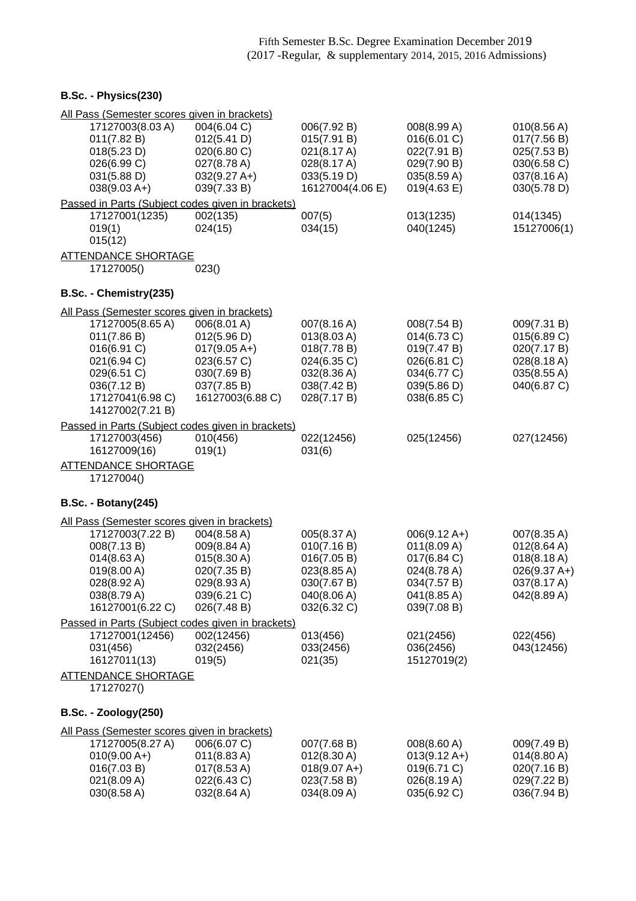Fifth Semester B.Sc. Degree Examination December 2019
(2017 -Regular, & supplementary 2014, 2015, 2016 Admissions)

### B.Sc. - Physics(230)

All Pass (Semester scores given in brackets)

| | | | | |
|---|---|---|---|---|
| 17127003(8.03 A) | 004(6.04 C) | 006(7.92 B) | 008(8.99 A) | 010(8.56 A) |
| 011(7.82 B) | 012(5.41 D) | 015(7.91 B) | 016(6.01 C) | 017(7.56 B) |
| 018(5.23 D) | 020(6.80 C) | 021(8.17 A) | 022(7.91 B) | 025(7.53 B) |
| 026(6.99 C) | 027(8.78 A) | 028(8.17 A) | 029(7.90 B) | 030(6.58 C) |
| 031(5.88 D) | 032(9.27 A+) | 033(5.19 D) | 035(8.59 A) | 037(8.16 A) |
| 038(9.03 A+) | 039(7.33 B) | 16127004(4.06 E) | 019(4.63 E) | 030(5.78 D) |

Passed in Parts (Subject codes given in brackets)

| | | | | |
|---|---|---|---|---|
| 17127001(1235) | 002(135) | 007(5) | 013(1235) | 014(1345) |
| 019(1) | 024(15) | 034(15) | 040(1245) | 15127006(1) |
| 015(12) | | | | |

ATTENDANCE SHORTAGE

| | |
|---|---|
| 17127005() | 023() |

### B.Sc. - Chemistry(235)

All Pass (Semester scores given in brackets)

| | | | | |
|---|---|---|---|---|
| 17127005(8.65 A) | 006(8.01 A) | 007(8.16 A) | 008(7.54 B) | 009(7.31 B) |
| 011(7.86 B) | 012(5.96 D) | 013(8.03 A) | 014(6.73 C) | 015(6.89 C) |
| 016(6.91 C) | 017(9.05 A+) | 018(7.78 B) | 019(7.47 B) | 020(7.17 B) |
| 021(6.94 C) | 023(6.57 C) | 024(6.35 C) | 026(6.81 C) | 028(8.18 A) |
| 029(6.51 C) | 030(7.69 B) | 032(8.36 A) | 034(6.77 C) | 035(8.55 A) |
| 036(7.12 B) | 037(7.85 B) | 038(7.42 B) | 039(5.86 D) | 040(6.87 C) |
| 17127041(6.98 C) | 16127003(6.88 C) | 028(7.17 B) | 038(6.85 C) | |
| 14127002(7.21 B) | | | | |

Passed in Parts (Subject codes given in brackets)

| | | | | |
|---|---|---|---|---|
| 17127003(456) | 010(456) | 022(12456) | 025(12456) | 027(12456) |
| 16127009(16) | 019(1) | 031(6) | | |

ATTENDANCE SHORTAGE

| |
|---|
| 17127004() |

### B.Sc. - Botany(245)

All Pass (Semester scores given in brackets)

| | | | | |
|---|---|---|---|---|
| 17127003(7.22 B) | 004(8.58 A) | 005(8.37 A) | 006(9.12 A+) | 007(8.35 A) |
| 008(7.13 B) | 009(8.84 A) | 010(7.16 B) | 011(8.09 A) | 012(8.64 A) |
| 014(8.63 A) | 015(8.30 A) | 016(7.05 B) | 017(6.84 C) | 018(8.18 A) |
| 019(8.00 A) | 020(7.35 B) | 023(8.85 A) | 024(8.78 A) | 026(9.37 A+) |
| 028(8.92 A) | 029(8.93 A) | 030(7.67 B) | 034(7.57 B) | 037(8.17 A) |
| 038(8.79 A) | 039(6.21 C) | 040(8.06 A) | 041(8.85 A) | 042(8.89 A) |
| 16127001(6.22 C) | 026(7.48 B) | 032(6.32 C) | 039(7.08 B) | |

Passed in Parts (Subject codes given in brackets)

| | | | | |
|---|---|---|---|---|
| 17127001(12456) | 002(12456) | 013(456) | 021(2456) | 022(456) |
| 031(456) | 032(2456) | 033(2456) | 036(2456) | 043(12456) |
| 16127011(13) | 019(5) | 021(35) | 15127019(2) | |

ATTENDANCE SHORTAGE

| |
|---|
| 17127027() |

### B.Sc. - Zoology(250)

All Pass (Semester scores given in brackets)

| | | | | |
|---|---|---|---|---|
| 17127005(8.27 A) | 006(6.07 C) | 007(7.68 B) | 008(8.60 A) | 009(7.49 B) |
| 010(9.00 A+) | 011(8.83 A) | 012(8.30 A) | 013(9.12 A+) | 014(8.80 A) |
| 016(7.03 B) | 017(8.53 A) | 018(9.07 A+) | 019(6.71 C) | 020(7.16 B) |
| 021(8.09 A) | 022(6.43 C) | 023(7.58 B) | 026(8.19 A) | 029(7.22 B) |
| 030(8.58 A) | 032(8.64 A) | 034(8.09 A) | 035(6.92 C) | 036(7.94 B) |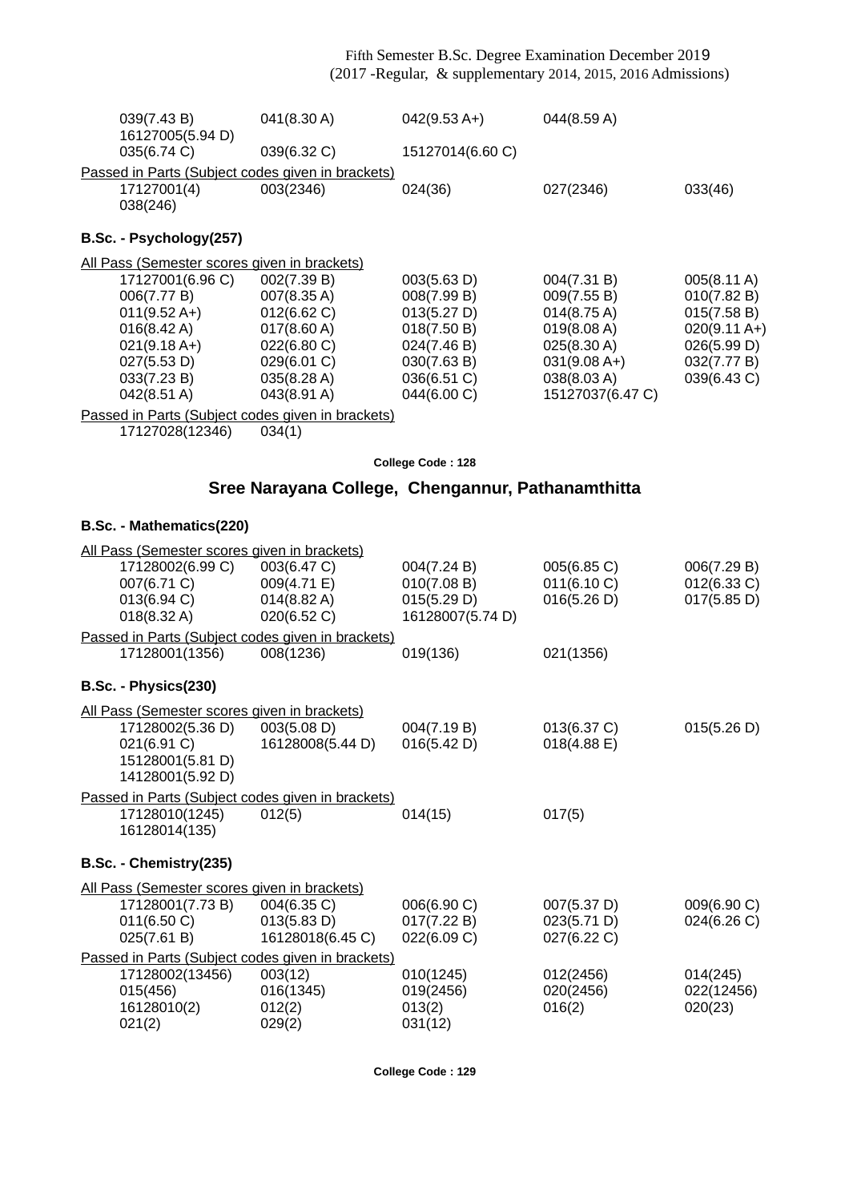039(7.43 B) 041(8.30 A) 042(9.53 A+) 044(8.59 A)
16127005(5.94 D)
035(6.74 C) 039(6.32 C) 15127014(6.60 C)

Passed in Parts (Subject codes given in brackets)

17127001(4) 003(2346) 024(36) 027(2346) 033(46)
038(246)

### B.Sc. - Psychology(257)

All Pass (Semester scores given in brackets)

17127001(6.96 C) 002(7.39 B) 003(5.63 D) 004(7.31 B) 005(8.11 A)
006(7.77 B) 007(8.35 A) 008(7.99 B) 009(7.55 B) 010(7.82 B)
011(9.52 A+) 012(6.62 C) 013(5.27 D) 014(8.75 A) 015(7.58 B)
016(8.42 A) 017(8.60 A) 018(7.50 B) 019(8.08 A) 020(9.11 A+)
021(9.18 A+) 022(6.80 C) 024(7.46 B) 025(8.30 A) 026(5.99 D)
027(5.53 D) 029(6.01 C) 030(7.63 B) 031(9.08 A+) 032(7.77 B)
033(7.23 B) 035(8.28 A) 036(6.51 C) 038(8.03 A) 039(6.43 C)
042(8.51 A) 043(8.91 A) 044(6.00 C) 15127037(6.47 C)

Passed in Parts (Subject codes given in brackets)

17127028(12346) 034(1)

**College Code : 128**

## Sree Narayana College, Chengannur, Pathanamthitta

### B.Sc. - Mathematics(220)

All Pass (Semester scores given in brackets)

17128002(6.99 C) 003(6.47 C) 004(7.24 B) 005(6.85 C) 006(7.29 B)
007(6.71 C) 009(4.71 E) 010(7.08 B) 011(6.10 C) 012(6.33 C)
013(6.94 C) 014(8.82 A) 015(5.29 D) 016(5.26 D) 017(5.85 D)
018(8.32 A) 020(6.52 C) 16128007(5.74 D)

Passed in Parts (Subject codes given in brackets)

17128001(1356) 008(1236) 019(136) 021(1356)

### B.Sc. - Physics(230)

All Pass (Semester scores given in brackets)

17128002(5.36 D) 003(5.08 D) 004(7.19 B) 013(6.37 C) 015(5.26 D)
021(6.91 C) 16128008(5.44 D) 016(5.42 D) 018(4.88 E)
15128001(5.81 D)
14128001(5.92 D)

Passed in Parts (Subject codes given in brackets)

17128010(1245) 012(5) 014(15) 017(5)
16128014(135)

### B.Sc. - Chemistry(235)

All Pass (Semester scores given in brackets)

17128001(7.73 B) 004(6.35 C) 006(6.90 C) 007(5.37 D) 009(6.90 C)
011(6.50 C) 013(5.83 D) 017(7.22 B) 023(5.71 D) 024(6.26 C)
025(7.61 B) 16128018(6.45 C) 022(6.09 C) 027(6.22 C)

Passed in Parts (Subject codes given in brackets)

17128002(13456) 003(12) 010(1245) 012(2456) 014(245)
015(456) 016(1345) 019(2456) 020(2456) 022(12456)
16128010(2) 012(2) 013(2) 016(2) 020(23)
021(2) 029(2) 031(12)

**College Code : 129**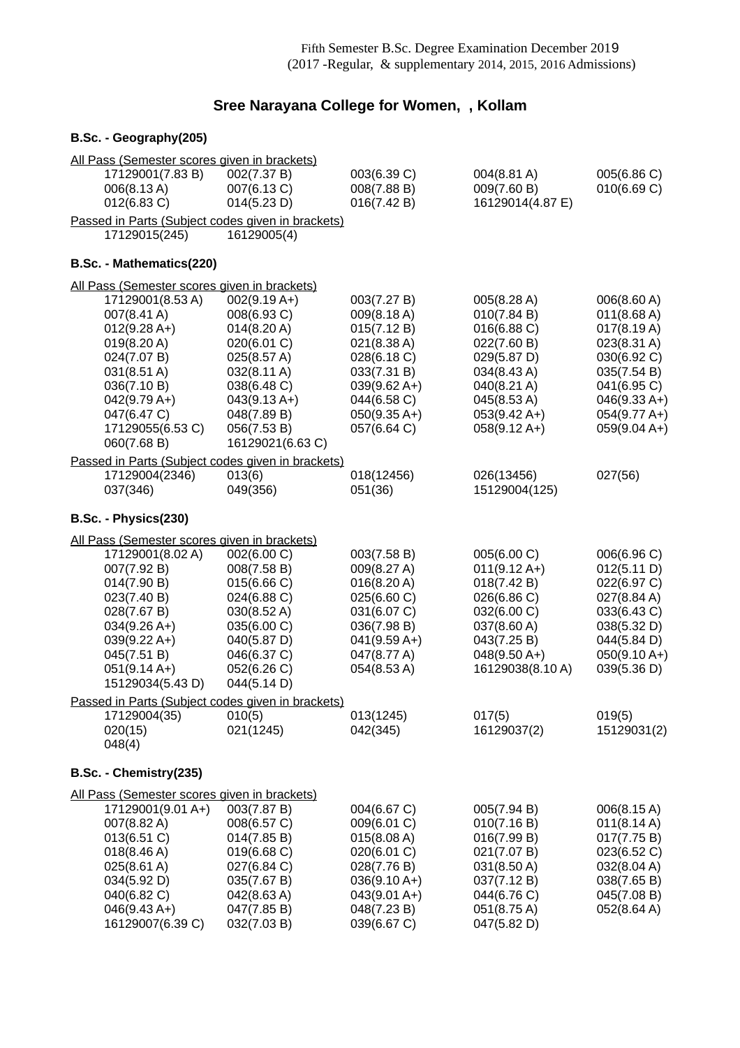Fifth Semester B.Sc. Degree Examination December 2019
(2017 -Regular, & supplementary 2014, 2015, 2016 Admissions)

## Sree Narayana College for Women, , Kollam

### B.Sc. - Geography(205)

All Pass (Semester scores given in brackets)

| | | | | |
|---|---|---|---|---|
| 17129001(7.83 B) | 002(7.37 B) | 003(6.39 C) | 004(8.81 A) | 005(6.86 C) |
| 006(8.13 A) | 007(6.13 C) | 008(7.88 B) | 009(7.60 B) | 010(6.69 C) |
| 012(6.83 C) | 014(5.23 D) | 016(7.42 B) | 16129014(4.87 E) | |

Passed in Parts (Subject codes given in brackets)

| | |
|---|---|
| 17129015(245) | 16129005(4) |

### B.Sc. - Mathematics(220)

All Pass (Semester scores given in brackets)

| | | | | |
|---|---|---|---|---|
| 17129001(8.53 A) | 002(9.19 A+) | 003(7.27 B) | 005(8.28 A) | 006(8.60 A) |
| 007(8.41 A) | 008(6.93 C) | 009(8.18 A) | 010(7.84 B) | 011(8.68 A) |
| 012(9.28 A+) | 014(8.20 A) | 015(7.12 B) | 016(6.88 C) | 017(8.19 A) |
| 019(8.20 A) | 020(6.01 C) | 021(8.38 A) | 022(7.60 B) | 023(8.31 A) |
| 024(7.07 B) | 025(8.57 A) | 028(6.18 C) | 029(5.87 D) | 030(6.92 C) |
| 031(8.51 A) | 032(8.11 A) | 033(7.31 B) | 034(8.43 A) | 035(7.54 B) |
| 036(7.10 B) | 038(6.48 C) | 039(9.62 A+) | 040(8.21 A) | 041(6.95 C) |
| 042(9.79 A+) | 043(9.13 A+) | 044(6.58 C) | 045(8.53 A) | 046(9.33 A+) |
| 047(6.47 C) | 048(7.89 B) | 050(9.35 A+) | 053(9.42 A+) | 054(9.77 A+) |
| 17129055(6.53 C) | 056(7.53 B) | 057(6.64 C) | 058(9.12 A+) | 059(9.04 A+) |
| 060(7.68 B) | 16129021(6.63 C) | | | |

Passed in Parts (Subject codes given in brackets)

| | | | | |
|---|---|---|---|---|
| 17129004(2346) | 013(6) | 018(12456) | 026(13456) | 027(56) |
| 037(346) | 049(356) | 051(36) | 15129004(125) | |

### B.Sc. - Physics(230)

All Pass (Semester scores given in brackets)

| | | | | |
|---|---|---|---|---|
| 17129001(8.02 A) | 002(6.00 C) | 003(7.58 B) | 005(6.00 C) | 006(6.96 C) |
| 007(7.92 B) | 008(7.58 B) | 009(8.27 A) | 011(9.12 A+) | 012(5.11 D) |
| 014(7.90 B) | 015(6.66 C) | 016(8.20 A) | 018(7.42 B) | 022(6.97 C) |
| 023(7.40 B) | 024(6.88 C) | 025(6.60 C) | 026(6.86 C) | 027(8.84 A) |
| 028(7.67 B) | 030(8.52 A) | 031(6.07 C) | 032(6.00 C) | 033(6.43 C) |
| 034(9.26 A+) | 035(6.00 C) | 036(7.98 B) | 037(8.60 A) | 038(5.32 D) |
| 039(9.22 A+) | 040(5.87 D) | 041(9.59 A+) | 043(7.25 B) | 044(5.84 D) |
| 045(7.51 B) | 046(6.37 C) | 047(8.77 A) | 048(9.50 A+) | 050(9.10 A+) |
| 051(9.14 A+) | 052(6.26 C) | 054(8.53 A) | 16129038(8.10 A) | 039(5.36 D) |
| 15129034(5.43 D) | 044(5.14 D) | | | |

Passed in Parts (Subject codes given in brackets)

| | | | | |
|---|---|---|---|---|
| 17129004(35) | 010(5) | 013(1245) | 017(5) | 019(5) |
| 020(15) | 021(1245) | 042(345) | 16129037(2) | 15129031(2) |
| 048(4) | | | | |

### B.Sc. - Chemistry(235)

All Pass (Semester scores given in brackets)

| | | | | |
|---|---|---|---|---|
| 17129001(9.01 A+) | 003(7.87 B) | 004(6.67 C) | 005(7.94 B) | 006(8.15 A) |
| 007(8.82 A) | 008(6.57 C) | 009(6.01 C) | 010(7.16 B) | 011(8.14 A) |
| 013(6.51 C) | 014(7.85 B) | 015(8.08 A) | 016(7.99 B) | 017(7.75 B) |
| 018(8.46 A) | 019(6.68 C) | 020(6.01 C) | 021(7.07 B) | 023(6.52 C) |
| 025(8.61 A) | 027(6.84 C) | 028(7.76 B) | 031(8.50 A) | 032(8.04 A) |
| 034(5.92 D) | 035(7.67 B) | 036(9.10 A+) | 037(7.12 B) | 038(7.65 B) |
| 040(6.82 C) | 042(8.63 A) | 043(9.01 A+) | 044(6.76 C) | 045(7.08 B) |
| 046(9.43 A+) | 047(7.85 B) | 048(7.23 B) | 051(8.75 A) | 052(8.64 A) |
| 16129007(6.39 C) | 032(7.03 B) | 039(6.67 C) | 047(5.82 D) | |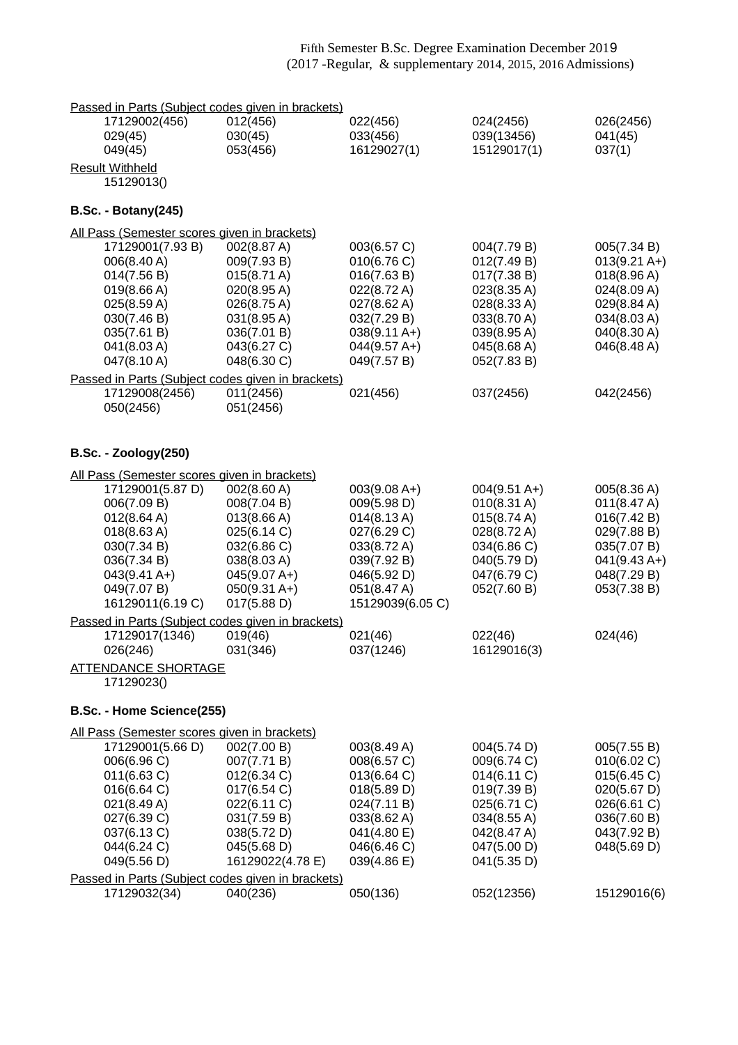Fifth Semester B.Sc. Degree Examination December 2019
(2017 -Regular, & supplementary 2014, 2015, 2016 Admissions)

Passed in Parts (Subject codes given in brackets)

| | | | | |
|---|---|---|---|---|
| 17129002(456) | 012(456) | 022(456) | 024(2456) | 026(2456) |
| 029(45) | 030(45) | 033(456) | 039(13456) | 041(45) |
| 049(45) | 053(456) | 16129027(1) | 15129017(1) | 037(1) |

Result Withheld

15129013()

### B.Sc. - Botany(245)

All Pass (Semester scores given in brackets)

| | | | | |
|---|---|---|---|---|
| 17129001(7.93 B) | 002(8.87 A) | 003(6.57 C) | 004(7.79 B) | 005(7.34 B) |
| 006(8.40 A) | 009(7.93 B) | 010(6.76 C) | 012(7.49 B) | 013(9.21 A+) |
| 014(7.56 B) | 015(8.71 A) | 016(7.63 B) | 017(7.38 B) | 018(8.96 A) |
| 019(8.66 A) | 020(8.95 A) | 022(8.72 A) | 023(8.35 A) | 024(8.09 A) |
| 025(8.59 A) | 026(8.75 A) | 027(8.62 A) | 028(8.33 A) | 029(8.84 A) |
| 030(7.46 B) | 031(8.95 A) | 032(7.29 B) | 033(8.70 A) | 034(8.03 A) |
| 035(7.61 B) | 036(7.01 B) | 038(9.11 A+) | 039(8.95 A) | 040(8.30 A) |
| 041(8.03 A) | 043(6.27 C) | 044(9.57 A+) | 045(8.68 A) | 046(8.48 A) |
| 047(8.10 A) | 048(6.30 C) | 049(7.57 B) | 052(7.83 B) | |

Passed in Parts (Subject codes given in brackets)

| | | | | |
|---|---|---|---|---|
| 17129008(2456) | 011(2456) | 021(456) | 037(2456) | 042(2456) |
| 050(2456) | 051(2456) | | | |

### B.Sc. - Zoology(250)

All Pass (Semester scores given in brackets)

| | | | | |
|---|---|---|---|---|
| 17129001(5.87 D) | 002(8.60 A) | 003(9.08 A+) | 004(9.51 A+) | 005(8.36 A) |
| 006(7.09 B) | 008(7.04 B) | 009(5.98 D) | 010(8.31 A) | 011(8.47 A) |
| 012(8.64 A) | 013(8.66 A) | 014(8.13 A) | 015(8.74 A) | 016(7.42 B) |
| 018(8.63 A) | 025(6.14 C) | 027(6.29 C) | 028(8.72 A) | 029(7.88 B) |
| 030(7.34 B) | 032(6.86 C) | 033(8.72 A) | 034(6.86 C) | 035(7.07 B) |
| 036(7.34 B) | 038(8.03 A) | 039(7.92 B) | 040(5.79 D) | 041(9.43 A+) |
| 043(9.41 A+) | 045(9.07 A+) | 046(5.92 D) | 047(6.79 C) | 048(7.29 B) |
| 049(7.07 B) | 050(9.31 A+) | 051(8.47 A) | 052(7.60 B) | 053(7.38 B) |
| 16129011(6.19 C) | 017(5.88 D) | 15129039(6.05 C) | | |

Passed in Parts (Subject codes given in brackets)

| | | | | |
|---|---|---|---|---|
| 17129017(1346) | 019(46) | 021(46) | 022(46) | 024(46) |
| 026(246) | 031(346) | 037(1246) | 16129016(3) | |

ATTENDANCE SHORTAGE

17129023()

### B.Sc. - Home Science(255)

All Pass (Semester scores given in brackets)

| | | | | |
|---|---|---|---|---|
| 17129001(5.66 D) | 002(7.00 B) | 003(8.49 A) | 004(5.74 D) | 005(7.55 B) |
| 006(6.96 C) | 007(7.71 B) | 008(6.57 C) | 009(6.74 C) | 010(6.02 C) |
| 011(6.63 C) | 012(6.34 C) | 013(6.64 C) | 014(6.11 C) | 015(6.45 C) |
| 016(6.64 C) | 017(6.54 C) | 018(5.89 D) | 019(7.39 B) | 020(5.67 D) |
| 021(8.49 A) | 022(6.11 C) | 024(7.11 B) | 025(6.71 C) | 026(6.61 C) |
| 027(6.39 C) | 031(7.59 B) | 033(8.62 A) | 034(8.55 A) | 036(7.60 B) |
| 037(6.13 C) | 038(5.72 D) | 041(4.80 E) | 042(8.47 A) | 043(7.92 B) |
| 044(6.24 C) | 045(5.68 D) | 046(6.46 C) | 047(5.00 D) | 048(5.69 D) |
| 049(5.56 D) | 16129022(4.78 E) | 039(4.86 E) | 041(5.35 D) | |

Passed in Parts (Subject codes given in brackets)

| | | | | |
|---|---|---|---|---|
| 17129032(34) | 040(236) | 050(136) | 052(12356) | 15129016(6) |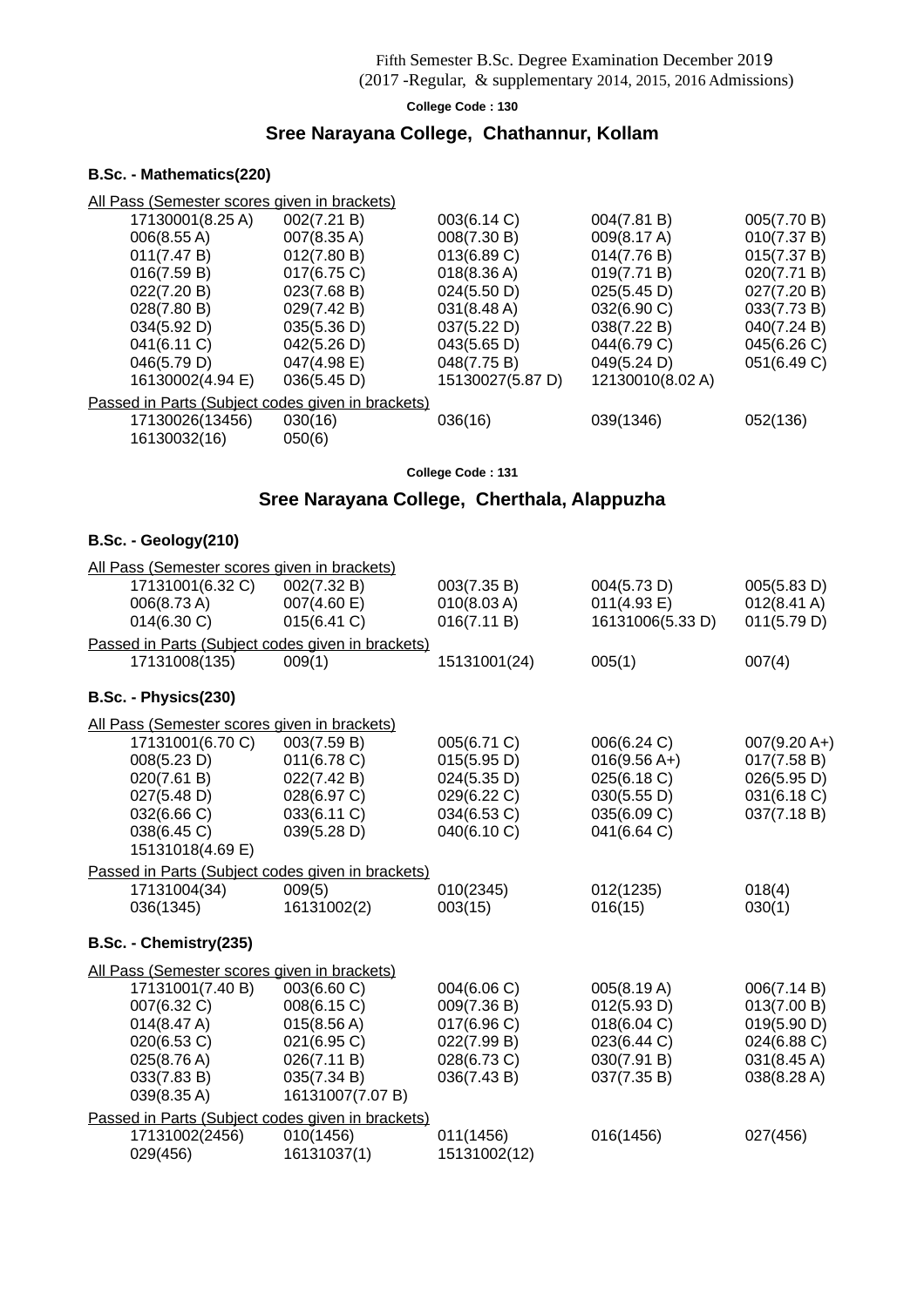Fifth Semester B.Sc. Degree Examination December 2019
(2017 -Regular, & supplementary 2014, 2015, 2016 Admissions)

**College Code : 130**

## Sree Narayana College, Chathannur, Kollam

### B.Sc. - Mathematics(220)

All Pass (Semester scores given in brackets)

| | | | | |
|---|---|---|---|---|
| 17130001(8.25 A) | 002(7.21 B) | 003(6.14 C) | 004(7.81 B) | 005(7.70 B) |
| 006(8.55 A) | 007(8.35 A) | 008(7.30 B) | 009(8.17 A) | 010(7.37 B) |
| 011(7.47 B) | 012(7.80 B) | 013(6.89 C) | 014(7.76 B) | 015(7.37 B) |
| 016(7.59 B) | 017(6.75 C) | 018(8.36 A) | 019(7.71 B) | 020(7.71 B) |
| 022(7.20 B) | 023(7.68 B) | 024(5.50 D) | 025(5.45 D) | 027(7.20 B) |
| 028(7.80 B) | 029(7.42 B) | 031(8.48 A) | 032(6.90 C) | 033(7.73 B) |
| 034(5.92 D) | 035(5.36 D) | 037(5.22 D) | 038(7.22 B) | 040(7.24 B) |
| 041(6.11 C) | 042(5.26 D) | 043(5.65 D) | 044(6.79 C) | 045(6.26 C) |
| 046(5.79 D) | 047(4.98 E) | 048(7.75 B) | 049(5.24 D) | 051(6.49 C) |
| 16130002(4.94 E) | 036(5.45 D) | 15130027(5.87 D) | 12130010(8.02 A) | |

Passed in Parts (Subject codes given in brackets)

| | | | | |
|---|---|---|---|---|
| 17130026(13456) | 030(16) | 036(16) | 039(1346) | 052(136) |
| 16130032(16) | 050(6) | | | |

**College Code : 131**

## Sree Narayana College, Cherthala, Alappuzha

### B.Sc. - Geology(210)

All Pass (Semester scores given in brackets)

| | | | | |
|---|---|---|---|---|
| 17131001(6.32 C) | 002(7.32 B) | 003(7.35 B) | 004(5.73 D) | 005(5.83 D) |
| 006(8.73 A) | 007(4.60 E) | 010(8.03 A) | 011(4.93 E) | 012(8.41 A) |
| 014(6.30 C) | 015(6.41 C) | 016(7.11 B) | 16131006(5.33 D) | 011(5.79 D) |

Passed in Parts (Subject codes given in brackets)

| | | | | |
|---|---|---|---|---|
| 17131008(135) | 009(1) | 15131001(24) | 005(1) | 007(4) |

### B.Sc. - Physics(230)

All Pass (Semester scores given in brackets)

| | | | | |
|---|---|---|---|---|
| 17131001(6.70 C) | 003(7.59 B) | 005(6.71 C) | 006(6.24 C) | 007(9.20 A+) |
| 008(5.23 D) | 011(6.78 C) | 015(5.95 D) | 016(9.56 A+) | 017(7.58 B) |
| 020(7.61 B) | 022(7.42 B) | 024(5.35 D) | 025(6.18 C) | 026(5.95 D) |
| 027(5.48 D) | 028(6.97 C) | 029(6.22 C) | 030(5.55 D) | 031(6.18 C) |
| 032(6.66 C) | 033(6.11 C) | 034(6.53 C) | 035(6.09 C) | 037(7.18 B) |
| 038(6.45 C) | 039(5.28 D) | 040(6.10 C) | 041(6.64 C) | |
| 15131018(4.69 E) | | | | |

Passed in Parts (Subject codes given in brackets)

| | | | | |
|---|---|---|---|---|
| 17131004(34) | 009(5) | 010(2345) | 012(1235) | 018(4) |
| 036(1345) | 16131002(2) | 003(15) | 016(15) | 030(1) |

### B.Sc. - Chemistry(235)

All Pass (Semester scores given in brackets)

| | | | | |
|---|---|---|---|---|
| 17131001(7.40 B) | 003(6.60 C) | 004(6.06 C) | 005(8.19 A) | 006(7.14 B) |
| 007(6.32 C) | 008(6.15 C) | 009(7.36 B) | 012(5.93 D) | 013(7.00 B) |
| 014(8.47 A) | 015(8.56 A) | 017(6.96 C) | 018(6.04 C) | 019(5.90 D) |
| 020(6.53 C) | 021(6.95 C) | 022(7.99 B) | 023(6.44 C) | 024(6.88 C) |
| 025(8.76 A) | 026(7.11 B) | 028(6.73 C) | 030(7.91 B) | 031(8.45 A) |
| 033(7.83 B) | 035(7.34 B) | 036(7.43 B) | 037(7.35 B) | 038(8.28 A) |
| 039(8.35 A) | 16131007(7.07 B) | | | |

Passed in Parts (Subject codes given in brackets)

| | | | | |
|---|---|---|---|---|
| 17131002(2456) | 010(1456) | 011(1456) | 016(1456) | 027(456) |
| 029(456) | 16131037(1) | 15131002(12) | | |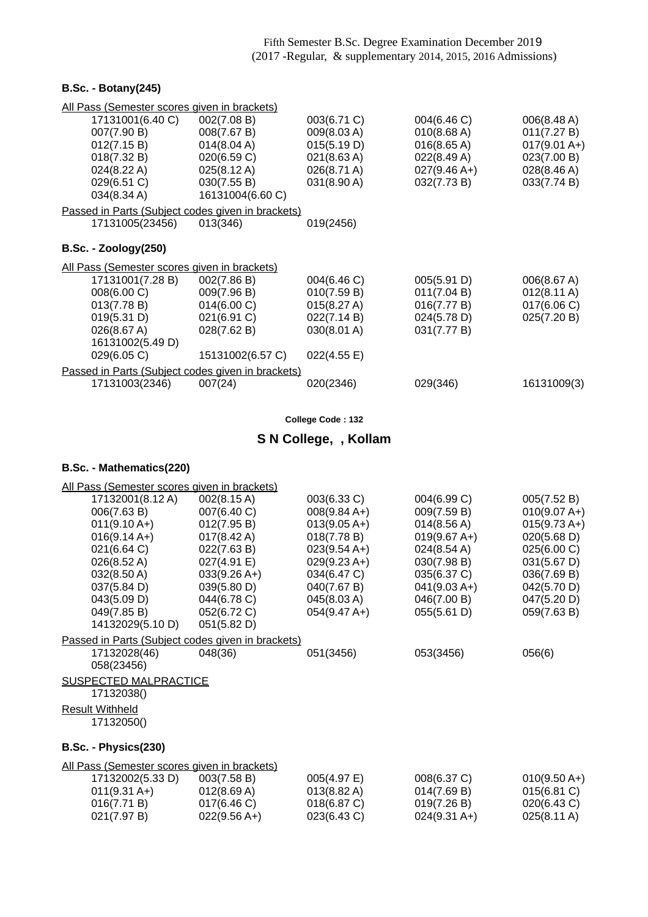Fifth Semester B.Sc. Degree Examination December 2019
(2017 -Regular, & supplementary 2014, 2015, 2016 Admissions)

**B.Sc. - Botany(245)**

All Pass (Semester scores given in brackets)

| | | | | |
|---|---|---|---|---|
| 17131001(6.40 C) | 002(7.08 B) | 003(6.71 C) | 004(6.46 C) | 006(8.48 A) |
| 007(7.90 B) | 008(7.67 B) | 009(8.03 A) | 010(8.68 A) | 011(7.27 B) |
| 012(7.15 B) | 014(8.04 A) | 015(5.19 D) | 016(8.65 A) | 017(9.01 A+) |
| 018(7.32 B) | 020(6.59 C) | 021(8.63 A) | 022(8.49 A) | 023(7.00 B) |
| 024(8.22 A) | 025(8.12 A) | 026(8.71 A) | 027(9.46 A+) | 028(8.46 A) |
| 029(6.51 C) | 030(7.55 B) | 031(8.90 A) | 032(7.73 B) | 033(7.74 B) |
| 034(8.34 A) | 16131004(6.60 C) | | | |

Passed in Parts (Subject codes given in brackets)

| | | |
|---|---|---|
| 17131005(23456) | 013(346) | 019(2456) |

**B.Sc. - Zoology(250)**

All Pass (Semester scores given in brackets)

| | | | | |
|---|---|---|---|---|
| 17131001(7.28 B) | 002(7.86 B) | 004(6.46 C) | 005(5.91 D) | 006(8.67 A) |
| 008(6.00 C) | 009(7.96 B) | 010(7.59 B) | 011(7.04 B) | 012(8.11 A) |
| 013(7.78 B) | 014(6.00 C) | 015(8.27 A) | 016(7.77 B) | 017(6.06 C) |
| 019(5.31 D) | 021(6.91 C) | 022(7.14 B) | 024(5.78 D) | 025(7.20 B) |
| 026(8.67 A) | 028(7.62 B) | 030(8.01 A) | 031(7.77 B) | |
| 16131002(5.49 D) | | | | |
| 029(6.05 C) | 15131002(6.57 C) | 022(4.55 E) | | |

Passed in Parts (Subject codes given in brackets)

| | | | | |
|---|---|---|---|---|
| 17131003(2346) | 007(24) | 020(2346) | 029(346) | 16131009(3) |

College Code : 132

## S N College, , Kollam

**B.Sc. - Mathematics(220)**

All Pass (Semester scores given in brackets)

| | | | | |
|---|---|---|---|---|
| 17132001(8.12 A) | 002(8.15 A) | 003(6.33 C) | 004(6.99 C) | 005(7.52 B) |
| 006(7.63 B) | 007(6.40 C) | 008(9.84 A+) | 009(7.59 B) | 010(9.07 A+) |
| 011(9.10 A+) | 012(7.95 B) | 013(9.05 A+) | 014(8.56 A) | 015(9.73 A+) |
| 016(9.14 A+) | 017(8.42 A) | 018(7.78 B) | 019(9.67 A+) | 020(5.68 D) |
| 021(6.64 C) | 022(7.63 B) | 023(9.54 A+) | 024(8.54 A) | 025(6.00 C) |
| 026(8.52 A) | 027(4.91 E) | 029(9.23 A+) | 030(7.98 B) | 031(5.67 D) |
| 032(8.50 A) | 033(9.26 A+) | 034(6.47 C) | 035(6.37 C) | 036(7.69 B) |
| 037(5.84 D) | 039(5.80 D) | 040(7.67 B) | 041(9.03 A+) | 042(5.70 D) |
| 043(5.09 D) | 044(6.78 C) | 045(8.03 A) | 046(7.00 B) | 047(5.20 D) |
| 049(7.85 B) | 052(6.72 C) | 054(9.47 A+) | 055(5.61 D) | 059(7.63 B) |
| 14132029(5.10 D) | 051(5.82 D) | | | |

Passed in Parts (Subject codes given in brackets)

| | | | | |
|---|---|---|---|---|
| 17132028(46) | 048(36) | 051(3456) | 053(3456) | 056(6) |
| 058(23456) | | | | |

SUSPECTED MALPRACTICE

17132038()

Result Withheld

17132050()

**B.Sc. - Physics(230)**

All Pass (Semester scores given in brackets)

| | | | | |
|---|---|---|---|---|
| 17132002(5.33 D) | 003(7.58 B) | 005(4.97 E) | 008(6.37 C) | 010(9.50 A+) |
| 011(9.31 A+) | 012(8.69 A) | 013(8.82 A) | 014(7.69 B) | 015(6.81 C) |
| 016(7.71 B) | 017(6.46 C) | 018(6.87 C) | 019(7.26 B) | 020(6.43 C) |
| 021(7.97 B) | 022(9.56 A+) | 023(6.43 C) | 024(9.31 A+) | 025(8.11 A) |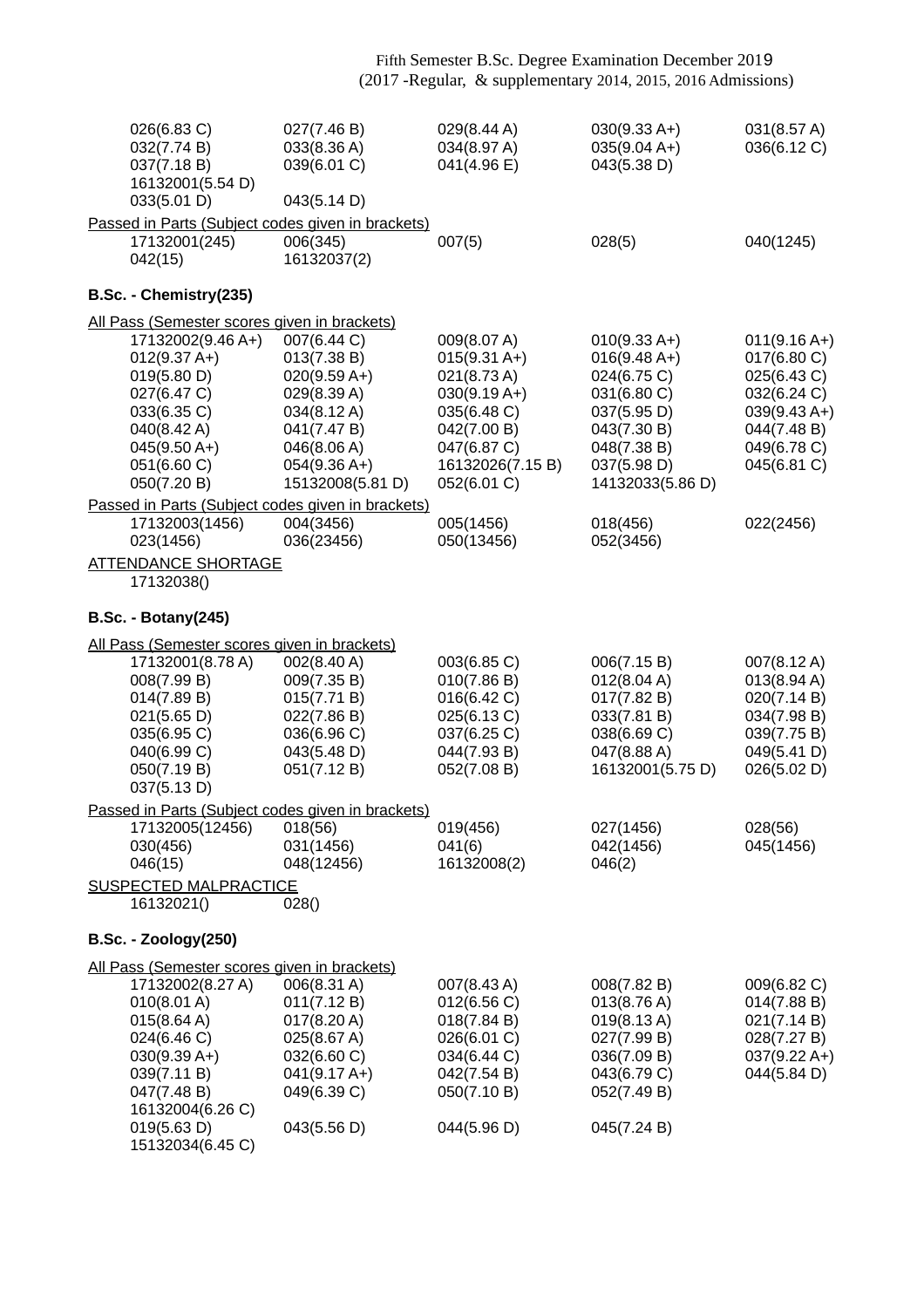Fifth Semester B.Sc. Degree Examination December 2019
(2017 -Regular, & supplementary 2014, 2015, 2016 Admissions)

| | | | | |
|---|---|---|---|---|
| 026(6.83 C) | 027(7.46 B) | 029(8.44 A) | 030(9.33 A+) | 031(8.57 A) |
| 032(7.74 B) | 033(8.36 A) | 034(8.97 A) | 035(9.04 A+) | 036(6.12 C) |
| 037(7.18 B) | 039(6.01 C) | 041(4.96 E) | 043(5.38 D) | |
| 16132001(5.54 D) | | | | |
| 033(5.01 D) | 043(5.14 D) | | | |

Passed in Parts (Subject codes given in brackets)

| | | | | |
|---|---|---|---|---|
| 17132001(245) | 006(345) | 007(5) | 028(5) | 040(1245) |
| 042(15) | 16132037(2) | | | |

**B.Sc. - Chemistry(235)**

All Pass (Semester scores given in brackets)

| | | | | |
|---|---|---|---|---|
| 17132002(9.46 A+) | 007(6.44 C) | 009(8.07 A) | 010(9.33 A+) | 011(9.16 A+) |
| 012(9.37 A+) | 013(7.38 B) | 015(9.31 A+) | 016(9.48 A+) | 017(6.80 C) |
| 019(5.80 D) | 020(9.59 A+) | 021(8.73 A) | 024(6.75 C) | 025(6.43 C) |
| 027(6.47 C) | 029(8.39 A) | 030(9.19 A+) | 031(6.80 C) | 032(6.24 C) |
| 033(6.35 C) | 034(8.12 A) | 035(6.48 C) | 037(5.95 D) | 039(9.43 A+) |
| 040(8.42 A) | 041(7.47 B) | 042(7.00 B) | 043(7.30 B) | 044(7.48 B) |
| 045(9.50 A+) | 046(8.06 A) | 047(6.87 C) | 048(7.38 B) | 049(6.78 C) |
| 051(6.60 C) | 054(9.36 A+) | 16132026(7.15 B) | 037(5.98 D) | 045(6.81 C) |
| 050(7.20 B) | 15132008(5.81 D) | 052(6.01 C) | 14132033(5.86 D) | |

Passed in Parts (Subject codes given in brackets)

| | | | | |
|---|---|---|---|---|
| 17132003(1456) | 004(3456) | 005(1456) | 018(456) | 022(2456) |
| 023(1456) | 036(23456) | 050(13456) | 052(3456) | |

ATTENDANCE SHORTAGE

17132038()

**B.Sc. - Botany(245)**

All Pass (Semester scores given in brackets)

| | | | | |
|---|---|---|---|---|
| 17132001(8.78 A) | 002(8.40 A) | 003(6.85 C) | 006(7.15 B) | 007(8.12 A) |
| 008(7.99 B) | 009(7.35 B) | 010(7.86 B) | 012(8.04 A) | 013(8.94 A) |
| 014(7.89 B) | 015(7.71 B) | 016(6.42 C) | 017(7.82 B) | 020(7.14 B) |
| 021(5.65 D) | 022(7.86 B) | 025(6.13 C) | 033(7.81 B) | 034(7.98 B) |
| 035(6.95 C) | 036(6.96 C) | 037(6.25 C) | 038(6.69 C) | 039(7.75 B) |
| 040(6.99 C) | 043(5.48 D) | 044(7.93 B) | 047(8.88 A) | 049(5.41 D) |
| 050(7.19 B) | 051(7.12 B) | 052(7.08 B) | 16132001(5.75 D) | 026(5.02 D) |
| 037(5.13 D) | | | | |

Passed in Parts (Subject codes given in brackets)

| | | | | |
|---|---|---|---|---|
| 17132005(12456) | 018(56) | 019(456) | 027(1456) | 028(56) |
| 030(456) | 031(1456) | 041(6) | 042(1456) | 045(1456) |
| 046(15) | 048(12456) | 16132008(2) | 046(2) | |

SUSPECTED MALPRACTICE

| | |
|---|---|
| 16132021() | 028() |

**B.Sc. - Zoology(250)**

All Pass (Semester scores given in brackets)

| | | | | |
|---|---|---|---|---|
| 17132002(8.27 A) | 006(8.31 A) | 007(8.43 A) | 008(7.82 B) | 009(6.82 C) |
| 010(8.01 A) | 011(7.12 B) | 012(6.56 C) | 013(8.76 A) | 014(7.88 B) |
| 015(8.64 A) | 017(8.20 A) | 018(7.84 B) | 019(8.13 A) | 021(7.14 B) |
| 024(6.46 C) | 025(8.67 A) | 026(6.01 C) | 027(7.99 B) | 028(7.27 B) |
| 030(9.39 A+) | 032(6.60 C) | 034(6.44 C) | 036(7.09 B) | 037(9.22 A+) |
| 039(7.11 B) | 041(9.17 A+) | 042(7.54 B) | 043(6.79 C) | 044(5.84 D) |
| 047(7.48 B) | 049(6.39 C) | 050(7.10 B) | 052(7.49 B) | |
| 16132004(6.26 C) | | | | |
| 019(5.63 D) | 043(5.56 D) | 044(5.96 D) | 045(7.24 B) | |
| 15132034(6.45 C) | | | | |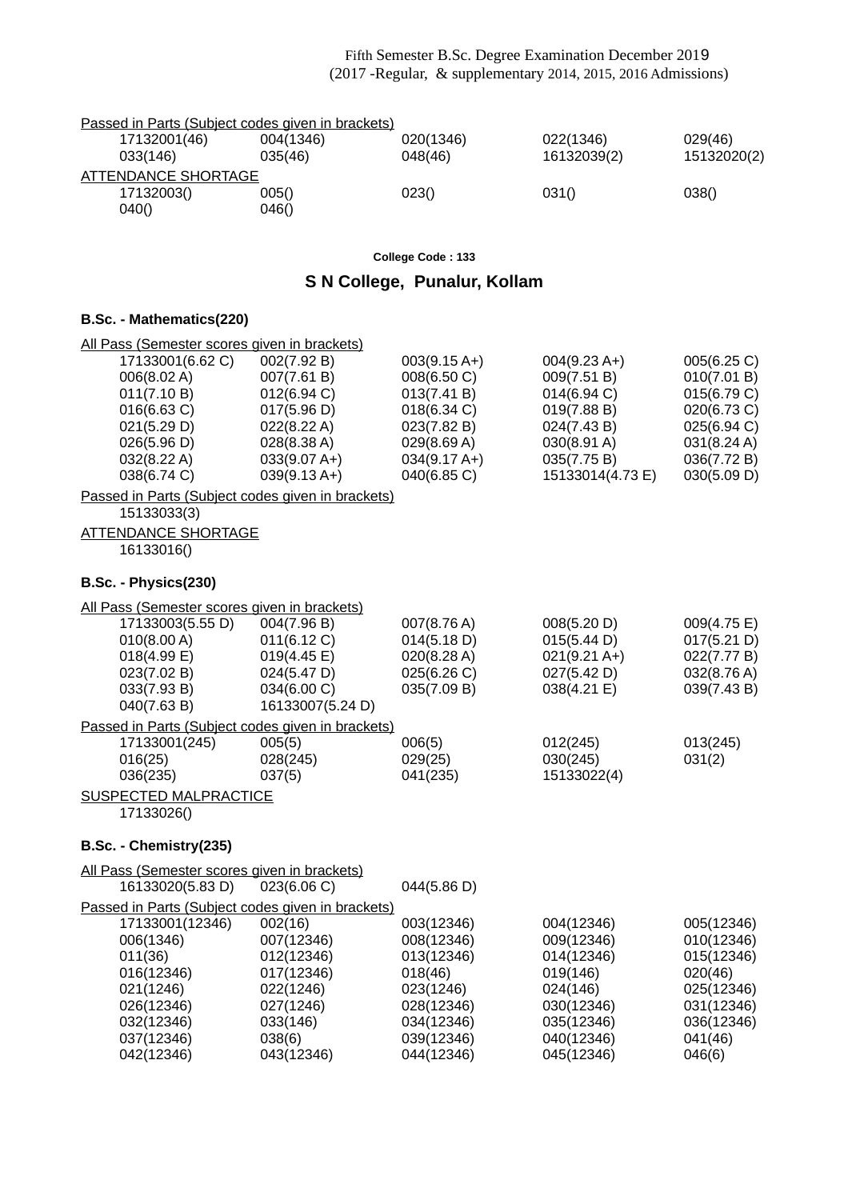Fifth Semester B.Sc. Degree Examination December 2019
(2017 -Regular, & supplementary 2014, 2015, 2016 Admissions)

Passed in Parts (Subject codes given in brackets)

| | | | | |
|---|---|---|---|---|
| 17132001(46) | 004(1346) | 020(1346) | 022(1346) | 029(46) |
| 033(146) | 035(46) | 048(46) | 16132039(2) | 15132020(2) |

ATTENDANCE SHORTAGE

| | | | | |
|---|---|---|---|---|
| 17132003() | 005() | 023() | 031() | 038() |
| 040() | 046() | | | |

**College Code : 133**

## S N College, Punalur, Kollam

### B.Sc. - Mathematics(220)

All Pass (Semester scores given in brackets)

| | | | | |
|---|---|---|---|---|
| 17133001(6.62 C) | 002(7.92 B) | 003(9.15 A+) | 004(9.23 A+) | 005(6.25 C) |
| 006(8.02 A) | 007(7.61 B) | 008(6.50 C) | 009(7.51 B) | 010(7.01 B) |
| 011(7.10 B) | 012(6.94 C) | 013(7.41 B) | 014(6.94 C) | 015(6.79 C) |
| 016(6.63 C) | 017(5.96 D) | 018(6.34 C) | 019(7.88 B) | 020(6.73 C) |
| 021(5.29 D) | 022(8.22 A) | 023(7.82 B) | 024(7.43 B) | 025(6.94 C) |
| 026(5.96 D) | 028(8.38 A) | 029(8.69 A) | 030(8.91 A) | 031(8.24 A) |
| 032(8.22 A) | 033(9.07 A+) | 034(9.17 A+) | 035(7.75 B) | 036(7.72 B) |
| 038(6.74 C) | 039(9.13 A+) | 040(6.85 C) | 15133014(4.73 E) | 030(5.09 D) |

Passed in Parts (Subject codes given in brackets)

15133033(3)

ATTENDANCE SHORTAGE

16133016()

### B.Sc. - Physics(230)

All Pass (Semester scores given in brackets)

| | | | | |
|---|---|---|---|---|
| 17133003(5.55 D) | 004(7.96 B) | 007(8.76 A) | 008(5.20 D) | 009(4.75 E) |
| 010(8.00 A) | 011(6.12 C) | 014(5.18 D) | 015(5.44 D) | 017(5.21 D) |
| 018(4.99 E) | 019(4.45 E) | 020(8.28 A) | 021(9.21 A+) | 022(7.77 B) |
| 023(7.02 B) | 024(5.47 D) | 025(6.26 C) | 027(5.42 D) | 032(8.76 A) |
| 033(7.93 B) | 034(6.00 C) | 035(7.09 B) | 038(4.21 E) | 039(7.43 B) |
| 040(7.63 B) | 16133007(5.24 D) | | | |

Passed in Parts (Subject codes given in brackets)

| | | | | |
|---|---|---|---|---|
| 17133001(245) | 005(5) | 006(5) | 012(245) | 013(245) |
| 016(25) | 028(245) | 029(25) | 030(245) | 031(2) |
| 036(235) | 037(5) | 041(235) | 15133022(4) | |

SUSPECTED MALPRACTICE

17133026()

### B.Sc. - Chemistry(235)

All Pass (Semester scores given in brackets)

| | | |
|---|---|---|
| 16133020(5.83 D) | 023(6.06 C) | 044(5.86 D) |

Passed in Parts (Subject codes given in brackets)

| | | | | |
|---|---|---|---|---|
| 17133001(12346) | 002(16) | 003(12346) | 004(12346) | 005(12346) |
| 006(1346) | 007(12346) | 008(12346) | 009(12346) | 010(12346) |
| 011(36) | 012(12346) | 013(12346) | 014(12346) | 015(12346) |
| 016(12346) | 017(12346) | 018(46) | 019(146) | 020(46) |
| 021(1246) | 022(1246) | 023(1246) | 024(146) | 025(12346) |
| 026(12346) | 027(1246) | 028(12346) | 030(12346) | 031(12346) |
| 032(12346) | 033(146) | 034(12346) | 035(12346) | 036(12346) |
| 037(12346) | 038(6) | 039(12346) | 040(12346) | 041(46) |
| 042(12346) | 043(12346) | 044(12346) | 045(12346) | 046(6) |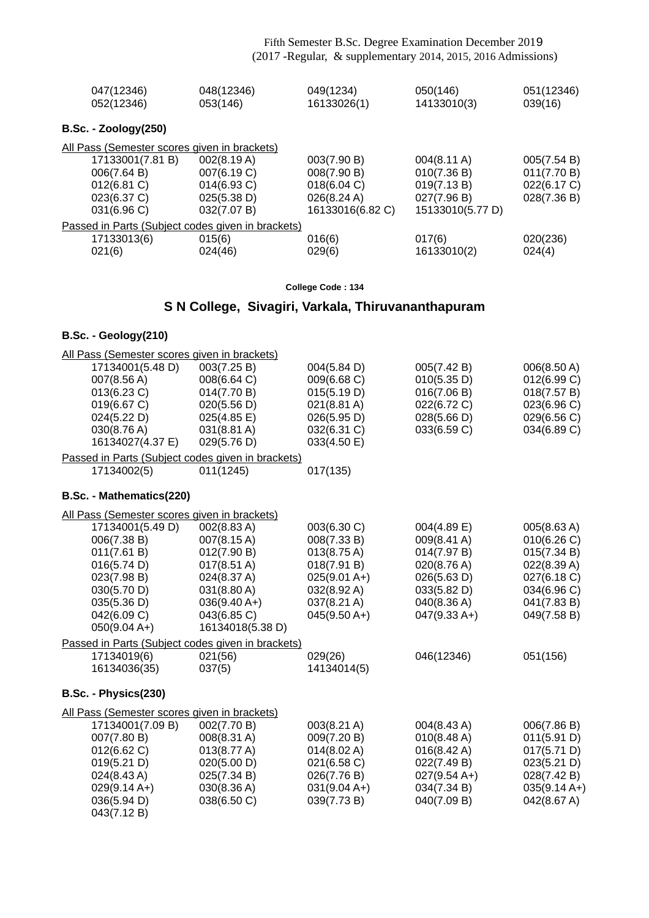| | | | | |
|---|---|---|---|---|
| 047(12346) | 048(12346) | 049(1234) | 050(146) | 051(12346) |
| 052(12346) | 053(146) | 16133026(1) | 14133010(3) | 039(16) |

**B.Sc. - Zoology(250)**

All Pass (Semester scores given in brackets)

| | | | | |
|---|---|---|---|---|
| 17133001(7.81 B) | 002(8.19 A) | 003(7.90 B) | 004(8.11 A) | 005(7.54 B) |
| 006(7.64 B) | 007(6.19 C) | 008(7.90 B) | 010(7.36 B) | 011(7.70 B) |
| 012(6.81 C) | 014(6.93 C) | 018(6.04 C) | 019(7.13 B) | 022(6.17 C) |
| 023(6.37 C) | 025(5.38 D) | 026(8.24 A) | 027(7.96 B) | 028(7.36 B) |
| 031(6.96 C) | 032(7.07 B) | 16133016(6.82 C) | 15133010(5.77 D) | |

Passed in Parts (Subject codes given in brackets)

| | | | | |
|---|---|---|---|---|
| 17133013(6) | 015(6) | 016(6) | 017(6) | 020(236) |
| 021(6) | 024(46) | 029(6) | 16133010(2) | 024(4) |

**College Code : 134**

## S N College, Sivagiri, Varkala, Thiruvananthapuram

**B.Sc. - Geology(210)**

All Pass (Semester scores given in brackets)

| | | | | |
|---|---|---|---|---|
| 17134001(5.48 D) | 003(7.25 B) | 004(5.84 D) | 005(7.42 B) | 006(8.50 A) |
| 007(8.56 A) | 008(6.64 C) | 009(6.68 C) | 010(5.35 D) | 012(6.99 C) |
| 013(6.23 C) | 014(7.70 B) | 015(5.19 D) | 016(7.06 B) | 018(7.57 B) |
| 019(6.67 C) | 020(5.56 D) | 021(8.81 A) | 022(6.72 C) | 023(6.96 C) |
| 024(5.22 D) | 025(4.85 E) | 026(5.95 D) | 028(5.66 D) | 029(6.56 C) |
| 030(8.76 A) | 031(8.81 A) | 032(6.31 C) | 033(6.59 C) | 034(6.89 C) |
| 16134027(4.37 E) | 029(5.76 D) | 033(4.50 E) | | |

Passed in Parts (Subject codes given in brackets)

| | | |
|---|---|---|
| 17134002(5) | 011(1245) | 017(135) |

**B.Sc. - Mathematics(220)**

All Pass (Semester scores given in brackets)

| | | | | |
|---|---|---|---|---|
| 17134001(5.49 D) | 002(8.83 A) | 003(6.30 C) | 004(4.89 E) | 005(8.63 A) |
| 006(7.38 B) | 007(8.15 A) | 008(7.33 B) | 009(8.41 A) | 010(6.26 C) |
| 011(7.61 B) | 012(7.90 B) | 013(8.75 A) | 014(7.97 B) | 015(7.34 B) |
| 016(5.74 D) | 017(8.51 A) | 018(7.91 B) | 020(8.76 A) | 022(8.39 A) |
| 023(7.98 B) | 024(8.37 A) | 025(9.01 A+) | 026(5.63 D) | 027(6.18 C) |
| 030(5.70 D) | 031(8.80 A) | 032(8.92 A) | 033(5.82 D) | 034(6.96 C) |
| 035(5.36 D) | 036(9.40 A+) | 037(8.21 A) | 040(8.36 A) | 041(7.83 B) |
| 042(6.09 C) | 043(6.85 C) | 045(9.50 A+) | 047(9.33 A+) | 049(7.58 B) |
| 050(9.04 A+) | 16134018(5.38 D) | | | |

Passed in Parts (Subject codes given in brackets)

| | | | | |
|---|---|---|---|---|
| 17134019(6) | 021(56) | 029(26) | 046(12346) | 051(156) |
| 16134036(35) | 037(5) | 14134014(5) | | |

**B.Sc. - Physics(230)**

All Pass (Semester scores given in brackets)

| | | | | |
|---|---|---|---|---|
| 17134001(7.09 B) | 002(7.70 B) | 003(8.21 A) | 004(8.43 A) | 006(7.86 B) |
| 007(7.80 B) | 008(8.31 A) | 009(7.20 B) | 010(8.48 A) | 011(5.91 D) |
| 012(6.62 C) | 013(8.77 A) | 014(8.02 A) | 016(8.42 A) | 017(5.71 D) |
| 019(5.21 D) | 020(5.00 D) | 021(6.58 C) | 022(7.49 B) | 023(5.21 D) |
| 024(8.43 A) | 025(7.34 B) | 026(7.76 B) | 027(9.54 A+) | 028(7.42 B) |
| 029(9.14 A+) | 030(8.36 A) | 031(9.04 A+) | 034(7.34 B) | 035(9.14 A+) |
| 036(5.94 D) | 038(6.50 C) | 039(7.73 B) | 040(7.09 B) | 042(8.67 A) |
| 043(7.12 B) | | | | |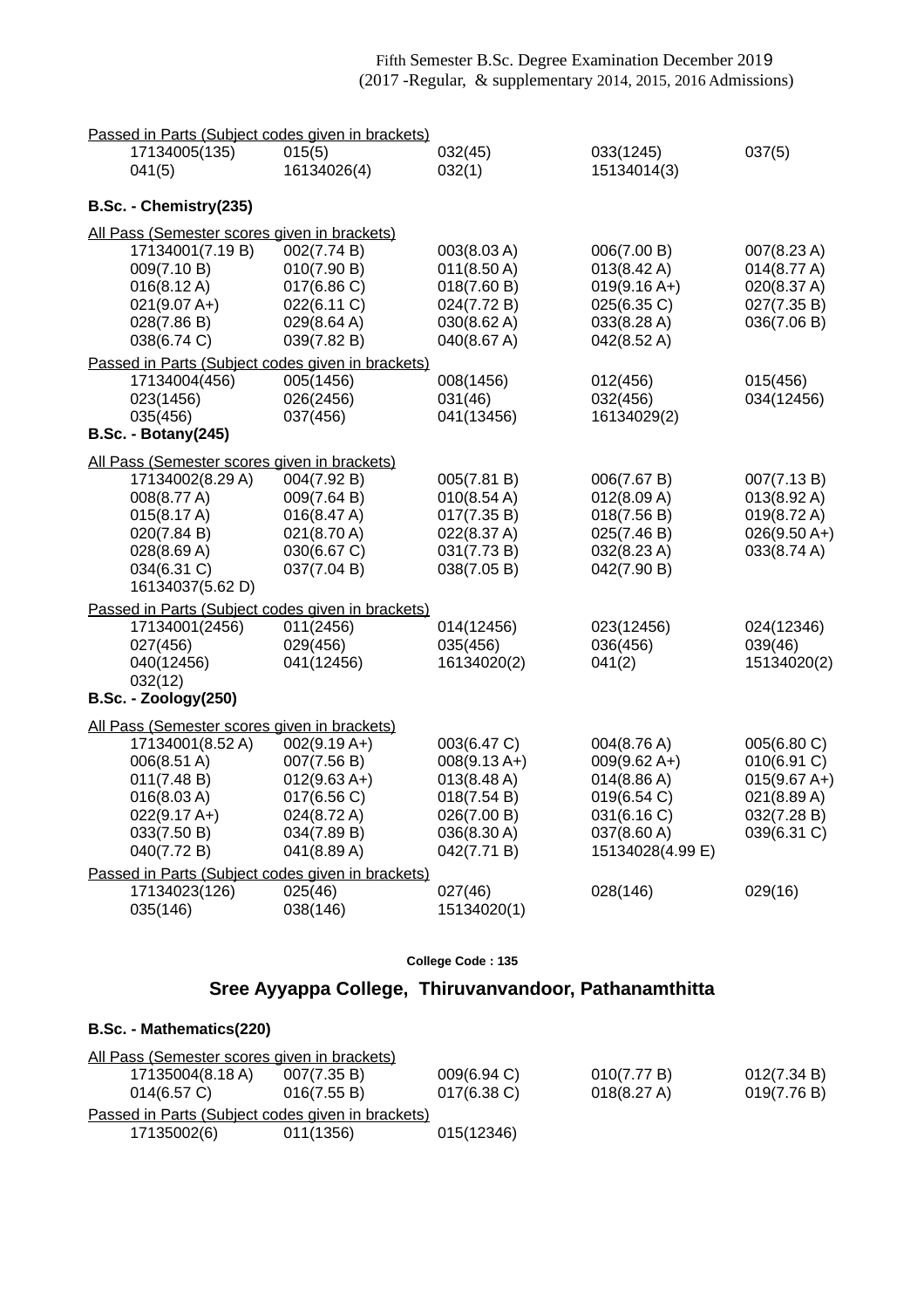Fifth Semester B.Sc. Degree Examination December 2019
(2017 -Regular, & supplementary 2014, 2015, 2016 Admissions)

Passed in Parts (Subject codes given in brackets)

| | | | | |
|---|---|---|---|---|
| 17134005(135) | 015(5) | 032(45) | 033(1245) | 037(5) |
| 041(5) | 16134026(4) | 032(1) | 15134014(3) | |

**B.Sc. - Chemistry(235)**

All Pass (Semester scores given in brackets)

| | | | | |
|---|---|---|---|---|
| 17134001(7.19 B) | 002(7.74 B) | 003(8.03 A) | 006(7.00 B) | 007(8.23 A) |
| 009(7.10 B) | 010(7.90 B) | 011(8.50 A) | 013(8.42 A) | 014(8.77 A) |
| 016(8.12 A) | 017(6.86 C) | 018(7.60 B) | 019(9.16 A+) | 020(8.37 A) |
| 021(9.07 A+) | 022(6.11 C) | 024(7.72 B) | 025(6.35 C) | 027(7.35 B) |
| 028(7.86 B) | 029(8.64 A) | 030(8.62 A) | 033(8.28 A) | 036(7.06 B) |
| 038(6.74 C) | 039(7.82 B) | 040(8.67 A) | 042(8.52 A) | |

Passed in Parts (Subject codes given in brackets)

| | | | | |
|---|---|---|---|---|
| 17134004(456) | 005(1456) | 008(1456) | 012(456) | 015(456) |
| 023(1456) | 026(2456) | 031(46) | 032(456) | 034(12456) |
| 035(456) | 037(456) | 041(13456) | 16134029(2) | |

**B.Sc. - Botany(245)**

All Pass (Semester scores given in brackets)

| | | | | |
|---|---|---|---|---|
| 17134002(8.29 A) | 004(7.92 B) | 005(7.81 B) | 006(7.67 B) | 007(7.13 B) |
| 008(8.77 A) | 009(7.64 B) | 010(8.54 A) | 012(8.09 A) | 013(8.92 A) |
| 015(8.17 A) | 016(8.47 A) | 017(7.35 B) | 018(7.56 B) | 019(8.72 A) |
| 020(7.84 B) | 021(8.70 A) | 022(8.37 A) | 025(7.46 B) | 026(9.50 A+) |
| 028(8.69 A) | 030(6.67 C) | 031(7.73 B) | 032(8.23 A) | 033(8.74 A) |
| 034(6.31 C) | 037(7.04 B) | 038(7.05 B) | 042(7.90 B) | |
| 16134037(5.62 D) | | | | |

Passed in Parts (Subject codes given in brackets)

| | | | | |
|---|---|---|---|---|
| 17134001(2456) | 011(2456) | 014(12456) | 023(12456) | 024(12346) |
| 027(456) | 029(456) | 035(456) | 036(456) | 039(46) |
| 040(12456) | 041(12456) | 16134020(2) | 041(2) | 15134020(2) |
| 032(12) | | | | |

**B.Sc. - Zoology(250)**

All Pass (Semester scores given in brackets)

| | | | | |
|---|---|---|---|---|
| 17134001(8.52 A) | 002(9.19 A+) | 003(6.47 C) | 004(8.76 A) | 005(6.80 C) |
| 006(8.51 A) | 007(7.56 B) | 008(9.13 A+) | 009(9.62 A+) | 010(6.91 C) |
| 011(7.48 B) | 012(9.63 A+) | 013(8.48 A) | 014(8.86 A) | 015(9.67 A+) |
| 016(8.03 A) | 017(6.56 C) | 018(7.54 B) | 019(6.54 C) | 021(8.89 A) |
| 022(9.17 A+) | 024(8.72 A) | 026(7.00 B) | 031(6.16 C) | 032(7.28 B) |
| 033(7.50 B) | 034(7.89 B) | 036(8.30 A) | 037(8.60 A) | 039(6.31 C) |
| 040(7.72 B) | 041(8.89 A) | 042(7.71 B) | 15134028(4.99 E) | |

Passed in Parts (Subject codes given in brackets)

| | | | | |
|---|---|---|---|---|
| 17134023(126) | 025(46) | 027(46) | 028(146) | 029(16) |
| 035(146) | 038(146) | 15134020(1) | | |

**College Code : 135**

## Sree Ayyappa College, Thiruvanvandoor, Pathanamthitta

**B.Sc. - Mathematics(220)**

All Pass (Semester scores given in brackets)

| | | | | |
|---|---|---|---|---|
| 17135004(8.18 A) | 007(7.35 B) | 009(6.94 C) | 010(7.77 B) | 012(7.34 B) |
| 014(6.57 C) | 016(7.55 B) | 017(6.38 C) | 018(8.27 A) | 019(7.76 B) |

Passed in Parts (Subject codes given in brackets)

| | | |
|---|---|---|
| 17135002(6) | 011(1356) | 015(12346) |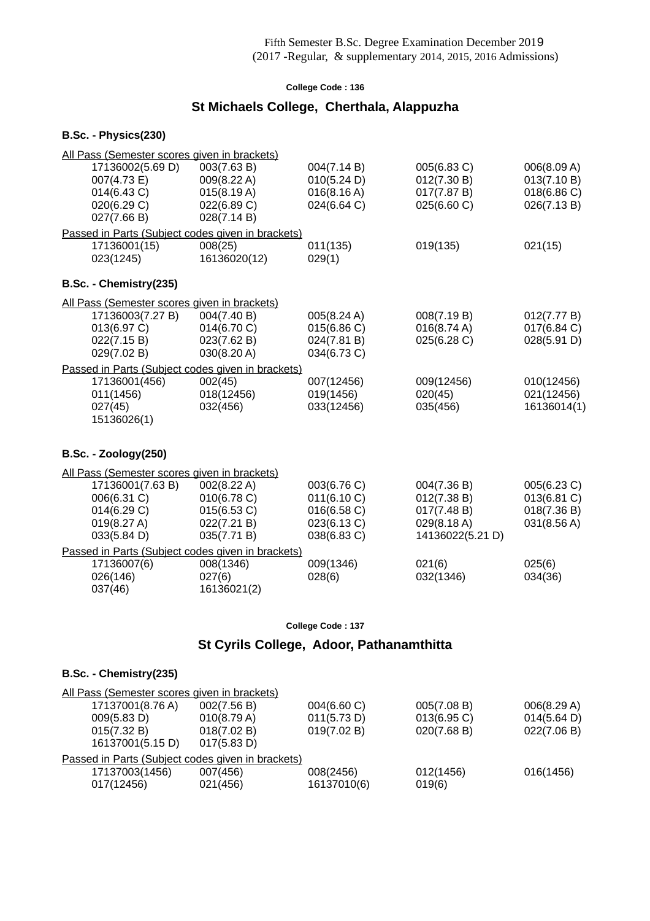Fifth Semester B.Sc. Degree Examination December 2019
(2017 -Regular, & supplementary 2014, 2015, 2016 Admissions)

**College Code : 136**

## St Michaels College, Cherthala, Alappuzha

### B.Sc. - Physics(230)

All Pass (Semester scores given in brackets)

| | | | | |
|---|---|---|---|---|
| 17136002(5.69 D) | 003(7.63 B) | 004(7.14 B) | 005(6.83 C) | 006(8.09 A) |
| 007(4.73 E) | 009(8.22 A) | 010(5.24 D) | 012(7.30 B) | 013(7.10 B) |
| 014(6.43 C) | 015(8.19 A) | 016(8.16 A) | 017(7.87 B) | 018(6.86 C) |
| 020(6.29 C) | 022(6.89 C) | 024(6.64 C) | 025(6.60 C) | 026(7.13 B) |
| 027(7.66 B) | 028(7.14 B) | | | |

Passed in Parts (Subject codes given in brackets)

| | | | | |
|---|---|---|---|---|
| 17136001(15) | 008(25) | 011(135) | 019(135) | 021(15) |
| 023(1245) | 16136020(12) | 029(1) | | |

### B.Sc. - Chemistry(235)

All Pass (Semester scores given in brackets)

| | | | | |
|---|---|---|---|---|
| 17136003(7.27 B) | 004(7.40 B) | 005(8.24 A) | 008(7.19 B) | 012(7.77 B) |
| 013(6.97 C) | 014(6.70 C) | 015(6.86 C) | 016(8.74 A) | 017(6.84 C) |
| 022(7.15 B) | 023(7.62 B) | 024(7.81 B) | 025(6.28 C) | 028(5.91 D) |
| 029(7.02 B) | 030(8.20 A) | 034(6.73 C) | | |

Passed in Parts (Subject codes given in brackets)

| | | | | |
|---|---|---|---|---|
| 17136001(456) | 002(45) | 007(12456) | 009(12456) | 010(12456) |
| 011(1456) | 018(12456) | 019(1456) | 020(45) | 021(12456) |
| 027(45) | 032(456) | 033(12456) | 035(456) | 16136014(1) |
| 15136026(1) | | | | |

### B.Sc. - Zoology(250)

All Pass (Semester scores given in brackets)

| | | | | |
|---|---|---|---|---|
| 17136001(7.63 B) | 002(8.22 A) | 003(6.76 C) | 004(7.36 B) | 005(6.23 C) |
| 006(6.31 C) | 010(6.78 C) | 011(6.10 C) | 012(7.38 B) | 013(6.81 C) |
| 014(6.29 C) | 015(6.53 C) | 016(6.58 C) | 017(7.48 B) | 018(7.36 B) |
| 019(8.27 A) | 022(7.21 B) | 023(6.13 C) | 029(8.18 A) | 031(8.56 A) |
| 033(5.84 D) | 035(7.71 B) | 038(6.83 C) | 14136022(5.21 D) | |

Passed in Parts (Subject codes given in brackets)

| | | | | |
|---|---|---|---|---|
| 17136007(6) | 008(1346) | 009(1346) | 021(6) | 025(6) |
| 026(146) | 027(6) | 028(6) | 032(1346) | 034(36) |
| 037(46) | 16136021(2) | | | |

**College Code : 137**

## St Cyrils College, Adoor, Pathanamthitta

### B.Sc. - Chemistry(235)

All Pass (Semester scores given in brackets)

| | | | | |
|---|---|---|---|---|
| 17137001(8.76 A) | 002(7.56 B) | 004(6.60 C) | 005(7.08 B) | 006(8.29 A) |
| 009(5.83 D) | 010(8.79 A) | 011(5.73 D) | 013(6.95 C) | 014(5.64 D) |
| 015(7.32 B) | 018(7.02 B) | 019(7.02 B) | 020(7.68 B) | 022(7.06 B) |
| 16137001(5.15 D) | 017(5.83 D) | | | |

Passed in Parts (Subject codes given in brackets)

| | | | | |
|---|---|---|---|---|
| 17137003(1456) | 007(456) | 008(2456) | 012(1456) | 016(1456) |
| 017(12456) | 021(456) | 16137010(6) | 019(6) | |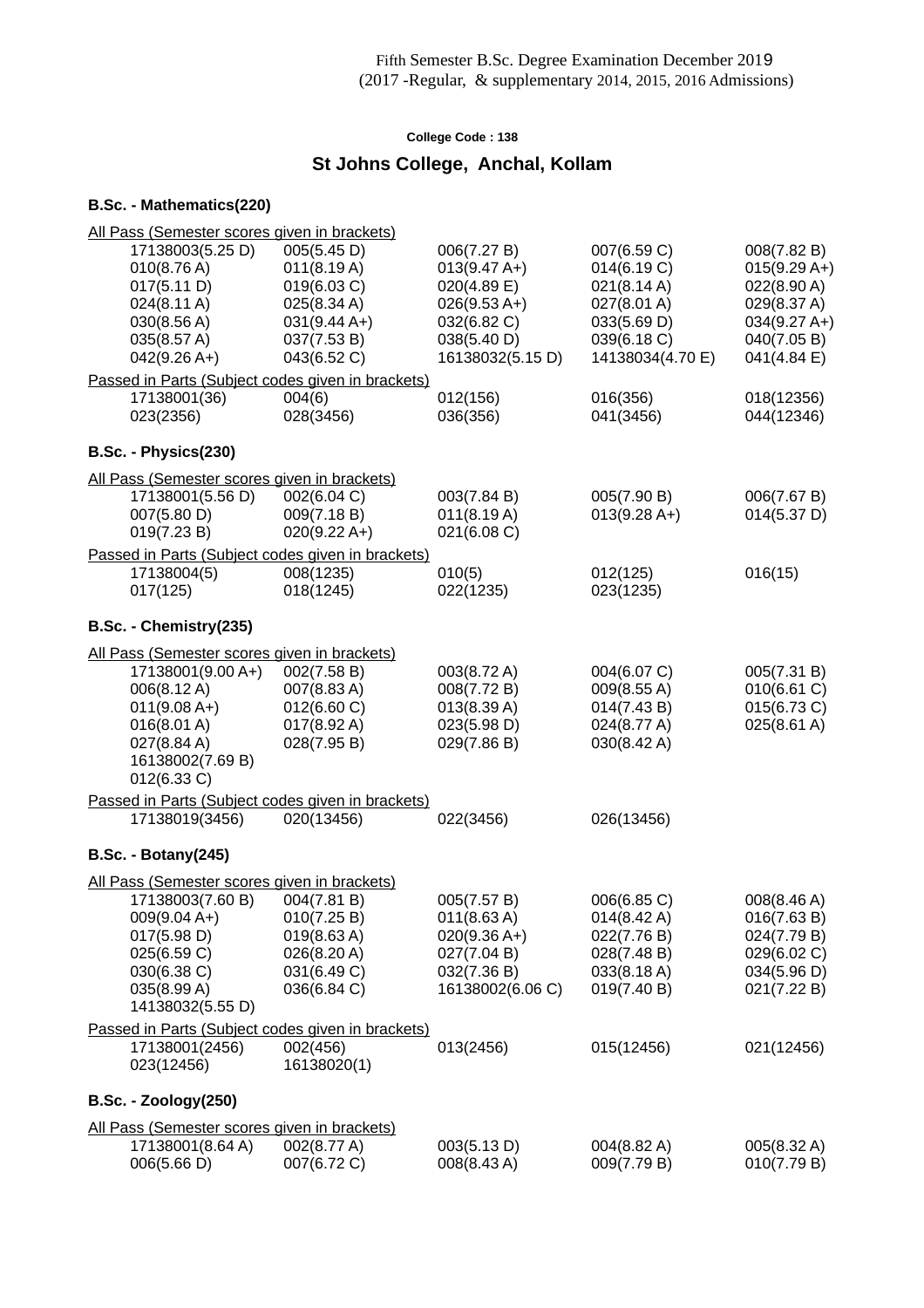Fifth Semester B.Sc. Degree Examination December 2019
(2017 -Regular, & supplementary 2014, 2015, 2016 Admissions)

**College Code : 138**

## St Johns College, Anchal, Kollam

### B.Sc. - Mathematics(220)

All Pass (Semester scores given in brackets)

| | | | | |
|---|---|---|---|---|
| 17138003(5.25 D) | 005(5.45 D) | 006(7.27 B) | 007(6.59 C) | 008(7.82 B) |
| 010(8.76 A) | 011(8.19 A) | 013(9.47 A+) | 014(6.19 C) | 015(9.29 A+) |
| 017(5.11 D) | 019(6.03 C) | 020(4.89 E) | 021(8.14 A) | 022(8.90 A) |
| 024(8.11 A) | 025(8.34 A) | 026(9.53 A+) | 027(8.01 A) | 029(8.37 A) |
| 030(8.56 A) | 031(9.44 A+) | 032(6.82 C) | 033(5.69 D) | 034(9.27 A+) |
| 035(8.57 A) | 037(7.53 B) | 038(5.40 D) | 039(6.18 C) | 040(7.05 B) |
| 042(9.26 A+) | 043(6.52 C) | 16138032(5.15 D) | 14138034(4.70 E) | 041(4.84 E) |

Passed in Parts (Subject codes given in brackets)

| | | | | |
|---|---|---|---|---|
| 17138001(36) | 004(6) | 012(156) | 016(356) | 018(12356) |
| 023(2356) | 028(3456) | 036(356) | 041(3456) | 044(12346) |

### B.Sc. - Physics(230)

All Pass (Semester scores given in brackets)

| | | | | |
|---|---|---|---|---|
| 17138001(5.56 D) | 002(6.04 C) | 003(7.84 B) | 005(7.90 B) | 006(7.67 B) |
| 007(5.80 D) | 009(7.18 B) | 011(8.19 A) | 013(9.28 A+) | 014(5.37 D) |
| 019(7.23 B) | 020(9.22 A+) | 021(6.08 C) | | |

Passed in Parts (Subject codes given in brackets)

| | | | | |
|---|---|---|---|---|
| 17138004(5) | 008(1235) | 010(5) | 012(125) | 016(15) |
| 017(125) | 018(1245) | 022(1235) | 023(1235) | |

### B.Sc. - Chemistry(235)

All Pass (Semester scores given in brackets)

| | | | | |
|---|---|---|---|---|
| 17138001(9.00 A+) | 002(7.58 B) | 003(8.72 A) | 004(6.07 C) | 005(7.31 B) |
| 006(8.12 A) | 007(8.83 A) | 008(7.72 B) | 009(8.55 A) | 010(6.61 C) |
| 011(9.08 A+) | 012(6.60 C) | 013(8.39 A) | 014(7.43 B) | 015(6.73 C) |
| 016(8.01 A) | 017(8.92 A) | 023(5.98 D) | 024(8.77 A) | 025(8.61 A) |
| 027(8.84 A) | 028(7.95 B) | 029(7.86 B) | 030(8.42 A) | |
| 16138002(7.69 B) | | | | |
| 012(6.33 C) | | | | |

Passed in Parts (Subject codes given in brackets)

| | | | |
|---|---|---|---|
| 17138019(3456) | 020(13456) | 022(3456) | 026(13456) |

### B.Sc. - Botany(245)

All Pass (Semester scores given in brackets)

| | | | | |
|---|---|---|---|---|
| 17138003(7.60 B) | 004(7.81 B) | 005(7.57 B) | 006(6.85 C) | 008(8.46 A) |
| 009(9.04 A+) | 010(7.25 B) | 011(8.63 A) | 014(8.42 A) | 016(7.63 B) |
| 017(5.98 D) | 019(8.63 A) | 020(9.36 A+) | 022(7.76 B) | 024(7.79 B) |
| 025(6.59 C) | 026(8.20 A) | 027(7.04 B) | 028(7.48 B) | 029(6.02 C) |
| 030(6.38 C) | 031(6.49 C) | 032(7.36 B) | 033(8.18 A) | 034(5.96 D) |
| 035(8.99 A) | 036(6.84 C) | 16138002(6.06 C) | 019(7.40 B) | 021(7.22 B) |
| 14138032(5.55 D) | | | | |

Passed in Parts (Subject codes given in brackets)

| | | | | |
|---|---|---|---|---|
| 17138001(2456) | 002(456) | 013(2456) | 015(12456) | 021(12456) |
| 023(12456) | 16138020(1) | | | |

### B.Sc. - Zoology(250)

All Pass (Semester scores given in brackets)

| | | | | |
|---|---|---|---|---|
| 17138001(8.64 A) | 002(8.77 A) | 003(5.13 D) | 004(8.82 A) | 005(8.32 A) |
| 006(5.66 D) | 007(6.72 C) | 008(8.43 A) | 009(7.79 B) | 010(7.79 B) |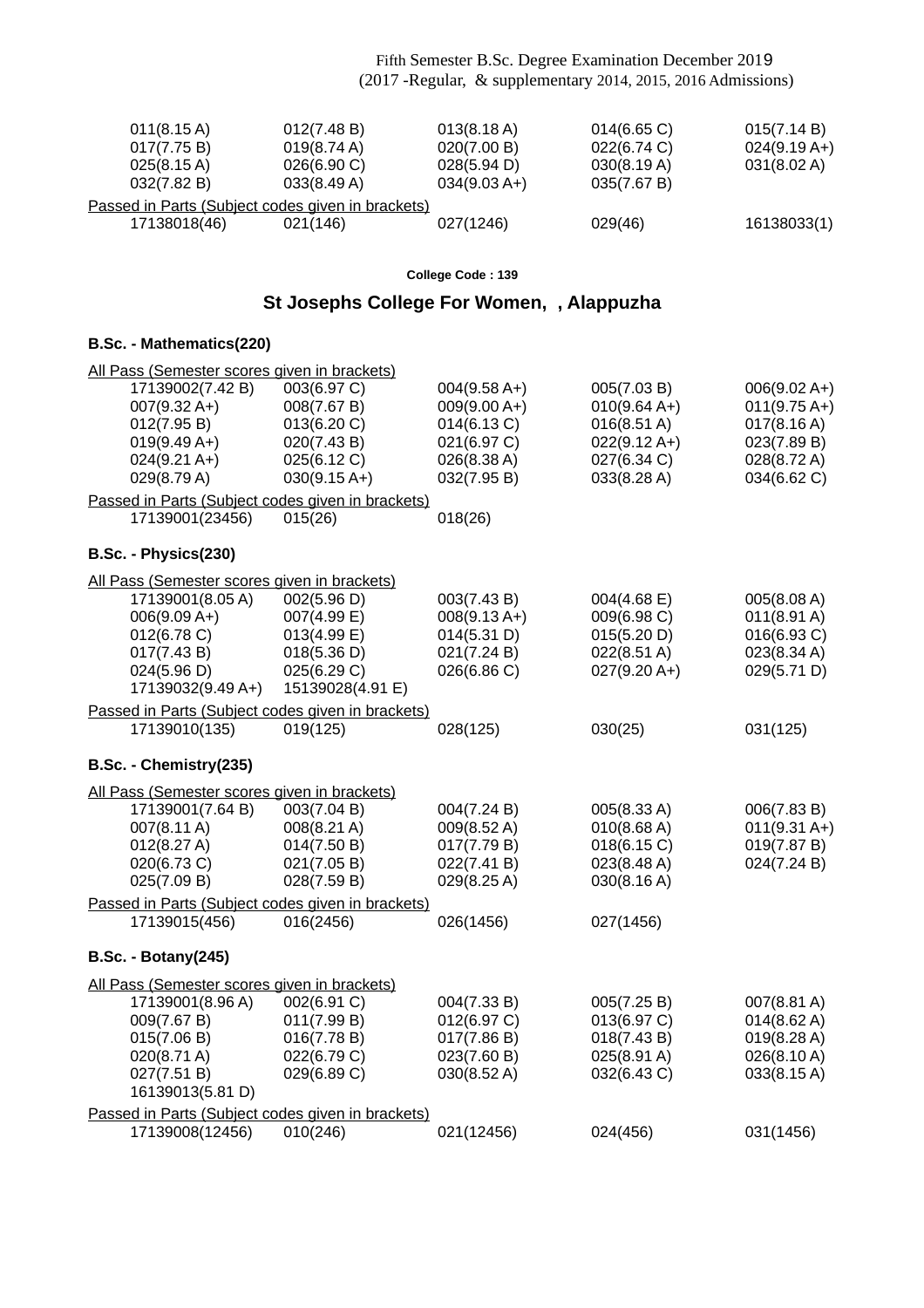| | | | | |
|---|---|---|---|---|
| 011(8.15 A) | 012(7.48 B) | 013(8.18 A) | 014(6.65 C) | 015(7.14 B) |
| 017(7.75 B) | 019(8.74 A) | 020(7.00 B) | 022(6.74 C) | 024(9.19 A+) |
| 025(8.15 A) | 026(6.90 C) | 028(5.94 D) | 030(8.19 A) | 031(8.02 A) |
| 032(7.82 B) | 033(8.49 A) | 034(9.03 A+) | 035(7.67 B) | |

Passed in Parts (Subject codes given in brackets)

| | | | | |
|---|---|---|---|---|
| 17138018(46) | 021(146) | 027(1246) | 029(46) | 16138033(1) |

**College Code : 139**

## St Josephs College For Women, , Alappuzha

### B.Sc. - Mathematics(220)

All Pass (Semester scores given in brackets)

| | | | | |
|---|---|---|---|---|
| 17139002(7.42 B) | 003(6.97 C) | 004(9.58 A+) | 005(7.03 B) | 006(9.02 A+) |
| 007(9.32 A+) | 008(7.67 B) | 009(9.00 A+) | 010(9.64 A+) | 011(9.75 A+) |
| 012(7.95 B) | 013(6.20 C) | 014(6.13 C) | 016(8.51 A) | 017(8.16 A) |
| 019(9.49 A+) | 020(7.43 B) | 021(6.97 C) | 022(9.12 A+) | 023(7.89 B) |
| 024(9.21 A+) | 025(6.12 C) | 026(8.38 A) | 027(6.34 C) | 028(8.72 A) |
| 029(8.79 A) | 030(9.15 A+) | 032(7.95 B) | 033(8.28 A) | 034(6.62 C) |

Passed in Parts (Subject codes given in brackets)

| | | |
|---|---|---|
| 17139001(23456) | 015(26) | 018(26) |

### B.Sc. - Physics(230)

All Pass (Semester scores given in brackets)

| | | | | |
|---|---|---|---|---|
| 17139001(8.05 A) | 002(5.96 D) | 003(7.43 B) | 004(4.68 E) | 005(8.08 A) |
| 006(9.09 A+) | 007(4.99 E) | 008(9.13 A+) | 009(6.98 C) | 011(8.91 A) |
| 012(6.78 C) | 013(4.99 E) | 014(5.31 D) | 015(5.20 D) | 016(6.93 C) |
| 017(7.43 B) | 018(5.36 D) | 021(7.24 B) | 022(8.51 A) | 023(8.34 A) |
| 024(5.96 D) | 025(6.29 C) | 026(6.86 C) | 027(9.20 A+) | 029(5.71 D) |
| 17139032(9.49 A+) | 15139028(4.91 E) | | | |

Passed in Parts (Subject codes given in brackets)

| | | | | |
|---|---|---|---|---|
| 17139010(135) | 019(125) | 028(125) | 030(25) | 031(125) |

### B.Sc. - Chemistry(235)

All Pass (Semester scores given in brackets)

| | | | | |
|---|---|---|---|---|
| 17139001(7.64 B) | 003(7.04 B) | 004(7.24 B) | 005(8.33 A) | 006(7.83 B) |
| 007(8.11 A) | 008(8.21 A) | 009(8.52 A) | 010(8.68 A) | 011(9.31 A+) |
| 012(8.27 A) | 014(7.50 B) | 017(7.79 B) | 018(6.15 C) | 019(7.87 B) |
| 020(6.73 C) | 021(7.05 B) | 022(7.41 B) | 023(8.48 A) | 024(7.24 B) |
| 025(7.09 B) | 028(7.59 B) | 029(8.25 A) | 030(8.16 A) | |

Passed in Parts (Subject codes given in brackets)

| | | | |
|---|---|---|---|
| 17139015(456) | 016(2456) | 026(1456) | 027(1456) |

### B.Sc. - Botany(245)

All Pass (Semester scores given in brackets)

| | | | | |
|---|---|---|---|---|
| 17139001(8.96 A) | 002(6.91 C) | 004(7.33 B) | 005(7.25 B) | 007(8.81 A) |
| 009(7.67 B) | 011(7.99 B) | 012(6.97 C) | 013(6.97 C) | 014(8.62 A) |
| 015(7.06 B) | 016(7.78 B) | 017(7.86 B) | 018(7.43 B) | 019(8.28 A) |
| 020(8.71 A) | 022(6.79 C) | 023(7.60 B) | 025(8.91 A) | 026(8.10 A) |
| 027(7.51 B) | 029(6.89 C) | 030(8.52 A) | 032(6.43 C) | 033(8.15 A) |
| 16139013(5.81 D) | | | | |

Passed in Parts (Subject codes given in brackets)

| | | | | |
|---|---|---|---|---|
| 17139008(12456) | 010(246) | 021(12456) | 024(456) | 031(1456) |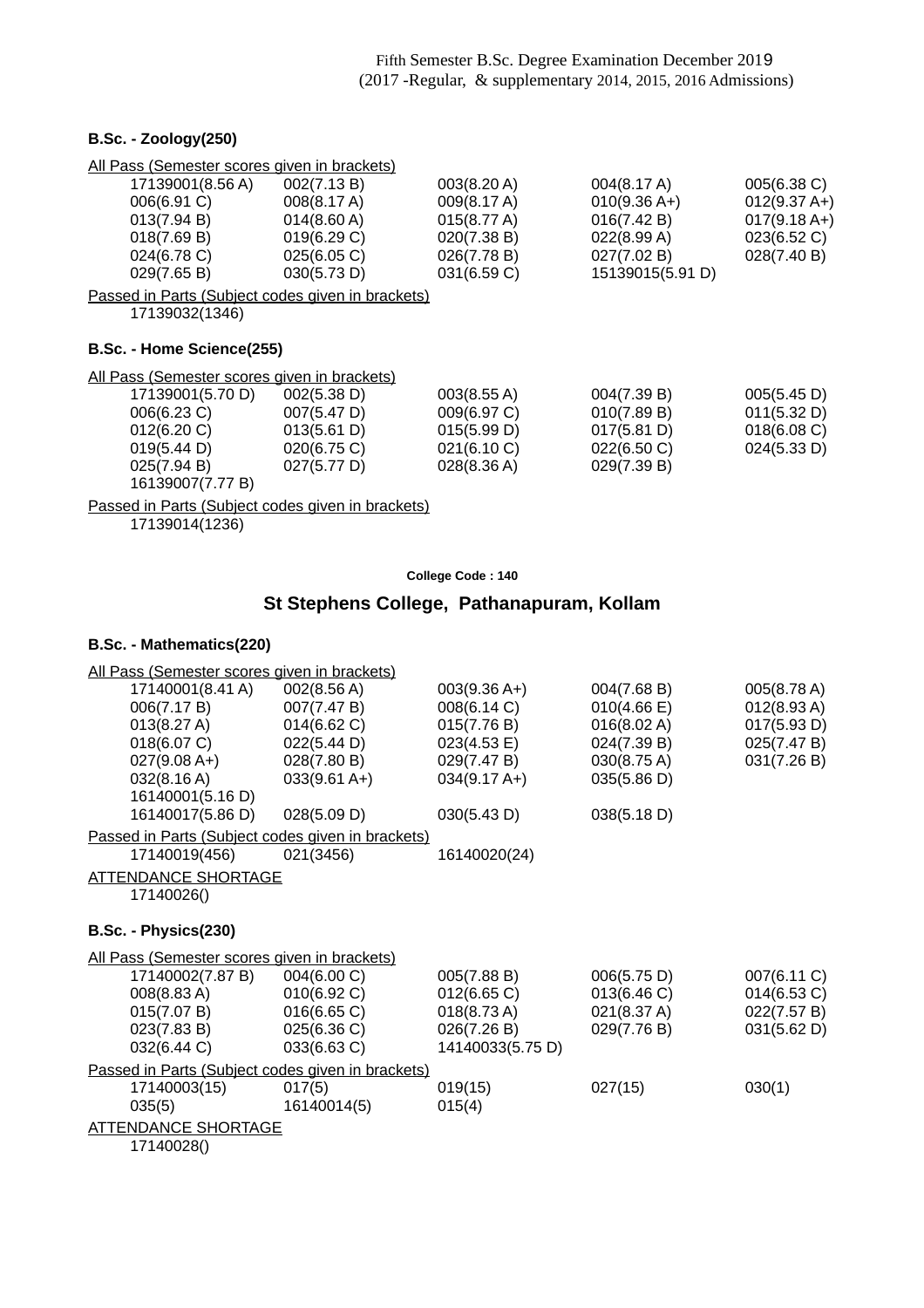Fifth Semester B.Sc. Degree Examination December 2019
(2017 -Regular, & supplementary 2014, 2015, 2016 Admissions)

**B.Sc. - Zoology(250)**

All Pass (Semester scores given in brackets)

| | | | | |
|---|---|---|---|---|
| 17139001(8.56 A) | 002(7.13 B) | 003(8.20 A) | 004(8.17 A) | 005(6.38 C) |
| 006(6.91 C) | 008(8.17 A) | 009(8.17 A) | 010(9.36 A+) | 012(9.37 A+) |
| 013(7.94 B) | 014(8.60 A) | 015(8.77 A) | 016(7.42 B) | 017(9.18 A+) |
| 018(7.69 B) | 019(6.29 C) | 020(7.38 B) | 022(8.99 A) | 023(6.52 C) |
| 024(6.78 C) | 025(6.05 C) | 026(7.78 B) | 027(7.02 B) | 028(7.40 B) |
| 029(7.65 B) | 030(5.73 D) | 031(6.59 C) | 15139015(5.91 D) | |

Passed in Parts (Subject codes given in brackets)

17139032(1346)

**B.Sc. - Home Science(255)**

All Pass (Semester scores given in brackets)

| | | | | |
|---|---|---|---|---|
| 17139001(5.70 D) | 002(5.38 D) | 003(8.55 A) | 004(7.39 B) | 005(5.45 D) |
| 006(6.23 C) | 007(5.47 D) | 009(6.97 C) | 010(7.89 B) | 011(5.32 D) |
| 012(6.20 C) | 013(5.61 D) | 015(5.99 D) | 017(5.81 D) | 018(6.08 C) |
| 019(5.44 D) | 020(6.75 C) | 021(6.10 C) | 022(6.50 C) | 024(5.33 D) |
| 025(7.94 B) | 027(5.77 D) | 028(8.36 A) | 029(7.39 B) | |
| 16139007(7.77 B) | | | | |

Passed in Parts (Subject codes given in brackets)

17139014(1236)

College Code : 140

## St Stephens College, Pathanapuram, Kollam

**B.Sc. - Mathematics(220)**

All Pass (Semester scores given in brackets)

| | | | | |
|---|---|---|---|---|
| 17140001(8.41 A) | 002(8.56 A) | 003(9.36 A+) | 004(7.68 B) | 005(8.78 A) |
| 006(7.17 B) | 007(7.47 B) | 008(6.14 C) | 010(4.66 E) | 012(8.93 A) |
| 013(8.27 A) | 014(6.62 C) | 015(7.76 B) | 016(8.02 A) | 017(5.93 D) |
| 018(6.07 C) | 022(5.44 D) | 023(4.53 E) | 024(7.39 B) | 025(7.47 B) |
| 027(9.08 A+) | 028(7.80 B) | 029(7.47 B) | 030(8.75 A) | 031(7.26 B) |
| 032(8.16 A) | 033(9.61 A+) | 034(9.17 A+) | 035(5.86 D) | |
| 16140001(5.16 D) | | | | |
| 16140017(5.86 D) | 028(5.09 D) | 030(5.43 D) | 038(5.18 D) | |

Passed in Parts (Subject codes given in brackets)

| | | |
|---|---|---|
| 17140019(456) | 021(3456) | 16140020(24) |

ATTENDANCE SHORTAGE

17140026()

**B.Sc. - Physics(230)**

All Pass (Semester scores given in brackets)

| | | | | |
|---|---|---|---|---|
| 17140002(7.87 B) | 004(6.00 C) | 005(7.88 B) | 006(5.75 D) | 007(6.11 C) |
| 008(8.83 A) | 010(6.92 C) | 012(6.65 C) | 013(6.46 C) | 014(6.53 C) |
| 015(7.07 B) | 016(6.65 C) | 018(8.73 A) | 021(8.37 A) | 022(7.57 B) |
| 023(7.83 B) | 025(6.36 C) | 026(7.26 B) | 029(7.76 B) | 031(5.62 D) |
| 032(6.44 C) | 033(6.63 C) | 14140033(5.75 D) | | |

Passed in Parts (Subject codes given in brackets)

| | | | | |
|---|---|---|---|---|
| 17140003(15) | 017(5) | 019(15) | 027(15) | 030(1) |
| 035(5) | 16140014(5) | 015(4) | | |

ATTENDANCE SHORTAGE

17140028()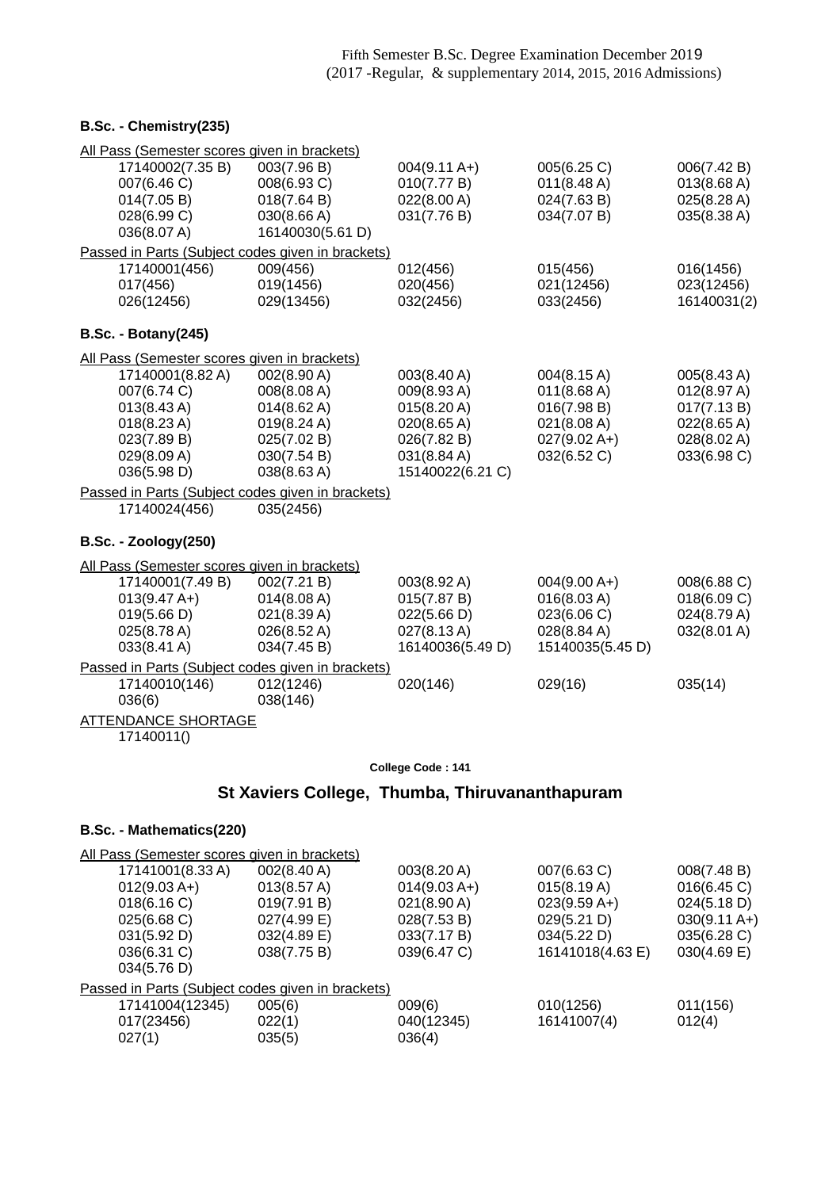Fifth Semester B.Sc. Degree Examination December 2019
(2017 -Regular, & supplementary 2014, 2015, 2016 Admissions)

**B.Sc. - Chemistry(235)**

All Pass (Semester scores given in brackets)

| | | | | |
|---|---|---|---|---|
| 17140002(7.35 B) | 003(7.96 B) | 004(9.11 A+) | 005(6.25 C) | 006(7.42 B) |
| 007(6.46 C) | 008(6.93 C) | 010(7.77 B) | 011(8.48 A) | 013(8.68 A) |
| 014(7.05 B) | 018(7.64 B) | 022(8.00 A) | 024(7.63 B) | 025(8.28 A) |
| 028(6.99 C) | 030(8.66 A) | 031(7.76 B) | 034(7.07 B) | 035(8.38 A) |
| 036(8.07 A) | 16140030(5.61 D) | | | |

Passed in Parts (Subject codes given in brackets)

| | | | | |
|---|---|---|---|---|
| 17140001(456) | 009(456) | 012(456) | 015(456) | 016(1456) |
| 017(456) | 019(1456) | 020(456) | 021(12456) | 023(12456) |
| 026(12456) | 029(13456) | 032(2456) | 033(2456) | 16140031(2) |

**B.Sc. - Botany(245)**

All Pass (Semester scores given in brackets)

| | | | | |
|---|---|---|---|---|
| 17140001(8.82 A) | 002(8.90 A) | 003(8.40 A) | 004(8.15 A) | 005(8.43 A) |
| 007(6.74 C) | 008(8.08 A) | 009(8.93 A) | 011(8.68 A) | 012(8.97 A) |
| 013(8.43 A) | 014(8.62 A) | 015(8.20 A) | 016(7.98 B) | 017(7.13 B) |
| 018(8.23 A) | 019(8.24 A) | 020(8.65 A) | 021(8.08 A) | 022(8.65 A) |
| 023(7.89 B) | 025(7.02 B) | 026(7.82 B) | 027(9.02 A+) | 028(8.02 A) |
| 029(8.09 A) | 030(7.54 B) | 031(8.84 A) | 032(6.52 C) | 033(6.98 C) |
| 036(5.98 D) | 038(8.63 A) | 15140022(6.21 C) | | |

Passed in Parts (Subject codes given in brackets)

| | |
|---|---|
| 17140024(456) | 035(2456) |

**B.Sc. - Zoology(250)**

All Pass (Semester scores given in brackets)

| | | | | |
|---|---|---|---|---|
| 17140001(7.49 B) | 002(7.21 B) | 003(8.92 A) | 004(9.00 A+) | 008(6.88 C) |
| 013(9.47 A+) | 014(8.08 A) | 015(7.87 B) | 016(8.03 A) | 018(6.09 C) |
| 019(5.66 D) | 021(8.39 A) | 022(5.66 D) | 023(6.06 C) | 024(8.79 A) |
| 025(8.78 A) | 026(8.52 A) | 027(8.13 A) | 028(8.84 A) | 032(8.01 A) |
| 033(8.41 A) | 034(7.45 B) | 16140036(5.49 D) | 15140035(5.45 D) | |

Passed in Parts (Subject codes given in brackets)

| | | | | |
|---|---|---|---|---|
| 17140010(146) | 012(1246) | 020(146) | 029(16) | 035(14) |
| 036(6) | 038(146) | | | |

ATTENDANCE SHORTAGE

17140011()

**College Code : 141**

## St Xaviers College, Thumba, Thiruvananthapuram

**B.Sc. - Mathematics(220)**

All Pass (Semester scores given in brackets)

| | | | | |
|---|---|---|---|---|
| 17141001(8.33 A) | 002(8.40 A) | 003(8.20 A) | 007(6.63 C) | 008(7.48 B) |
| 012(9.03 A+) | 013(8.57 A) | 014(9.03 A+) | 015(8.19 A) | 016(6.45 C) |
| 018(6.16 C) | 019(7.91 B) | 021(8.90 A) | 023(9.59 A+) | 024(5.18 D) |
| 025(6.68 C) | 027(4.99 E) | 028(7.53 B) | 029(5.21 D) | 030(9.11 A+) |
| 031(5.92 D) | 032(4.89 E) | 033(7.17 B) | 034(5.22 D) | 035(6.28 C) |
| 036(6.31 C) | 038(7.75 B) | 039(6.47 C) | 16141018(4.63 E) | 030(4.69 E) |
| 034(5.76 D) | | | | |

Passed in Parts (Subject codes given in brackets)

| | | | | |
|---|---|---|---|---|
| 17141004(12345) | 005(6) | 009(6) | 010(1256) | 011(156) |
| 017(23456) | 022(1) | 040(12345) | 16141007(4) | 012(4) |
| 027(1) | 035(5) | 036(4) | | |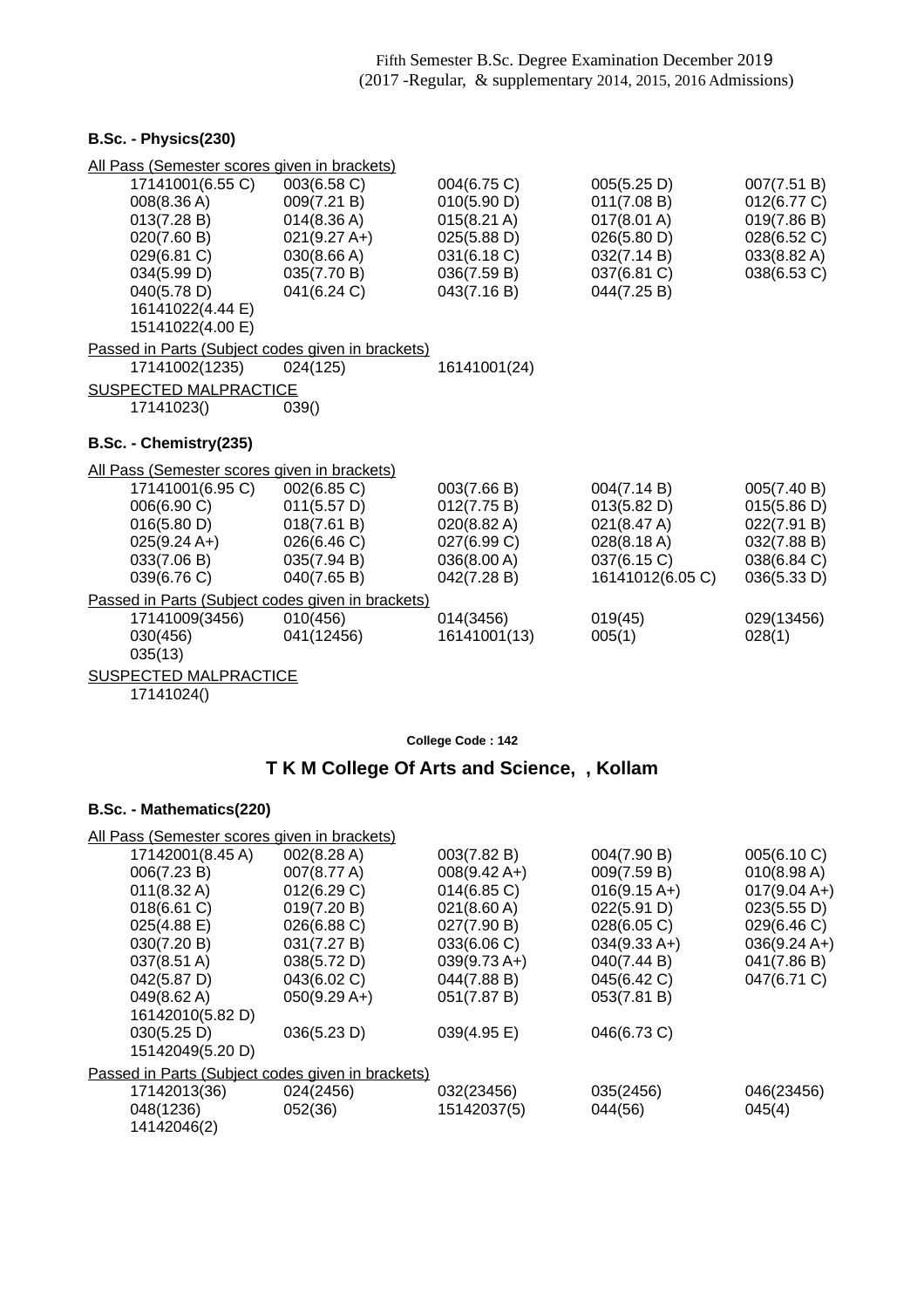Fifth Semester B.Sc. Degree Examination December 2019
(2017 -Regular, & supplementary 2014, 2015, 2016 Admissions)

### B.Sc. - Physics(230)

All Pass (Semester scores given in brackets)

| | | | | |
|---|---|---|---|---|
| 17141001(6.55 C) | 003(6.58 C) | 004(6.75 C) | 005(5.25 D) | 007(7.51 B) |
| 008(8.36 A) | 009(7.21 B) | 010(5.90 D) | 011(7.08 B) | 012(6.77 C) |
| 013(7.28 B) | 014(8.36 A) | 015(8.21 A) | 017(8.01 A) | 019(7.86 B) |
| 020(7.60 B) | 021(9.27 A+) | 025(5.88 D) | 026(5.80 D) | 028(6.52 C) |
| 029(6.81 C) | 030(8.66 A) | 031(6.18 C) | 032(7.14 B) | 033(8.82 A) |
| 034(5.99 D) | 035(7.70 B) | 036(7.59 B) | 037(6.81 C) | 038(6.53 C) |
| 040(5.78 D) | 041(6.24 C) | 043(7.16 B) | 044(7.25 B) | |
| 16141022(4.44 E) | | | | |
| 15141022(4.00 E) | | | | |

Passed in Parts (Subject codes given in brackets)

| | | |
|---|---|---|
| 17141002(1235) | 024(125) | 16141001(24) |

SUSPECTED MALPRACTICE

| | |
|---|---|
| 17141023() | 039() |

### B.Sc. - Chemistry(235)

All Pass (Semester scores given in brackets)

| | | | | |
|---|---|---|---|---|
| 17141001(6.95 C) | 002(6.85 C) | 003(7.66 B) | 004(7.14 B) | 005(7.40 B) |
| 006(6.90 C) | 011(5.57 D) | 012(7.75 B) | 013(5.82 D) | 015(5.86 D) |
| 016(5.80 D) | 018(7.61 B) | 020(8.82 A) | 021(8.47 A) | 022(7.91 B) |
| 025(9.24 A+) | 026(6.46 C) | 027(6.99 C) | 028(8.18 A) | 032(7.88 B) |
| 033(7.06 B) | 035(7.94 B) | 036(8.00 A) | 037(6.15 C) | 038(6.84 C) |
| 039(6.76 C) | 040(7.65 B) | 042(7.28 B) | 16141012(6.05 C) | 036(5.33 D) |

Passed in Parts (Subject codes given in brackets)

| | | | | |
|---|---|---|---|---|
| 17141009(3456) | 010(456) | 014(3456) | 019(45) | 029(13456) |
| 030(456) | 041(12456) | 16141001(13) | 005(1) | 028(1) |
| 035(13) | | | | |

SUSPECTED MALPRACTICE

17141024()

**College Code : 142**

## T K M College Of Arts and Science, , Kollam

### B.Sc. - Mathematics(220)

All Pass (Semester scores given in brackets)

| | | | | |
|---|---|---|---|---|
| 17142001(8.45 A) | 002(8.28 A) | 003(7.82 B) | 004(7.90 B) | 005(6.10 C) |
| 006(7.23 B) | 007(8.77 A) | 008(9.42 A+) | 009(7.59 B) | 010(8.98 A) |
| 011(8.32 A) | 012(6.29 C) | 014(6.85 C) | 016(9.15 A+) | 017(9.04 A+) |
| 018(6.61 C) | 019(7.20 B) | 021(8.60 A) | 022(5.91 D) | 023(5.55 D) |
| 025(4.88 E) | 026(6.88 C) | 027(7.90 B) | 028(6.05 C) | 029(6.46 C) |
| 030(7.20 B) | 031(7.27 B) | 033(6.06 C) | 034(9.33 A+) | 036(9.24 A+) |
| 037(8.51 A) | 038(5.72 D) | 039(9.73 A+) | 040(7.44 B) | 041(7.86 B) |
| 042(5.87 D) | 043(6.02 C) | 044(7.88 B) | 045(6.42 C) | 047(6.71 C) |
| 049(8.62 A) | 050(9.29 A+) | 051(7.87 B) | 053(7.81 B) | |
| 16142010(5.82 D) | | | | |
| 030(5.25 D) | 036(5.23 D) | 039(4.95 E) | 046(6.73 C) | |
| 15142049(5.20 D) | | | | |

Passed in Parts (Subject codes given in brackets)

| | | | | |
|---|---|---|---|---|
| 17142013(36) | 024(2456) | 032(23456) | 035(2456) | 046(23456) |
| 048(1236) | 052(36) | 15142037(5) | 044(56) | 045(4) |
| 14142046(2) | | | | |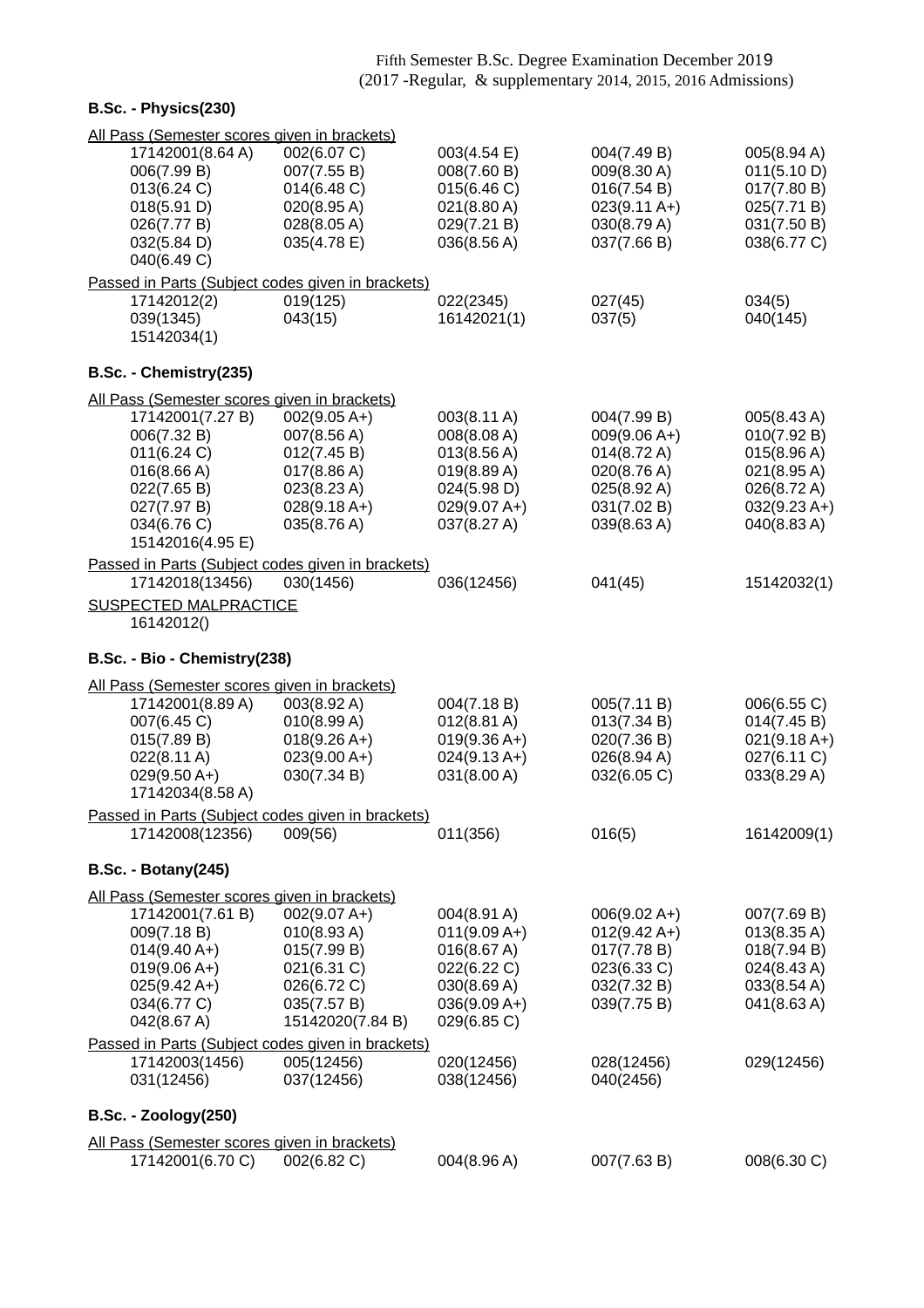Fifth Semester B.Sc. Degree Examination December 2019
(2017 -Regular, & supplementary 2014, 2015, 2016 Admissions)

**B.Sc. - Physics(230)**

All Pass (Semester scores given in brackets)

| | | | | |
|---|---|---|---|---|
| 17142001(8.64 A) | 002(6.07 C) | 003(4.54 E) | 004(7.49 B) | 005(8.94 A) |
| 006(7.99 B) | 007(7.55 B) | 008(7.60 B) | 009(8.30 A) | 011(5.10 D) |
| 013(6.24 C) | 014(6.48 C) | 015(6.46 C) | 016(7.54 B) | 017(7.80 B) |
| 018(5.91 D) | 020(8.95 A) | 021(8.80 A) | 023(9.11 A+) | 025(7.71 B) |
| 026(7.77 B) | 028(8.05 A) | 029(7.21 B) | 030(8.79 A) | 031(7.50 B) |
| 032(5.84 D) | 035(4.78 E) | 036(8.56 A) | 037(7.66 B) | 038(6.77 C) |
| 040(6.49 C) | | | | |

Passed in Parts (Subject codes given in brackets)

| | | | | |
|---|---|---|---|---|
| 17142012(2) | 019(125) | 022(2345) | 027(45) | 034(5) |
| 039(1345) | 043(15) | 16142021(1) | 037(5) | 040(145) |
| 15142034(1) | | | | |

**B.Sc. - Chemistry(235)**

All Pass (Semester scores given in brackets)

| | | | | |
|---|---|---|---|---|
| 17142001(7.27 B) | 002(9.05 A+) | 003(8.11 A) | 004(7.99 B) | 005(8.43 A) |
| 006(7.32 B) | 007(8.56 A) | 008(8.08 A) | 009(9.06 A+) | 010(7.92 B) |
| 011(6.24 C) | 012(7.45 B) | 013(8.56 A) | 014(8.72 A) | 015(8.96 A) |
| 016(8.66 A) | 017(8.86 A) | 019(8.89 A) | 020(8.76 A) | 021(8.95 A) |
| 022(7.65 B) | 023(8.23 A) | 024(5.98 D) | 025(8.92 A) | 026(8.72 A) |
| 027(7.97 B) | 028(9.18 A+) | 029(9.07 A+) | 031(7.02 B) | 032(9.23 A+) |
| 034(6.76 C) | 035(8.76 A) | 037(8.27 A) | 039(8.63 A) | 040(8.83 A) |
| 15142016(4.95 E) | | | | |

Passed in Parts (Subject codes given in brackets)

| | | | | |
|---|---|---|---|---|
| 17142018(13456) | 030(1456) | 036(12456) | 041(45) | 15142032(1) |

SUSPECTED MALPRACTICE

16142012()

**B.Sc. - Bio - Chemistry(238)**

All Pass (Semester scores given in brackets)

| | | | | |
|---|---|---|---|---|
| 17142001(8.89 A) | 003(8.92 A) | 004(7.18 B) | 005(7.11 B) | 006(6.55 C) |
| 007(6.45 C) | 010(8.99 A) | 012(8.81 A) | 013(7.34 B) | 014(7.45 B) |
| 015(7.89 B) | 018(9.26 A+) | 019(9.36 A+) | 020(7.36 B) | 021(9.18 A+) |
| 022(8.11 A) | 023(9.00 A+) | 024(9.13 A+) | 026(8.94 A) | 027(6.11 C) |
| 029(9.50 A+) | 030(7.34 B) | 031(8.00 A) | 032(6.05 C) | 033(8.29 A) |
| 17142034(8.58 A) | | | | |

Passed in Parts (Subject codes given in brackets)

| | | | | |
|---|---|---|---|---|
| 17142008(12356) | 009(56) | 011(356) | 016(5) | 16142009(1) |

**B.Sc. - Botany(245)**

All Pass (Semester scores given in brackets)

| | | | | |
|---|---|---|---|---|
| 17142001(7.61 B) | 002(9.07 A+) | 004(8.91 A) | 006(9.02 A+) | 007(7.69 B) |
| 009(7.18 B) | 010(8.93 A) | 011(9.09 A+) | 012(9.42 A+) | 013(8.35 A) |
| 014(9.40 A+) | 015(7.99 B) | 016(8.67 A) | 017(7.78 B) | 018(7.94 B) |
| 019(9.06 A+) | 021(6.31 C) | 022(6.22 C) | 023(6.33 C) | 024(8.43 A) |
| 025(9.42 A+) | 026(6.72 C) | 030(8.69 A) | 032(7.32 B) | 033(8.54 A) |
| 034(6.77 C) | 035(7.57 B) | 036(9.09 A+) | 039(7.75 B) | 041(8.63 A) |
| 042(8.67 A) | 15142020(7.84 B) | 029(6.85 C) | | |

Passed in Parts (Subject codes given in brackets)

| | | | | |
|---|---|---|---|---|
| 17142003(1456) | 005(12456) | 020(12456) | 028(12456) | 029(12456) |
| 031(12456) | 037(12456) | 038(12456) | 040(2456) | |

**B.Sc. - Zoology(250)**

All Pass (Semester scores given in brackets)

| | | | | |
|---|---|---|---|---|
| 17142001(6.70 C) | 002(6.82 C) | 004(8.96 A) | 007(7.63 B) | 008(6.30 C) |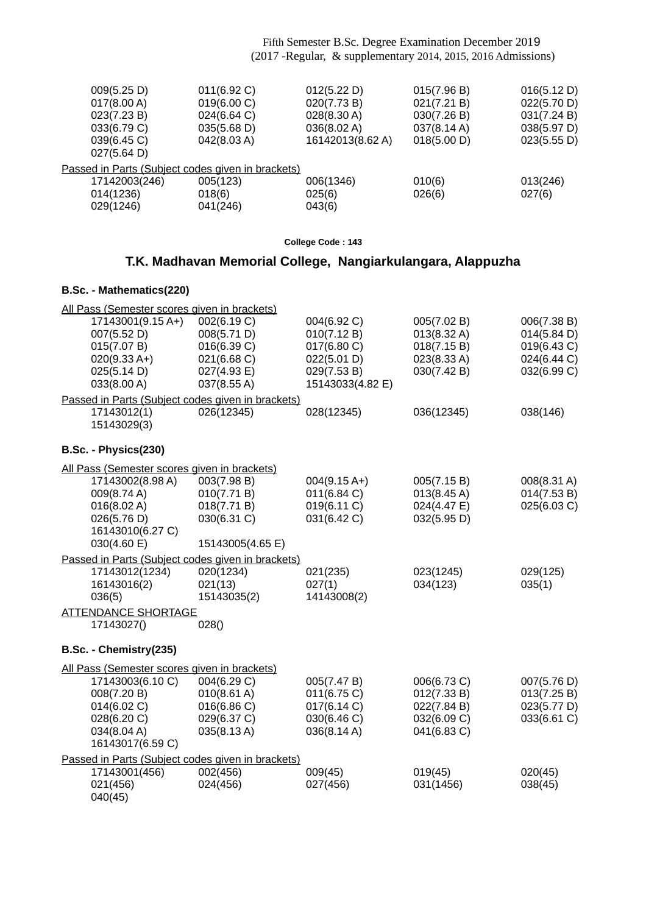| | | | | |
|---|---|---|---|---|
| 009(5.25 D) | 011(6.92 C) | 012(5.22 D) | 015(7.96 B) | 016(5.12 D) |
| 017(8.00 A) | 019(6.00 C) | 020(7.73 B) | 021(7.21 B) | 022(5.70 D) |
| 023(7.23 B) | 024(6.64 C) | 028(8.30 A) | 030(7.26 B) | 031(7.24 B) |
| 033(6.79 C) | 035(5.68 D) | 036(8.02 A) | 037(8.14 A) | 038(5.97 D) |
| 039(6.45 C) | 042(8.03 A) | 16142013(8.62 A) | 018(5.00 D) | 023(5.55 D) |
| 027(5.64 D) | | | | |

Passed in Parts (Subject codes given in brackets)

| | | | | |
|---|---|---|---|---|
| 17142003(246) | 005(123) | 006(1346) | 010(6) | 013(246) |
| 014(1236) | 018(6) | 025(6) | 026(6) | 027(6) |
| 029(1246) | 041(246) | 043(6) | | |

**College Code : 143**

## T.K. Madhavan Memorial College, Nangiarkulangara, Alappuzha

### B.Sc. - Mathematics(220)

All Pass (Semester scores given in brackets)

| | | | | |
|---|---|---|---|---|
| 17143001(9.15 A+) | 002(6.19 C) | 004(6.92 C) | 005(7.02 B) | 006(7.38 B) |
| 007(5.52 D) | 008(5.71 D) | 010(7.12 B) | 013(8.32 A) | 014(5.84 D) |
| 015(7.07 B) | 016(6.39 C) | 017(6.80 C) | 018(7.15 B) | 019(6.43 C) |
| 020(9.33 A+) | 021(6.68 C) | 022(5.01 D) | 023(8.33 A) | 024(6.44 C) |
| 025(5.14 D) | 027(4.93 E) | 029(7.53 B) | 030(7.42 B) | 032(6.99 C) |
| 033(8.00 A) | 037(8.55 A) | 15143033(4.82 E) | | |

Passed in Parts (Subject codes given in brackets)

| | | | | |
|---|---|---|---|---|
| 17143012(1) | 026(12345) | 028(12345) | 036(12345) | 038(146) |
| 15143029(3) | | | | |

### B.Sc. - Physics(230)

All Pass (Semester scores given in brackets)

| | | | | |
|---|---|---|---|---|
| 17143002(8.98 A) | 003(7.98 B) | 004(9.15 A+) | 005(7.15 B) | 008(8.31 A) |
| 009(8.74 A) | 010(7.71 B) | 011(6.84 C) | 013(8.45 A) | 014(7.53 B) |
| 016(8.02 A) | 018(7.71 B) | 019(6.11 C) | 024(4.47 E) | 025(6.03 C) |
| 026(5.76 D) | 030(6.31 C) | 031(6.42 C) | 032(5.95 D) | |
| 16143010(6.27 C) | | | | |
| 030(4.60 E) | 15143005(4.65 E) | | | |

Passed in Parts (Subject codes given in brackets)

| | | | | |
|---|---|---|---|---|
| 17143012(1234) | 020(1234) | 021(235) | 023(1245) | 029(125) |
| 16143016(2) | 021(13) | 027(1) | 034(123) | 035(1) |
| 036(5) | 15143035(2) | 14143008(2) | | |

ATTENDANCE SHORTAGE

| | |
|---|---|
| 17143027() | 028() |

### B.Sc. - Chemistry(235)

All Pass (Semester scores given in brackets)

| | | | | |
|---|---|---|---|---|
| 17143003(6.10 C) | 004(6.29 C) | 005(7.47 B) | 006(6.73 C) | 007(5.76 D) |
| 008(7.20 B) | 010(8.61 A) | 011(6.75 C) | 012(7.33 B) | 013(7.25 B) |
| 014(6.02 C) | 016(6.86 C) | 017(6.14 C) | 022(7.84 B) | 023(5.77 D) |
| 028(6.20 C) | 029(6.37 C) | 030(6.46 C) | 032(6.09 C) | 033(6.61 C) |
| 034(8.04 A) | 035(8.13 A) | 036(8.14 A) | 041(6.83 C) | |
| 16143017(6.59 C) | | | | |

Passed in Parts (Subject codes given in brackets)

| | | | | |
|---|---|---|---|---|
| 17143001(456) | 002(456) | 009(45) | 019(45) | 020(45) |
| 021(456) | 024(456) | 027(456) | 031(1456) | 038(45) |
| 040(45) | | | | |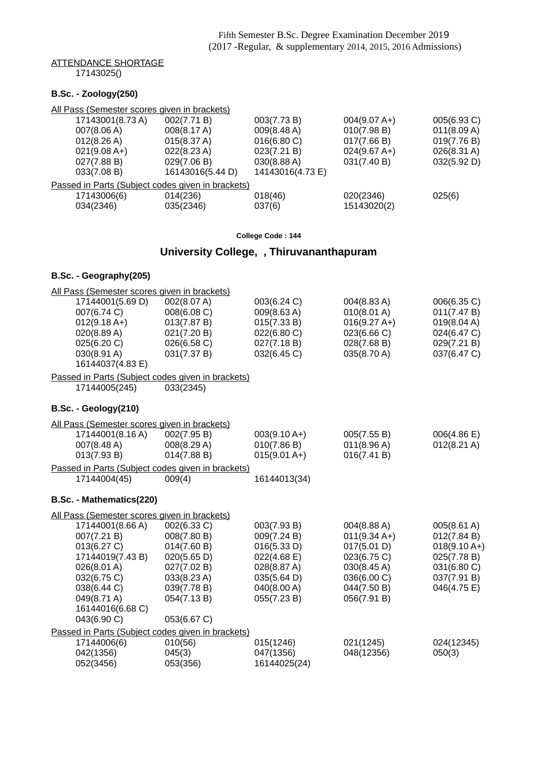Fifth Semester B.Sc. Degree Examination December 2019
(2017 -Regular, & supplementary 2014, 2015, 2016 Admissions)

ATTENDANCE SHORTAGE

17143025()

**B.Sc. - Zoology(250)**

All Pass (Semester scores given in brackets)

| | | | | |
|---|---|---|---|---|
| 17143001(8.73 A) | 002(7.71 B) | 003(7.73 B) | 004(9.07 A+) | 005(6.93 C) |
| 007(8.06 A) | 008(8.17 A) | 009(8.48 A) | 010(7.98 B) | 011(8.09 A) |
| 012(8.26 A) | 015(8.37 A) | 016(6.80 C) | 017(7.66 B) | 019(7.76 B) |
| 021(9.08 A+) | 022(8.23 A) | 023(7.21 B) | 024(9.67 A+) | 026(8.31 A) |
| 027(7.88 B) | 029(7.06 B) | 030(8.88 A) | 031(7.40 B) | 032(5.92 D) |
| 033(7.08 B) | 16143016(5.44 D) | 14143016(4.73 E) | | |

Passed in Parts (Subject codes given in brackets)

| | | | | |
|---|---|---|---|---|
| 17143006(6) | 014(236) | 018(46) | 020(2346) | 025(6) |
| 034(2346) | 035(2346) | 037(6) | 15143020(2) | |

College Code : 144

## University College, , Thiruvananthapuram

**B.Sc. - Geography(205)**

All Pass (Semester scores given in brackets)

| | | | | |
|---|---|---|---|---|
| 17144001(5.69 D) | 002(8.07 A) | 003(6.24 C) | 004(8.83 A) | 006(6.35 C) |
| 007(6.74 C) | 008(6.08 C) | 009(8.63 A) | 010(8.01 A) | 011(7.47 B) |
| 012(9.18 A+) | 013(7.87 B) | 015(7.33 B) | 016(9.27 A+) | 019(8.04 A) |
| 020(8.89 A) | 021(7.20 B) | 022(6.80 C) | 023(6.66 C) | 024(6.47 C) |
| 025(6.20 C) | 026(6.58 C) | 027(7.18 B) | 028(7.68 B) | 029(7.21 B) |
| 030(8.91 A) | 031(7.37 B) | 032(6.45 C) | 035(8.70 A) | 037(6.47 C) |
| 16144037(4.83 E) | | | | |

Passed in Parts (Subject codes given in brackets)

| | |
|---|---|
| 17144005(245) | 033(2345) |

**B.Sc. - Geology(210)**

All Pass (Semester scores given in brackets)

| | | | | |
|---|---|---|---|---|
| 17144001(8.16 A) | 002(7.95 B) | 003(9.10 A+) | 005(7.55 B) | 006(4.86 E) |
| 007(8.48 A) | 008(8.29 A) | 010(7.86 B) | 011(8.96 A) | 012(8.21 A) |
| 013(7.93 B) | 014(7.88 B) | 015(9.01 A+) | 016(7.41 B) | |

Passed in Parts (Subject codes given in brackets)

| | | |
|---|---|---|
| 17144004(45) | 009(4) | 16144013(34) |

**B.Sc. - Mathematics(220)**

All Pass (Semester scores given in brackets)

| | | | | |
|---|---|---|---|---|
| 17144001(8.66 A) | 002(6.33 C) | 003(7.93 B) | 004(8.88 A) | 005(8.61 A) |
| 007(7.21 B) | 008(7.80 B) | 009(7.24 B) | 011(9.34 A+) | 012(7.84 B) |
| 013(6.27 C) | 014(7.60 B) | 016(5.33 D) | 017(5.01 D) | 018(9.10 A+) |
| 17144019(7.43 B) | 020(5.65 D) | 022(4.68 E) | 023(6.75 C) | 025(7.78 B) |
| 026(8.01 A) | 027(7.02 B) | 028(8.87 A) | 030(8.45 A) | 031(6.80 C) |
| 032(6.75 C) | 033(8.23 A) | 035(5.64 D) | 036(6.00 C) | 037(7.91 B) |
| 038(6.44 C) | 039(7.78 B) | 040(8.00 A) | 044(7.50 B) | 046(4.75 E) |
| 049(8.71 A) | 054(7.13 B) | 055(7.23 B) | 056(7.91 B) | |
| 16144016(6.68 C) | | | | |
| 043(6.90 C) | 053(6.67 C) | | | |

Passed in Parts (Subject codes given in brackets)

| | | | | |
|---|---|---|---|---|
| 17144006(6) | 010(56) | 015(1246) | 021(1245) | 024(12345) |
| 042(1356) | 045(3) | 047(1356) | 048(12356) | 050(3) |
| 052(3456) | 053(356) | 16144025(24) | | |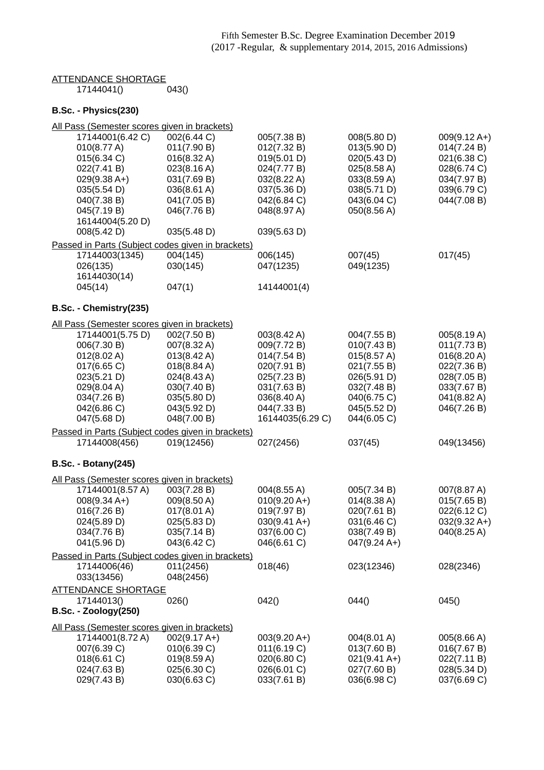Fifth Semester B.Sc. Degree Examination December 2019
(2017 -Regular, & supplementary 2014, 2015, 2016 Admissions)

ATTENDANCE SHORTAGE

| | | | | |
|---|---|---|---|---|
| 17144041() | 043() | | | |

**B.Sc. - Physics(230)**

All Pass (Semester scores given in brackets)

| | | | | |
|---|---|---|---|---|
| 17144001(6.42 C) | 002(6.44 C) | 005(7.38 B) | 008(5.80 D) | 009(9.12 A+) |
| 010(8.77 A) | 011(7.90 B) | 012(7.32 B) | 013(5.90 D) | 014(7.24 B) |
| 015(6.34 C) | 016(8.32 A) | 019(5.01 D) | 020(5.43 D) | 021(6.38 C) |
| 022(7.41 B) | 023(8.16 A) | 024(7.77 B) | 025(8.58 A) | 028(6.74 C) |
| 029(9.38 A+) | 031(7.69 B) | 032(8.22 A) | 033(8.59 A) | 034(7.97 B) |
| 035(5.54 D) | 036(8.61 A) | 037(5.36 D) | 038(5.71 D) | 039(6.79 C) |
| 040(7.38 B) | 041(7.05 B) | 042(6.84 C) | 043(6.04 C) | 044(7.08 B) |
| 045(7.19 B) | 046(7.76 B) | 048(8.97 A) | 050(8.56 A) | |
| 16144004(5.20 D) | | | | |
| 008(5.42 D) | 035(5.48 D) | 039(5.63 D) | | |

Passed in Parts (Subject codes given in brackets)

| | | | | |
|---|---|---|---|---|
| 17144003(1345) | 004(145) | 006(145) | 007(45) | 017(45) |
| 026(135) | 030(145) | 047(1235) | 049(1235) | |
| 16144030(14) | | | | |
| 045(14) | 047(1) | 14144001(4) | | |

**B.Sc. - Chemistry(235)**

All Pass (Semester scores given in brackets)

| | | | | |
|---|---|---|---|---|
| 17144001(5.75 D) | 002(7.50 B) | 003(8.42 A) | 004(7.55 B) | 005(8.19 A) |
| 006(7.30 B) | 007(8.32 A) | 009(7.72 B) | 010(7.43 B) | 011(7.73 B) |
| 012(8.02 A) | 013(8.42 A) | 014(7.54 B) | 015(8.57 A) | 016(8.20 A) |
| 017(6.65 C) | 018(8.84 A) | 020(7.91 B) | 021(7.55 B) | 022(7.36 B) |
| 023(5.21 D) | 024(8.43 A) | 025(7.23 B) | 026(5.91 D) | 028(7.05 B) |
| 029(8.04 A) | 030(7.40 B) | 031(7.63 B) | 032(7.48 B) | 033(7.67 B) |
| 034(7.26 B) | 035(5.80 D) | 036(8.40 A) | 040(6.75 C) | 041(8.82 A) |
| 042(6.86 C) | 043(5.92 D) | 044(7.33 B) | 045(5.52 D) | 046(7.26 B) |
| 047(5.68 D) | 048(7.00 B) | 16144035(6.29 C) | 044(6.05 C) | |

Passed in Parts (Subject codes given in brackets)

| | | | | |
|---|---|---|---|---|
| 17144008(456) | 019(12456) | 027(2456) | 037(45) | 049(13456) |

**B.Sc. - Botany(245)**

All Pass (Semester scores given in brackets)

| | | | | |
|---|---|---|---|---|
| 17144001(8.57 A) | 003(7.28 B) | 004(8.55 A) | 005(7.34 B) | 007(8.87 A) |
| 008(9.34 A+) | 009(8.50 A) | 010(9.20 A+) | 014(8.38 A) | 015(7.65 B) |
| 016(7.26 B) | 017(8.01 A) | 019(7.97 B) | 020(7.61 B) | 022(6.12 C) |
| 024(5.89 D) | 025(5.83 D) | 030(9.41 A+) | 031(6.46 C) | 032(9.32 A+) |
| 034(7.76 B) | 035(7.14 B) | 037(6.00 C) | 038(7.49 B) | 040(8.25 A) |
| 041(5.96 D) | 043(6.42 C) | 046(6.61 C) | 047(9.24 A+) | |

Passed in Parts (Subject codes given in brackets)

| | | | | |
|---|---|---|---|---|
| 17144006(46) | 011(2456) | 018(46) | 023(12346) | 028(2346) |
| 033(13456) | 048(2456) | | | |

ATTENDANCE SHORTAGE

| | | | | |
|---|---|---|---|---|
| 17144013() | 026() | 042() | 044() | 045() |

**B.Sc. - Zoology(250)**

All Pass (Semester scores given in brackets)

| | | | | |
|---|---|---|---|---|
| 17144001(8.72 A) | 002(9.17 A+) | 003(9.20 A+) | 004(8.01 A) | 005(8.66 A) |
| 007(6.39 C) | 010(6.39 C) | 011(6.19 C) | 013(7.60 B) | 016(7.67 B) |
| 018(6.61 C) | 019(8.59 A) | 020(6.80 C) | 021(9.41 A+) | 022(7.11 B) |
| 024(7.63 B) | 025(6.30 C) | 026(6.01 C) | 027(7.60 B) | 028(5.34 D) |
| 029(7.43 B) | 030(6.63 C) | 033(7.61 B) | 036(6.98 C) | 037(6.69 C) |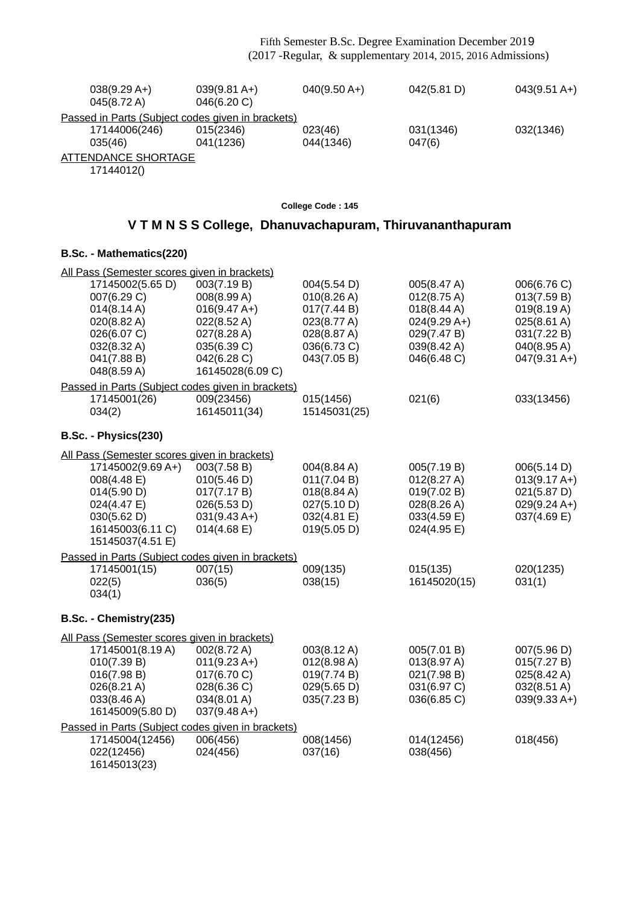| | | | | |
|---|---|---|---|---|
| 038(9.29 A+) | 039(9.81 A+) | 040(9.50 A+) | 042(5.81 D) | 043(9.51 A+) |
| 045(8.72 A) | 046(6.20 C) | | | |

Passed in Parts (Subject codes given in brackets)

| | | | | |
|---|---|---|---|---|
| 17144006(246) | 015(2346) | 023(46) | 031(1346) | 032(1346) |
| 035(46) | 041(1236) | 044(1346) | 047(6) | |

ATTENDANCE SHORTAGE

17144012()

**College Code : 145**

## V T M N S S College, Dhanuvachapuram, Thiruvananthapuram

### B.Sc. - Mathematics(220)

All Pass (Semester scores given in brackets)

| | | | | |
|---|---|---|---|---|
| 17145002(5.65 D) | 003(7.19 B) | 004(5.54 D) | 005(8.47 A) | 006(6.76 C) |
| 007(6.29 C) | 008(8.99 A) | 010(8.26 A) | 012(8.75 A) | 013(7.59 B) |
| 014(8.14 A) | 016(9.47 A+) | 017(7.44 B) | 018(8.44 A) | 019(8.19 A) |
| 020(8.82 A) | 022(8.52 A) | 023(8.77 A) | 024(9.29 A+) | 025(8.61 A) |
| 026(6.07 C) | 027(8.28 A) | 028(8.87 A) | 029(7.47 B) | 031(7.22 B) |
| 032(8.32 A) | 035(6.39 C) | 036(6.73 C) | 039(8.42 A) | 040(8.95 A) |
| 041(7.88 B) | 042(6.28 C) | 043(7.05 B) | 046(6.48 C) | 047(9.31 A+) |
| 048(8.59 A) | 16145028(6.09 C) | | | |

Passed in Parts (Subject codes given in brackets)

| | | | | |
|---|---|---|---|---|
| 17145001(26) | 009(23456) | 015(1456) | 021(6) | 033(13456) |
| 034(2) | 16145011(34) | 15145031(25) | | |

### B.Sc. - Physics(230)

All Pass (Semester scores given in brackets)

| | | | | |
|---|---|---|---|---|
| 17145002(9.69 A+) | 003(7.58 B) | 004(8.84 A) | 005(7.19 B) | 006(5.14 D) |
| 008(4.48 E) | 010(5.46 D) | 011(7.04 B) | 012(8.27 A) | 013(9.17 A+) |
| 014(5.90 D) | 017(7.17 B) | 018(8.84 A) | 019(7.02 B) | 021(5.87 D) |
| 024(4.47 E) | 026(5.53 D) | 027(5.10 D) | 028(8.26 A) | 029(9.24 A+) |
| 030(5.62 D) | 031(9.43 A+) | 032(4.81 E) | 033(4.59 E) | 037(4.69 E) |
| 16145003(6.11 C) | 014(4.68 E) | 019(5.05 D) | 024(4.95 E) | |
| 15145037(4.51 E) | | | | |

Passed in Parts (Subject codes given in brackets)

| | | | | |
|---|---|---|---|---|
| 17145001(15) | 007(15) | 009(135) | 015(135) | 020(1235) |
| 022(5) | 036(5) | 038(15) | 16145020(15) | 031(1) |
| 034(1) | | | | |

### B.Sc. - Chemistry(235)

All Pass (Semester scores given in brackets)

| | | | | |
|---|---|---|---|---|
| 17145001(8.19 A) | 002(8.72 A) | 003(8.12 A) | 005(7.01 B) | 007(5.96 D) |
| 010(7.39 B) | 011(9.23 A+) | 012(8.98 A) | 013(8.97 A) | 015(7.27 B) |
| 016(7.98 B) | 017(6.70 C) | 019(7.74 B) | 021(7.98 B) | 025(8.42 A) |
| 026(8.21 A) | 028(6.36 C) | 029(5.65 D) | 031(6.97 C) | 032(8.51 A) |
| 033(8.46 A) | 034(8.01 A) | 035(7.23 B) | 036(6.85 C) | 039(9.33 A+) |
| 16145009(5.80 D) | 037(9.48 A+) | | | |

Passed in Parts (Subject codes given in brackets)

| | | | | |
|---|---|---|---|---|
| 17145004(12456) | 006(456) | 008(1456) | 014(12456) | 018(456) |
| 022(12456) | 024(456) | 037(16) | 038(456) | |
| 16145013(23) | | | | |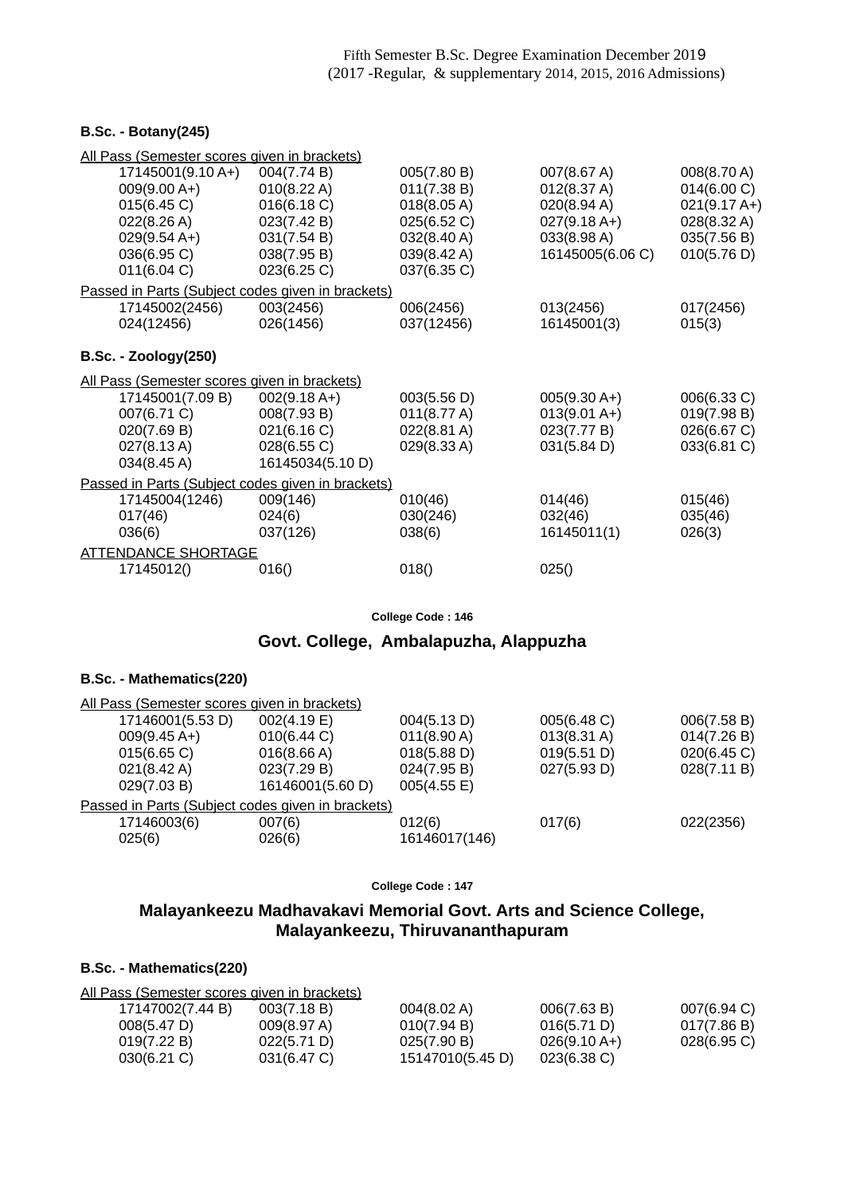Fifth Semester B.Sc. Degree Examination December 2019
(2017 -Regular, & supplementary 2014, 2015, 2016 Admissions)

### B.Sc. - Botany(245)

All Pass (Semester scores given in brackets)

| | | | | |
|---|---|---|---|---|
| 17145001(9.10 A+) | 004(7.74 B) | 005(7.80 B) | 007(8.67 A) | 008(8.70 A) |
| 009(9.00 A+) | 010(8.22 A) | 011(7.38 B) | 012(8.37 A) | 014(6.00 C) |
| 015(6.45 C) | 016(6.18 C) | 018(8.05 A) | 020(8.94 A) | 021(9.17 A+) |
| 022(8.26 A) | 023(7.42 B) | 025(6.52 C) | 027(9.18 A+) | 028(8.32 A) |
| 029(9.54 A+) | 031(7.54 B) | 032(8.40 A) | 033(8.98 A) | 035(7.56 B) |
| 036(6.95 C) | 038(7.95 B) | 039(8.42 A) | 16145005(6.06 C) | 010(5.76 D) |
| 011(6.04 C) | 023(6.25 C) | 037(6.35 C) | | |

Passed in Parts (Subject codes given in brackets)

| | | | | |
|---|---|---|---|---|
| 17145002(2456) | 003(2456) | 006(2456) | 013(2456) | 017(2456) |
| 024(12456) | 026(1456) | 037(12456) | 16145001(3) | 015(3) |

### B.Sc. - Zoology(250)

All Pass (Semester scores given in brackets)

| | | | | |
|---|---|---|---|---|
| 17145001(7.09 B) | 002(9.18 A+) | 003(5.56 D) | 005(9.30 A+) | 006(6.33 C) |
| 007(6.71 C) | 008(7.93 B) | 011(8.77 A) | 013(9.01 A+) | 019(7.98 B) |
| 020(7.69 B) | 021(6.16 C) | 022(8.81 A) | 023(7.77 B) | 026(6.67 C) |
| 027(8.13 A) | 028(6.55 C) | 029(8.33 A) | 031(5.84 D) | 033(6.81 C) |
| 034(8.45 A) | 16145034(5.10 D) | | | |

Passed in Parts (Subject codes given in brackets)

| | | | | |
|---|---|---|---|---|
| 17145004(1246) | 009(146) | 010(46) | 014(46) | 015(46) |
| 017(46) | 024(6) | 030(246) | 032(46) | 035(46) |
| 036(6) | 037(126) | 038(6) | 16145011(1) | 026(3) |

ATTENDANCE SHORTAGE

| | | | |
|---|---|---|---|
| 17145012() | 016() | 018() | 025() |

College Code : 146

## Govt. College, Ambalapuzha, Alappuzha

### B.Sc. - Mathematics(220)

All Pass (Semester scores given in brackets)

| | | | | |
|---|---|---|---|---|
| 17146001(5.53 D) | 002(4.19 E) | 004(5.13 D) | 005(6.48 C) | 006(7.58 B) |
| 009(9.45 A+) | 010(6.44 C) | 011(8.90 A) | 013(8.31 A) | 014(7.26 B) |
| 015(6.65 C) | 016(8.66 A) | 018(5.88 D) | 019(5.51 D) | 020(6.45 C) |
| 021(8.42 A) | 023(7.29 B) | 024(7.95 B) | 027(5.93 D) | 028(7.11 B) |
| 029(7.03 B) | 16146001(5.60 D) | 005(4.55 E) | | |

Passed in Parts (Subject codes given in brackets)

| | | | | |
|---|---|---|---|---|
| 17146003(6) | 007(6) | 012(6) | 017(6) | 022(2356) |
| 025(6) | 026(6) | 16146017(146) | | |

College Code : 147

## Malayankeezu Madhavakavi Memorial Govt. Arts and Science College, Malayankeezu, Thiruvananthapuram

### B.Sc. - Mathematics(220)

All Pass (Semester scores given in brackets)

| | | | | |
|---|---|---|---|---|
| 17147002(7.44 B) | 003(7.18 B) | 004(8.02 A) | 006(7.63 B) | 007(6.94 C) |
| 008(5.47 D) | 009(8.97 A) | 010(7.94 B) | 016(5.71 D) | 017(7.86 B) |
| 019(7.22 B) | 022(5.71 D) | 025(7.90 B) | 026(9.10 A+) | 028(6.95 C) |
| 030(6.21 C) | 031(6.47 C) | 15147010(5.45 D) | 023(6.38 C) | |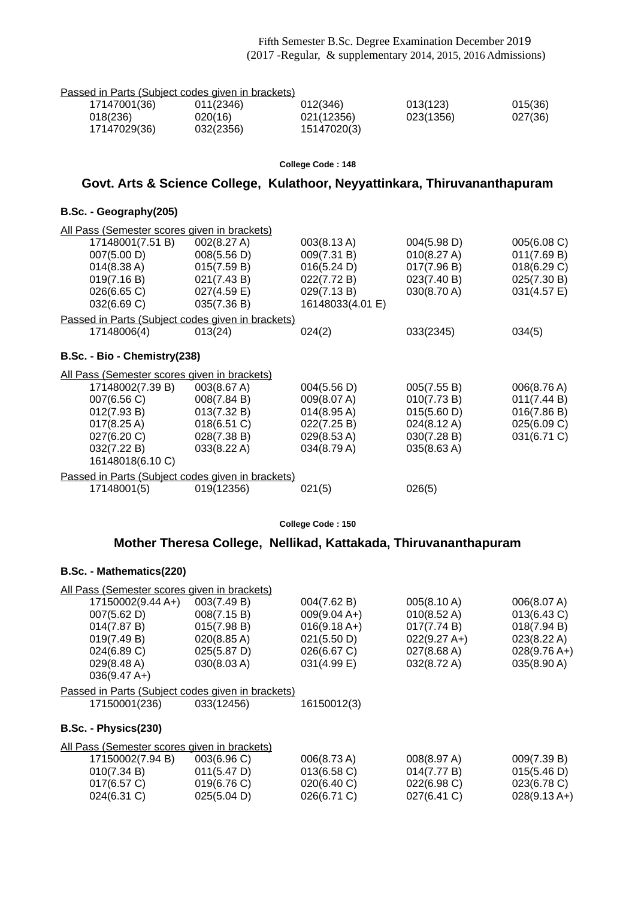Passed in Parts (Subject codes given in brackets)

| | | | | |
|---|---|---|---|---|
| 17147001(36) | 011(2346) | 012(346) | 013(123) | 015(36) |
| 018(236) | 020(16) | 021(12356) | 023(1356) | 027(36) |
| 17147029(36) | 032(2356) | 15147020(3) | | |

**College Code : 148**

## Govt. Arts & Science College, Kulathoor, Neyyattinkara, Thiruvananthapuram

### B.Sc. - Geography(205)

All Pass (Semester scores given in brackets)

| | | | | |
|---|---|---|---|---|
| 17148001(7.51 B) | 002(8.27 A) | 003(8.13 A) | 004(5.98 D) | 005(6.08 C) |
| 007(5.00 D) | 008(5.56 D) | 009(7.31 B) | 010(8.27 A) | 011(7.69 B) |
| 014(8.38 A) | 015(7.59 B) | 016(5.24 D) | 017(7.96 B) | 018(6.29 C) |
| 019(7.16 B) | 021(7.43 B) | 022(7.72 B) | 023(7.40 B) | 025(7.30 B) |
| 026(6.65 C) | 027(4.59 E) | 029(7.13 B) | 030(8.70 A) | 031(4.57 E) |
| 032(6.69 C) | 035(7.36 B) | 16148033(4.01 E) | | |

Passed in Parts (Subject codes given in brackets)

| | | | | |
|---|---|---|---|---|
| 17148006(4) | 013(24) | 024(2) | 033(2345) | 034(5) |

### B.Sc. - Bio - Chemistry(238)

All Pass (Semester scores given in brackets)

| | | | | |
|---|---|---|---|---|
| 17148002(7.39 B) | 003(8.67 A) | 004(5.56 D) | 005(7.55 B) | 006(8.76 A) |
| 007(6.56 C) | 008(7.84 B) | 009(8.07 A) | 010(7.73 B) | 011(7.44 B) |
| 012(7.93 B) | 013(7.32 B) | 014(8.95 A) | 015(5.60 D) | 016(7.86 B) |
| 017(8.25 A) | 018(6.51 C) | 022(7.25 B) | 024(8.12 A) | 025(6.09 C) |
| 027(6.20 C) | 028(7.38 B) | 029(8.53 A) | 030(7.28 B) | 031(6.71 C) |
| 032(7.22 B) | 033(8.22 A) | 034(8.79 A) | 035(8.63 A) | |
| 16148018(6.10 C) | | | | |

Passed in Parts (Subject codes given in brackets)

| | | | |
|---|---|---|---|
| 17148001(5) | 019(12356) | 021(5) | 026(5) |

**College Code : 150**

## Mother Theresa College, Nellikad, Kattakada, Thiruvananthapuram

### B.Sc. - Mathematics(220)

All Pass (Semester scores given in brackets)

| | | | | |
|---|---|---|---|---|
| 17150002(9.44 A+) | 003(7.49 B) | 004(7.62 B) | 005(8.10 A) | 006(8.07 A) |
| 007(5.62 D) | 008(7.15 B) | 009(9.04 A+) | 010(8.52 A) | 013(6.43 C) |
| 014(7.87 B) | 015(7.98 B) | 016(9.18 A+) | 017(7.74 B) | 018(7.94 B) |
| 019(7.49 B) | 020(8.85 A) | 021(5.50 D) | 022(9.27 A+) | 023(8.22 A) |
| 024(6.89 C) | 025(5.87 D) | 026(6.67 C) | 027(8.68 A) | 028(9.76 A+) |
| 029(8.48 A) | 030(8.03 A) | 031(4.99 E) | 032(8.72 A) | 035(8.90 A) |
| 036(9.47 A+) | | | | |

Passed in Parts (Subject codes given in brackets)

| | | |
|---|---|---|
| 17150001(236) | 033(12456) | 16150012(3) |

### B.Sc. - Physics(230)

All Pass (Semester scores given in brackets)

| | | | | |
|---|---|---|---|---|
| 17150002(7.94 B) | 003(6.96 C) | 006(8.73 A) | 008(8.97 A) | 009(7.39 B) |
| 010(7.34 B) | 011(5.47 D) | 013(6.58 C) | 014(7.77 B) | 015(5.46 D) |
| 017(6.57 C) | 019(6.76 C) | 020(6.40 C) | 022(6.98 C) | 023(6.78 C) |
| 024(6.31 C) | 025(5.04 D) | 026(6.71 C) | 027(6.41 C) | 028(9.13 A+) |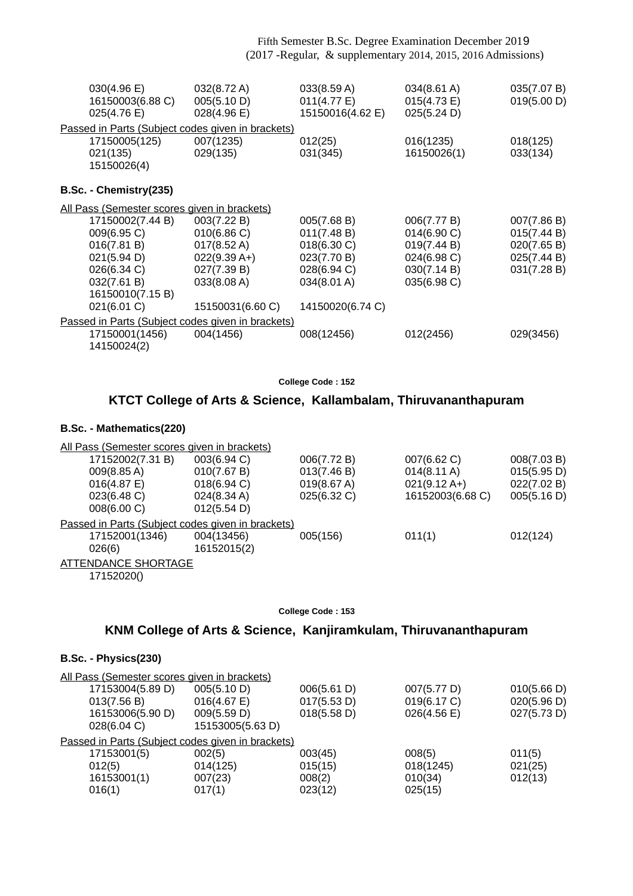030(4.96 E) 032(8.72 A) 033(8.59 A) 034(8.61 A) 035(7.07 B)
16150003(6.88 C) 005(5.10 D) 011(4.77 E) 015(4.73 E) 019(5.00 D)
025(4.76 E) 028(4.96 E) 15150016(4.62 E) 025(5.24 D)

Passed in Parts (Subject codes given in brackets)

17150005(125) 007(1235) 012(25) 016(1235) 018(125)
021(135) 029(135) 031(345) 16150026(1) 033(134)
15150026(4)

**B.Sc. - Chemistry(235)**

All Pass (Semester scores given in brackets)

17150002(7.44 B) 003(7.22 B) 005(7.68 B) 006(7.77 B) 007(7.86 B)
009(6.95 C) 010(6.86 C) 011(7.48 B) 014(6.90 C) 015(7.44 B)
016(7.81 B) 017(8.52 A) 018(6.30 C) 019(7.44 B) 020(7.65 B)
021(5.94 D) 022(9.39 A+) 023(7.70 B) 024(6.98 C) 025(7.44 B)
026(6.34 C) 027(7.39 B) 028(6.94 C) 030(7.14 B) 031(7.28 B)
032(7.61 B) 033(8.08 A) 034(8.01 A) 035(6.98 C)
16150010(7.15 B)
021(6.01 C) 15150031(6.60 C) 14150020(6.74 C)

Passed in Parts (Subject codes given in brackets)

17150001(1456) 004(1456) 008(12456) 012(2456) 029(3456)
14150024(2)

College Code : 152

## KTCT College of Arts & Science, Kallambalam, Thiruvananthapuram

**B.Sc. - Mathematics(220)**

All Pass (Semester scores given in brackets)

17152002(7.31 B) 003(6.94 C) 006(7.72 B) 007(6.62 C) 008(7.03 B)
009(8.85 A) 010(7.67 B) 013(7.46 B) 014(8.11 A) 015(5.95 D)
016(4.87 E) 018(6.94 C) 019(8.67 A) 021(9.12 A+) 022(7.02 B)
023(6.48 C) 024(8.34 A) 025(6.32 C) 16152003(6.68 C) 005(5.16 D)
008(6.00 C) 012(5.54 D)

Passed in Parts (Subject codes given in brackets)

17152001(1346) 004(13456) 005(156) 011(1) 012(124)
026(6) 16152015(2)

ATTENDANCE SHORTAGE

17152020()

College Code : 153

## KNM College of Arts & Science, Kanjiramkulam, Thiruvananthapuram

**B.Sc. - Physics(230)**

All Pass (Semester scores given in brackets)

17153004(5.89 D) 005(5.10 D) 006(5.61 D) 007(5.77 D) 010(5.66 D)
013(7.56 B) 016(4.67 E) 017(5.53 D) 019(6.17 C) 020(5.96 D)
16153006(5.90 D) 009(5.59 D) 018(5.58 D) 026(4.56 E) 027(5.73 D)
028(6.04 C) 15153005(5.63 D)

Passed in Parts (Subject codes given in brackets)

17153001(5) 002(5) 003(45) 008(5) 011(5)
012(5) 014(125) 015(15) 018(1245) 021(25)
16153001(1) 007(23) 008(2) 010(34) 012(13)
016(1) 017(1) 023(12) 025(15)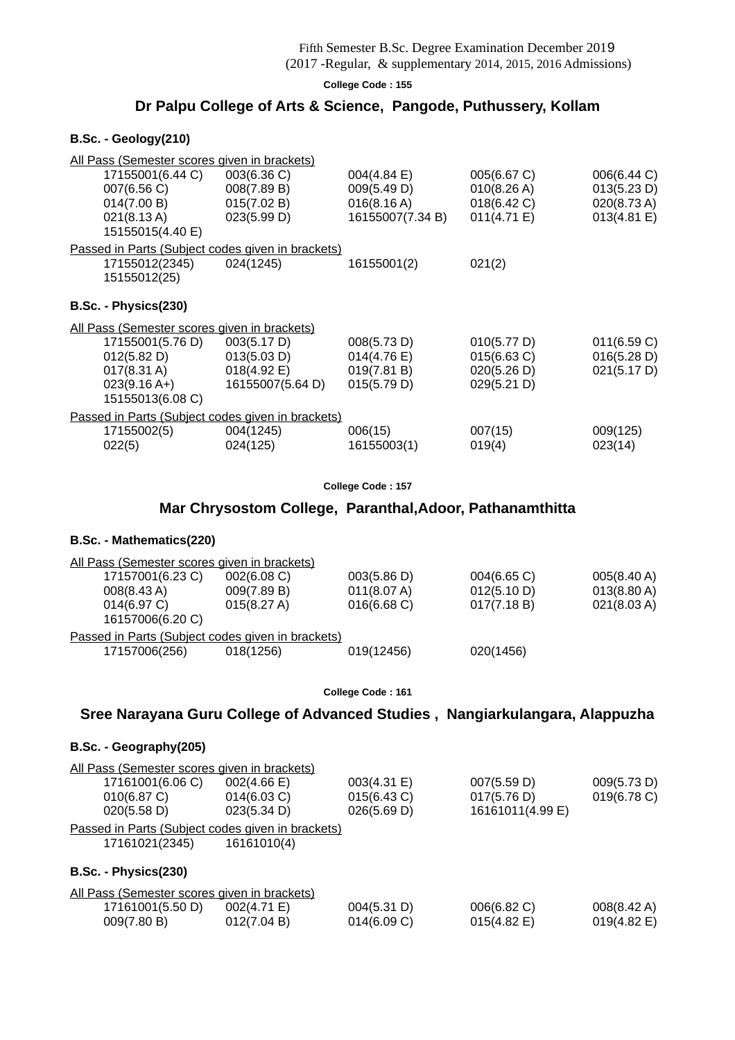Fifth Semester B.Sc. Degree Examination December 2019
(2017 -Regular, & supplementary 2014, 2015, 2016 Admissions)

**College Code : 155**

## Dr Palpu College of Arts & Science, Pangode, Puthussery, Kollam

### B.Sc. - Geology(210)

All Pass (Semester scores given in brackets)

| | | | | |
|---|---|---|---|---|
| 17155001(6.44 C) | 003(6.36 C) | 004(4.84 E) | 005(6.67 C) | 006(6.44 C) |
| 007(6.56 C) | 008(7.89 B) | 009(5.49 D) | 010(8.26 A) | 013(5.23 D) |
| 014(7.00 B) | 015(7.02 B) | 016(8.16 A) | 018(6.42 C) | 020(8.73 A) |
| 021(8.13 A) | 023(5.99 D) | 16155007(7.34 B) | 011(4.71 E) | 013(4.81 E) |
| 15155015(4.40 E) | | | | |

Passed in Parts (Subject codes given in brackets)

| | | | |
|---|---|---|---|
| 17155012(2345) | 024(1245) | 16155001(2) | 021(2) |
| 15155012(25) | | | |

### B.Sc. - Physics(230)

All Pass (Semester scores given in brackets)

| | | | | |
|---|---|---|---|---|
| 17155001(5.76 D) | 003(5.17 D) | 008(5.73 D) | 010(5.77 D) | 011(6.59 C) |
| 012(5.82 D) | 013(5.03 D) | 014(4.76 E) | 015(6.63 C) | 016(5.28 D) |
| 017(8.31 A) | 018(4.92 E) | 019(7.81 B) | 020(5.26 D) | 021(5.17 D) |
| 023(9.16 A+) | 16155007(5.64 D) | 015(5.79 D) | 029(5.21 D) | |
| 15155013(6.08 C) | | | | |

Passed in Parts (Subject codes given in brackets)

| | | | | |
|---|---|---|---|---|
| 17155002(5) | 004(1245) | 006(15) | 007(15) | 009(125) |
| 022(5) | 024(125) | 16155003(1) | 019(4) | 023(14) |

**College Code : 157**

## Mar Chrysostom College, Paranthal,Adoor, Pathanamthitta

### B.Sc. - Mathematics(220)

All Pass (Semester scores given in brackets)

| | | | | |
|---|---|---|---|---|
| 17157001(6.23 C) | 002(6.08 C) | 003(5.86 D) | 004(6.65 C) | 005(8.40 A) |
| 008(8.43 A) | 009(7.89 B) | 011(8.07 A) | 012(5.10 D) | 013(8.80 A) |
| 014(6.97 C) | 015(8.27 A) | 016(6.68 C) | 017(7.18 B) | 021(8.03 A) |
| 16157006(6.20 C) | | | | |

Passed in Parts (Subject codes given in brackets)

| | | | |
|---|---|---|---|
| 17157006(256) | 018(1256) | 019(12456) | 020(1456) |

**College Code : 161**

## Sree Narayana Guru College of Advanced Studies , Nangiarkulangara, Alappuzha

### B.Sc. - Geography(205)

All Pass (Semester scores given in brackets)

| | | | | |
|---|---|---|---|---|
| 17161001(6.06 C) | 002(4.66 E) | 003(4.31 E) | 007(5.59 D) | 009(5.73 D) |
| 010(6.87 C) | 014(6.03 C) | 015(6.43 C) | 017(5.76 D) | 019(6.78 C) |
| 020(5.58 D) | 023(5.34 D) | 026(5.69 D) | 16161011(4.99 E) | |

Passed in Parts (Subject codes given in brackets)

| | |
|---|---|
| 17161021(2345) | 16161010(4) |

### B.Sc. - Physics(230)

All Pass (Semester scores given in brackets)

| | | | | |
|---|---|---|---|---|
| 17161001(5.50 D) | 002(4.71 E) | 004(5.31 D) | 006(6.82 C) | 008(8.42 A) |
| 009(7.80 B) | 012(7.04 B) | 014(6.09 C) | 015(4.82 E) | 019(4.82 E) |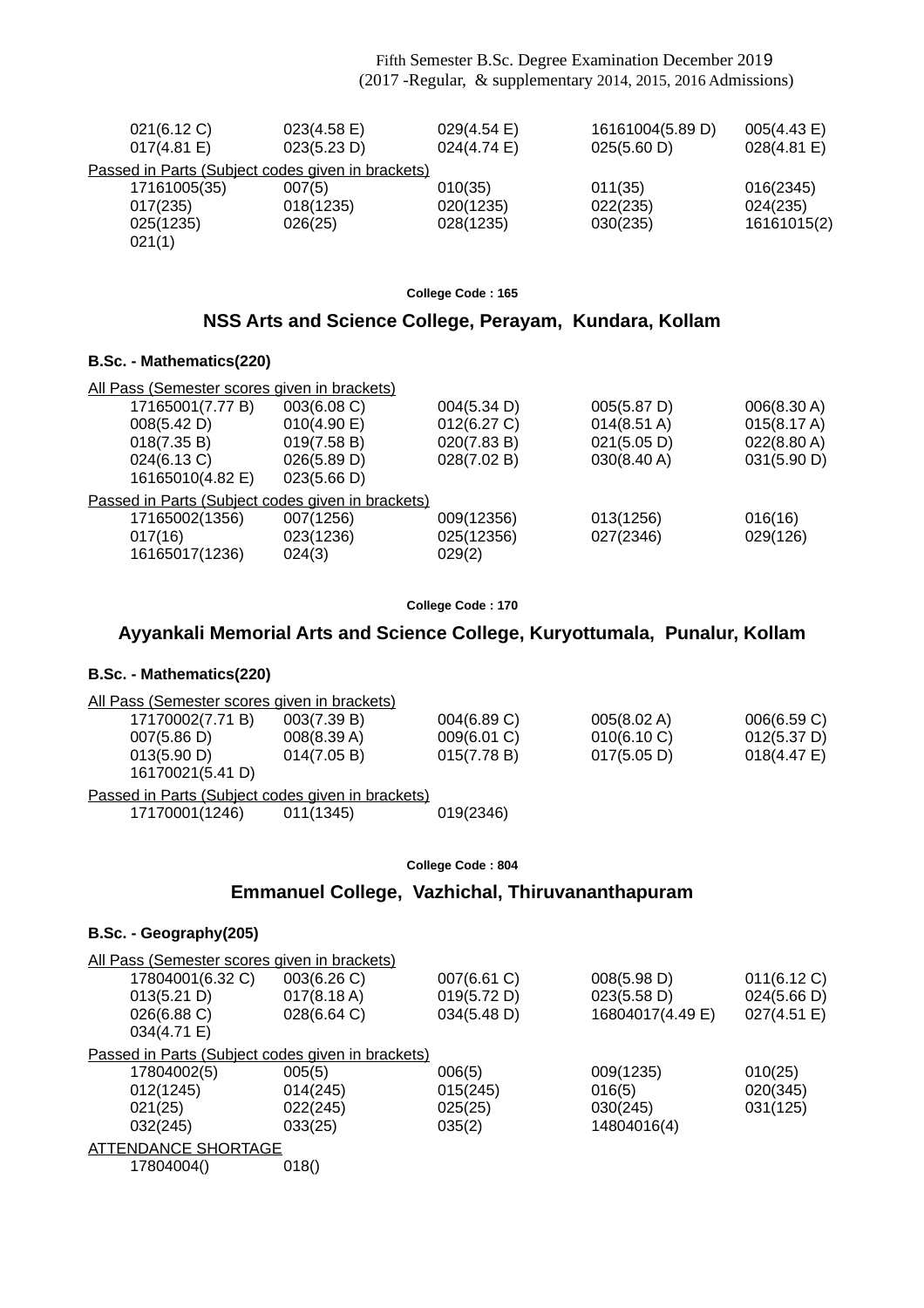| | | | | |
|---|---|---|---|---|
| 021(6.12 C) | 023(4.58 E) | 029(4.54 E) | 16161004(5.89 D) | 005(4.43 E) |
| 017(4.81 E) | 023(5.23 D) | 024(4.74 E) | 025(5.60 D) | 028(4.81 E) |

Passed in Parts (Subject codes given in brackets)

| | | | | |
|---|---|---|---|---|
| 17161005(35) | 007(5) | 010(35) | 011(35) | 016(2345) |
| 017(235) | 018(1235) | 020(1235) | 022(235) | 024(235) |
| 025(1235) | 026(25) | 028(1235) | 030(235) | 16161015(2) |
| 021(1) | | | | |

**College Code : 165**

## NSS Arts and Science College, Perayam, Kundara, Kollam

### B.Sc. - Mathematics(220)

All Pass (Semester scores given in brackets)

| | | | | |
|---|---|---|---|---|
| 17165001(7.77 B) | 003(6.08 C) | 004(5.34 D) | 005(5.87 D) | 006(8.30 A) |
| 008(5.42 D) | 010(4.90 E) | 012(6.27 C) | 014(8.51 A) | 015(8.17 A) |
| 018(7.35 B) | 019(7.58 B) | 020(7.83 B) | 021(5.05 D) | 022(8.80 A) |
| 024(6.13 C) | 026(5.89 D) | 028(7.02 B) | 030(8.40 A) | 031(5.90 D) |
| 16165010(4.82 E) | 023(5.66 D) | | | |

Passed in Parts (Subject codes given in brackets)

| | | | | |
|---|---|---|---|---|
| 17165002(1356) | 007(1256) | 009(12356) | 013(1256) | 016(16) |
| 017(16) | 023(1236) | 025(12356) | 027(2346) | 029(126) |
| 16165017(1236) | 024(3) | 029(2) | | |

**College Code : 170**

## Ayyankali Memorial Arts and Science College, Kuryottumala, Punalur, Kollam

### B.Sc. - Mathematics(220)

All Pass (Semester scores given in brackets)

| | | | | |
|---|---|---|---|---|
| 17170002(7.71 B) | 003(7.39 B) | 004(6.89 C) | 005(8.02 A) | 006(6.59 C) |
| 007(5.86 D) | 008(8.39 A) | 009(6.01 C) | 010(6.10 C) | 012(5.37 D) |
| 013(5.90 D) | 014(7.05 B) | 015(7.78 B) | 017(5.05 D) | 018(4.47 E) |
| 16170021(5.41 D) | | | | |

Passed in Parts (Subject codes given in brackets)

| | | |
|---|---|---|
| 17170001(1246) | 011(1345) | 019(2346) |

**College Code : 804**

## Emmanuel College, Vazhichal, Thiruvananthapuram

### B.Sc. - Geography(205)

All Pass (Semester scores given in brackets)

| | | | | |
|---|---|---|---|---|
| 17804001(6.32 C) | 003(6.26 C) | 007(6.61 C) | 008(5.98 D) | 011(6.12 C) |
| 013(5.21 D) | 017(8.18 A) | 019(5.72 D) | 023(5.58 D) | 024(5.66 D) |
| 026(6.88 C) | 028(6.64 C) | 034(5.48 D) | 16804017(4.49 E) | 027(4.51 E) |
| 034(4.71 E) | | | | |

Passed in Parts (Subject codes given in brackets)

| | | | | |
|---|---|---|---|---|
| 17804002(5) | 005(5) | 006(5) | 009(1235) | 010(25) |
| 012(1245) | 014(245) | 015(245) | 016(5) | 020(345) |
| 021(25) | 022(245) | 025(25) | 030(245) | 031(125) |
| 032(245) | 033(25) | 035(2) | 14804016(4) | |

ATTENDANCE SHORTAGE

| | |
|---|---|
| 17804004() | 018() |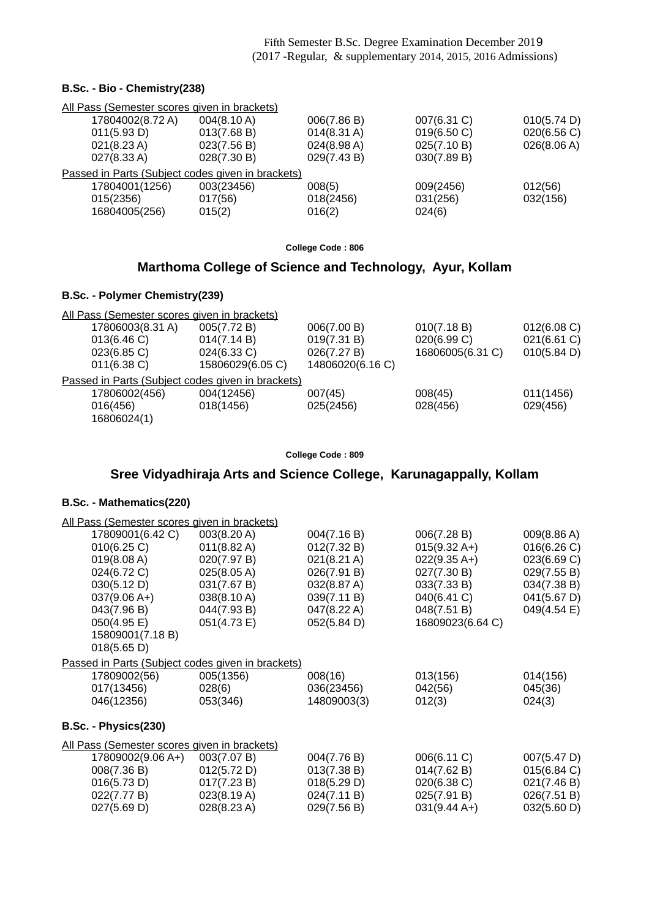Fifth Semester B.Sc. Degree Examination December 2019
(2017 -Regular, & supplementary 2014, 2015, 2016 Admissions)

**B.Sc. - Bio - Chemistry(238)**

All Pass (Semester scores given in brackets)

| | | | | |
|---|---|---|---|---|
| 17804002(8.72 A) | 004(8.10 A) | 006(7.86 B) | 007(6.31 C) | 010(5.74 D) |
| 011(5.93 D) | 013(7.68 B) | 014(8.31 A) | 019(6.50 C) | 020(6.56 C) |
| 021(8.23 A) | 023(7.56 B) | 024(8.98 A) | 025(7.10 B) | 026(8.06 A) |
| 027(8.33 A) | 028(7.30 B) | 029(7.43 B) | 030(7.89 B) | |

Passed in Parts (Subject codes given in brackets)

| | | | | |
|---|---|---|---|---|
| 17804001(1256) | 003(23456) | 008(5) | 009(2456) | 012(56) |
| 015(2356) | 017(56) | 018(2456) | 031(256) | 032(156) |
| 16804005(256) | 015(2) | 016(2) | 024(6) | |

**College Code : 806**

## Marthoma College of Science and Technology, Ayur, Kollam

**B.Sc. - Polymer Chemistry(239)**

All Pass (Semester scores given in brackets)

| | | | | |
|---|---|---|---|---|
| 17806003(8.31 A) | 005(7.72 B) | 006(7.00 B) | 010(7.18 B) | 012(6.08 C) |
| 013(6.46 C) | 014(7.14 B) | 019(7.31 B) | 020(6.99 C) | 021(6.61 C) |
| 023(6.85 C) | 024(6.33 C) | 026(7.27 B) | 16806005(6.31 C) | 010(5.84 D) |
| 011(6.38 C) | 15806029(6.05 C) | 14806020(6.16 C) | | |

Passed in Parts (Subject codes given in brackets)

| | | | | |
|---|---|---|---|---|
| 17806002(456) | 004(12456) | 007(45) | 008(45) | 011(1456) |
| 016(456) | 018(1456) | 025(2456) | 028(456) | 029(456) |
| 16806024(1) | | | | |

**College Code : 809**

## Sree Vidyadhiraja Arts and Science College, Karunagappally, Kollam

**B.Sc. - Mathematics(220)**

All Pass (Semester scores given in brackets)

| | | | | |
|---|---|---|---|---|
| 17809001(6.42 C) | 003(8.20 A) | 004(7.16 B) | 006(7.28 B) | 009(8.86 A) |
| 010(6.25 C) | 011(8.82 A) | 012(7.32 B) | 015(9.32 A+) | 016(6.26 C) |
| 019(8.08 A) | 020(7.97 B) | 021(8.21 A) | 022(9.35 A+) | 023(6.69 C) |
| 024(6.72 C) | 025(8.05 A) | 026(7.91 B) | 027(7.30 B) | 029(7.55 B) |
| 030(5.12 D) | 031(7.67 B) | 032(8.87 A) | 033(7.33 B) | 034(7.38 B) |
| 037(9.06 A+) | 038(8.10 A) | 039(7.11 B) | 040(6.41 C) | 041(5.67 D) |
| 043(7.96 B) | 044(7.93 B) | 047(8.22 A) | 048(7.51 B) | 049(4.54 E) |
| 050(4.95 E) | 051(4.73 E) | 052(5.84 D) | 16809023(6.64 C) | |
| 15809001(7.18 B) | | | | |
| 018(5.65 D) | | | | |

Passed in Parts (Subject codes given in brackets)

| | | | | |
|---|---|---|---|---|
| 17809002(56) | 005(1356) | 008(16) | 013(156) | 014(156) |
| 017(13456) | 028(6) | 036(23456) | 042(56) | 045(36) |
| 046(12356) | 053(346) | 14809003(3) | 012(3) | 024(3) |

**B.Sc. - Physics(230)**

All Pass (Semester scores given in brackets)

| | | | | |
|---|---|---|---|---|
| 17809002(9.06 A+) | 003(7.07 B) | 004(7.76 B) | 006(6.11 C) | 007(5.47 D) |
| 008(7.36 B) | 012(5.72 D) | 013(7.38 B) | 014(7.62 B) | 015(6.84 C) |
| 016(5.73 D) | 017(7.23 B) | 018(5.29 D) | 020(6.38 C) | 021(7.46 B) |
| 022(7.77 B) | 023(8.19 A) | 024(7.11 B) | 025(7.91 B) | 026(7.51 B) |
| 027(5.69 D) | 028(8.23 A) | 029(7.56 B) | 031(9.44 A+) | 032(5.60 D) |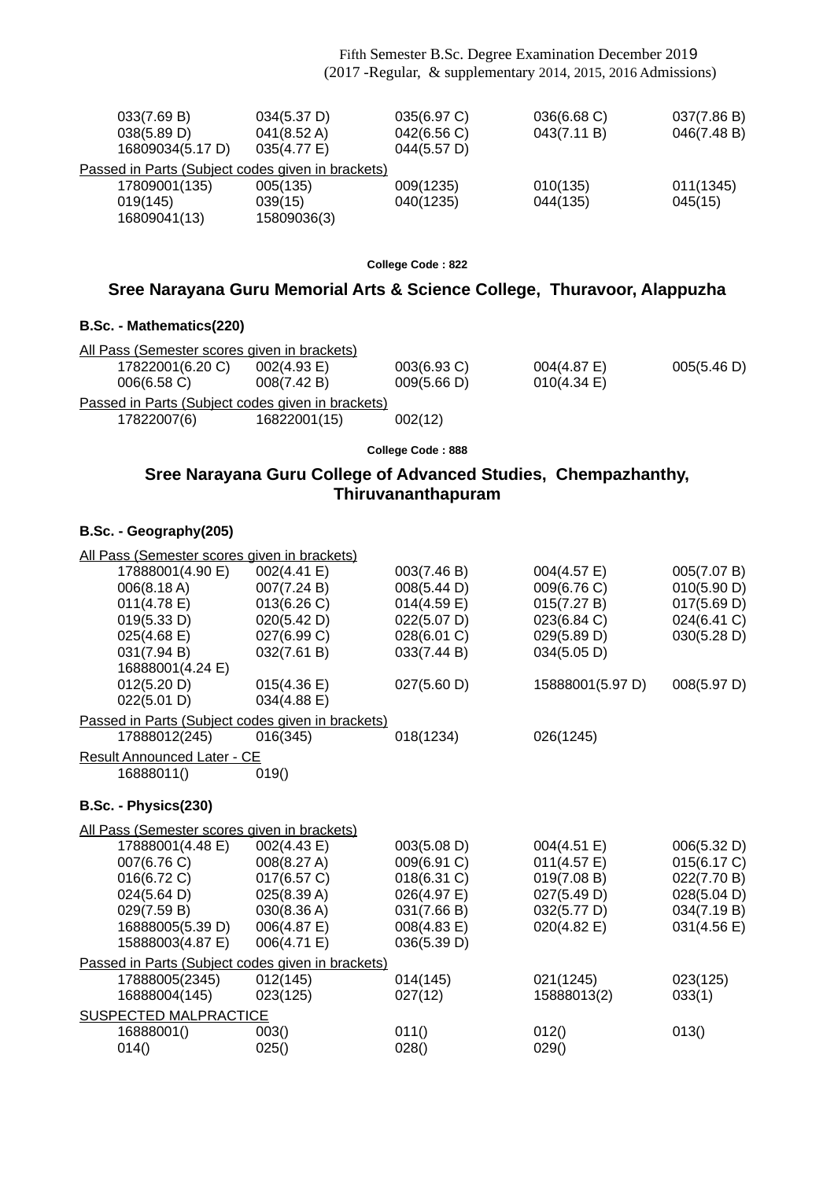Fifth Semester B.Sc. Degree Examination December 2019
(2017 -Regular, & supplementary 2014, 2015, 2016 Admissions)

| | | | | |
|---|---|---|---|---|
| 033(7.69 B) | 034(5.37 D) | 035(6.97 C) | 036(6.68 C) | 037(7.86 B) |
| 038(5.89 D) | 041(8.52 A) | 042(6.56 C) | 043(7.11 B) | 046(7.48 B) |
| 16809034(5.17 D) | 035(4.77 E) | 044(5.57 D) | | |

Passed in Parts (Subject codes given in brackets)

| | | | | |
|---|---|---|---|---|
| 17809001(135) | 005(135) | 009(1235) | 010(135) | 011(1345) |
| 019(145) | 039(15) | 040(1235) | 044(135) | 045(15) |
| 16809041(13) | 15809036(3) | | | |

**College Code : 822**

## Sree Narayana Guru Memorial Arts & Science College, Thuravoor, Alappuzha

### B.Sc. - Mathematics(220)

All Pass (Semester scores given in brackets)

| | | | | |
|---|---|---|---|---|
| 17822001(6.20 C) | 002(4.93 E) | 003(6.93 C) | 004(4.87 E) | 005(5.46 D) |
| 006(6.58 C) | 008(7.42 B) | 009(5.66 D) | 010(4.34 E) | |

Passed in Parts (Subject codes given in brackets)

| | | |
|---|---|---|
| 17822007(6) | 16822001(15) | 002(12) |

**College Code : 888**

## Sree Narayana Guru College of Advanced Studies, Chempazhanthy, Thiruvananthapuram

### B.Sc. - Geography(205)

All Pass (Semester scores given in brackets)

| | | | | |
|---|---|---|---|---|
| 17888001(4.90 E) | 002(4.41 E) | 003(7.46 B) | 004(4.57 E) | 005(7.07 B) |
| 006(8.18 A) | 007(7.24 B) | 008(5.44 D) | 009(6.76 C) | 010(5.90 D) |
| 011(4.78 E) | 013(6.26 C) | 014(4.59 E) | 015(7.27 B) | 017(5.69 D) |
| 019(5.33 D) | 020(5.42 D) | 022(5.07 D) | 023(6.84 C) | 024(6.41 C) |
| 025(4.68 E) | 027(6.99 C) | 028(6.01 C) | 029(5.89 D) | 030(5.28 D) |
| 031(7.94 B) | 032(7.61 B) | 033(7.44 B) | 034(5.05 D) | |
| 16888001(4.24 E) | | | | |
| 012(5.20 D) | 015(4.36 E) | 027(5.60 D) | 15888001(5.97 D) | 008(5.97 D) |
| 022(5.01 D) | 034(4.88 E) | | | |

Passed in Parts (Subject codes given in brackets)

| | | | |
|---|---|---|---|
| 17888012(245) | 016(345) | 018(1234) | 026(1245) |

Result Announced Later - CE

| | |
|---|---|
| 16888011() | 019() |

### B.Sc. - Physics(230)

All Pass (Semester scores given in brackets)

| | | | | |
|---|---|---|---|---|
| 17888001(4.48 E) | 002(4.43 E) | 003(5.08 D) | 004(4.51 E) | 006(5.32 D) |
| 007(6.76 C) | 008(8.27 A) | 009(6.91 C) | 011(4.57 E) | 015(6.17 C) |
| 016(6.72 C) | 017(6.57 C) | 018(6.31 C) | 019(7.08 B) | 022(7.70 B) |
| 024(5.64 D) | 025(8.39 A) | 026(4.97 E) | 027(5.49 D) | 028(5.04 D) |
| 029(7.59 B) | 030(8.36 A) | 031(7.66 B) | 032(5.77 D) | 034(7.19 B) |
| 16888005(5.39 D) | 006(4.87 E) | 008(4.83 E) | 020(4.82 E) | 031(4.56 E) |
| 15888003(4.87 E) | 006(4.71 E) | 036(5.39 D) | | |

Passed in Parts (Subject codes given in brackets)

| | | | | |
|---|---|---|---|---|
| 17888005(2345) | 012(145) | 014(145) | 021(1245) | 023(125) |
| 16888004(145) | 023(125) | 027(12) | 15888013(2) | 033(1) |

SUSPECTED MALPRACTICE

| | | | | |
|---|---|---|---|---|
| 16888001() | 003() | 011() | 012() | 013() |
| 014() | 025() | 028() | 029() | |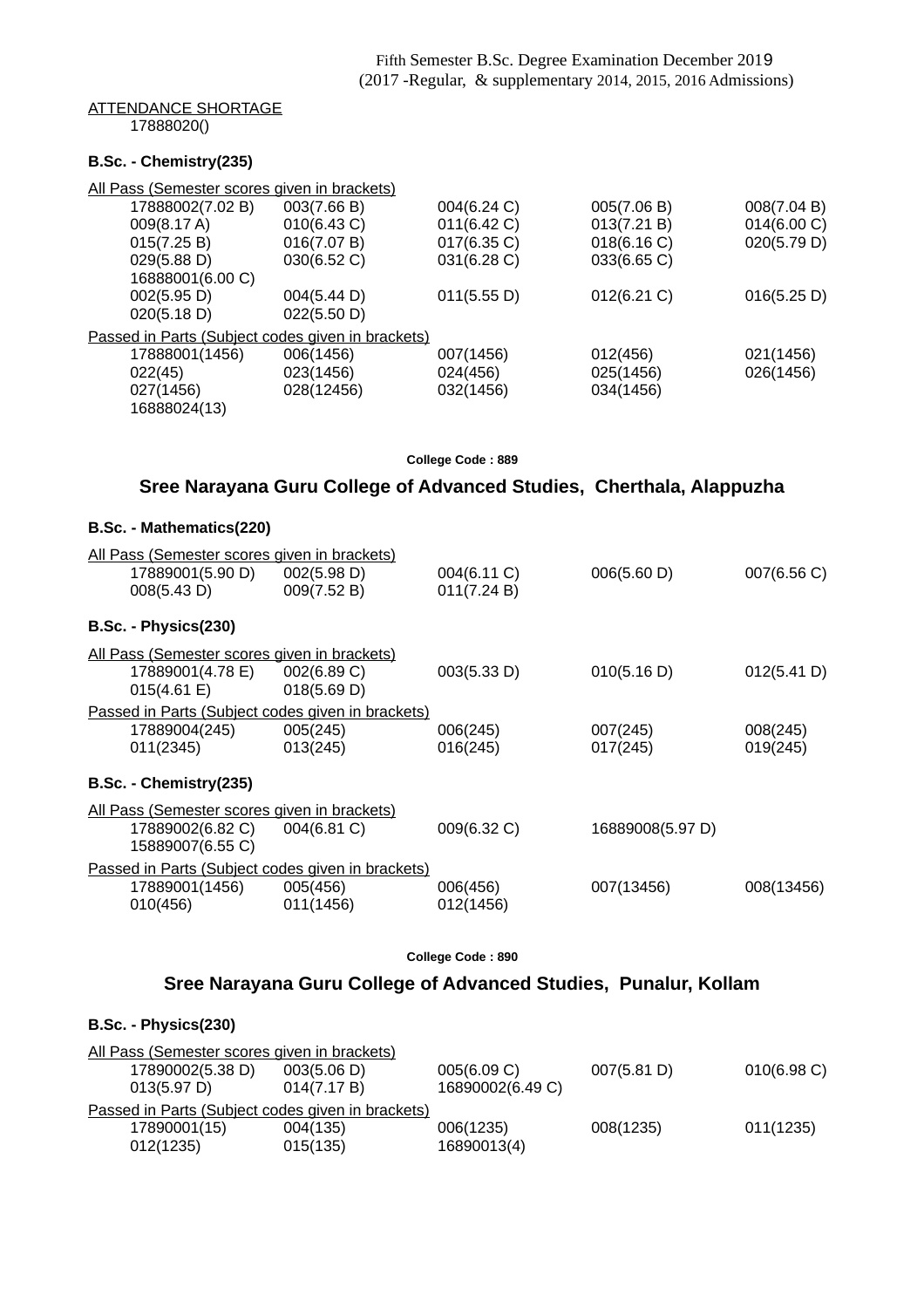Fifth Semester B.Sc. Degree Examination December 2019
(2017 -Regular, & supplementary 2014, 2015, 2016 Admissions)

ATTENDANCE SHORTAGE
17888020()

**B.Sc. - Chemistry(235)**

All Pass (Semester scores given in brackets)

| | | | | |
|---|---|---|---|---|
| 17888002(7.02 B) | 003(7.66 B) | 004(6.24 C) | 005(7.06 B) | 008(7.04 B) |
| 009(8.17 A) | 010(6.43 C) | 011(6.42 C) | 013(7.21 B) | 014(6.00 C) |
| 015(7.25 B) | 016(7.07 B) | 017(6.35 C) | 018(6.16 C) | 020(5.79 D) |
| 029(5.88 D) | 030(6.52 C) | 031(6.28 C) | 033(6.65 C) | |
| 16888001(6.00 C) | | | | |
| 002(5.95 D) | 004(5.44 D) | 011(5.55 D) | 012(6.21 C) | 016(5.25 D) |
| 020(5.18 D) | 022(5.50 D) | | | |

Passed in Parts (Subject codes given in brackets)

| | | | | |
|---|---|---|---|---|
| 17888001(1456) | 006(1456) | 007(1456) | 012(456) | 021(1456) |
| 022(45) | 023(1456) | 024(456) | 025(1456) | 026(1456) |
| 027(1456) | 028(12456) | 032(1456) | 034(1456) | |
| 16888024(13) | | | | |

**College Code : 889**

## Sree Narayana Guru College of Advanced Studies, Cherthala, Alappuzha

**B.Sc. - Mathematics(220)**

All Pass (Semester scores given in brackets)

| | | | | |
|---|---|---|---|---|
| 17889001(5.90 D) | 002(5.98 D) | 004(6.11 C) | 006(5.60 D) | 007(6.56 C) |
| 008(5.43 D) | 009(7.52 B) | 011(7.24 B) | | |

**B.Sc. - Physics(230)**

All Pass (Semester scores given in brackets)

| | | | | |
|---|---|---|---|---|
| 17889001(4.78 E) | 002(6.89 C) | 003(5.33 D) | 010(5.16 D) | 012(5.41 D) |
| 015(4.61 E) | 018(5.69 D) | | | |

Passed in Parts (Subject codes given in brackets)

| | | | | |
|---|---|---|---|---|
| 17889004(245) | 005(245) | 006(245) | 007(245) | 008(245) |
| 011(2345) | 013(245) | 016(245) | 017(245) | 019(245) |

**B.Sc. - Chemistry(235)**

All Pass (Semester scores given in brackets)

| | | | | |
|---|---|---|---|---|
| 17889002(6.82 C) | 004(6.81 C) | 009(6.32 C) | 16889008(5.97 D) | |
| 15889007(6.55 C) | | | | |

Passed in Parts (Subject codes given in brackets)

| | | | | |
|---|---|---|---|---|
| 17889001(1456) | 005(456) | 006(456) | 007(13456) | 008(13456) |
| 010(456) | 011(1456) | 012(1456) | | |

**College Code : 890**

## Sree Narayana Guru College of Advanced Studies, Punalur, Kollam

**B.Sc. - Physics(230)**

All Pass (Semester scores given in brackets)

| | | | | |
|---|---|---|---|---|
| 17890002(5.38 D) | 003(5.06 D) | 005(6.09 C) | 007(5.81 D) | 010(6.98 C) |
| 013(5.97 D) | 014(7.17 B) | 16890002(6.49 C) | | |

Passed in Parts (Subject codes given in brackets)

| | | | | |
|---|---|---|---|---|
| 17890001(15) | 004(135) | 006(1235) | 008(1235) | 011(1235) |
| 012(1235) | 015(135) | 16890013(4) | | |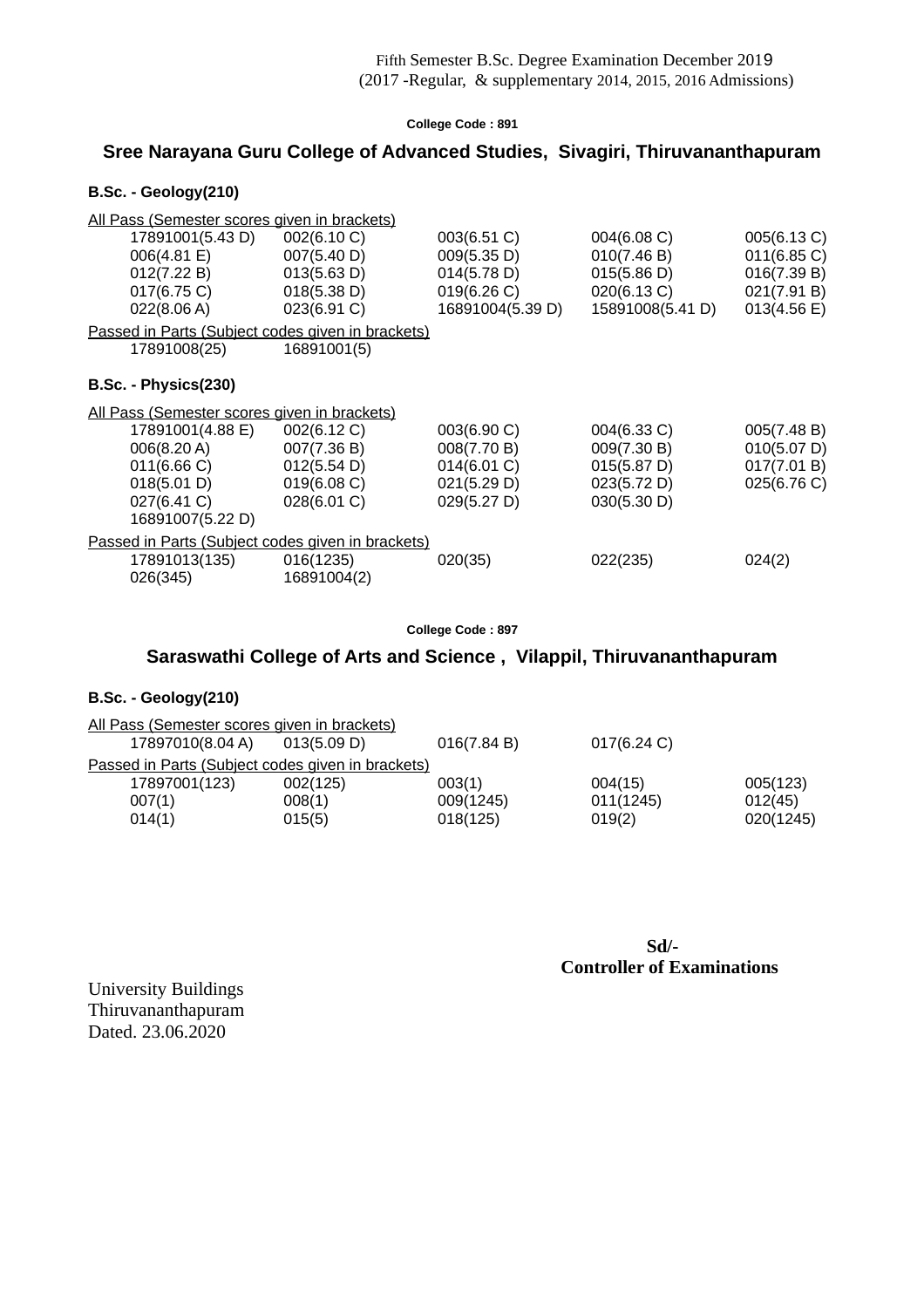Fifth Semester B.Sc. Degree Examination December 2019
(2017 -Regular, & supplementary 2014, 2015, 2016 Admissions)

**College Code : 891**

## Sree Narayana Guru College of Advanced Studies, Sivagiri, Thiruvananthapuram

### B.Sc. - Geology(210)

All Pass (Semester scores given in brackets)

| | | | | |
|---|---|---|---|---|
| 17891001(5.43 D) | 002(6.10 C) | 003(6.51 C) | 004(6.08 C) | 005(6.13 C) |
| 006(4.81 E) | 007(5.40 D) | 009(5.35 D) | 010(7.46 B) | 011(6.85 C) |
| 012(7.22 B) | 013(5.63 D) | 014(5.78 D) | 015(5.86 D) | 016(7.39 B) |
| 017(6.75 C) | 018(5.38 D) | 019(6.26 C) | 020(6.13 C) | 021(7.91 B) |
| 022(8.06 A) | 023(6.91 C) | 16891004(5.39 D) | 15891008(5.41 D) | 013(4.56 E) |

Passed in Parts (Subject codes given in brackets)

| | |
|---|---|
| 17891008(25) | 16891001(5) |

### B.Sc. - Physics(230)

All Pass (Semester scores given in brackets)

| | | | | |
|---|---|---|---|---|
| 17891001(4.88 E) | 002(6.12 C) | 003(6.90 C) | 004(6.33 C) | 005(7.48 B) |
| 006(8.20 A) | 007(7.36 B) | 008(7.70 B) | 009(7.30 B) | 010(5.07 D) |
| 011(6.66 C) | 012(5.54 D) | 014(6.01 C) | 015(5.87 D) | 017(7.01 B) |
| 018(5.01 D) | 019(6.08 C) | 021(5.29 D) | 023(5.72 D) | 025(6.76 C) |
| 027(6.41 C) | 028(6.01 C) | 029(5.27 D) | 030(5.30 D) | |
| 16891007(5.22 D) | | | | |

Passed in Parts (Subject codes given in brackets)

| | | | | |
|---|---|---|---|---|
| 17891013(135) | 016(1235) | 020(35) | 022(235) | 024(2) |
| 026(345) | 16891004(2) | | | |

**College Code : 897**

## Saraswathi College of Arts and Science , Vilappil, Thiruvananthapuram

### B.Sc. - Geology(210)

All Pass (Semester scores given in brackets)

| | | | |
|---|---|---|---|
| 17897010(8.04 A) | 013(5.09 D) | 016(7.84 B) | 017(6.24 C) |

Passed in Parts (Subject codes given in brackets)

| | | | | |
|---|---|---|---|---|
| 17897001(123) | 002(125) | 003(1) | 004(15) | 005(123) |
| 007(1) | 008(1) | 009(1245) | 011(1245) | 012(45) |
| 014(1) | 015(5) | 018(125) | 019(2) | 020(1245) |

**Sd/-**
**Controller of Examinations**

University Buildings
Thiruvananthapuram
Dated. 23.06.2020